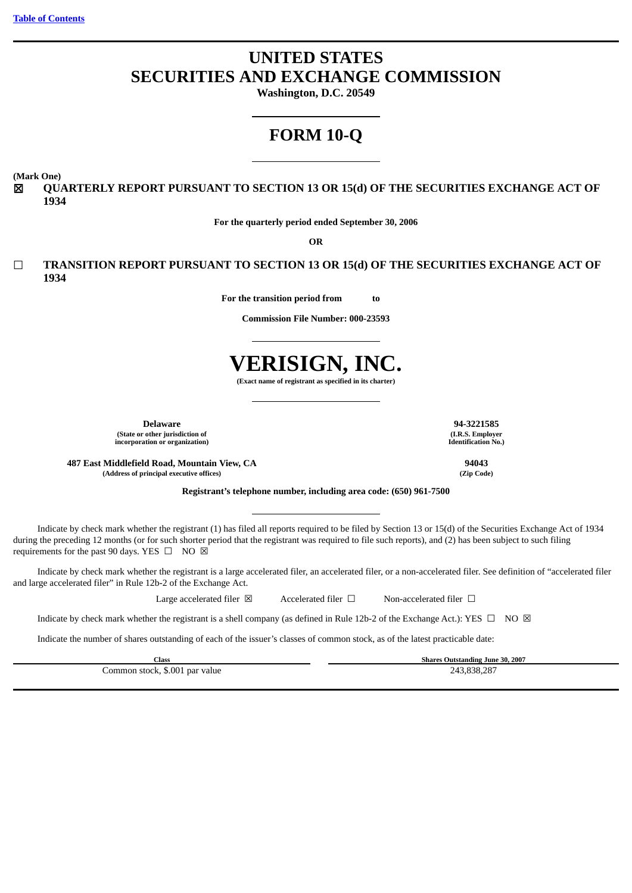[Table of Contents](#)

# UNITED STATES
# SECURITIES AND EXCHANGE COMMISSION

**Washington, D.C. 20549**

# FORM 10-Q

**(Mark One)**

☒ **QUARTERLY REPORT PURSUANT TO SECTION 13 OR 15(d) OF THE SECURITIES EXCHANGE ACT OF 1934**

**For the quarterly period ended September 30, 2006**

**OR**

☐ **TRANSITION REPORT PURSUANT TO SECTION 13 OR 15(d) OF THE SECURITIES EXCHANGE ACT OF 1934**

**For the transition period from to**

**Commission File Number: 000-23593**

# VERISIGN, INC.

**(Exact name of registrant as specified in its charter)**

| | |
|---|---|
| **Delaware** | **94-3221585** |
| **(State or other jurisdiction of incorporation or organization)** | **(I.R.S. Employer Identification No.)** |
| **487 East Middlefield Road, Mountain View, CA** | **94043** |
| **(Address of principal executive offices)** | **(Zip Code)** |

**Registrant's telephone number, including area code: (650) 961-7500**

Indicate by check mark whether the registrant (1) has filed all reports required to be filed by Section 13 or 15(d) of the Securities Exchange Act of 1934 during the preceding 12 months (or for such shorter period that the registrant was required to file such reports), and (2) has been subject to such filing requirements for the past 90 days. YES ☐ NO ☒

Indicate by check mark whether the registrant is a large accelerated filer, an accelerated filer, or a non-accelerated filer. See definition of "accelerated filer and large accelerated filer" in Rule 12b-2 of the Exchange Act.

Large accelerated filer ☒ Accelerated filer ☐ Non-accelerated filer ☐

Indicate by check mark whether the registrant is a shell company (as defined in Rule 12b-2 of the Exchange Act.): YES ☐ NO ☒

Indicate the number of shares outstanding of each of the issuer's classes of common stock, as of the latest practicable date:

| Class | Shares Outstanding June 30, 2007 |
|---|---|
| Common stock, $.001 par value | 243,838,287 |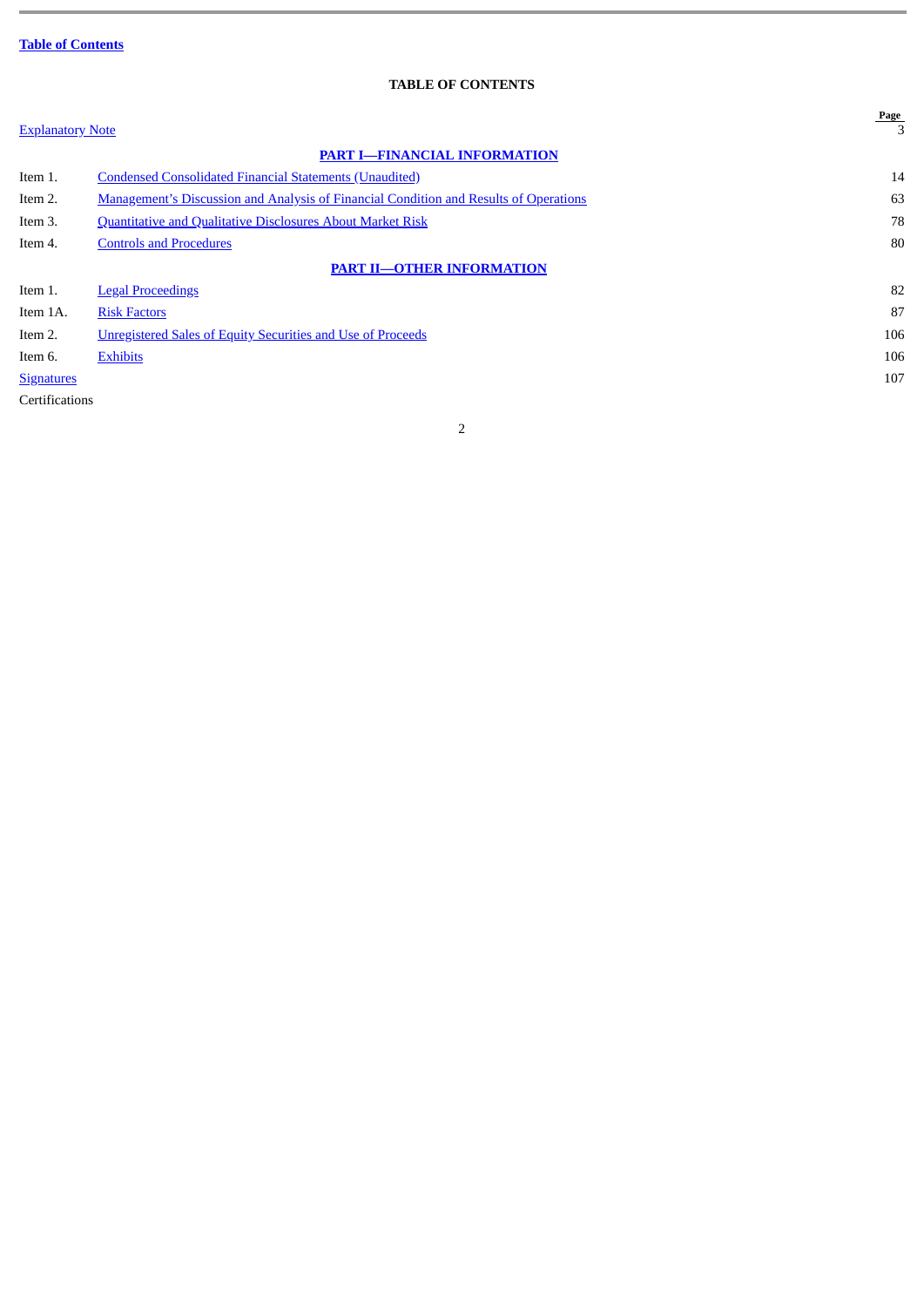Table of Contents

# TABLE OF CONTENTS

| | | Page |
|---|---|---|
| Explanatory Note | | 3 |
| | **PART I—FINANCIAL INFORMATION** | |
| Item 1. | Condensed Consolidated Financial Statements (Unaudited) | 14 |
| Item 2. | Management's Discussion and Analysis of Financial Condition and Results of Operations | 63 |
| Item 3. | Quantitative and Qualitative Disclosures About Market Risk | 78 |
| Item 4. | Controls and Procedures | 80 |
| | **PART II—OTHER INFORMATION** | |
| Item 1. | Legal Proceedings | 82 |
| Item 1A. | Risk Factors | 87 |
| Item 2. | Unregistered Sales of Equity Securities and Use of Proceeds | 106 |
| Item 6. | Exhibits | 106 |
| Signatures | | 107 |
| Certifications | | |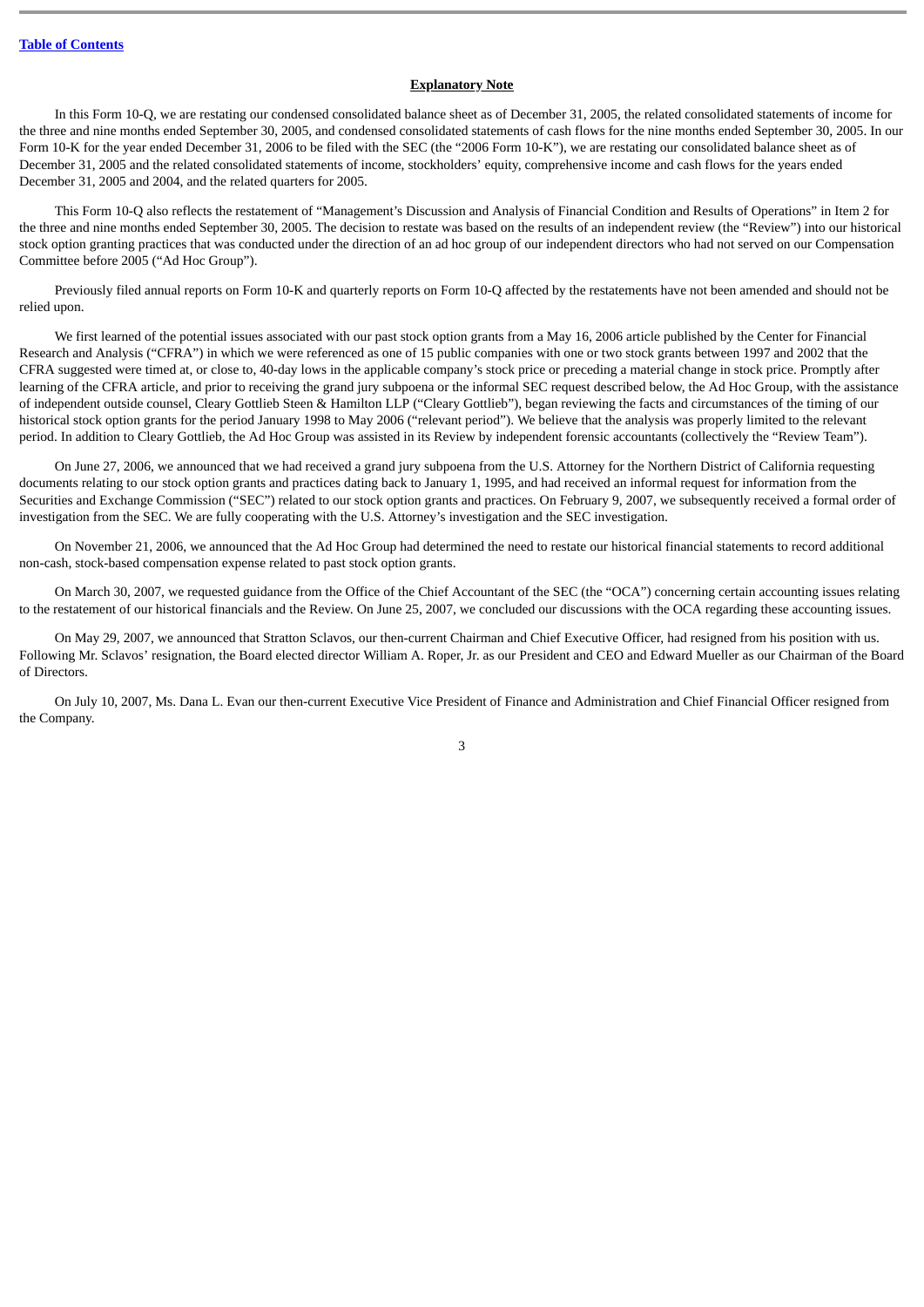## Explanatory Note

In this Form 10-Q, we are restating our condensed consolidated balance sheet as of December 31, 2005, the related consolidated statements of income for the three and nine months ended September 30, 2005, and condensed consolidated statements of cash flows for the nine months ended September 30, 2005. In our Form 10-K for the year ended December 31, 2006 to be filed with the SEC (the "2006 Form 10-K"), we are restating our consolidated balance sheet as of December 31, 2005 and the related consolidated statements of income, stockholders' equity, comprehensive income and cash flows for the years ended December 31, 2005 and 2004, and the related quarters for 2005.

This Form 10-Q also reflects the restatement of "Management's Discussion and Analysis of Financial Condition and Results of Operations" in Item 2 for the three and nine months ended September 30, 2005. The decision to restate was based on the results of an independent review (the "Review") into our historical stock option granting practices that was conducted under the direction of an ad hoc group of our independent directors who had not served on our Compensation Committee before 2005 ("Ad Hoc Group").

Previously filed annual reports on Form 10-K and quarterly reports on Form 10-Q affected by the restatements have not been amended and should not be relied upon.

We first learned of the potential issues associated with our past stock option grants from a May 16, 2006 article published by the Center for Financial Research and Analysis ("CFRA") in which we were referenced as one of 15 public companies with one or two stock grants between 1997 and 2002 that the CFRA suggested were timed at, or close to, 40-day lows in the applicable company's stock price or preceding a material change in stock price. Promptly after learning of the CFRA article, and prior to receiving the grand jury subpoena or the informal SEC request described below, the Ad Hoc Group, with the assistance of independent outside counsel, Cleary Gottlieb Steen & Hamilton LLP ("Cleary Gottlieb"), began reviewing the facts and circumstances of the timing of our historical stock option grants for the period January 1998 to May 2006 ("relevant period"). We believe that the analysis was properly limited to the relevant period. In addition to Cleary Gottlieb, the Ad Hoc Group was assisted in its Review by independent forensic accountants (collectively the "Review Team").

On June 27, 2006, we announced that we had received a grand jury subpoena from the U.S. Attorney for the Northern District of California requesting documents relating to our stock option grants and practices dating back to January 1, 1995, and had received an informal request for information from the Securities and Exchange Commission ("SEC") related to our stock option grants and practices. On February 9, 2007, we subsequently received a formal order of investigation from the SEC. We are fully cooperating with the U.S. Attorney's investigation and the SEC investigation.

On November 21, 2006, we announced that the Ad Hoc Group had determined the need to restate our historical financial statements to record additional non-cash, stock-based compensation expense related to past stock option grants.

On March 30, 2007, we requested guidance from the Office of the Chief Accountant of the SEC (the "OCA") concerning certain accounting issues relating to the restatement of our historical financials and the Review. On June 25, 2007, we concluded our discussions with the OCA regarding these accounting issues.

On May 29, 2007, we announced that Stratton Sclavos, our then-current Chairman and Chief Executive Officer, had resigned from his position with us. Following Mr. Sclavos' resignation, the Board elected director William A. Roper, Jr. as our President and CEO and Edward Mueller as our Chairman of the Board of Directors.

On July 10, 2007, Ms. Dana L. Evan our then-current Executive Vice President of Finance and Administration and Chief Financial Officer resigned from the Company.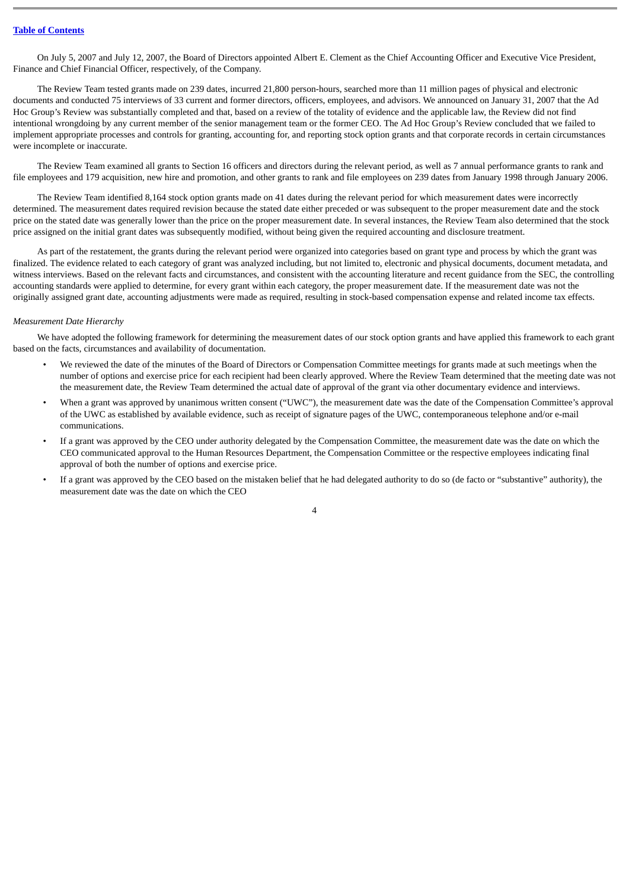On July 5, 2007 and July 12, 2007, the Board of Directors appointed Albert E. Clement as the Chief Accounting Officer and Executive Vice President, Finance and Chief Financial Officer, respectively, of the Company.

The Review Team tested grants made on 239 dates, incurred 21,800 person-hours, searched more than 11 million pages of physical and electronic documents and conducted 75 interviews of 33 current and former directors, officers, employees, and advisors. We announced on January 31, 2007 that the Ad Hoc Group's Review was substantially completed and that, based on a review of the totality of evidence and the applicable law, the Review did not find intentional wrongdoing by any current member of the senior management team or the former CEO. The Ad Hoc Group's Review concluded that we failed to implement appropriate processes and controls for granting, accounting for, and reporting stock option grants and that corporate records in certain circumstances were incomplete or inaccurate.

The Review Team examined all grants to Section 16 officers and directors during the relevant period, as well as 7 annual performance grants to rank and file employees and 179 acquisition, new hire and promotion, and other grants to rank and file employees on 239 dates from January 1998 through January 2006.

The Review Team identified 8,164 stock option grants made on 41 dates during the relevant period for which measurement dates were incorrectly determined. The measurement dates required revision because the stated date either preceded or was subsequent to the proper measurement date and the stock price on the stated date was generally lower than the price on the proper measurement date. In several instances, the Review Team also determined that the stock price assigned on the initial grant dates was subsequently modified, without being given the required accounting and disclosure treatment.

As part of the restatement, the grants during the relevant period were organized into categories based on grant type and process by which the grant was finalized. The evidence related to each category of grant was analyzed including, but not limited to, electronic and physical documents, document metadata, and witness interviews. Based on the relevant facts and circumstances, and consistent with the accounting literature and recent guidance from the SEC, the controlling accounting standards were applied to determine, for every grant within each category, the proper measurement date. If the measurement date was not the originally assigned grant date, accounting adjustments were made as required, resulting in stock-based compensation expense and related income tax effects.

*Measurement Date Hierarchy*

We have adopted the following framework for determining the measurement dates of our stock option grants and have applied this framework to each grant based on the facts, circumstances and availability of documentation.

- We reviewed the date of the minutes of the Board of Directors or Compensation Committee meetings for grants made at such meetings when the number of options and exercise price for each recipient had been clearly approved. Where the Review Team determined that the meeting date was not the measurement date, the Review Team determined the actual date of approval of the grant via other documentary evidence and interviews.
- When a grant was approved by unanimous written consent ("UWC"), the measurement date was the date of the Compensation Committee's approval of the UWC as established by available evidence, such as receipt of signature pages of the UWC, contemporaneous telephone and/or e-mail communications.
- If a grant was approved by the CEO under authority delegated by the Compensation Committee, the measurement date was the date on which the CEO communicated approval to the Human Resources Department, the Compensation Committee or the respective employees indicating final approval of both the number of options and exercise price.
- If a grant was approved by the CEO based on the mistaken belief that he had delegated authority to do so (de facto or "substantive" authority), the measurement date was the date on which the CEO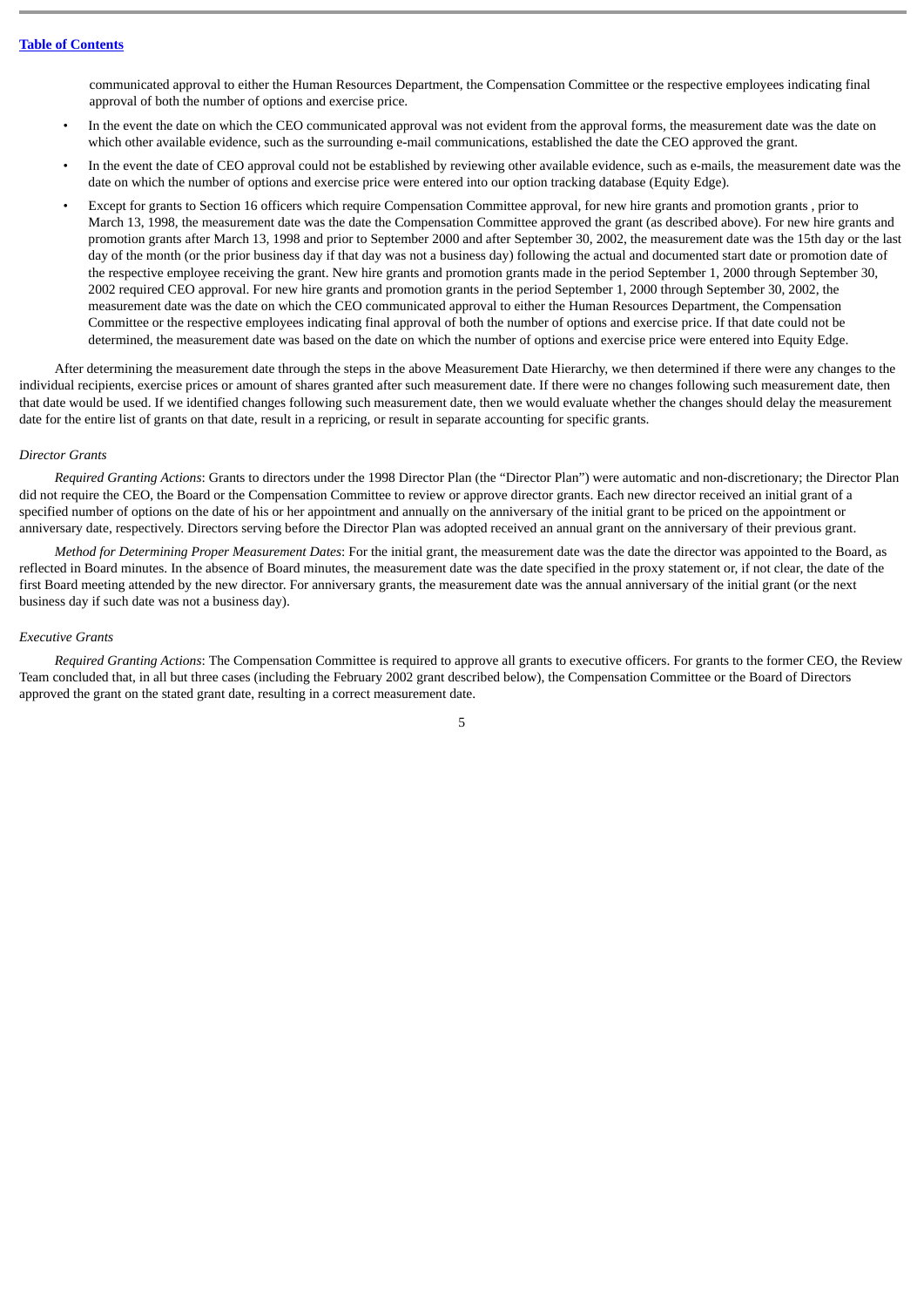communicated approval to either the Human Resources Department, the Compensation Committee or the respective employees indicating final approval of both the number of options and exercise price.

- In the event the date on which the CEO communicated approval was not evident from the approval forms, the measurement date was the date on which other available evidence, such as the surrounding e-mail communications, established the date the CEO approved the grant.
- In the event the date of CEO approval could not be established by reviewing other available evidence, such as e-mails, the measurement date was the date on which the number of options and exercise price were entered into our option tracking database (Equity Edge).
- Except for grants to Section 16 officers which require Compensation Committee approval, for new hire grants and promotion grants , prior to March 13, 1998, the measurement date was the date the Compensation Committee approved the grant (as described above). For new hire grants and promotion grants after March 13, 1998 and prior to September 2000 and after September 30, 2002, the measurement date was the 15th day or the last day of the month (or the prior business day if that day was not a business day) following the actual and documented start date or promotion date of the respective employee receiving the grant. New hire grants and promotion grants made in the period September 1, 2000 through September 30, 2002 required CEO approval. For new hire grants and promotion grants in the period September 1, 2000 through September 30, 2002, the measurement date was the date on which the CEO communicated approval to either the Human Resources Department, the Compensation Committee or the respective employees indicating final approval of both the number of options and exercise price. If that date could not be determined, the measurement date was based on the date on which the number of options and exercise price were entered into Equity Edge.

After determining the measurement date through the steps in the above Measurement Date Hierarchy, we then determined if there were any changes to the individual recipients, exercise prices or amount of shares granted after such measurement date. If there were no changes following such measurement date, then that date would be used. If we identified changes following such measurement date, then we would evaluate whether the changes should delay the measurement date for the entire list of grants on that date, result in a repricing, or result in separate accounting for specific grants.

*Director Grants*

*Required Granting Actions*: Grants to directors under the 1998 Director Plan (the "Director Plan") were automatic and non-discretionary; the Director Plan did not require the CEO, the Board or the Compensation Committee to review or approve director grants. Each new director received an initial grant of a specified number of options on the date of his or her appointment and annually on the anniversary of the initial grant to be priced on the appointment or anniversary date, respectively. Directors serving before the Director Plan was adopted received an annual grant on the anniversary of their previous grant.

*Method for Determining Proper Measurement Dates*: For the initial grant, the measurement date was the date the director was appointed to the Board, as reflected in Board minutes. In the absence of Board minutes, the measurement date was the date specified in the proxy statement or, if not clear, the date of the first Board meeting attended by the new director. For anniversary grants, the measurement date was the annual anniversary of the initial grant (or the next business day if such date was not a business day).

*Executive Grants*

*Required Granting Actions*: The Compensation Committee is required to approve all grants to executive officers. For grants to the former CEO, the Review Team concluded that, in all but three cases (including the February 2002 grant described below), the Compensation Committee or the Board of Directors approved the grant on the stated grant date, resulting in a correct measurement date.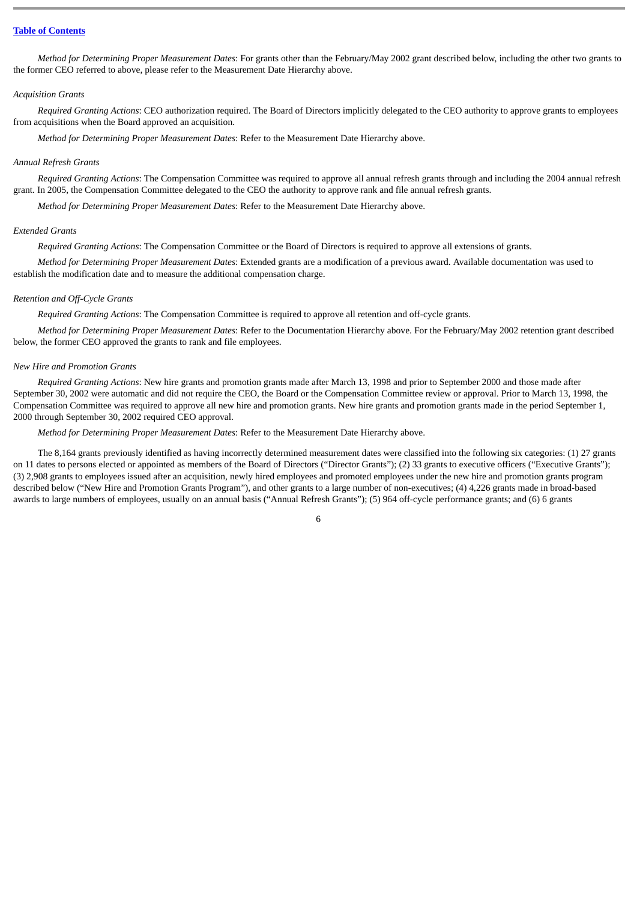*Method for Determining Proper Measurement Dates*: For grants other than the February/May 2002 grant described below, including the other two grants to the former CEO referred to above, please refer to the Measurement Date Hierarchy above.

*Acquisition Grants*

*Required Granting Actions*: CEO authorization required. The Board of Directors implicitly delegated to the CEO authority to approve grants to employees from acquisitions when the Board approved an acquisition.

*Method for Determining Proper Measurement Dates*: Refer to the Measurement Date Hierarchy above.

*Annual Refresh Grants*

*Required Granting Actions*: The Compensation Committee was required to approve all annual refresh grants through and including the 2004 annual refresh grant. In 2005, the Compensation Committee delegated to the CEO the authority to approve rank and file annual refresh grants.

*Method for Determining Proper Measurement Dates*: Refer to the Measurement Date Hierarchy above.

*Extended Grants*

*Required Granting Actions*: The Compensation Committee or the Board of Directors is required to approve all extensions of grants.

*Method for Determining Proper Measurement Dates*: Extended grants are a modification of a previous award. Available documentation was used to establish the modification date and to measure the additional compensation charge.

*Retention and Off-Cycle Grants*

*Required Granting Actions*: The Compensation Committee is required to approve all retention and off-cycle grants.

*Method for Determining Proper Measurement Dates*: Refer to the Documentation Hierarchy above. For the February/May 2002 retention grant described below, the former CEO approved the grants to rank and file employees.

*New Hire and Promotion Grants*

*Required Granting Actions*: New hire grants and promotion grants made after March 13, 1998 and prior to September 2000 and those made after September 30, 2002 were automatic and did not require the CEO, the Board or the Compensation Committee review or approval. Prior to March 13, 1998, the Compensation Committee was required to approve all new hire and promotion grants. New hire grants and promotion grants made in the period September 1, 2000 through September 30, 2002 required CEO approval.

*Method for Determining Proper Measurement Dates*: Refer to the Measurement Date Hierarchy above.

The 8,164 grants previously identified as having incorrectly determined measurement dates were classified into the following six categories: (1) 27 grants on 11 dates to persons elected or appointed as members of the Board of Directors ("Director Grants"); (2) 33 grants to executive officers ("Executive Grants"); (3) 2,908 grants to employees issued after an acquisition, newly hired employees and promoted employees under the new hire and promotion grants program described below ("New Hire and Promotion Grants Program"), and other grants to a large number of non-executives; (4) 4,226 grants made in broad-based awards to large numbers of employees, usually on an annual basis ("Annual Refresh Grants"); (5) 964 off-cycle performance grants; and (6) 6 grants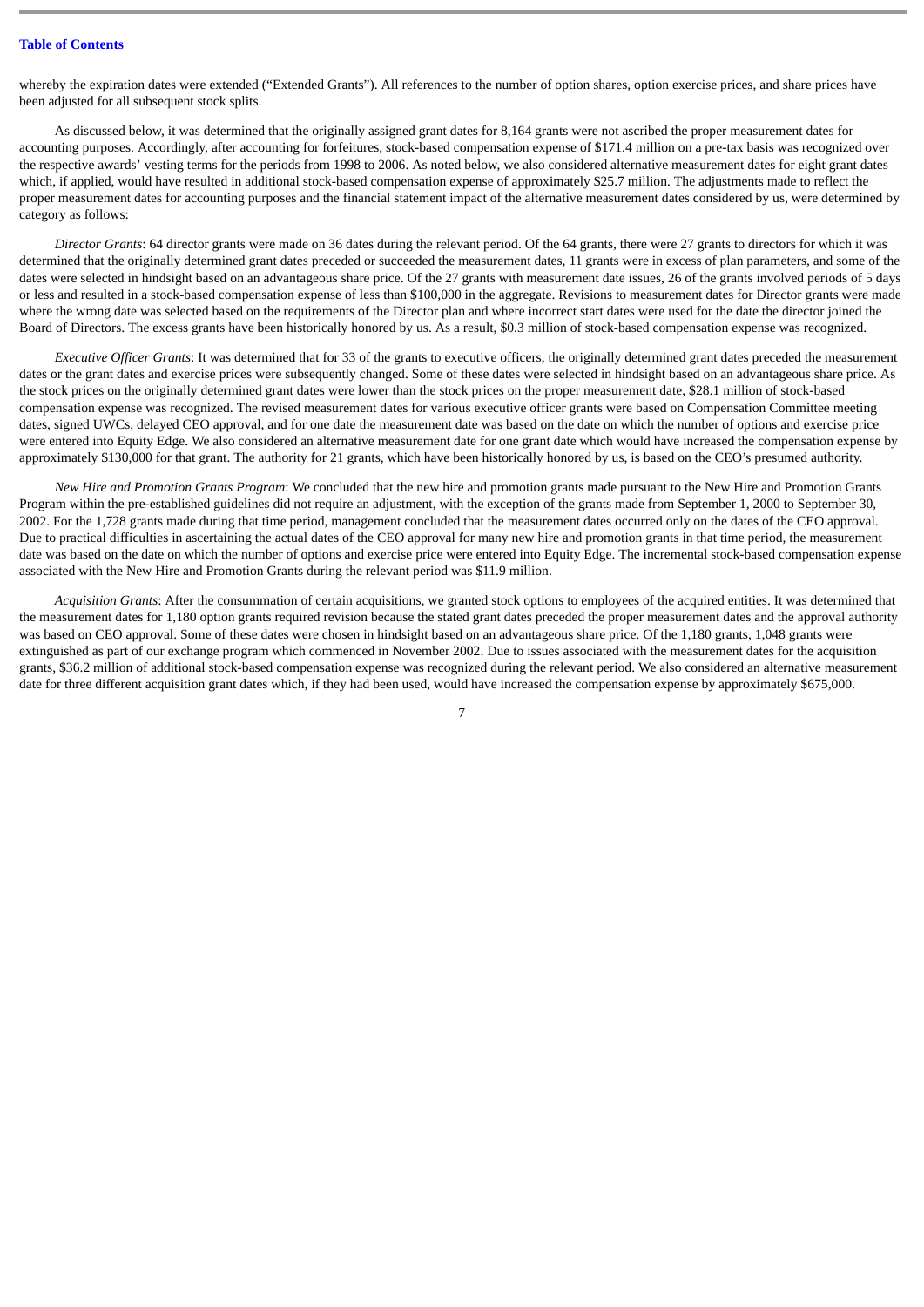whereby the expiration dates were extended ("Extended Grants"). All references to the number of option shares, option exercise prices, and share prices have been adjusted for all subsequent stock splits.

As discussed below, it was determined that the originally assigned grant dates for 8,164 grants were not ascribed the proper measurement dates for accounting purposes. Accordingly, after accounting for forfeitures, stock-based compensation expense of $171.4 million on a pre-tax basis was recognized over the respective awards' vesting terms for the periods from 1998 to 2006. As noted below, we also considered alternative measurement dates for eight grant dates which, if applied, would have resulted in additional stock-based compensation expense of approximately $25.7 million. The adjustments made to reflect the proper measurement dates for accounting purposes and the financial statement impact of the alternative measurement dates considered by us, were determined by category as follows:

*Director Grants*: 64 director grants were made on 36 dates during the relevant period. Of the 64 grants, there were 27 grants to directors for which it was determined that the originally determined grant dates preceded or succeeded the measurement dates, 11 grants were in excess of plan parameters, and some of the dates were selected in hindsight based on an advantageous share price. Of the 27 grants with measurement date issues, 26 of the grants involved periods of 5 days or less and resulted in a stock-based compensation expense of less than $100,000 in the aggregate. Revisions to measurement dates for Director grants were made where the wrong date was selected based on the requirements of the Director plan and where incorrect start dates were used for the date the director joined the Board of Directors. The excess grants have been historically honored by us. As a result, $0.3 million of stock-based compensation expense was recognized.

*Executive Officer Grants*: It was determined that for 33 of the grants to executive officers, the originally determined grant dates preceded the measurement dates or the grant dates and exercise prices were subsequently changed. Some of these dates were selected in hindsight based on an advantageous share price. As the stock prices on the originally determined grant dates were lower than the stock prices on the proper measurement date, $28.1 million of stock-based compensation expense was recognized. The revised measurement dates for various executive officer grants were based on Compensation Committee meeting dates, signed UWCs, delayed CEO approval, and for one date the measurement date was based on the date on which the number of options and exercise price were entered into Equity Edge. We also considered an alternative measurement date for one grant date which would have increased the compensation expense by approximately $130,000 for that grant. The authority for 21 grants, which have been historically honored by us, is based on the CEO's presumed authority.

*New Hire and Promotion Grants Program*: We concluded that the new hire and promotion grants made pursuant to the New Hire and Promotion Grants Program within the pre-established guidelines did not require an adjustment, with the exception of the grants made from September 1, 2000 to September 30, 2002. For the 1,728 grants made during that time period, management concluded that the measurement dates occurred only on the dates of the CEO approval. Due to practical difficulties in ascertaining the actual dates of the CEO approval for many new hire and promotion grants in that time period, the measurement date was based on the date on which the number of options and exercise price were entered into Equity Edge. The incremental stock-based compensation expense associated with the New Hire and Promotion Grants during the relevant period was $11.9 million.

*Acquisition Grants*: After the consummation of certain acquisitions, we granted stock options to employees of the acquired entities. It was determined that the measurement dates for 1,180 option grants required revision because the stated grant dates preceded the proper measurement dates and the approval authority was based on CEO approval. Some of these dates were chosen in hindsight based on an advantageous share price. Of the 1,180 grants, 1,048 grants were extinguished as part of our exchange program which commenced in November 2002. Due to issues associated with the measurement dates for the acquisition grants, $36.2 million of additional stock-based compensation expense was recognized during the relevant period. We also considered an alternative measurement date for three different acquisition grant dates which, if they had been used, would have increased the compensation expense by approximately $675,000.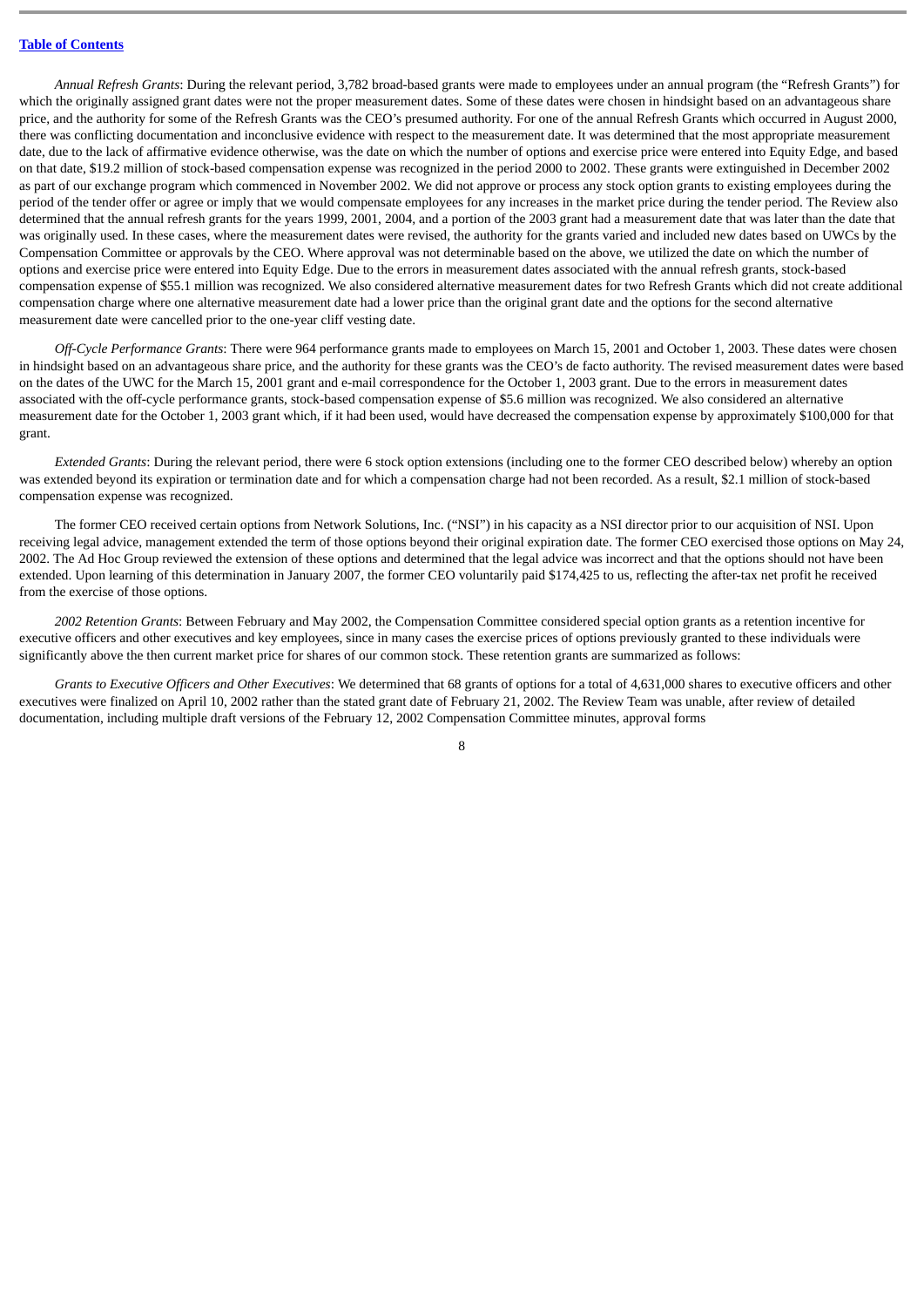*Annual Refresh Grants*: During the relevant period, 3,782 broad-based grants were made to employees under an annual program (the "Refresh Grants") for which the originally assigned grant dates were not the proper measurement dates. Some of these dates were chosen in hindsight based on an advantageous share price, and the authority for some of the Refresh Grants was the CEO's presumed authority. For one of the annual Refresh Grants which occurred in August 2000, there was conflicting documentation and inconclusive evidence with respect to the measurement date. It was determined that the most appropriate measurement date, due to the lack of affirmative evidence otherwise, was the date on which the number of options and exercise price were entered into Equity Edge, and based on that date, $19.2 million of stock-based compensation expense was recognized in the period 2000 to 2002. These grants were extinguished in December 2002 as part of our exchange program which commenced in November 2002. We did not approve or process any stock option grants to existing employees during the period of the tender offer or agree or imply that we would compensate employees for any increases in the market price during the tender period. The Review also determined that the annual refresh grants for the years 1999, 2001, 2004, and a portion of the 2003 grant had a measurement date that was later than the date that was originally used. In these cases, where the measurement dates were revised, the authority for the grants varied and included new dates based on UWCs by the Compensation Committee or approvals by the CEO. Where approval was not determinable based on the above, we utilized the date on which the number of options and exercise price were entered into Equity Edge. Due to the errors in measurement dates associated with the annual refresh grants, stock-based compensation expense of $55.1 million was recognized. We also considered alternative measurement dates for two Refresh Grants which did not create additional compensation charge where one alternative measurement date had a lower price than the original grant date and the options for the second alternative measurement date were cancelled prior to the one-year cliff vesting date.

*Off-Cycle Performance Grants*: There were 964 performance grants made to employees on March 15, 2001 and October 1, 2003. These dates were chosen in hindsight based on an advantageous share price, and the authority for these grants was the CEO's de facto authority. The revised measurement dates were based on the dates of the UWC for the March 15, 2001 grant and e-mail correspondence for the October 1, 2003 grant. Due to the errors in measurement dates associated with the off-cycle performance grants, stock-based compensation expense of $5.6 million was recognized. We also considered an alternative measurement date for the October 1, 2003 grant which, if it had been used, would have decreased the compensation expense by approximately $100,000 for that grant.

*Extended Grants*: During the relevant period, there were 6 stock option extensions (including one to the former CEO described below) whereby an option was extended beyond its expiration or termination date and for which a compensation charge had not been recorded. As a result, $2.1 million of stock-based compensation expense was recognized.

The former CEO received certain options from Network Solutions, Inc. ("NSI") in his capacity as a NSI director prior to our acquisition of NSI. Upon receiving legal advice, management extended the term of those options beyond their original expiration date. The former CEO exercised those options on May 24, 2002. The Ad Hoc Group reviewed the extension of these options and determined that the legal advice was incorrect and that the options should not have been extended. Upon learning of this determination in January 2007, the former CEO voluntarily paid $174,425 to us, reflecting the after-tax net profit he received from the exercise of those options.

*2002 Retention Grants*: Between February and May 2002, the Compensation Committee considered special option grants as a retention incentive for executive officers and other executives and key employees, since in many cases the exercise prices of options previously granted to these individuals were significantly above the then current market price for shares of our common stock. These retention grants are summarized as follows:

*Grants to Executive Officers and Other Executives*: We determined that 68 grants of options for a total of 4,631,000 shares to executive officers and other executives were finalized on April 10, 2002 rather than the stated grant date of February 21, 2002. The Review Team was unable, after review of detailed documentation, including multiple draft versions of the February 12, 2002 Compensation Committee minutes, approval forms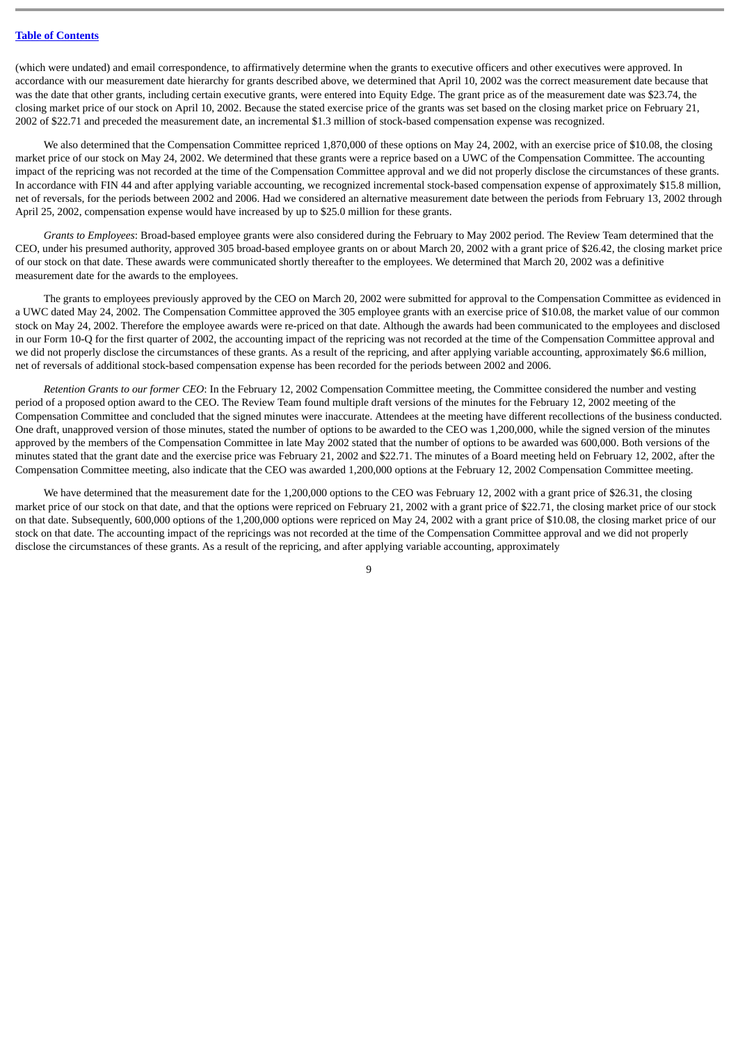(which were undated) and email correspondence, to affirmatively determine when the grants to executive officers and other executives were approved. In accordance with our measurement date hierarchy for grants described above, we determined that April 10, 2002 was the correct measurement date because that was the date that other grants, including certain executive grants, were entered into Equity Edge. The grant price as of the measurement date was $23.74, the closing market price of our stock on April 10, 2002. Because the stated exercise price of the grants was set based on the closing market price on February 21, 2002 of $22.71 and preceded the measurement date, an incremental $1.3 million of stock-based compensation expense was recognized.

We also determined that the Compensation Committee repriced 1,870,000 of these options on May 24, 2002, with an exercise price of $10.08, the closing market price of our stock on May 24, 2002. We determined that these grants were a reprice based on a UWC of the Compensation Committee. The accounting impact of the repricing was not recorded at the time of the Compensation Committee approval and we did not properly disclose the circumstances of these grants. In accordance with FIN 44 and after applying variable accounting, we recognized incremental stock-based compensation expense of approximately $15.8 million, net of reversals, for the periods between 2002 and 2006. Had we considered an alternative measurement date between the periods from February 13, 2002 through April 25, 2002, compensation expense would have increased by up to $25.0 million for these grants.

*Grants to Employees*: Broad-based employee grants were also considered during the February to May 2002 period. The Review Team determined that the CEO, under his presumed authority, approved 305 broad-based employee grants on or about March 20, 2002 with a grant price of $26.42, the closing market price of our stock on that date. These awards were communicated shortly thereafter to the employees. We determined that March 20, 2002 was a definitive measurement date for the awards to the employees.

The grants to employees previously approved by the CEO on March 20, 2002 were submitted for approval to the Compensation Committee as evidenced in a UWC dated May 24, 2002. The Compensation Committee approved the 305 employee grants with an exercise price of $10.08, the market value of our common stock on May 24, 2002. Therefore the employee awards were re-priced on that date. Although the awards had been communicated to the employees and disclosed in our Form 10-Q for the first quarter of 2002, the accounting impact of the repricing was not recorded at the time of the Compensation Committee approval and we did not properly disclose the circumstances of these grants. As a result of the repricing, and after applying variable accounting, approximately $6.6 million, net of reversals of additional stock-based compensation expense has been recorded for the periods between 2002 and 2006.

*Retention Grants to our former CEO*: In the February 12, 2002 Compensation Committee meeting, the Committee considered the number and vesting period of a proposed option award to the CEO. The Review Team found multiple draft versions of the minutes for the February 12, 2002 meeting of the Compensation Committee and concluded that the signed minutes were inaccurate. Attendees at the meeting have different recollections of the business conducted. One draft, unapproved version of those minutes, stated the number of options to be awarded to the CEO was 1,200,000, while the signed version of the minutes approved by the members of the Compensation Committee in late May 2002 stated that the number of options to be awarded was 600,000. Both versions of the minutes stated that the grant date and the exercise price was February 21, 2002 and $22.71. The minutes of a Board meeting held on February 12, 2002, after the Compensation Committee meeting, also indicate that the CEO was awarded 1,200,000 options at the February 12, 2002 Compensation Committee meeting.

We have determined that the measurement date for the 1,200,000 options to the CEO was February 12, 2002 with a grant price of $26.31, the closing market price of our stock on that date, and that the options were repriced on February 21, 2002 with a grant price of $22.71, the closing market price of our stock on that date. Subsequently, 600,000 options of the 1,200,000 options were repriced on May 24, 2002 with a grant price of $10.08, the closing market price of our stock on that date. The accounting impact of the repricings was not recorded at the time of the Compensation Committee approval and we did not properly disclose the circumstances of these grants. As a result of the repricing, and after applying variable accounting, approximately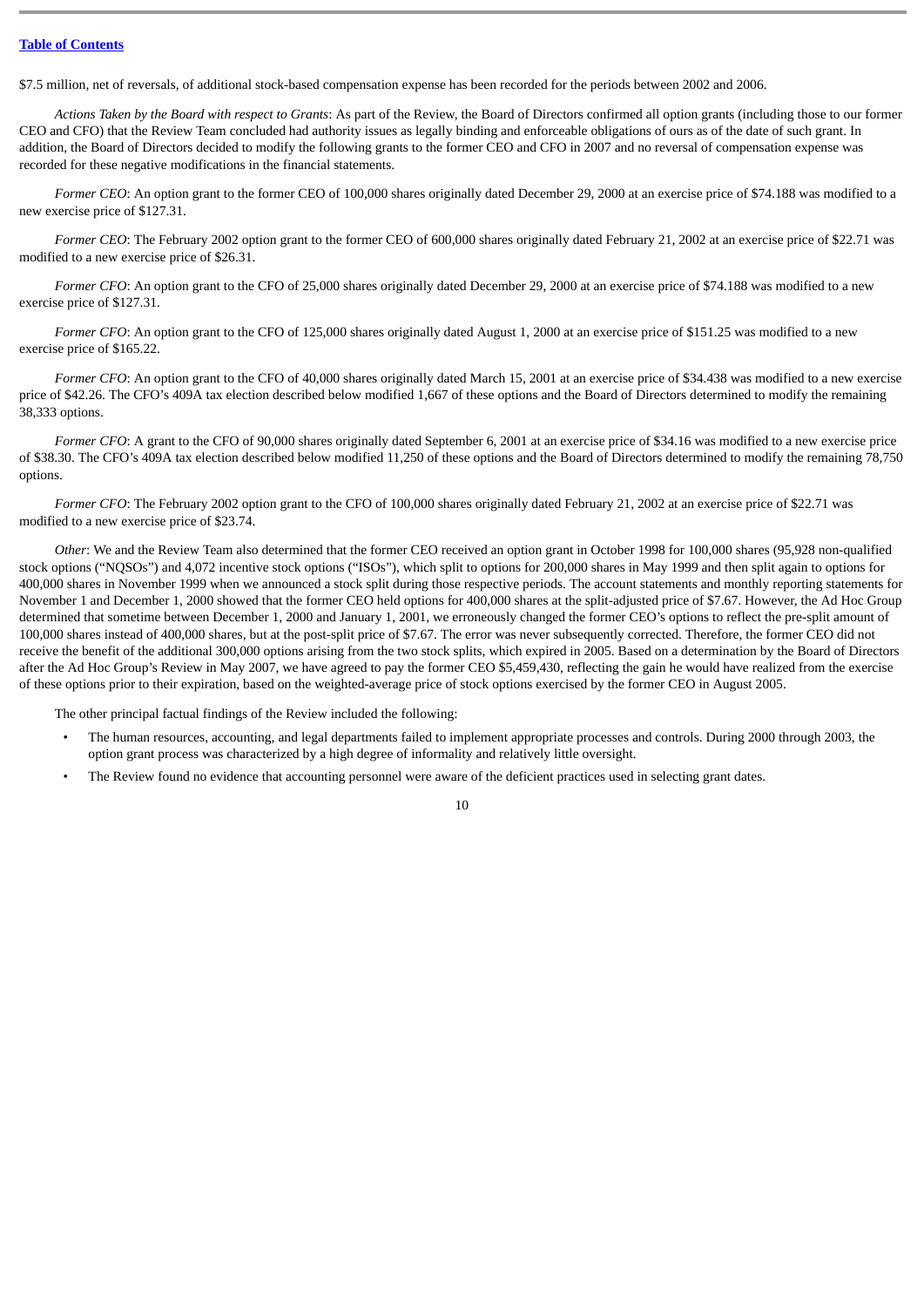$7.5 million, net of reversals, of additional stock-based compensation expense has been recorded for the periods between 2002 and 2006.

*Actions Taken by the Board with respect to Grants*: As part of the Review, the Board of Directors confirmed all option grants (including those to our former CEO and CFO) that the Review Team concluded had authority issues as legally binding and enforceable obligations of ours as of the date of such grant. In addition, the Board of Directors decided to modify the following grants to the former CEO and CFO in 2007 and no reversal of compensation expense was recorded for these negative modifications in the financial statements.

*Former CEO*: An option grant to the former CEO of 100,000 shares originally dated December 29, 2000 at an exercise price of $74.188 was modified to a new exercise price of $127.31.

*Former CEO*: The February 2002 option grant to the former CEO of 600,000 shares originally dated February 21, 2002 at an exercise price of $22.71 was modified to a new exercise price of $26.31.

*Former CFO*: An option grant to the CFO of 25,000 shares originally dated December 29, 2000 at an exercise price of $74.188 was modified to a new exercise price of $127.31.

*Former CFO*: An option grant to the CFO of 125,000 shares originally dated August 1, 2000 at an exercise price of $151.25 was modified to a new exercise price of $165.22.

*Former CFO*: An option grant to the CFO of 40,000 shares originally dated March 15, 2001 at an exercise price of $34.438 was modified to a new exercise price of $42.26. The CFO's 409A tax election described below modified 1,667 of these options and the Board of Directors determined to modify the remaining 38,333 options.

*Former CFO*: A grant to the CFO of 90,000 shares originally dated September 6, 2001 at an exercise price of $34.16 was modified to a new exercise price of $38.30. The CFO's 409A tax election described below modified 11,250 of these options and the Board of Directors determined to modify the remaining 78,750 options.

*Former CFO*: The February 2002 option grant to the CFO of 100,000 shares originally dated February 21, 2002 at an exercise price of $22.71 was modified to a new exercise price of $23.74.

*Other*: We and the Review Team also determined that the former CEO received an option grant in October 1998 for 100,000 shares (95,928 non-qualified stock options ("NQSOs") and 4,072 incentive stock options ("ISOs"), which split to options for 200,000 shares in May 1999 and then split again to options for 400,000 shares in November 1999 when we announced a stock split during those respective periods. The account statements and monthly reporting statements for November 1 and December 1, 2000 showed that the former CEO held options for 400,000 shares at the split-adjusted price of $7.67. However, the Ad Hoc Group determined that sometime between December 1, 2000 and January 1, 2001, we erroneously changed the former CEO's options to reflect the pre-split amount of 100,000 shares instead of 400,000 shares, but at the post-split price of $7.67. The error was never subsequently corrected. Therefore, the former CEO did not receive the benefit of the additional 300,000 options arising from the two stock splits, which expired in 2005. Based on a determination by the Board of Directors after the Ad Hoc Group's Review in May 2007, we have agreed to pay the former CEO $5,459,430, reflecting the gain he would have realized from the exercise of these options prior to their expiration, based on the weighted-average price of stock options exercised by the former CEO in August 2005.

The other principal factual findings of the Review included the following:

- The human resources, accounting, and legal departments failed to implement appropriate processes and controls. During 2000 through 2003, the option grant process was characterized by a high degree of informality and relatively little oversight.
- The Review found no evidence that accounting personnel were aware of the deficient practices used in selecting grant dates.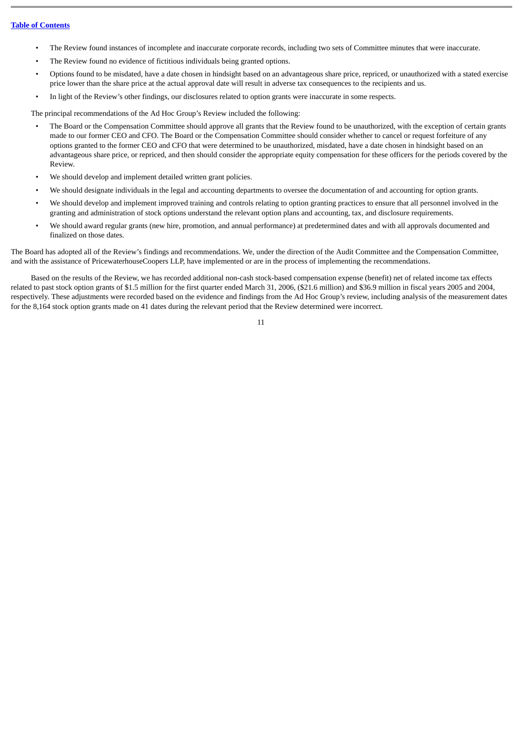- The Review found instances of incomplete and inaccurate corporate records, including two sets of Committee minutes that were inaccurate.
- The Review found no evidence of fictitious individuals being granted options.
- Options found to be misdated, have a date chosen in hindsight based on an advantageous share price, repriced, or unauthorized with a stated exercise price lower than the share price at the actual approval date will result in adverse tax consequences to the recipients and us.
- In light of the Review's other findings, our disclosures related to option grants were inaccurate in some respects.

The principal recommendations of the Ad Hoc Group's Review included the following:

- The Board or the Compensation Committee should approve all grants that the Review found to be unauthorized, with the exception of certain grants made to our former CEO and CFO. The Board or the Compensation Committee should consider whether to cancel or request forfeiture of any options granted to the former CEO and CFO that were determined to be unauthorized, misdated, have a date chosen in hindsight based on an advantageous share price, or repriced, and then should consider the appropriate equity compensation for these officers for the periods covered by the Review.
- We should develop and implement detailed written grant policies.
- We should designate individuals in the legal and accounting departments to oversee the documentation of and accounting for option grants.
- We should develop and implement improved training and controls relating to option granting practices to ensure that all personnel involved in the granting and administration of stock options understand the relevant option plans and accounting, tax, and disclosure requirements.
- We should award regular grants (new hire, promotion, and annual performance) at predetermined dates and with all approvals documented and finalized on those dates.

The Board has adopted all of the Review's findings and recommendations. We, under the direction of the Audit Committee and the Compensation Committee, and with the assistance of PricewaterhouseCoopers LLP, have implemented or are in the process of implementing the recommendations.

Based on the results of the Review, we has recorded additional non-cash stock-based compensation expense (benefit) net of related income tax effects related to past stock option grants of $1.5 million for the first quarter ended March 31, 2006, ($21.6 million) and $36.9 million in fiscal years 2005 and 2004, respectively. These adjustments were recorded based on the evidence and findings from the Ad Hoc Group's review, including analysis of the measurement dates for the 8,164 stock option grants made on 41 dates during the relevant period that the Review determined were incorrect.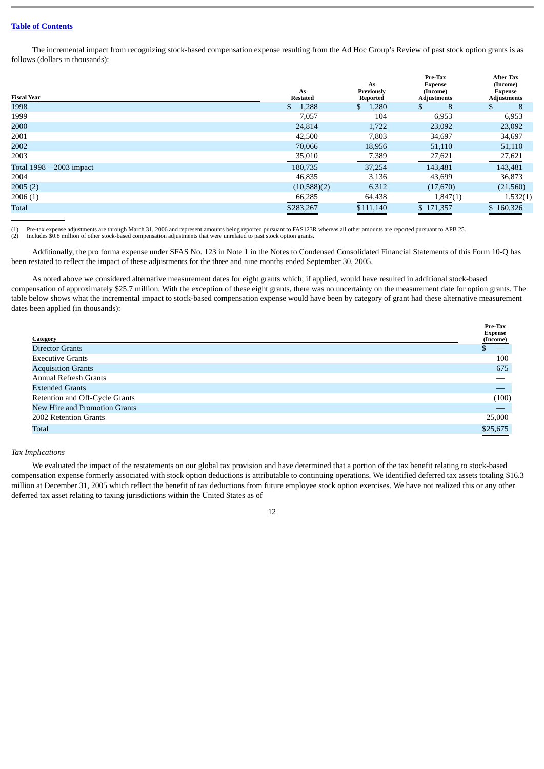[Table of Contents](#)

The incremental impact from recognizing stock-based compensation expense resulting from the Ad Hoc Group's Review of past stock option grants is as follows (dollars in thousands):

| Fiscal Year | As Restated | As Previously Reported | Pre-Tax Expense (Income) Adjustments | After Tax (Income) Expense Adjustments |
|---|---|---|---|---|
| 1998 | $ 1,288 | $ 1,280 | $ 8 | $ 8 |
| 1999 | 7,057 | 104 | 6,953 | 6,953 |
| 2000 | 24,814 | 1,722 | 23,092 | 23,092 |
| 2001 | 42,500 | 7,803 | 34,697 | 34,697 |
| 2002 | 70,066 | 18,956 | 51,110 | 51,110 |
| 2003 | 35,010 | 7,389 | 27,621 | 27,621 |
| Total 1998 – 2003 impact | 180,735 | 37,254 | 143,481 | 143,481 |
| 2004 | 46,835 | 3,136 | 43,699 | 36,873 |
| 2005 (2) | (10,588)(2) | 6,312 | (17,670) | (21,560) |
| 2006 (1) | 66,285 | 64,438 | 1,847(1) | 1,532(1) |
| Total | $283,267 | $111,140 | $ 171,357 | $ 160,326 |

(1) Pre-tax expense adjustments are through March 31, 2006 and represent amounts being reported pursuant to FAS123R whereas all other amounts are reported pursuant to APB 25.
(2) Includes $0.8 million of other stock-based compensation adjustments that were unrelated to past stock option grants.

Additionally, the pro forma expense under SFAS No. 123 in Note 1 in the Notes to Condensed Consolidated Financial Statements of this Form 10-Q has been restated to reflect the impact of these adjustments for the three and nine months ended September 30, 2005.

As noted above we considered alternative measurement dates for eight grants which, if applied, would have resulted in additional stock-based compensation of approximately $25.7 million. With the exception of these eight grants, there was no uncertainty on the measurement date for option grants. The table below shows what the incremental impact to stock-based compensation expense would have been by category of grant had these alternative measurement dates been applied (in thousands):

| Category | Pre-Tax Expense (Income) |
|---|---|
| Director Grants | $ — |
| Executive Grants | 100 |
| Acquisition Grants | 675 |
| Annual Refresh Grants | — |
| Extended Grants | — |
| Retention and Off-Cycle Grants | (100) |
| New Hire and Promotion Grants | — |
| 2002 Retention Grants | 25,000 |
| Total | $25,675 |

*Tax Implications*

We evaluated the impact of the restatements on our global tax provision and have determined that a portion of the tax benefit relating to stock-based compensation expense formerly associated with stock option deductions is attributable to continuing operations. We identified deferred tax assets totaling $16.3 million at December 31, 2005 which reflect the benefit of tax deductions from future employee stock option exercises. We have not realized this or any other deferred tax asset relating to taxing jurisdictions within the United States as of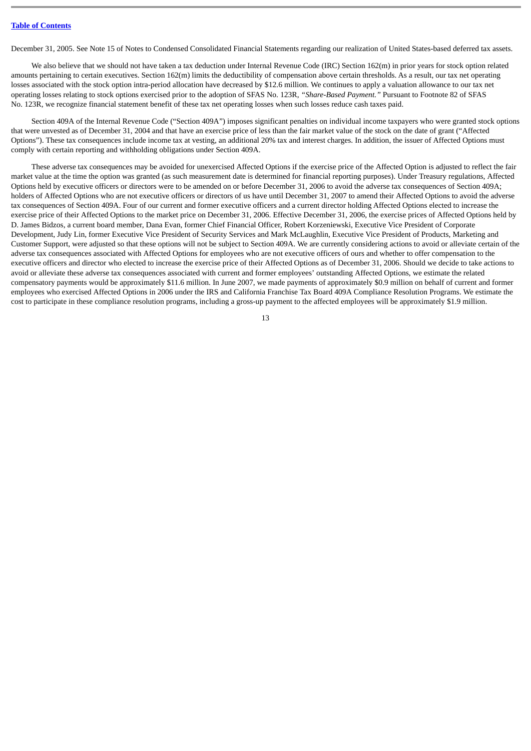December 31, 2005. See Note 15 of Notes to Condensed Consolidated Financial Statements regarding our realization of United States-based deferred tax assets.

We also believe that we should not have taken a tax deduction under Internal Revenue Code (IRC) Section 162(m) in prior years for stock option related amounts pertaining to certain executives. Section 162(m) limits the deductibility of compensation above certain thresholds. As a result, our tax net operating losses associated with the stock option intra-period allocation have decreased by $12.6 million. We continues to apply a valuation allowance to our tax net operating losses relating to stock options exercised prior to the adoption of SFAS No. 123R, *"Share-Based Payment."* Pursuant to Footnote 82 of SFAS No. 123R, we recognize financial statement benefit of these tax net operating losses when such losses reduce cash taxes paid.

Section 409A of the Internal Revenue Code ("Section 409A") imposes significant penalties on individual income taxpayers who were granted stock options that were unvested as of December 31, 2004 and that have an exercise price of less than the fair market value of the stock on the date of grant ("Affected Options"). These tax consequences include income tax at vesting, an additional 20% tax and interest charges. In addition, the issuer of Affected Options must comply with certain reporting and withholding obligations under Section 409A.

These adverse tax consequences may be avoided for unexercised Affected Options if the exercise price of the Affected Option is adjusted to reflect the fair market value at the time the option was granted (as such measurement date is determined for financial reporting purposes). Under Treasury regulations, Affected Options held by executive officers or directors were to be amended on or before December 31, 2006 to avoid the adverse tax consequences of Section 409A; holders of Affected Options who are not executive officers or directors of us have until December 31, 2007 to amend their Affected Options to avoid the adverse tax consequences of Section 409A. Four of our current and former executive officers and a current director holding Affected Options elected to increase the exercise price of their Affected Options to the market price on December 31, 2006. Effective December 31, 2006, the exercise prices of Affected Options held by D. James Bidzos, a current board member, Dana Evan, former Chief Financial Officer, Robert Korzeniewski, Executive Vice President of Corporate Development, Judy Lin, former Executive Vice President of Security Services and Mark McLaughlin, Executive Vice President of Products, Marketing and Customer Support, were adjusted so that these options will not be subject to Section 409A. We are currently considering actions to avoid or alleviate certain of the adverse tax consequences associated with Affected Options for employees who are not executive officers of ours and whether to offer compensation to the executive officers and director who elected to increase the exercise price of their Affected Options as of December 31, 2006. Should we decide to take actions to avoid or alleviate these adverse tax consequences associated with current and former employees' outstanding Affected Options, we estimate the related compensatory payments would be approximately $11.6 million. In June 2007, we made payments of approximately $0.9 million on behalf of current and former employees who exercised Affected Options in 2006 under the IRS and California Franchise Tax Board 409A Compliance Resolution Programs. We estimate the cost to participate in these compliance resolution programs, including a gross-up payment to the affected employees will be approximately $1.9 million.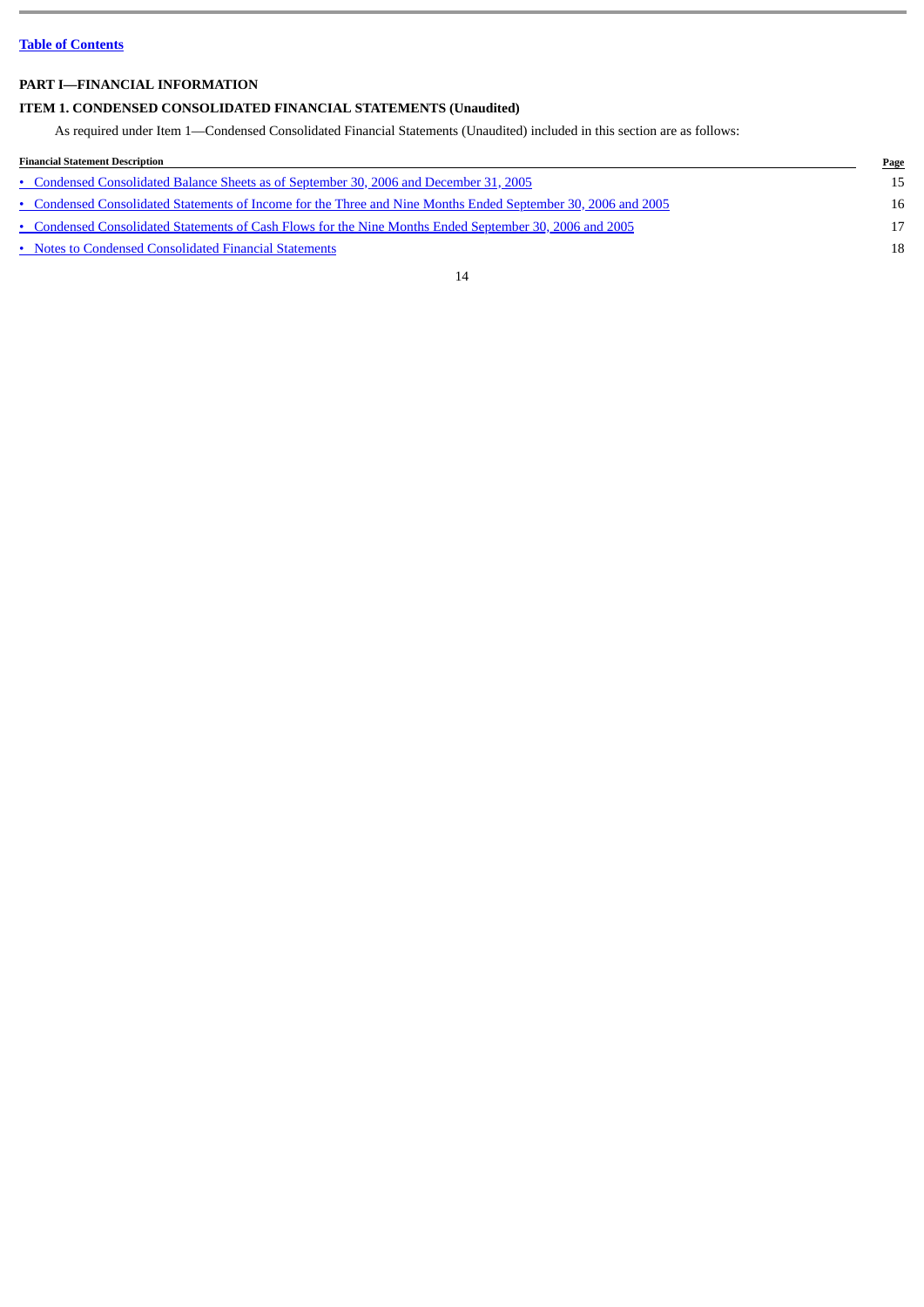Table of Contents

## PART I—FINANCIAL INFORMATION

### ITEM 1. CONDENSED CONSOLIDATED FINANCIAL STATEMENTS (Unaudited)

As required under Item 1—Condensed Consolidated Financial Statements (Unaudited) included in this section are as follows:

| Financial Statement Description | Page |
|---|---|
| • Condensed Consolidated Balance Sheets as of September 30, 2006 and December 31, 2005 | 15 |
| • Condensed Consolidated Statements of Income for the Three and Nine Months Ended September 30, 2006 and 2005 | 16 |
| • Condensed Consolidated Statements of Cash Flows for the Nine Months Ended September 30, 2006 and 2005 | 17 |
| • Notes to Condensed Consolidated Financial Statements | 18 |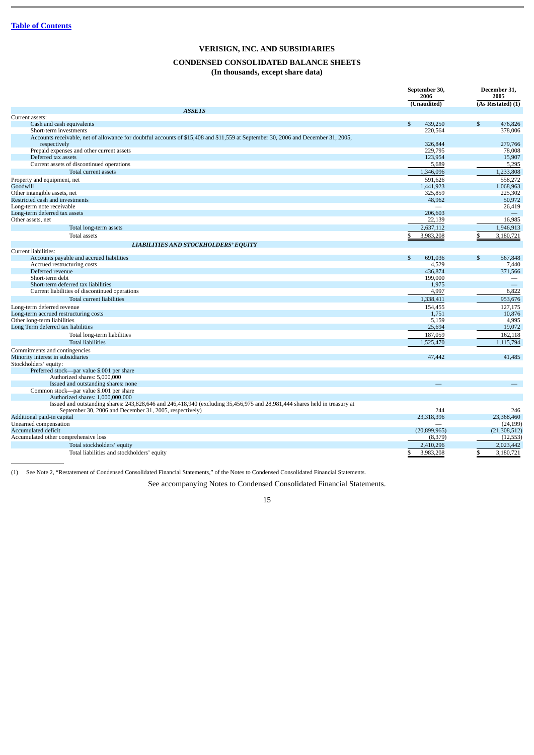[Table of Contents]

# VERISIGN, INC. AND SUBSIDIARIES

## CONDENSED CONSOLIDATED BALANCE SHEETS

### (In thousands, except share data)

| | September 30, 2006 | December 31, 2005 |
|---|---|---|
| | (Unaudited) | (As Restated) (1) |
| ***ASSETS*** | | |
| Current assets: | | |
| Cash and cash equivalents | $ 439,250 | $ 476,826 |
| Short-term investments | 220,564 | 378,006 |
| Accounts receivable, net of allowance for doubtful accounts of $15,408 and $11,559 at September 30, 2006 and December 31, 2005, respectively | 326,844 | 279,766 |
| Prepaid expenses and other current assets | 229,795 | 78,008 |
| Deferred tax assets | 123,954 | 15,907 |
| Current assets of discontinued operations | 5,689 | 5,295 |
| Total current assets | 1,346,096 | 1,233,808 |
| Property and equipment, net | 591,626 | 558,272 |
| Goodwill | 1,441,923 | 1,068,963 |
| Other intangible assets, net | 325,859 | 225,302 |
| Restricted cash and investments | 48,962 | 50,972 |
| Long-term note receivable | — | 26,419 |
| Long-term deferred tax assets | 206,603 | — |
| Other assets, net | 22,139 | 16,985 |
| Total long-term assets | 2,637,112 | 1,946,913 |
| Total assets | $ 3,983,208 | $ 3,180,721 |
| ***LIABILITIES AND STOCKHOLDERS' EQUITY*** | | |
| Current liabilities: | | |
| Accounts payable and accrued liabilities | $ 691,036 | $ 567,848 |
| Accrued restructuring costs | 4,529 | 7,440 |
| Deferred revenue | 436,874 | 371,566 |
| Short-term debt | 199,000 | — |
| Short-term deferred tax liabilities | 1,975 | — |
| Current liabilities of discontinued operations | 4,997 | 6,822 |
| Total current liabilities | 1,338,411 | 953,676 |
| Long-term deferred revenue | 154,455 | 127,175 |
| Long-term accrued restructuring costs | 1,751 | 10,876 |
| Other long-term liabilities | 5,159 | 4,995 |
| Long Term deferred tax liabilities | 25,694 | 19,072 |
| Total long-term liabilities | 187,059 | 162,118 |
| Total liabilities | 1,525,470 | 1,115,794 |
| Commitments and contingencies | | |
| Minority interest in subsidiaries | 47,442 | 41,485 |
| Stockholders' equity: | | |
| Preferred stock—par value $.001 per share | | |
| Authorized shares: 5,000,000 | | |
| Issued and outstanding shares: none | — | — |
| Common stock—par value $.001 per share | | |
| Authorized shares: 1,000,000,000 | | |
| Issued and outstanding shares: 243,828,646 and 246,418,940 (excluding 35,456,975 and 28,981,444 shares held in treasury at September 30, 2006 and December 31, 2005, respectively) | 244 | 246 |
| Additional paid-in capital | 23,318,396 | 23,368,460 |
| Unearned compensation | — | (24,199) |
| Accumulated deficit | (20,899,965) | (21,308,512) |
| Accumulated other comprehensive loss | (8,379) | (12,553) |
| Total stockholders' equity | 2,410,296 | 2,023,442 |
| Total liabilities and stockholders' equity | $ 3,983,208 | $ 3,180,721 |

(1) See Note 2, "Restatement of Condensed Consolidated Financial Statements," of the Notes to Condensed Consolidated Financial Statements.

See accompanying Notes to Condensed Consolidated Financial Statements.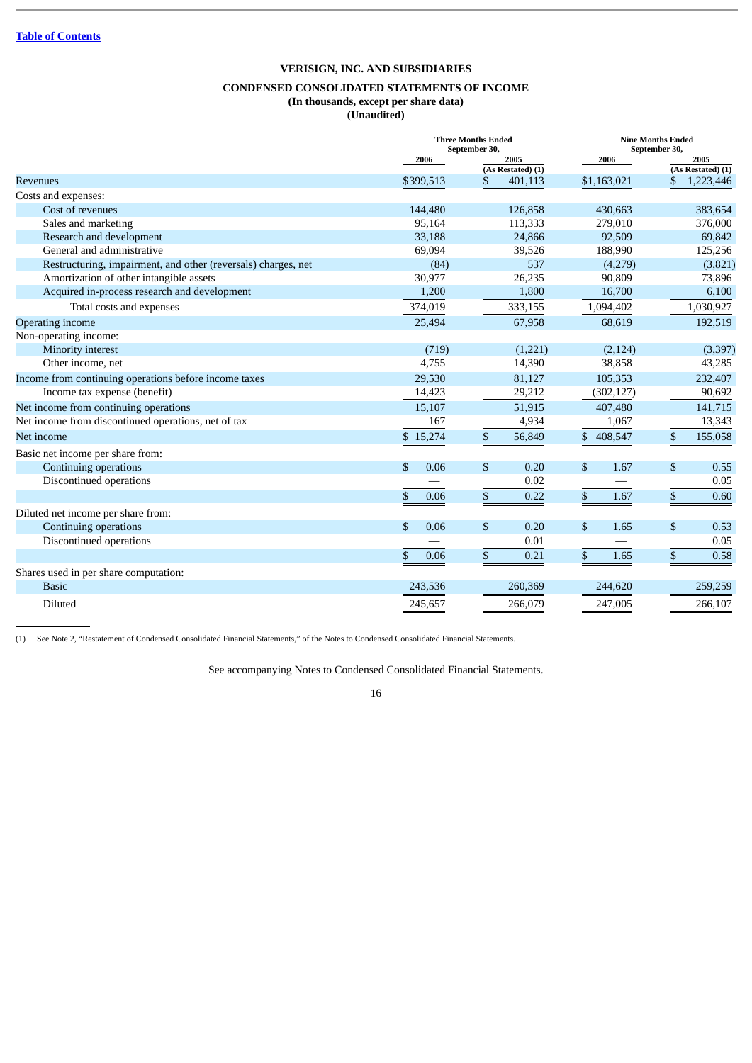[Table of Contents](#)

# VERISIGN, INC. AND SUBSIDIARIES

## CONDENSED CONSOLIDATED STATEMENTS OF INCOME

**(In thousands, except per share data)**
**(Unaudited)**

| | Three Months Ended September 30, | | Nine Months Ended September 30, | |
|---|---|---|---|---|
| | 2006 | 2005 (As Restated) (1) | 2006 | 2005 (As Restated) (1) |
| Revenues | $399,513 | $ 401,113 | $1,163,021 | $ 1,223,446 |
| Costs and expenses: | | | | |
| Cost of revenues | 144,480 | 126,858 | 430,663 | 383,654 |
| Sales and marketing | 95,164 | 113,333 | 279,010 | 376,000 |
| Research and development | 33,188 | 24,866 | 92,509 | 69,842 |
| General and administrative | 69,094 | 39,526 | 188,990 | 125,256 |
| Restructuring, impairment, and other (reversals) charges, net | (84) | 537 | (4,279) | (3,821) |
| Amortization of other intangible assets | 30,977 | 26,235 | 90,809 | 73,896 |
| Acquired in-process research and development | 1,200 | 1,800 | 16,700 | 6,100 |
| Total costs and expenses | 374,019 | 333,155 | 1,094,402 | 1,030,927 |
| Operating income | 25,494 | 67,958 | 68,619 | 192,519 |
| Non-operating income: | | | | |
| Minority interest | (719) | (1,221) | (2,124) | (3,397) |
| Other income, net | 4,755 | 14,390 | 38,858 | 43,285 |
| Income from continuing operations before income taxes | 29,530 | 81,127 | 105,353 | 232,407 |
| Income tax expense (benefit) | 14,423 | 29,212 | (302,127) | 90,692 |
| Net income from continuing operations | 15,107 | 51,915 | 407,480 | 141,715 |
| Net income from discontinued operations, net of tax | 167 | 4,934 | 1,067 | 13,343 |
| Net income | $ 15,274 | $ 56,849 | $ 408,547 | $ 155,058 |
| Basic net income per share from: | | | | |
| Continuing operations | $ 0.06 | $ 0.20 | $ 1.67 | $ 0.55 |
| Discontinued operations | — | 0.02 | — | 0.05 |
| | $ 0.06 | $ 0.22 | $ 1.67 | $ 0.60 |
| Diluted net income per share from: | | | | |
| Continuing operations | $ 0.06 | $ 0.20 | $ 1.65 | $ 0.53 |
| Discontinued operations | — | 0.01 | — | 0.05 |
| | $ 0.06 | $ 0.21 | $ 1.65 | $ 0.58 |
| Shares used in per share computation: | | | | |
| Basic | 243,536 | 260,369 | 244,620 | 259,259 |
| Diluted | 245,657 | 266,079 | 247,005 | 266,107 |

(1) See Note 2, "Restatement of Condensed Consolidated Financial Statements," of the Notes to Condensed Consolidated Financial Statements.

See accompanying Notes to Condensed Consolidated Financial Statements.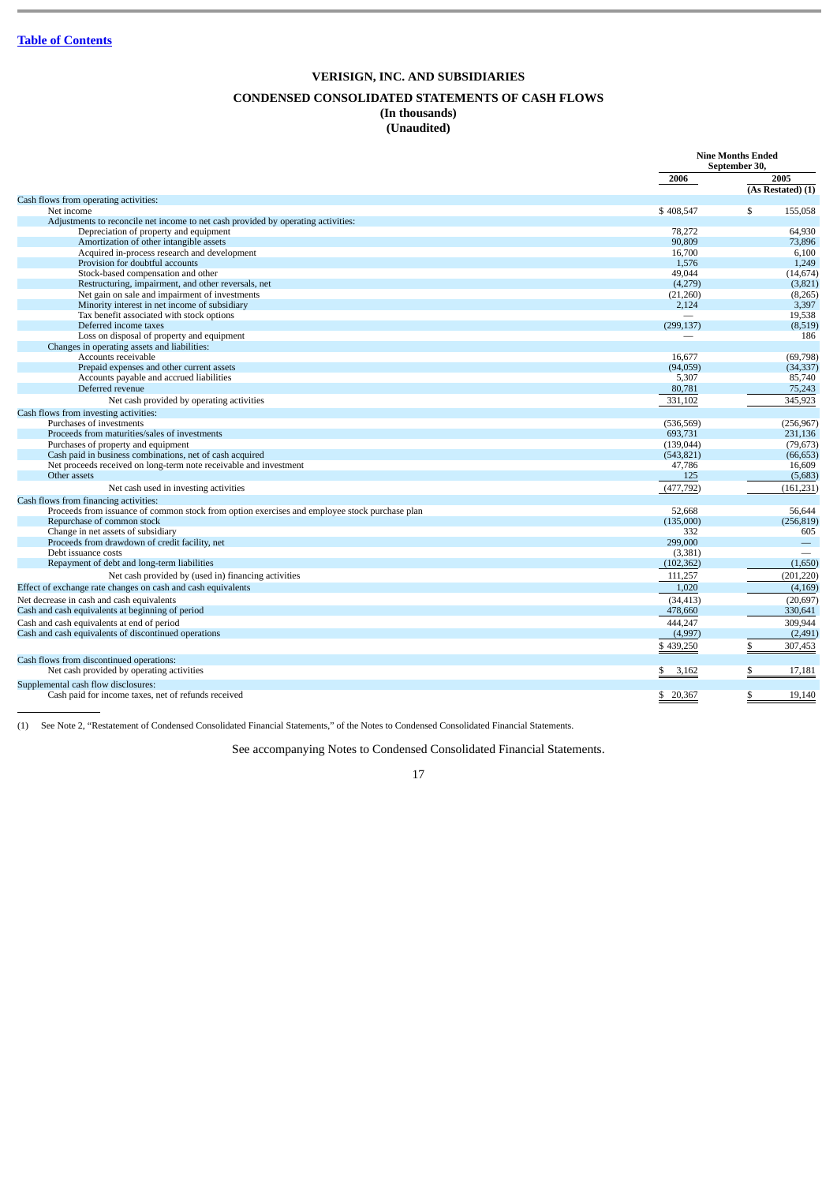[Table of Contents](#)

# VERISIGN, INC. AND SUBSIDIARIES

## CONDENSED CONSOLIDATED STATEMENTS OF CASH FLOWS
**(In thousands)**
**(Unaudited)**

| | Nine Months Ended September 30, | |
|---|---|---|
| | 2006 | 2005 (As Restated) (1) |
| Cash flows from operating activities: | | |
| Net income | $ 408,547 | $ 155,058 |
| Adjustments to reconcile net income to net cash provided by operating activities: | | |
| Depreciation of property and equipment | 78,272 | 64,930 |
| Amortization of other intangible assets | 90,809 | 73,896 |
| Acquired in-process research and development | 16,700 | 6,100 |
| Provision for doubtful accounts | 1,576 | 1,249 |
| Stock-based compensation and other | 49,044 | (14,674) |
| Restructuring, impairment, and other reversals, net | (4,279) | (3,821) |
| Net gain on sale and impairment of investments | (21,260) | (8,265) |
| Minority interest in net income of subsidiary | 2,124 | 3,397 |
| Tax benefit associated with stock options | — | 19,538 |
| Deferred income taxes | (299,137) | (8,519) |
| Loss on disposal of property and equipment | — | 186 |
| Changes in operating assets and liabilities: | | |
| Accounts receivable | 16,677 | (69,798) |
| Prepaid expenses and other current assets | (94,059) | (34,337) |
| Accounts payable and accrued liabilities | 5,307 | 85,740 |
| Deferred revenue | 80,781 | 75,243 |
| Net cash provided by operating activities | 331,102 | 345,923 |
| Cash flows from investing activities: | | |
| Purchases of investments | (536,569) | (256,967) |
| Proceeds from maturities/sales of investments | 693,731 | 231,136 |
| Purchases of property and equipment | (139,044) | (79,673) |
| Cash paid in business combinations, net of cash acquired | (543,821) | (66,653) |
| Net proceeds received on long-term note receivable and investment | 47,786 | 16,609 |
| Other assets | 125 | (5,683) |
| Net cash used in investing activities | (477,792) | (161,231) |
| Cash flows from financing activities: | | |
| Proceeds from issuance of common stock from option exercises and employee stock purchase plan | 52,668 | 56,644 |
| Repurchase of common stock | (135,000) | (256,819) |
| Change in net assets of subsidiary | 332 | 605 |
| Proceeds from drawdown of credit facility, net | 299,000 | — |
| Debt issuance costs | (3,381) | — |
| Repayment of debt and long-term liabilities | (102,362) | (1,650) |
| Net cash provided by (used in) financing activities | 111,257 | (201,220) |
| Effect of exchange rate changes on cash and cash equivalents | 1,020 | (4,169) |
| Net decrease in cash and cash equivalents | (34,413) | (20,697) |
| Cash and cash equivalents at beginning of period | 478,660 | 330,641 |
| Cash and cash equivalents at end of period | 444,247 | 309,944 |
| Cash and cash equivalents of discontinued operations | (4,997) | (2,491) |
| | $ 439,250 | $ 307,453 |
| Cash flows from discontinued operations: | | |
| Net cash provided by operating activities | $ 3,162 | $ 17,181 |
| Supplemental cash flow disclosures: | | |
| Cash paid for income taxes, net of refunds received | $ 20,367 | $ 19,140 |

(1) See Note 2, "Restatement of Condensed Consolidated Financial Statements," of the Notes to Condensed Consolidated Financial Statements.

See accompanying Notes to Condensed Consolidated Financial Statements.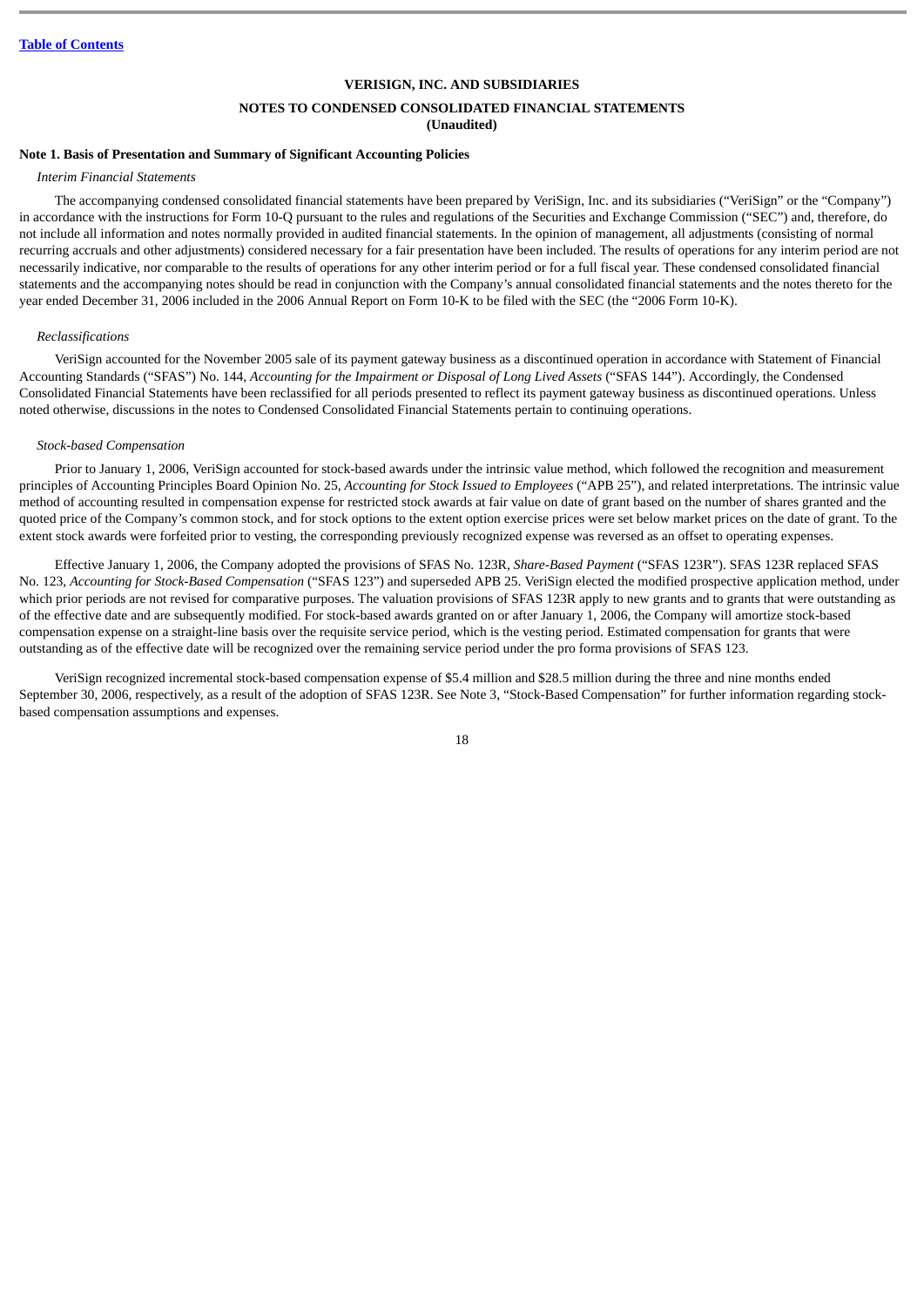**VERISIGN, INC. AND SUBSIDIARIES**

**NOTES TO CONDENSED CONSOLIDATED FINANCIAL STATEMENTS**
**(Unaudited)**

**Note 1. Basis of Presentation and Summary of Significant Accounting Policies**

*Interim Financial Statements*

The accompanying condensed consolidated financial statements have been prepared by VeriSign, Inc. and its subsidiaries ("VeriSign" or the "Company") in accordance with the instructions for Form 10-Q pursuant to the rules and regulations of the Securities and Exchange Commission ("SEC") and, therefore, do not include all information and notes normally provided in audited financial statements. In the opinion of management, all adjustments (consisting of normal recurring accruals and other adjustments) considered necessary for a fair presentation have been included. The results of operations for any interim period are not necessarily indicative, nor comparable to the results of operations for any other interim period or for a full fiscal year. These condensed consolidated financial statements and the accompanying notes should be read in conjunction with the Company's annual consolidated financial statements and the notes thereto for the year ended December 31, 2006 included in the 2006 Annual Report on Form 10-K to be filed with the SEC (the "2006 Form 10-K).

*Reclassifications*

VeriSign accounted for the November 2005 sale of its payment gateway business as a discontinued operation in accordance with Statement of Financial Accounting Standards ("SFAS") No. 144, *Accounting for the Impairment or Disposal of Long Lived Assets* ("SFAS 144"). Accordingly, the Condensed Consolidated Financial Statements have been reclassified for all periods presented to reflect its payment gateway business as discontinued operations. Unless noted otherwise, discussions in the notes to Condensed Consolidated Financial Statements pertain to continuing operations.

*Stock-based Compensation*

Prior to January 1, 2006, VeriSign accounted for stock-based awards under the intrinsic value method, which followed the recognition and measurement principles of Accounting Principles Board Opinion No. 25, *Accounting for Stock Issued to Employees* ("APB 25"), and related interpretations. The intrinsic value method of accounting resulted in compensation expense for restricted stock awards at fair value on date of grant based on the number of shares granted and the quoted price of the Company's common stock, and for stock options to the extent option exercise prices were set below market prices on the date of grant. To the extent stock awards were forfeited prior to vesting, the corresponding previously recognized expense was reversed as an offset to operating expenses.

Effective January 1, 2006, the Company adopted the provisions of SFAS No. 123R, *Share-Based Payment* ("SFAS 123R"). SFAS 123R replaced SFAS No. 123, *Accounting for Stock-Based Compensation* ("SFAS 123") and superseded APB 25. VeriSign elected the modified prospective application method, under which prior periods are not revised for comparative purposes. The valuation provisions of SFAS 123R apply to new grants and to grants that were outstanding as of the effective date and are subsequently modified. For stock-based awards granted on or after January 1, 2006, the Company will amortize stock-based compensation expense on a straight-line basis over the requisite service period, which is the vesting period. Estimated compensation for grants that were outstanding as of the effective date will be recognized over the remaining service period under the pro forma provisions of SFAS 123.

VeriSign recognized incremental stock-based compensation expense of $5.4 million and $28.5 million during the three and nine months ended September 30, 2006, respectively, as a result of the adoption of SFAS 123R. See Note 3, "Stock-Based Compensation" for further information regarding stock-based compensation assumptions and expenses.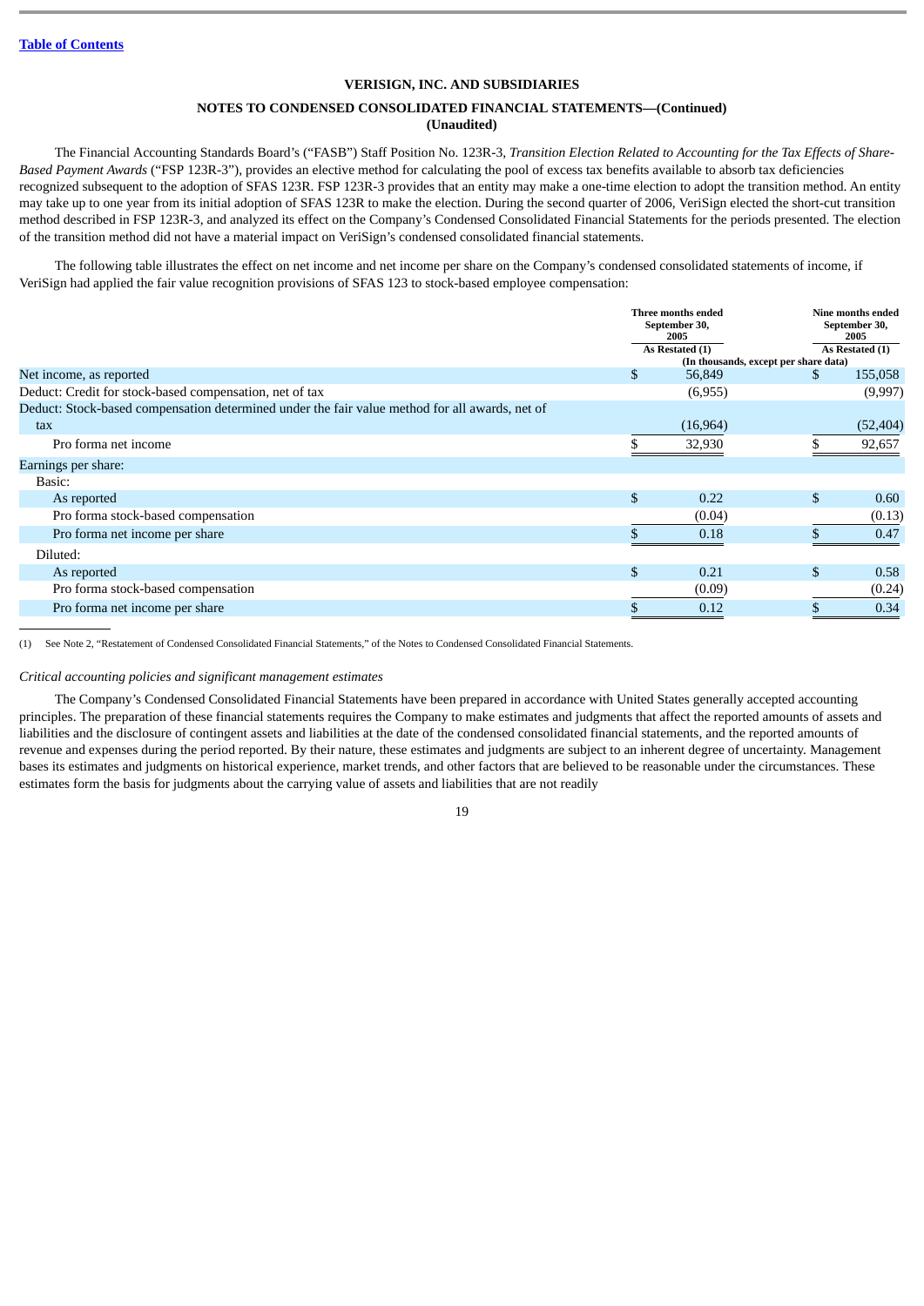VERISIGN, INC. AND SUBSIDIARIES

NOTES TO CONDENSED CONSOLIDATED FINANCIAL STATEMENTS—(Continued)
(Unaudited)

The Financial Accounting Standards Board's ("FASB") Staff Position No. 123R-3, *Transition Election Related to Accounting for the Tax Effects of Share-Based Payment Awards* ("FSP 123R-3"), provides an elective method for calculating the pool of excess tax benefits available to absorb tax deficiencies recognized subsequent to the adoption of SFAS 123R. FSP 123R-3 provides that an entity may make a one-time election to adopt the transition method. An entity may take up to one year from its initial adoption of SFAS 123R to make the election. During the second quarter of 2006, VeriSign elected the short-cut transition method described in FSP 123R-3, and analyzed its effect on the Company's Condensed Consolidated Financial Statements for the periods presented. The election of the transition method did not have a material impact on VeriSign's condensed consolidated financial statements.

The following table illustrates the effect on net income and net income per share on the Company's condensed consolidated statements of income, if VeriSign had applied the fair value recognition provisions of SFAS 123 to stock-based employee compensation:

| | Three months ended September 30, 2005 | Nine months ended September 30, 2005 |
|---|---|---|
| | As Restated (1) | As Restated (1) |
| | (In thousands, except per share data) | |
| Net income, as reported | $ 56,849 | $ 155,058 |
| Deduct: Credit for stock-based compensation, net of tax | (6,955) | (9,997) |
| Deduct: Stock-based compensation determined under the fair value method for all awards, net of tax | (16,964) | (52,404) |
| Pro forma net income | $ 32,930 | $ 92,657 |
| Earnings per share: | | |
| Basic: | | |
| As reported | $ 0.22 | $ 0.60 |
| Pro forma stock-based compensation | (0.04) | (0.13) |
| Pro forma net income per share | $ 0.18 | $ 0.47 |
| Diluted: | | |
| As reported | $ 0.21 | $ 0.58 |
| Pro forma stock-based compensation | (0.09) | (0.24) |
| Pro forma net income per share | $ 0.12 | $ 0.34 |

(1) See Note 2, "Restatement of Condensed Consolidated Financial Statements," of the Notes to Condensed Consolidated Financial Statements.

*Critical accounting policies and significant management estimates*

The Company's Condensed Consolidated Financial Statements have been prepared in accordance with United States generally accepted accounting principles. The preparation of these financial statements requires the Company to make estimates and judgments that affect the reported amounts of assets and liabilities and the disclosure of contingent assets and liabilities at the date of the condensed consolidated financial statements, and the reported amounts of revenue and expenses during the period reported. By their nature, these estimates and judgments are subject to an inherent degree of uncertainty. Management bases its estimates and judgments on historical experience, market trends, and other factors that are believed to be reasonable under the circumstances. These estimates form the basis for judgments about the carrying value of assets and liabilities that are not readily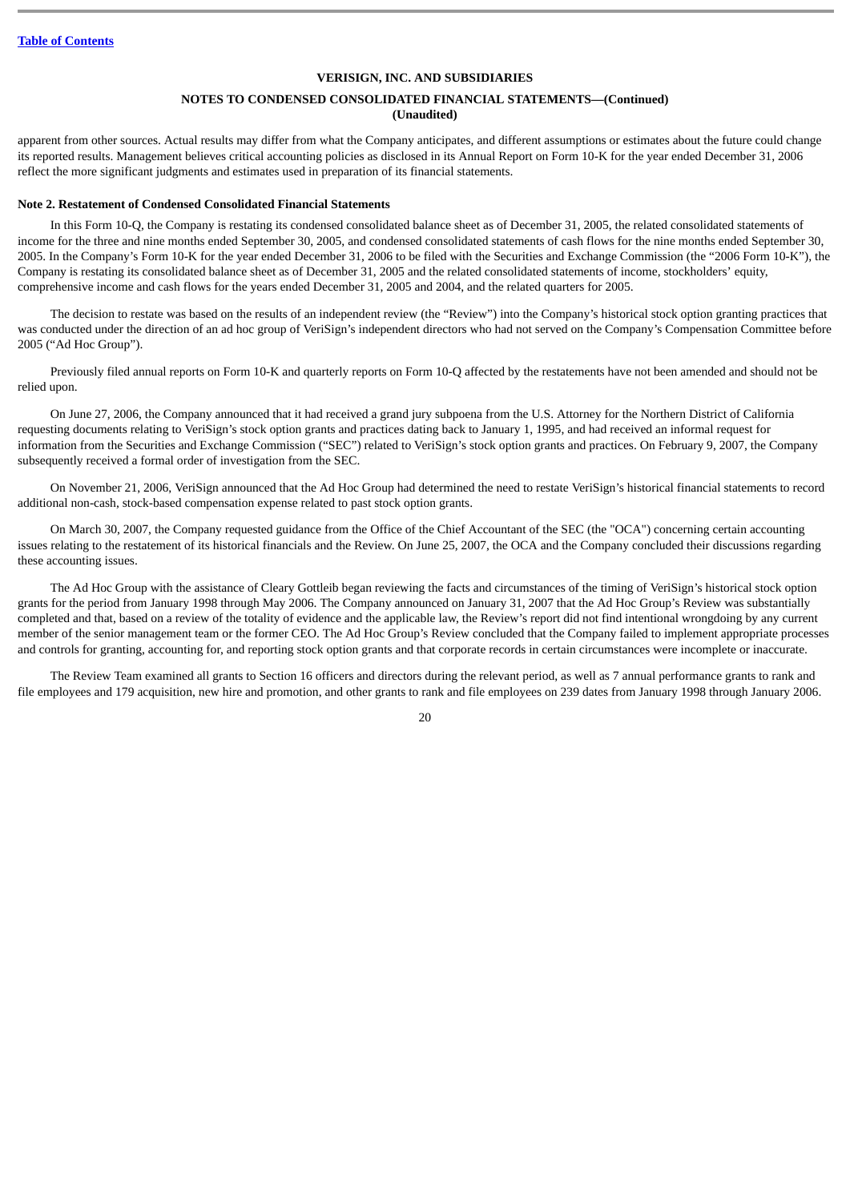apparent from other sources. Actual results may differ from what the Company anticipates, and different assumptions or estimates about the future could change its reported results. Management believes critical accounting policies as disclosed in its Annual Report on Form 10-K for the year ended December 31, 2006 reflect the more significant judgments and estimates used in preparation of its financial statements.

**Note 2. Restatement of Condensed Consolidated Financial Statements**

In this Form 10-Q, the Company is restating its condensed consolidated balance sheet as of December 31, 2005, the related consolidated statements of income for the three and nine months ended September 30, 2005, and condensed consolidated statements of cash flows for the nine months ended September 30, 2005. In the Company's Form 10-K for the year ended December 31, 2006 to be filed with the Securities and Exchange Commission (the "2006 Form 10-K"), the Company is restating its consolidated balance sheet as of December 31, 2005 and the related consolidated statements of income, stockholders' equity, comprehensive income and cash flows for the years ended December 31, 2005 and 2004, and the related quarters for 2005.

The decision to restate was based on the results of an independent review (the "Review") into the Company's historical stock option granting practices that was conducted under the direction of an ad hoc group of VeriSign's independent directors who had not served on the Company's Compensation Committee before 2005 ("Ad Hoc Group").

Previously filed annual reports on Form 10-K and quarterly reports on Form 10-Q affected by the restatements have not been amended and should not be relied upon.

On June 27, 2006, the Company announced that it had received a grand jury subpoena from the U.S. Attorney for the Northern District of California requesting documents relating to VeriSign's stock option grants and practices dating back to January 1, 1995, and had received an informal request for information from the Securities and Exchange Commission ("SEC") related to VeriSign's stock option grants and practices. On February 9, 2007, the Company subsequently received a formal order of investigation from the SEC.

On November 21, 2006, VeriSign announced that the Ad Hoc Group had determined the need to restate VeriSign's historical financial statements to record additional non-cash, stock-based compensation expense related to past stock option grants.

On March 30, 2007, the Company requested guidance from the Office of the Chief Accountant of the SEC (the "OCA") concerning certain accounting issues relating to the restatement of its historical financials and the Review. On June 25, 2007, the OCA and the Company concluded their discussions regarding these accounting issues.

The Ad Hoc Group with the assistance of Cleary Gottleib began reviewing the facts and circumstances of the timing of VeriSign's historical stock option grants for the period from January 1998 through May 2006. The Company announced on January 31, 2007 that the Ad Hoc Group's Review was substantially completed and that, based on a review of the totality of evidence and the applicable law, the Review's report did not find intentional wrongdoing by any current member of the senior management team or the former CEO. The Ad Hoc Group's Review concluded that the Company failed to implement appropriate processes and controls for granting, accounting for, and reporting stock option grants and that corporate records in certain circumstances were incomplete or inaccurate.

The Review Team examined all grants to Section 16 officers and directors during the relevant period, as well as 7 annual performance grants to rank and file employees and 179 acquisition, new hire and promotion, and other grants to rank and file employees on 239 dates from January 1998 through January 2006.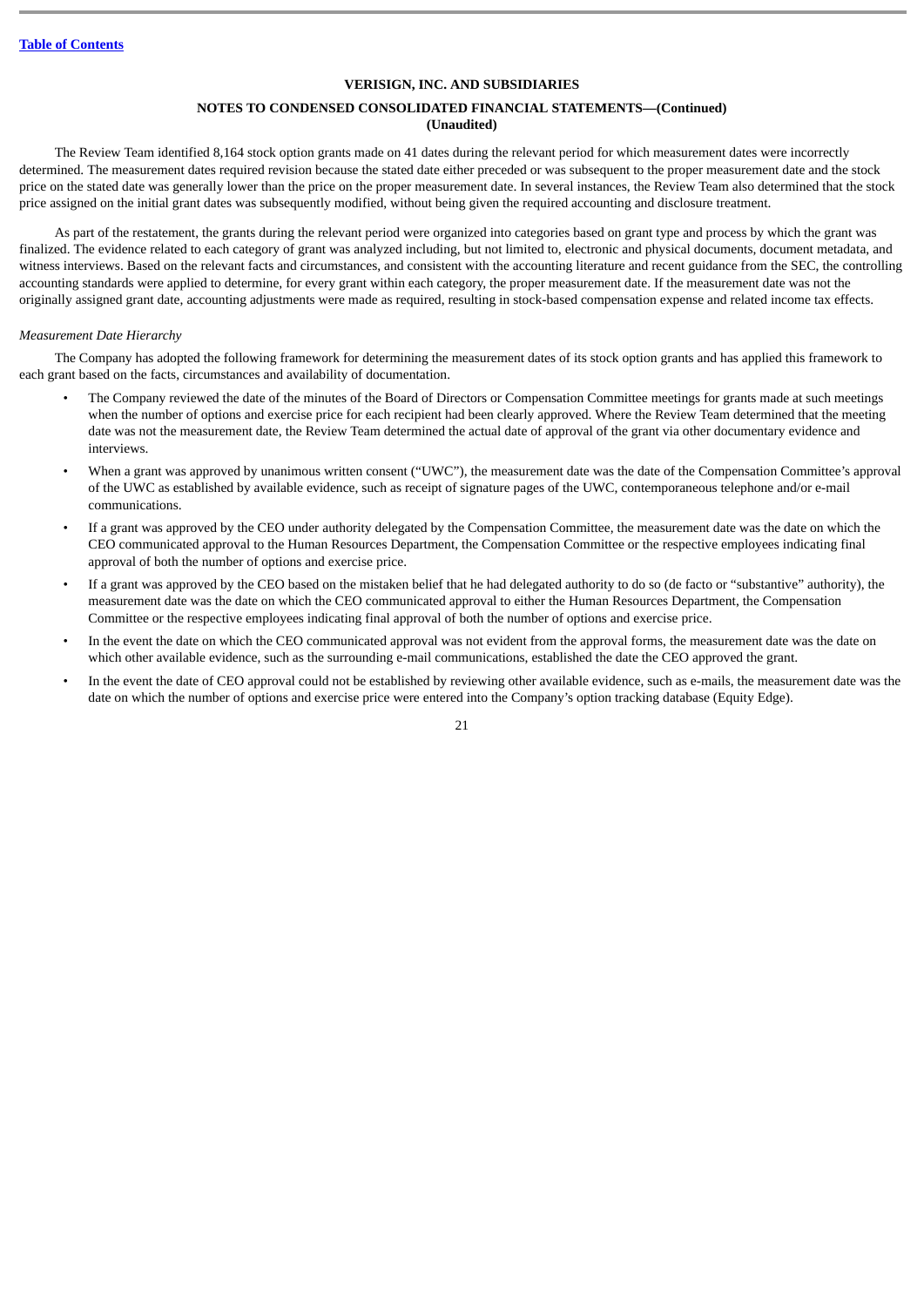**VERISIGN, INC. AND SUBSIDIARIES**

**NOTES TO CONDENSED CONSOLIDATED FINANCIAL STATEMENTS—(Continued)**
**(Unaudited)**

The Review Team identified 8,164 stock option grants made on 41 dates during the relevant period for which measurement dates were incorrectly determined. The measurement dates required revision because the stated date either preceded or was subsequent to the proper measurement date and the stock price on the stated date was generally lower than the price on the proper measurement date. In several instances, the Review Team also determined that the stock price assigned on the initial grant dates was subsequently modified, without being given the required accounting and disclosure treatment.

As part of the restatement, the grants during the relevant period were organized into categories based on grant type and process by which the grant was finalized. The evidence related to each category of grant was analyzed including, but not limited to, electronic and physical documents, document metadata, and witness interviews. Based on the relevant facts and circumstances, and consistent with the accounting literature and recent guidance from the SEC, the controlling accounting standards were applied to determine, for every grant within each category, the proper measurement date. If the measurement date was not the originally assigned grant date, accounting adjustments were made as required, resulting in stock-based compensation expense and related income tax effects.

*Measurement Date Hierarchy*

The Company has adopted the following framework for determining the measurement dates of its stock option grants and has applied this framework to each grant based on the facts, circumstances and availability of documentation.

- The Company reviewed the date of the minutes of the Board of Directors or Compensation Committee meetings for grants made at such meetings when the number of options and exercise price for each recipient had been clearly approved. Where the Review Team determined that the meeting date was not the measurement date, the Review Team determined the actual date of approval of the grant via other documentary evidence and interviews.
- When a grant was approved by unanimous written consent ("UWC"), the measurement date was the date of the Compensation Committee's approval of the UWC as established by available evidence, such as receipt of signature pages of the UWC, contemporaneous telephone and/or e-mail communications.
- If a grant was approved by the CEO under authority delegated by the Compensation Committee, the measurement date was the date on which the CEO communicated approval to the Human Resources Department, the Compensation Committee or the respective employees indicating final approval of both the number of options and exercise price.
- If a grant was approved by the CEO based on the mistaken belief that he had delegated authority to do so (de facto or "substantive" authority), the measurement date was the date on which the CEO communicated approval to either the Human Resources Department, the Compensation Committee or the respective employees indicating final approval of both the number of options and exercise price.
- In the event the date on which the CEO communicated approval was not evident from the approval forms, the measurement date was the date on which other available evidence, such as the surrounding e-mail communications, established the date the CEO approved the grant.
- In the event the date of CEO approval could not be established by reviewing other available evidence, such as e-mails, the measurement date was the date on which the number of options and exercise price were entered into the Company's option tracking database (Equity Edge).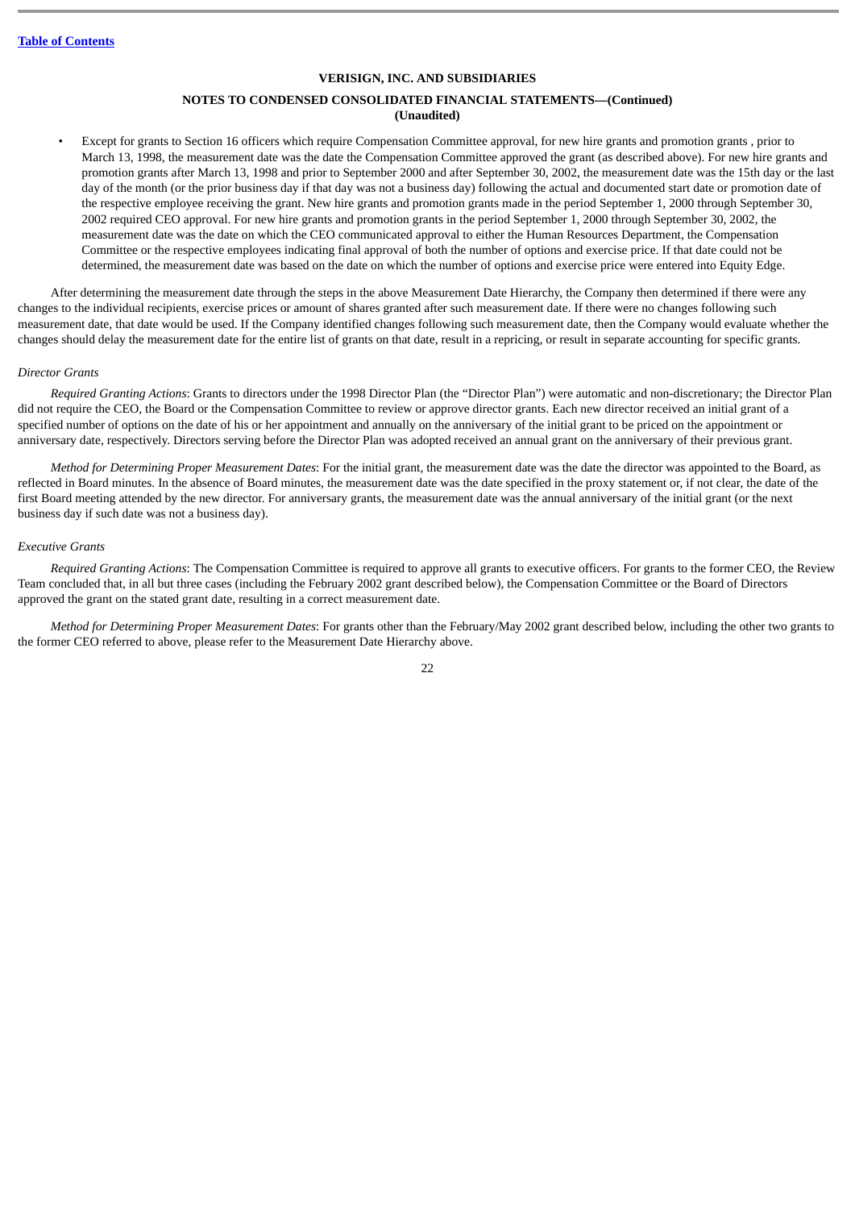VERISIGN, INC. AND SUBSIDIARIES

NOTES TO CONDENSED CONSOLIDATED FINANCIAL STATEMENTS—(Continued)
(Unaudited)

- Except for grants to Section 16 officers which require Compensation Committee approval, for new hire grants and promotion grants , prior to March 13, 1998, the measurement date was the date the Compensation Committee approved the grant (as described above). For new hire grants and promotion grants after March 13, 1998 and prior to September 2000 and after September 30, 2002, the measurement date was the 15th day or the last day of the month (or the prior business day if that day was not a business day) following the actual and documented start date or promotion date of the respective employee receiving the grant. New hire grants and promotion grants made in the period September 1, 2000 through September 30, 2002 required CEO approval. For new hire grants and promotion grants in the period September 1, 2000 through September 30, 2002, the measurement date was the date on which the CEO communicated approval to either the Human Resources Department, the Compensation Committee or the respective employees indicating final approval of both the number of options and exercise price. If that date could not be determined, the measurement date was based on the date on which the number of options and exercise price were entered into Equity Edge.

After determining the measurement date through the steps in the above Measurement Date Hierarchy, the Company then determined if there were any changes to the individual recipients, exercise prices or amount of shares granted after such measurement date. If there were no changes following such measurement date, that date would be used. If the Company identified changes following such measurement date, then the Company would evaluate whether the changes should delay the measurement date for the entire list of grants on that date, result in a repricing, or result in separate accounting for specific grants.

*Director Grants*

*Required Granting Actions*: Grants to directors under the 1998 Director Plan (the "Director Plan") were automatic and non-discretionary; the Director Plan did not require the CEO, the Board or the Compensation Committee to review or approve director grants. Each new director received an initial grant of a specified number of options on the date of his or her appointment and annually on the anniversary of the initial grant to be priced on the appointment or anniversary date, respectively. Directors serving before the Director Plan was adopted received an annual grant on the anniversary of their previous grant.

*Method for Determining Proper Measurement Dates*: For the initial grant, the measurement date was the date the director was appointed to the Board, as reflected in Board minutes. In the absence of Board minutes, the measurement date was the date specified in the proxy statement or, if not clear, the date of the first Board meeting attended by the new director. For anniversary grants, the measurement date was the annual anniversary of the initial grant (or the next business day if such date was not a business day).

*Executive Grants*

*Required Granting Actions*: The Compensation Committee is required to approve all grants to executive officers. For grants to the former CEO, the Review Team concluded that, in all but three cases (including the February 2002 grant described below), the Compensation Committee or the Board of Directors approved the grant on the stated grant date, resulting in a correct measurement date.

*Method for Determining Proper Measurement Dates*: For grants other than the February/May 2002 grant described below, including the other two grants to the former CEO referred to above, please refer to the Measurement Date Hierarchy above.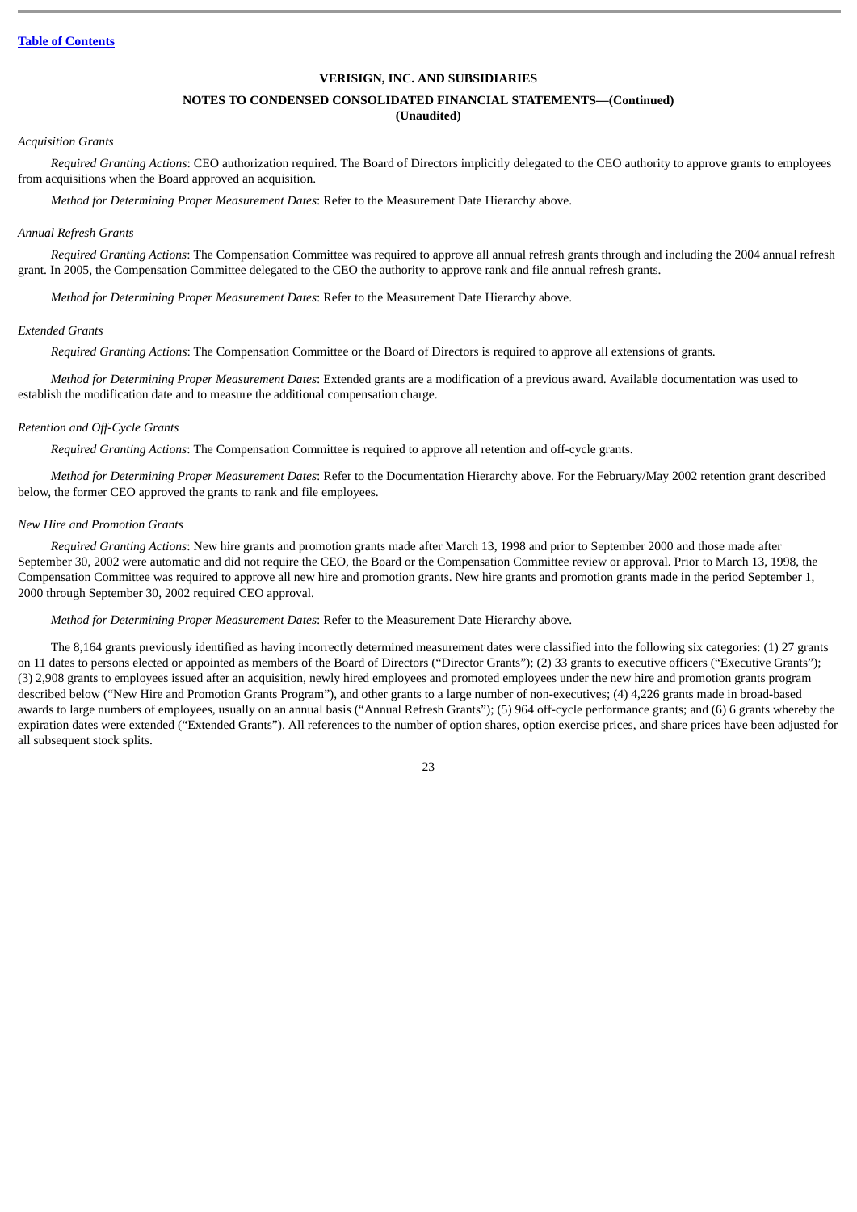VERISIGN, INC. AND SUBSIDIARIES

NOTES TO CONDENSED CONSOLIDATED FINANCIAL STATEMENTS—(Continued)
(Unaudited)

*Acquisition Grants*

*Required Granting Actions*: CEO authorization required. The Board of Directors implicitly delegated to the CEO authority to approve grants to employees from acquisitions when the Board approved an acquisition.

*Method for Determining Proper Measurement Dates*: Refer to the Measurement Date Hierarchy above.

*Annual Refresh Grants*

*Required Granting Actions*: The Compensation Committee was required to approve all annual refresh grants through and including the 2004 annual refresh grant. In 2005, the Compensation Committee delegated to the CEO the authority to approve rank and file annual refresh grants.

*Method for Determining Proper Measurement Dates*: Refer to the Measurement Date Hierarchy above.

*Extended Grants*

*Required Granting Actions*: The Compensation Committee or the Board of Directors is required to approve all extensions of grants.

*Method for Determining Proper Measurement Dates*: Extended grants are a modification of a previous award. Available documentation was used to establish the modification date and to measure the additional compensation charge.

*Retention and Off-Cycle Grants*

*Required Granting Actions*: The Compensation Committee is required to approve all retention and off-cycle grants.

*Method for Determining Proper Measurement Dates*: Refer to the Documentation Hierarchy above. For the February/May 2002 retention grant described below, the former CEO approved the grants to rank and file employees.

*New Hire and Promotion Grants*

*Required Granting Actions*: New hire grants and promotion grants made after March 13, 1998 and prior to September 2000 and those made after September 30, 2002 were automatic and did not require the CEO, the Board or the Compensation Committee review or approval. Prior to March 13, 1998, the Compensation Committee was required to approve all new hire and promotion grants. New hire grants and promotion grants made in the period September 1, 2000 through September 30, 2002 required CEO approval.

*Method for Determining Proper Measurement Dates*: Refer to the Measurement Date Hierarchy above.

The 8,164 grants previously identified as having incorrectly determined measurement dates were classified into the following six categories: (1) 27 grants on 11 dates to persons elected or appointed as members of the Board of Directors ("Director Grants"); (2) 33 grants to executive officers ("Executive Grants"); (3) 2,908 grants to employees issued after an acquisition, newly hired employees and promoted employees under the new hire and promotion grants program described below ("New Hire and Promotion Grants Program"), and other grants to a large number of non-executives; (4) 4,226 grants made in broad-based awards to large numbers of employees, usually on an annual basis ("Annual Refresh Grants"); (5) 964 off-cycle performance grants; and (6) 6 grants whereby the expiration dates were extended ("Extended Grants"). All references to the number of option shares, option exercise prices, and share prices have been adjusted for all subsequent stock splits.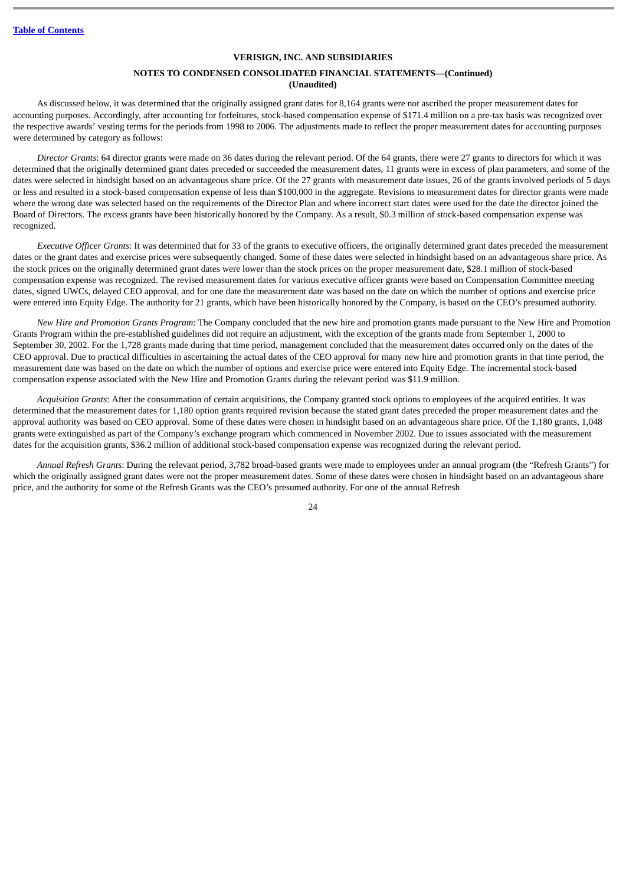[Table of Contents](#)

**VERISIGN, INC. AND SUBSIDIARIES**

**NOTES TO CONDENSED CONSOLIDATED FINANCIAL STATEMENTS—(Continued)**
**(Unaudited)**

As discussed below, it was determined that the originally assigned grant dates for 8,164 grants were not ascribed the proper measurement dates for accounting purposes. Accordingly, after accounting for forfeitures, stock-based compensation expense of $171.4 million on a pre-tax basis was recognized over the respective awards' vesting terms for the periods from 1998 to 2006. The adjustments made to reflect the proper measurement dates for accounting purposes were determined by category as follows:

*Director Grants*: 64 director grants were made on 36 dates during the relevant period. Of the 64 grants, there were 27 grants to directors for which it was determined that the originally determined grant dates preceded or succeeded the measurement dates, 11 grants were in excess of plan parameters, and some of the dates were selected in hindsight based on an advantageous share price. Of the 27 grants with measurement date issues, 26 of the grants involved periods of 5 days or less and resulted in a stock-based compensation expense of less than $100,000 in the aggregate. Revisions to measurement dates for director grants were made where the wrong date was selected based on the requirements of the Director Plan and where incorrect start dates were used for the date the director joined the Board of Directors. The excess grants have been historically honored by the Company. As a result, $0.3 million of stock-based compensation expense was recognized.

*Executive Officer Grants*: It was determined that for 33 of the grants to executive officers, the originally determined grant dates preceded the measurement dates or the grant dates and exercise prices were subsequently changed. Some of these dates were selected in hindsight based on an advantageous share price. As the stock prices on the originally determined grant dates were lower than the stock prices on the proper measurement date, $28.1 million of stock-based compensation expense was recognized. The revised measurement dates for various executive officer grants were based on Compensation Committee meeting dates, signed UWCs, delayed CEO approval, and for one date the measurement date was based on the date on which the number of options and exercise price were entered into Equity Edge. The authority for 21 grants, which have been historically honored by the Company, is based on the CEO's presumed authority.

*New Hire and Promotion Grants Program*: The Company concluded that the new hire and promotion grants made pursuant to the New Hire and Promotion Grants Program within the pre-established guidelines did not require an adjustment, with the exception of the grants made from September 1, 2000 to September 30, 2002. For the 1,728 grants made during that time period, management concluded that the measurement dates occurred only on the dates of the CEO approval. Due to practical difficulties in ascertaining the actual dates of the CEO approval for many new hire and promotion grants in that time period, the measurement date was based on the date on which the number of options and exercise price were entered into Equity Edge. The incremental stock-based compensation expense associated with the New Hire and Promotion Grants during the relevant period was $11.9 million.

*Acquisition Grants*: After the consummation of certain acquisitions, the Company granted stock options to employees of the acquired entities. It was determined that the measurement dates for 1,180 option grants required revision because the stated grant dates preceded the proper measurement dates and the approval authority was based on CEO approval. Some of these dates were chosen in hindsight based on an advantageous share price. Of the 1,180 grants, 1,048 grants were extinguished as part of the Company's exchange program which commenced in November 2002. Due to issues associated with the measurement dates for the acquisition grants, $36.2 million of additional stock-based compensation expense was recognized during the relevant period.

*Annual Refresh Grants*: During the relevant period, 3,782 broad-based grants were made to employees under an annual program (the "Refresh Grants") for which the originally assigned grant dates were not the proper measurement dates. Some of these dates were chosen in hindsight based on an advantageous share price, and the authority for some of the Refresh Grants was the CEO's presumed authority. For one of the annual Refresh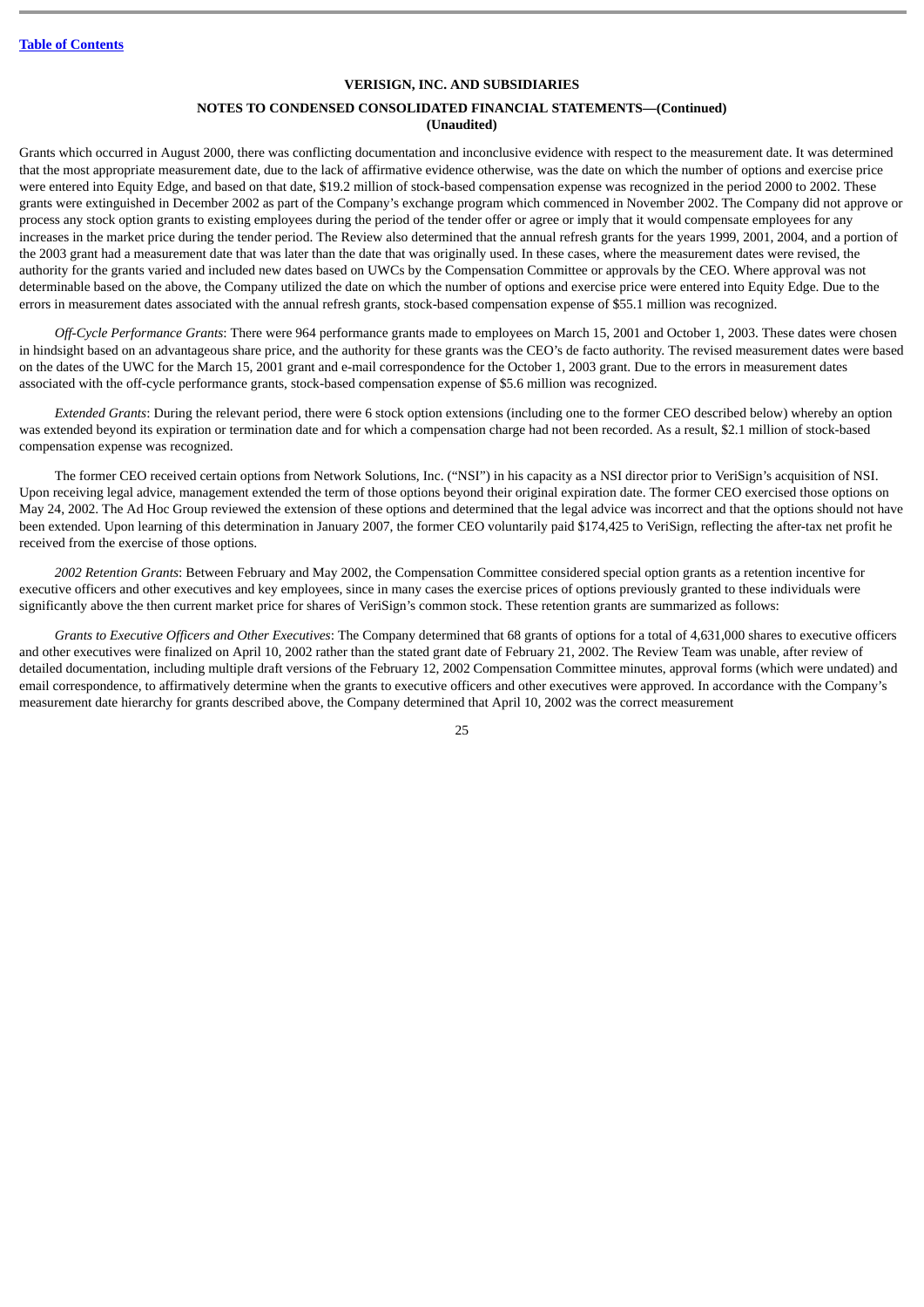Grants which occurred in August 2000, there was conflicting documentation and inconclusive evidence with respect to the measurement date. It was determined that the most appropriate measurement date, due to the lack of affirmative evidence otherwise, was the date on which the number of options and exercise price were entered into Equity Edge, and based on that date, $19.2 million of stock-based compensation expense was recognized in the period 2000 to 2002. These grants were extinguished in December 2002 as part of the Company's exchange program which commenced in November 2002. The Company did not approve or process any stock option grants to existing employees during the period of the tender offer or agree or imply that it would compensate employees for any increases in the market price during the tender period. The Review also determined that the annual refresh grants for the years 1999, 2001, 2004, and a portion of the 2003 grant had a measurement date that was later than the date that was originally used. In these cases, where the measurement dates were revised, the authority for the grants varied and included new dates based on UWCs by the Compensation Committee or approvals by the CEO. Where approval was not determinable based on the above, the Company utilized the date on which the number of options and exercise price were entered into Equity Edge. Due to the errors in measurement dates associated with the annual refresh grants, stock-based compensation expense of $55.1 million was recognized.

*Off-Cycle Performance Grants*: There were 964 performance grants made to employees on March 15, 2001 and October 1, 2003. These dates were chosen in hindsight based on an advantageous share price, and the authority for these grants was the CEO's de facto authority. The revised measurement dates were based on the dates of the UWC for the March 15, 2001 grant and e-mail correspondence for the October 1, 2003 grant. Due to the errors in measurement dates associated with the off-cycle performance grants, stock-based compensation expense of $5.6 million was recognized.

*Extended Grants*: During the relevant period, there were 6 stock option extensions (including one to the former CEO described below) whereby an option was extended beyond its expiration or termination date and for which a compensation charge had not been recorded. As a result, $2.1 million of stock-based compensation expense was recognized.

The former CEO received certain options from Network Solutions, Inc. ("NSI") in his capacity as a NSI director prior to VeriSign's acquisition of NSI. Upon receiving legal advice, management extended the term of those options beyond their original expiration date. The former CEO exercised those options on May 24, 2002. The Ad Hoc Group reviewed the extension of these options and determined that the legal advice was incorrect and that the options should not have been extended. Upon learning of this determination in January 2007, the former CEO voluntarily paid $174,425 to VeriSign, reflecting the after-tax net profit he received from the exercise of those options.

*2002 Retention Grants*: Between February and May 2002, the Compensation Committee considered special option grants as a retention incentive for executive officers and other executives and key employees, since in many cases the exercise prices of options previously granted to these individuals were significantly above the then current market price for shares of VeriSign's common stock. These retention grants are summarized as follows:

*Grants to Executive Officers and Other Executives*: The Company determined that 68 grants of options for a total of 4,631,000 shares to executive officers and other executives were finalized on April 10, 2002 rather than the stated grant date of February 21, 2002. The Review Team was unable, after review of detailed documentation, including multiple draft versions of the February 12, 2002 Compensation Committee minutes, approval forms (which were undated) and email correspondence, to affirmatively determine when the grants to executive officers and other executives were approved. In accordance with the Company's measurement date hierarchy for grants described above, the Company determined that April 10, 2002 was the correct measurement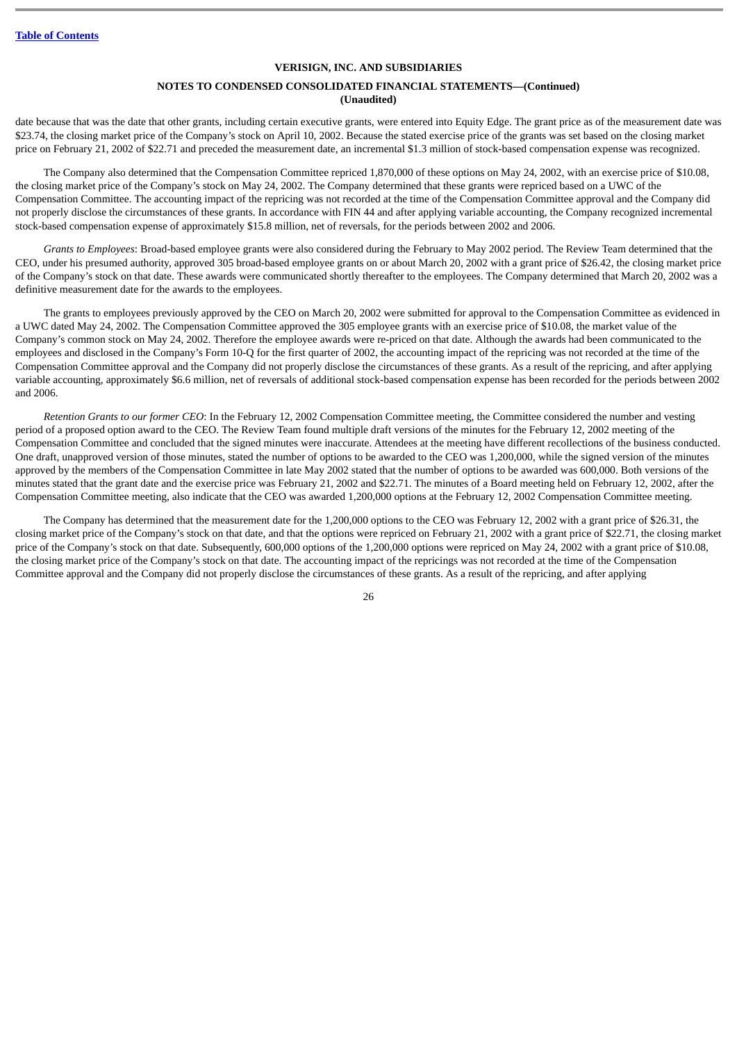date because that was the date that other grants, including certain executive grants, were entered into Equity Edge. The grant price as of the measurement date was $23.74, the closing market price of the Company's stock on April 10, 2002. Because the stated exercise price of the grants was set based on the closing market price on February 21, 2002 of $22.71 and preceded the measurement date, an incremental $1.3 million of stock-based compensation expense was recognized.

The Company also determined that the Compensation Committee repriced 1,870,000 of these options on May 24, 2002, with an exercise price of $10.08, the closing market price of the Company's stock on May 24, 2002. The Company determined that these grants were repriced based on a UWC of the Compensation Committee. The accounting impact of the repricing was not recorded at the time of the Compensation Committee approval and the Company did not properly disclose the circumstances of these grants. In accordance with FIN 44 and after applying variable accounting, the Company recognized incremental stock-based compensation expense of approximately $15.8 million, net of reversals, for the periods between 2002 and 2006.

*Grants to Employees*: Broad-based employee grants were also considered during the February to May 2002 period. The Review Team determined that the CEO, under his presumed authority, approved 305 broad-based employee grants on or about March 20, 2002 with a grant price of $26.42, the closing market price of the Company's stock on that date. These awards were communicated shortly thereafter to the employees. The Company determined that March 20, 2002 was a definitive measurement date for the awards to the employees.

The grants to employees previously approved by the CEO on March 20, 2002 were submitted for approval to the Compensation Committee as evidenced in a UWC dated May 24, 2002. The Compensation Committee approved the 305 employee grants with an exercise price of $10.08, the market value of the Company's common stock on May 24, 2002. Therefore the employee awards were re-priced on that date. Although the awards had been communicated to the employees and disclosed in the Company's Form 10-Q for the first quarter of 2002, the accounting impact of the repricing was not recorded at the time of the Compensation Committee approval and the Company did not properly disclose the circumstances of these grants. As a result of the repricing, and after applying variable accounting, approximately $6.6 million, net of reversals of additional stock-based compensation expense has been recorded for the periods between 2002 and 2006.

*Retention Grants to our former CEO*: In the February 12, 2002 Compensation Committee meeting, the Committee considered the number and vesting period of a proposed option award to the CEO. The Review Team found multiple draft versions of the minutes for the February 12, 2002 meeting of the Compensation Committee and concluded that the signed minutes were inaccurate. Attendees at the meeting have different recollections of the business conducted. One draft, unapproved version of those minutes, stated the number of options to be awarded to the CEO was 1,200,000, while the signed version of the minutes approved by the members of the Compensation Committee in late May 2002 stated that the number of options to be awarded was 600,000. Both versions of the minutes stated that the grant date and the exercise price was February 21, 2002 and $22.71. The minutes of a Board meeting held on February 12, 2002, after the Compensation Committee meeting, also indicate that the CEO was awarded 1,200,000 options at the February 12, 2002 Compensation Committee meeting.

The Company has determined that the measurement date for the 1,200,000 options to the CEO was February 12, 2002 with a grant price of $26.31, the closing market price of the Company's stock on that date, and that the options were repriced on February 21, 2002 with a grant price of $22.71, the closing market price of the Company's stock on that date. Subsequently, 600,000 options of the 1,200,000 options were repriced on May 24, 2002 with a grant price of $10.08, the closing market price of the Company's stock on that date. The accounting impact of the repricings was not recorded at the time of the Compensation Committee approval and the Company did not properly disclose the circumstances of these grants. As a result of the repricing, and after applying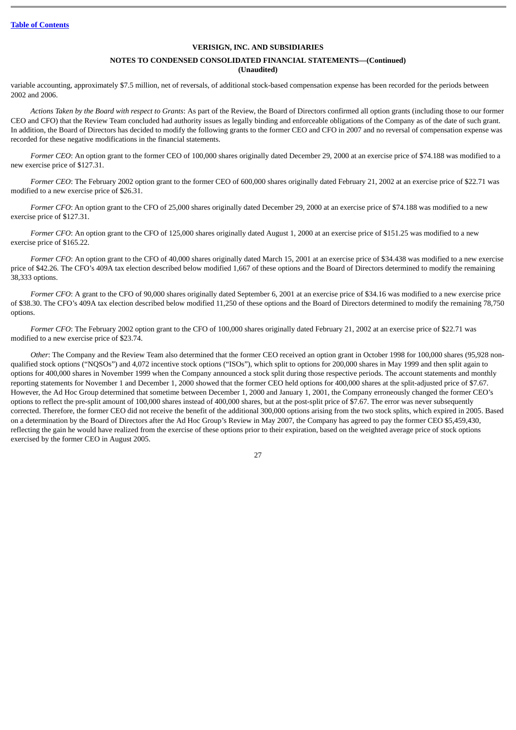variable accounting, approximately $7.5 million, net of reversals, of additional stock-based compensation expense has been recorded for the periods between 2002 and 2006.

*Actions Taken by the Board with respect to Grants*: As part of the Review, the Board of Directors confirmed all option grants (including those to our former CEO and CFO) that the Review Team concluded had authority issues as legally binding and enforceable obligations of the Company as of the date of such grant. In addition, the Board of Directors has decided to modify the following grants to the former CEO and CFO in 2007 and no reversal of compensation expense was recorded for these negative modifications in the financial statements.

*Former CEO*: An option grant to the former CEO of 100,000 shares originally dated December 29, 2000 at an exercise price of $74.188 was modified to a new exercise price of $127.31.

*Former CEO*: The February 2002 option grant to the former CEO of 600,000 shares originally dated February 21, 2002 at an exercise price of $22.71 was modified to a new exercise price of $26.31.

*Former CFO*: An option grant to the CFO of 25,000 shares originally dated December 29, 2000 at an exercise price of $74.188 was modified to a new exercise price of $127.31.

*Former CFO*: An option grant to the CFO of 125,000 shares originally dated August 1, 2000 at an exercise price of $151.25 was modified to a new exercise price of $165.22.

*Former CFO*: An option grant to the CFO of 40,000 shares originally dated March 15, 2001 at an exercise price of $34.438 was modified to a new exercise price of $42.26. The CFO's 409A tax election described below modified 1,667 of these options and the Board of Directors determined to modify the remaining 38,333 options.

*Former CFO*: A grant to the CFO of 90,000 shares originally dated September 6, 2001 at an exercise price of $34.16 was modified to a new exercise price of $38.30. The CFO's 409A tax election described below modified 11,250 of these options and the Board of Directors determined to modify the remaining 78,750 options.

*Former CFO*: The February 2002 option grant to the CFO of 100,000 shares originally dated February 21, 2002 at an exercise price of $22.71 was modified to a new exercise price of $23.74.

*Other*: The Company and the Review Team also determined that the former CEO received an option grant in October 1998 for 100,000 shares (95,928 non-qualified stock options ("NQSOs") and 4,072 incentive stock options ("ISOs"), which split to options for 200,000 shares in May 1999 and then split again to options for 400,000 shares in November 1999 when the Company announced a stock split during those respective periods. The account statements and monthly reporting statements for November 1 and December 1, 2000 showed that the former CEO held options for 400,000 shares at the split-adjusted price of $7.67. However, the Ad Hoc Group determined that sometime between December 1, 2000 and January 1, 2001, the Company erroneously changed the former CEO's options to reflect the pre-split amount of 100,000 shares instead of 400,000 shares, but at the post-split price of $7.67. The error was never subsequently corrected. Therefore, the former CEO did not receive the benefit of the additional 300,000 options arising from the two stock splits, which expired in 2005. Based on a determination by the Board of Directors after the Ad Hoc Group's Review in May 2007, the Company has agreed to pay the former CEO $5,459,430, reflecting the gain he would have realized from the exercise of these options prior to their expiration, based on the weighted average price of stock options exercised by the former CEO in August 2005.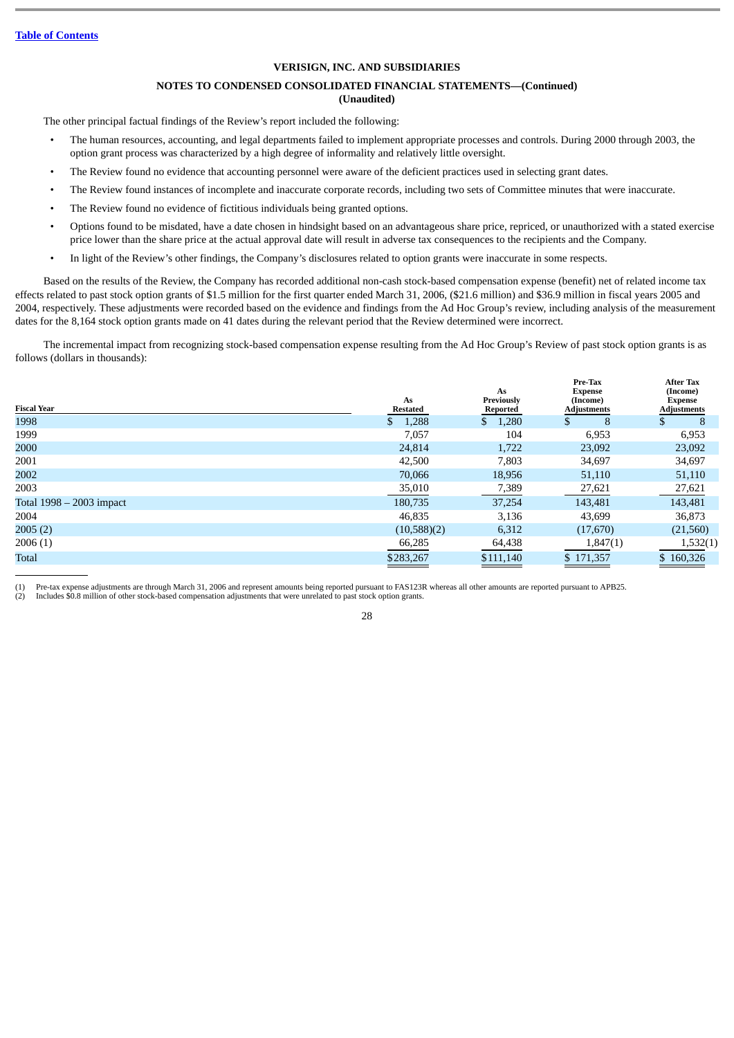VERISIGN, INC. AND SUBSIDIARIES

NOTES TO CONDENSED CONSOLIDATED FINANCIAL STATEMENTS—(Continued)
(Unaudited)

The other principal factual findings of the Review's report included the following:

- The human resources, accounting, and legal departments failed to implement appropriate processes and controls. During 2000 through 2003, the option grant process was characterized by a high degree of informality and relatively little oversight.
- The Review found no evidence that accounting personnel were aware of the deficient practices used in selecting grant dates.
- The Review found instances of incomplete and inaccurate corporate records, including two sets of Committee minutes that were inaccurate.
- The Review found no evidence of fictitious individuals being granted options.
- Options found to be misdated, have a date chosen in hindsight based on an advantageous share price, repriced, or unauthorized with a stated exercise price lower than the share price at the actual approval date will result in adverse tax consequences to the recipients and the Company.
- In light of the Review's other findings, the Company's disclosures related to option grants were inaccurate in some respects.

Based on the results of the Review, the Company has recorded additional non-cash stock-based compensation expense (benefit) net of related income tax effects related to past stock option grants of $1.5 million for the first quarter ended March 31, 2006, ($21.6 million) and $36.9 million in fiscal years 2005 and 2004, respectively. These adjustments were recorded based on the evidence and findings from the Ad Hoc Group's review, including analysis of the measurement dates for the 8,164 stock option grants made on 41 dates during the relevant period that the Review determined were incorrect.

The incremental impact from recognizing stock-based compensation expense resulting from the Ad Hoc Group's Review of past stock option grants is as follows (dollars in thousands):

| Fiscal Year | As Restated | As Previously Reported | Pre-Tax Expense (Income) Adjustments | After Tax (Income) Expense Adjustments |
|---|---|---|---|---|
| 1998 | $ 1,288 | $ 1,280 | $ 8 | $ 8 |
| 1999 | 7,057 | 104 | 6,953 | 6,953 |
| 2000 | 24,814 | 1,722 | 23,092 | 23,092 |
| 2001 | 42,500 | 7,803 | 34,697 | 34,697 |
| 2002 | 70,066 | 18,956 | 51,110 | 51,110 |
| 2003 | 35,010 | 7,389 | 27,621 | 27,621 |
| Total 1998 – 2003 impact | 180,735 | 37,254 | 143,481 | 143,481 |
| 2004 | 46,835 | 3,136 | 43,699 | 36,873 |
| 2005 (2) | (10,588)(2) | 6,312 | (17,670) | (21,560) |
| 2006 (1) | 66,285 | 64,438 | 1,847(1) | 1,532(1) |
| Total | $283,267 | $111,140 | $ 171,357 | $ 160,326 |

(1) Pre-tax expense adjustments are through March 31, 2006 and represent amounts being reported pursuant to FAS123R whereas all other amounts are reported pursuant to APB25.
(2) Includes $0.8 million of other stock-based compensation adjustments that were unrelated to past stock option grants.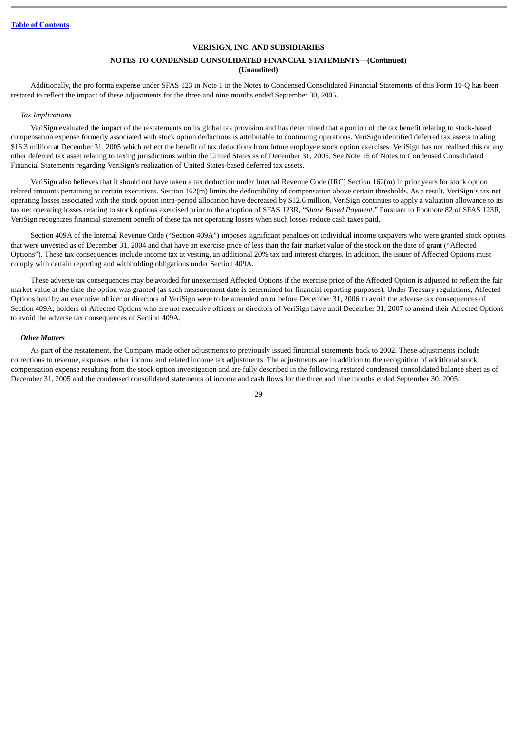**VERISIGN, INC. AND SUBSIDIARIES**

**NOTES TO CONDENSED CONSOLIDATED FINANCIAL STATEMENTS—(Continued)**
**(Unaudited)**

Additionally, the pro forma expense under SFAS 123 in Note 1 in the Notes to Condensed Consolidated Financial Statements of this Form 10-Q has been restated to reflect the impact of these adjustments for the three and nine months ended September 30, 2005.

*Tax Implications*

VeriSign evaluated the impact of the restatements on its global tax provision and has determined that a portion of the tax benefit relating to stock-based compensation expense formerly associated with stock option deductions is attributable to continuing operations. VeriSign identified deferred tax assets totaling $16.3 million at December 31, 2005 which reflect the benefit of tax deductions from future employee stock option exercises. VeriSign has not realized this or any other deferred tax asset relating to taxing jurisdictions within the United States as of December 31, 2005. See Note 15 of Notes to Condensed Consolidated Financial Statements regarding VeriSign's realization of United States-based deferred tax assets.

VeriSign also believes that it should not have taken a tax deduction under Internal Revenue Code (IRC) Section 162(m) in prior years for stock option related amounts pertaining to certain executives. Section 162(m) limits the deductibility of compensation above certain thresholds. As a result, VeriSign's tax net operating losses associated with the stock option intra-period allocation have decreased by $12.6 million. VeriSign continues to apply a valuation allowance to its tax net operating losses relating to stock options exercised prior to the adoption of SFAS 123R, "*Share Based Payment*." Pursuant to Footnote 82 of SFAS 123R, VeriSign recognizes financial statement benefit of these tax net operating losses when such losses reduce cash taxes paid.

Section 409A of the Internal Revenue Code ("Section 409A") imposes significant penalties on individual income taxpayers who were granted stock options that were unvested as of December 31, 2004 and that have an exercise price of less than the fair market value of the stock on the date of grant ("Affected Options"). These tax consequences include income tax at vesting, an additional 20% tax and interest charges. In addition, the issuer of Affected Options must comply with certain reporting and withholding obligations under Section 409A.

These adverse tax consequences may be avoided for unexercised Affected Options if the exercise price of the Affected Option is adjusted to reflect the fair market value at the time the option was granted (as such measurement date is determined for financial reporting purposes). Under Treasury regulations, Affected Options held by an executive officer or directors of VeriSign were to be amended on or before December 31, 2006 to avoid the adverse tax consequences of Section 409A; holders of Affected Options who are not executive officers or directors of VeriSign have until December 31, 2007 to amend their Affected Options to avoid the adverse tax consequences of Section 409A.

***Other Matters***

As part of the restatement, the Company made other adjustments to previously issued financial statements back to 2002. These adjustments include corrections to revenue, expenses, other income and related income tax adjustments. The adjustments are in addition to the recognition of additional stock compensation expense resulting from the stock option investigation and are fully described in the following restated condensed consolidated balance sheet as of December 31, 2005 and the condensed consolidated statements of income and cash flows for the three and nine months ended September 30, 2005.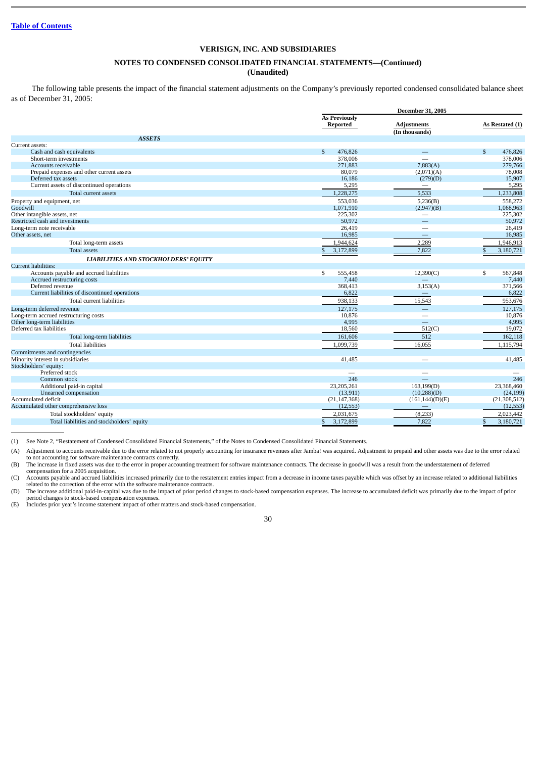Table of Contents

## VERISIGN, INC. AND SUBSIDIARIES

### NOTES TO CONDENSED CONSOLIDATED FINANCIAL STATEMENTS—(Continued)
### (Unaudited)

The following table presents the impact of the financial statement adjustments on the Company's previously reported condensed consolidated balance sheet as of December 31, 2005:

| | December 31, 2005 | | |
|---|---|---|---|
| | As Previously Reported | Adjustments (In thousands) | As Restated (1) |
| ***ASSETS*** | | | |
| Current assets: | | | |
| Cash and cash equivalents | $ 476,826 | — | $ 476,826 |
| Short-term investments | 378,006 | — | 378,006 |
| Accounts receivable | 271,883 | 7,883(A) | 279,766 |
| Prepaid expenses and other current assets | 80,079 | (2,071)(A) | 78,008 |
| Deferred tax assets | 16,186 | (279)(D) | 15,907 |
| Current assets of discontinued operations | 5,295 | — | 5,295 |
| Total current assets | 1,228,275 | 5,533 | 1,233,808 |
| Property and equipment, net | 553,036 | 5,236(B) | 558,272 |
| Goodwill | 1,071,910 | (2,947)(B) | 1,068,963 |
| Other intangible assets, net | 225,302 | — | 225,302 |
| Restricted cash and investments | 50,972 | — | 50,972 |
| Long-term note receivable | 26,419 | — | 26,419 |
| Other assets, net | 16,985 | — | 16,985 |
| Total long-term assets | 1,944,624 | 2,289 | 1,946,913 |
| Total assets | $ 3,172,899 | 7,822 | $ 3,180,721 |
| ***LIABILITIES AND STOCKHOLDERS' EQUITY*** | | | |
| Current liabilities: | | | |
| Accounts payable and accrued liabilities | $ 555,458 | 12,390(C) | $ 567,848 |
| Accrued restructuring costs | 7,440 | — | 7,440 |
| Deferred revenue | 368,413 | 3,153(A) | 371,566 |
| Current liabilities of discontinued operations | 6,822 | — | 6,822 |
| Total current liabilities | 938,133 | 15,543 | 953,676 |
| Long-term deferred revenue | 127,175 | — | 127,175 |
| Long-term accrued restructuring costs | 10,876 | — | 10,876 |
| Other long-term liabilities | 4,995 | — | 4,995 |
| Deferred tax liabilities | 18,560 | 512(C) | 19,072 |
| Total long-term liabilities | 161,606 | 512 | 162,118 |
| Total liabilities | 1,099,739 | 16,055 | 1,115,794 |
| Commitments and contingencies | | | |
| Minority interest in subsidiaries | 41,485 | — | 41,485 |
| Stockholders' equity: | | | |
| Preferred stock | — | — | — |
| Common stock | 246 | — | 246 |
| Additional paid-in capital | 23,205,261 | 163,199(D) | 23,368,460 |
| Unearned compensation | (13,911) | (10,288)(D) | (24,199) |
| Accumulated deficit | (21,147,368) | (161,144)(D)(E) | (21,308,512) |
| Accumulated other comprehensive loss | (12,553) | — | (12,553) |
| Total stockholders' equity | 2,031,675 | (8,233) | 2,023,442 |
| Total liabilities and stockholders' equity | $ 3,172,899 | 7,822 | $ 3,180,721 |

(1) See Note 2, "Restatement of Condensed Consolidated Financial Statements," of the Notes to Condensed Consolidated Financial Statements.

(A) Adjustment to accounts receivable due to the error related to not properly accounting for insurance revenues after Jamba! was acquired. Adjustment to prepaid and other assets was due to the error related to not accounting for software maintenance contracts correctly.

(B) The increase in fixed assets was due to the error in proper accounting treatment for software maintenance contracts. The decrease in goodwill was a result from the understatement of deferred compensation for a 2005 acquisition.

(C) Accounts payable and accrued liabilities increased primarily due to the restatement entries impact from a decrease in income taxes payable which was offset by an increase related to additional liabilities related to the correction of the error with the software maintenance contracts.

(D) The increase additional paid-in-capital was due to the impact of prior period changes to stock-based compensation expenses. The increase to accumulated deficit was primarily due to the impact of prior period changes to stock-based compensation expenses.

(E) Includes prior year's income statement impact of other matters and stock-based compensation.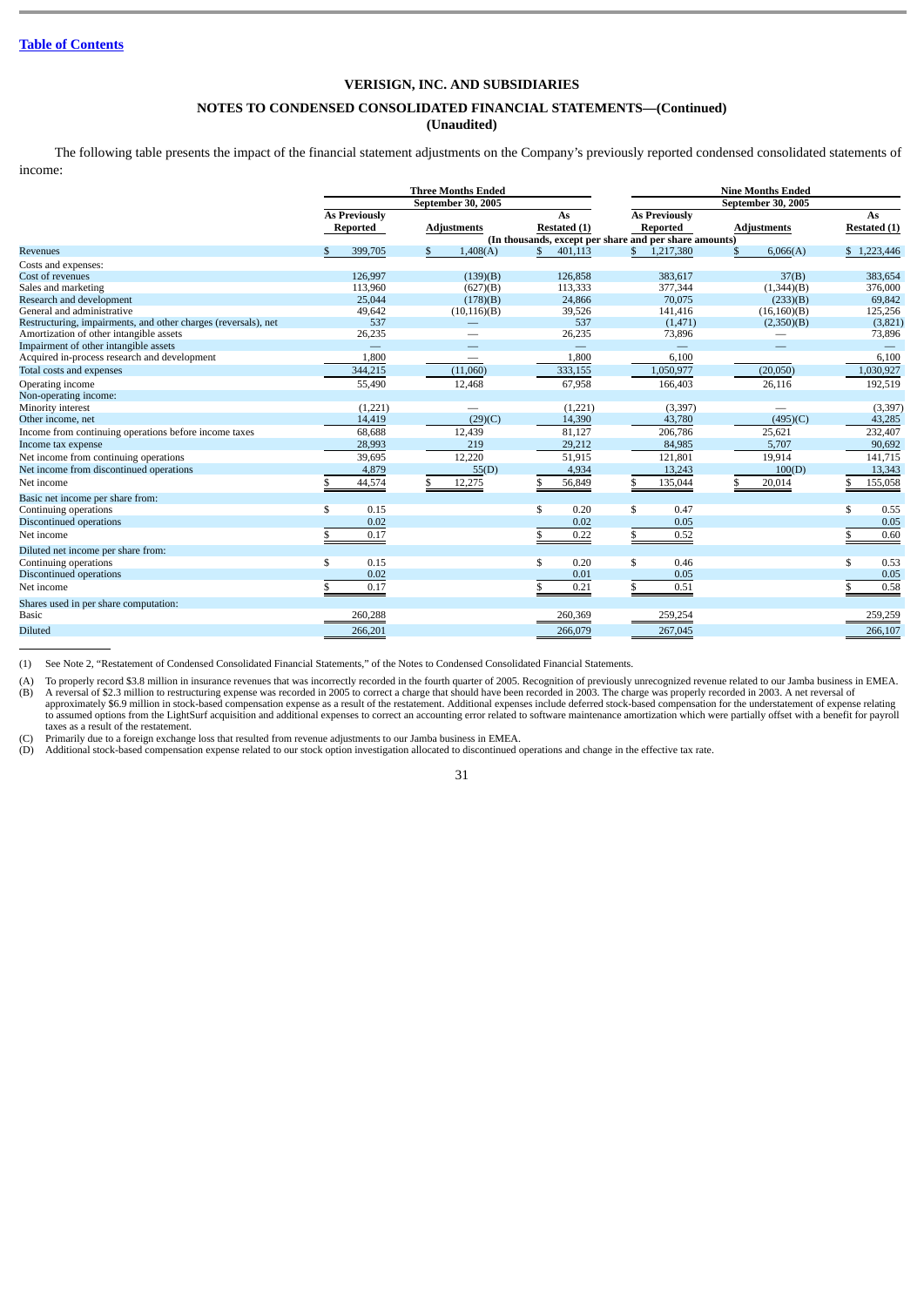[Table of Contents](#)

**VERISIGN, INC. AND SUBSIDIARIES**

**NOTES TO CONDENSED CONSOLIDATED FINANCIAL STATEMENTS—(Continued)**
**(Unaudited)**

The following table presents the impact of the financial statement adjustments on the Company's previously reported condensed consolidated statements of income:

| | Three Months Ended September 30, 2005 | | | Nine Months Ended September 30, 2005 | | |
|---|---|---|---|---|---|---|
| | As Previously Reported | Adjustments | As Restated (1) | As Previously Reported | Adjustments | As Restated (1) |
| | (In thousands, except per share and per share amounts) | | | | | |
| Revenues | $ 399,705 | $ 1,408(A) | $ 401,113 | $ 1,217,380 | $ 6,066(A) | $ 1,223,446 |
| Costs and expenses: | | | | | | |
| Cost of revenues | 126,997 | (139)(B) | 126,858 | 383,617 | 37(B) | 383,654 |
| Sales and marketing | 113,960 | (627)(B) | 113,333 | 377,344 | (1,344)(B) | 376,000 |
| Research and development | 25,044 | (178)(B) | 24,866 | 70,075 | (233)(B) | 69,842 |
| General and administrative | 49,642 | (10,116)(B) | 39,526 | 141,416 | (16,160)(B) | 125,256 |
| Restructuring, impairments, and other charges (reversals), net | 537 | — | 537 | (1,471) | (2,350)(B) | (3,821) |
| Amortization of other intangible assets | 26,235 | — | 26,235 | 73,896 | — | 73,896 |
| Impairment of other intangible assets | — | — | — | — | — | — |
| Acquired in-process research and development | 1,800 | — | 1,800 | 6,100 | | 6,100 |
| Total costs and expenses | 344,215 | (11,060) | 333,155 | 1,050,977 | (20,050) | 1,030,927 |
| Operating income | 55,490 | 12,468 | 67,958 | 166,403 | 26,116 | 192,519 |
| Non-operating income: | | | | | | |
| Minority interest | (1,221) | — | (1,221) | (3,397) | — | (3,397) |
| Other income, net | 14,419 | (29)(C) | 14,390 | 43,780 | (495)(C) | 43,285 |
| Income from continuing operations before income taxes | 68,688 | 12,439 | 81,127 | 206,786 | 25,621 | 232,407 |
| Income tax expense | 28,993 | 219 | 29,212 | 84,985 | 5,707 | 90,692 |
| Net income from continuing operations | 39,695 | 12,220 | 51,915 | 121,801 | 19,914 | 141,715 |
| Net income from discontinued operations | 4,879 | 55(D) | 4,934 | 13,243 | 100(D) | 13,343 |
| Net income | $ 44,574 | $ 12,275 | $ 56,849 | $ 135,044 | $ 20,014 | $ 155,058 |
| Basic net income per share from: | | | | | | |
| Continuing operations | $ 0.15 | | $ 0.20 | $ 0.47 | | $ 0.55 |
| Discontinued operations | 0.02 | | 0.02 | 0.05 | | 0.05 |
| Net income | $ 0.17 | | $ 0.22 | $ 0.52 | | $ 0.60 |
| Diluted net income per share from: | | | | | | |
| Continuing operations | $ 0.15 | | $ 0.20 | $ 0.46 | | $ 0.53 |
| Discontinued operations | 0.02 | | 0.01 | 0.05 | | 0.05 |
| Net income | $ 0.17 | | $ 0.21 | $ 0.51 | | $ 0.58 |
| Shares used in per share computation: | | | | | | |
| Basic | 260,288 | | 260,369 | 259,254 | | 259,259 |
| Diluted | 266,201 | | 266,079 | 267,045 | | 266,107 |

(1) See Note 2, "Restatement of Condensed Consolidated Financial Statements," of the Notes to Condensed Consolidated Financial Statements.

(A) To properly record $3.8 million in insurance revenues that was incorrectly recorded in the fourth quarter of 2005. Recognition of previously unrecognized revenue related to our Jamba business in EMEA.

(B) A reversal of $2.3 million to restructuring expense was recorded in 2005 to correct a charge that should have been recorded in 2003. The charge was properly recorded in 2003. A net reversal of approximately $6.9 million in stock-based compensation expense as a result of the restatement. Additional expenses include deferred stock-based compensation for the understatement of expense relating to assumed options from the LightSurf acquisition and additional expenses to correct an accounting error related to software maintenance amortization which were partially offset with a benefit for payroll taxes as a result of the restatement.

(C) Primarily due to a foreign exchange loss that resulted from revenue adjustments to our Jamba business in EMEA.

(D) Additional stock-based compensation expense related to our stock option investigation allocated to discontinued operations and change in the effective tax rate.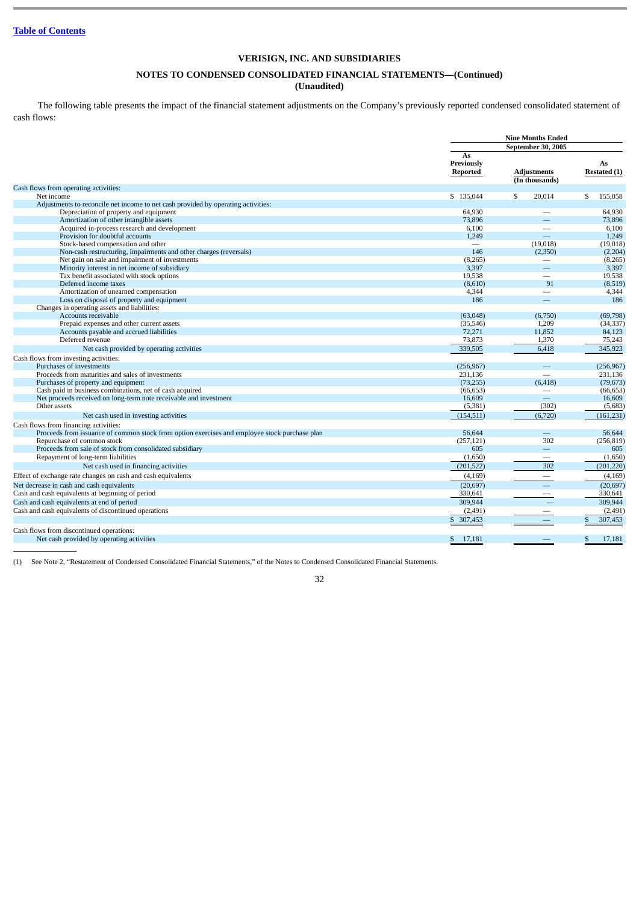[Table of Contents](#)

# VERISIGN, INC. AND SUBSIDIARIES

## NOTES TO CONDENSED CONSOLIDATED FINANCIAL STATEMENTS—(Continued)

**(Unaudited)**

The following table presents the impact of the financial statement adjustments on the Company's previously reported condensed consolidated statement of cash flows:

| | Nine Months Ended September 30, 2005 | | |
|---|---|---|---|
| | As Previously Reported | Adjustments (In thousands) | As Restated (1) |
| Cash flows from operating activities: | | | |
| Net income | $ 135,044 | $ 20,014 | $ 155,058 |
| Adjustments to reconcile net income to net cash provided by operating activities: | | | |
| Depreciation of property and equipment | 64,930 | — | 64,930 |
| Amortization of other intangible assets | 73,896 | — | 73,896 |
| Acquired in-process research and development | 6,100 | — | 6,100 |
| Provision for doubtful accounts | 1,249 | — | 1,249 |
| Stock-based compensation and other | — | (19,018) | (19,018) |
| Non-cash restructuring, impairments and other charges (reversals) | 146 | (2,350) | (2,204) |
| Net gain on sale and impairment of investments | (8,265) | — | (8,265) |
| Minority interest in net income of subsidiary | 3,397 | — | 3,397 |
| Tax benefit associated with stock options | 19,538 | — | 19,538 |
| Deferred income taxes | (8,610) | 91 | (8,519) |
| Amortization of unearned compensation | 4,344 | — | 4,344 |
| Loss on disposal of property and equipment | 186 | — | 186 |
| Changes in operating assets and liabilities: | | | |
| Accounts receivable | (63,048) | (6,750) | (69,798) |
| Prepaid expenses and other current assets | (35,546) | 1,209 | (34,337) |
| Accounts payable and accrued liabilities | 72,271 | 11,852 | 84,123 |
| Deferred revenue | 73,873 | 1,370 | 75,243 |
| Net cash provided by operating activities | 339,505 | 6,418 | 345,923 |
| Cash flows from investing activities: | | | |
| Purchases of investments | (256,967) | — | (256,967) |
| Proceeds from maturities and sales of investments | 231,136 | — | 231,136 |
| Purchases of property and equipment | (73,255) | (6,418) | (79,673) |
| Cash paid in business combinations, net of cash acquired | (66,653) | — | (66,653) |
| Net proceeds received on long-term note receivable and investment | 16,609 | — | 16,609 |
| Other assets | (5,381) | (302) | (5,683) |
| Net cash used in investing activities | (154,511) | (6,720) | (161,231) |
| Cash flows from financing activities: | | | |
| Proceeds from issuance of common stock from option exercises and employee stock purchase plan | 56,644 | — | 56,644 |
| Repurchase of common stock | (257,121) | 302 | (256,819) |
| Proceeds from sale of stock from consolidated subsidiary | 605 | — | 605 |
| Repayment of long-term liabilities | (1,650) | — | (1,650) |
| Net cash used in financing activities | (201,522) | 302 | (201,220) |
| Effect of exchange rate changes on cash and cash equivalents | (4,169) | — | (4,169) |
| Net decrease in cash and cash equivalents | (20,697) | — | (20,697) |
| Cash and cash equivalents at beginning of period | 330,641 | — | 330,641 |
| Cash and cash equivalents at end of period | 309,944 | — | 309,944 |
| Cash and cash equivalents of discontinued operations | (2,491) | — | (2,491) |
| | $ 307,453 | — | $ 307,453 |
| Cash flows from discontinued operations: | | | |
| Net cash provided by operating activities | $ 17,181 | — | $ 17,181 |

(1) See Note 2, "Restatement of Condensed Consolidated Financial Statements," of the Notes to Condensed Consolidated Financial Statements.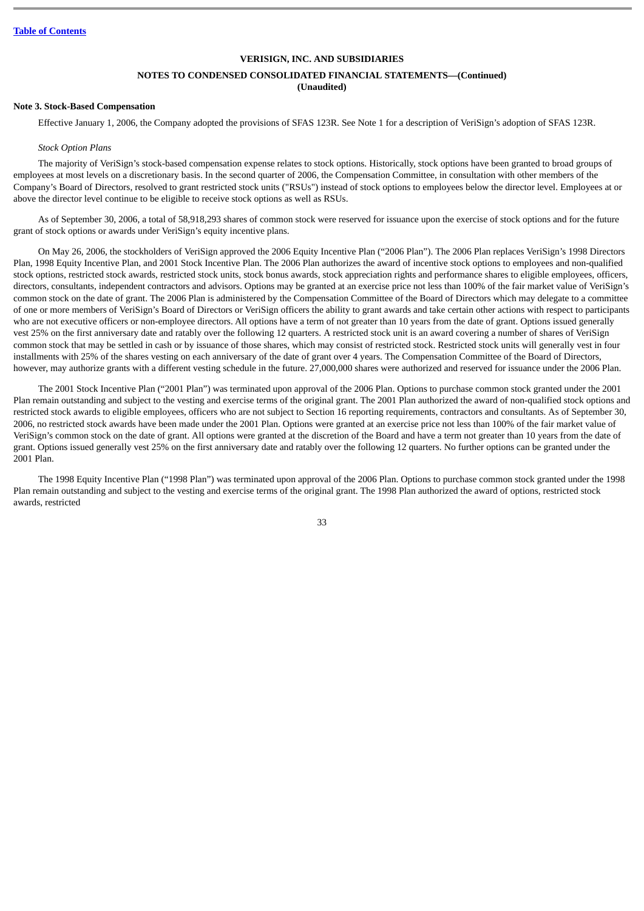VERISIGN, INC. AND SUBSIDIARIES

NOTES TO CONDENSED CONSOLIDATED FINANCIAL STATEMENTS—(Continued)
(Unaudited)

**Note 3. Stock-Based Compensation**

Effective January 1, 2006, the Company adopted the provisions of SFAS 123R. See Note 1 for a description of VeriSign's adoption of SFAS 123R.

*Stock Option Plans*

The majority of VeriSign's stock-based compensation expense relates to stock options. Historically, stock options have been granted to broad groups of employees at most levels on a discretionary basis. In the second quarter of 2006, the Compensation Committee, in consultation with other members of the Company's Board of Directors, resolved to grant restricted stock units ("RSUs") instead of stock options to employees below the director level. Employees at or above the director level continue to be eligible to receive stock options as well as RSUs.

As of September 30, 2006, a total of 58,918,293 shares of common stock were reserved for issuance upon the exercise of stock options and for the future grant of stock options or awards under VeriSign's equity incentive plans.

On May 26, 2006, the stockholders of VeriSign approved the 2006 Equity Incentive Plan ("2006 Plan"). The 2006 Plan replaces VeriSign's 1998 Directors Plan, 1998 Equity Incentive Plan, and 2001 Stock Incentive Plan. The 2006 Plan authorizes the award of incentive stock options to employees and non-qualified stock options, restricted stock awards, restricted stock units, stock bonus awards, stock appreciation rights and performance shares to eligible employees, officers, directors, consultants, independent contractors and advisors. Options may be granted at an exercise price not less than 100% of the fair market value of VeriSign's common stock on the date of grant. The 2006 Plan is administered by the Compensation Committee of the Board of Directors which may delegate to a committee of one or more members of VeriSign's Board of Directors or VeriSign officers the ability to grant awards and take certain other actions with respect to participants who are not executive officers or non-employee directors. All options have a term of not greater than 10 years from the date of grant. Options issued generally vest 25% on the first anniversary date and ratably over the following 12 quarters. A restricted stock unit is an award covering a number of shares of VeriSign common stock that may be settled in cash or by issuance of those shares, which may consist of restricted stock. Restricted stock units will generally vest in four installments with 25% of the shares vesting on each anniversary of the date of grant over 4 years. The Compensation Committee of the Board of Directors, however, may authorize grants with a different vesting schedule in the future. 27,000,000 shares were authorized and reserved for issuance under the 2006 Plan.

The 2001 Stock Incentive Plan ("2001 Plan") was terminated upon approval of the 2006 Plan. Options to purchase common stock granted under the 2001 Plan remain outstanding and subject to the vesting and exercise terms of the original grant. The 2001 Plan authorized the award of non-qualified stock options and restricted stock awards to eligible employees, officers who are not subject to Section 16 reporting requirements, contractors and consultants. As of September 30, 2006, no restricted stock awards have been made under the 2001 Plan. Options were granted at an exercise price not less than 100% of the fair market value of VeriSign's common stock on the date of grant. All options were granted at the discretion of the Board and have a term not greater than 10 years from the date of grant. Options issued generally vest 25% on the first anniversary date and ratably over the following 12 quarters. No further options can be granted under the 2001 Plan.

The 1998 Equity Incentive Plan ("1998 Plan") was terminated upon approval of the 2006 Plan. Options to purchase common stock granted under the 1998 Plan remain outstanding and subject to the vesting and exercise terms of the original grant. The 1998 Plan authorized the award of options, restricted stock awards, restricted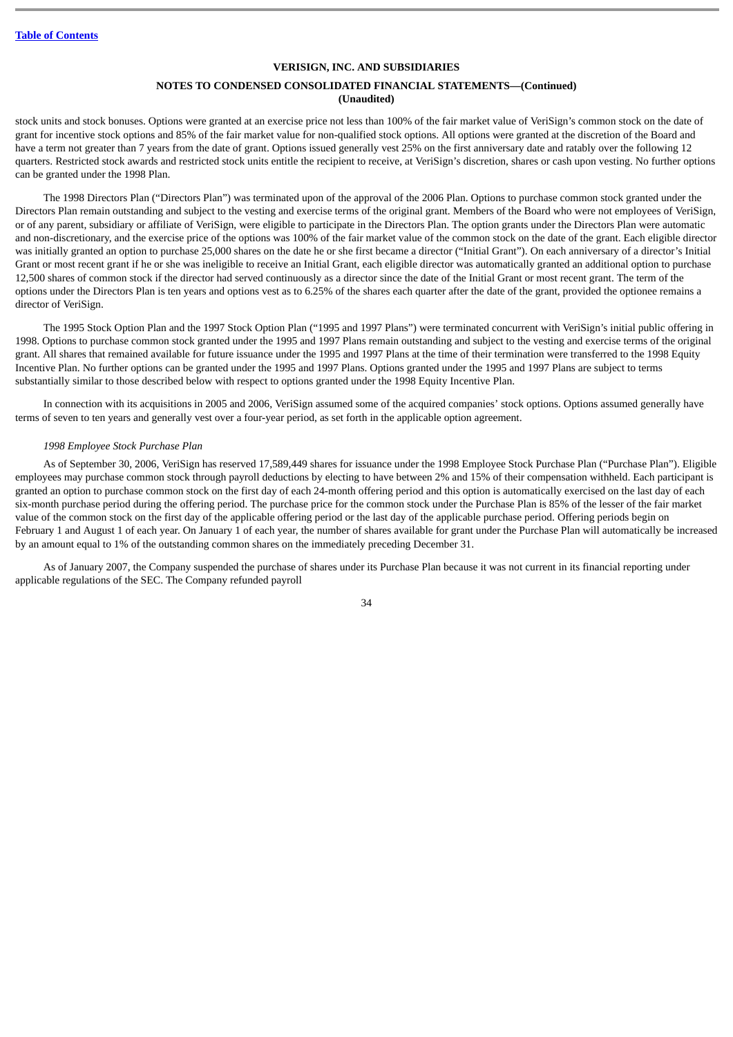stock units and stock bonuses. Options were granted at an exercise price not less than 100% of the fair market value of VeriSign's common stock on the date of grant for incentive stock options and 85% of the fair market value for non-qualified stock options. All options were granted at the discretion of the Board and have a term not greater than 7 years from the date of grant. Options issued generally vest 25% on the first anniversary date and ratably over the following 12 quarters. Restricted stock awards and restricted stock units entitle the recipient to receive, at VeriSign's discretion, shares or cash upon vesting. No further options can be granted under the 1998 Plan.

The 1998 Directors Plan ("Directors Plan") was terminated upon of the approval of the 2006 Plan. Options to purchase common stock granted under the Directors Plan remain outstanding and subject to the vesting and exercise terms of the original grant. Members of the Board who were not employees of VeriSign, or of any parent, subsidiary or affiliate of VeriSign, were eligible to participate in the Directors Plan. The option grants under the Directors Plan were automatic and non-discretionary, and the exercise price of the options was 100% of the fair market value of the common stock on the date of the grant. Each eligible director was initially granted an option to purchase 25,000 shares on the date he or she first became a director ("Initial Grant"). On each anniversary of a director's Initial Grant or most recent grant if he or she was ineligible to receive an Initial Grant, each eligible director was automatically granted an additional option to purchase 12,500 shares of common stock if the director had served continuously as a director since the date of the Initial Grant or most recent grant. The term of the options under the Directors Plan is ten years and options vest as to 6.25% of the shares each quarter after the date of the grant, provided the optionee remains a director of VeriSign.

The 1995 Stock Option Plan and the 1997 Stock Option Plan ("1995 and 1997 Plans") were terminated concurrent with VeriSign's initial public offering in 1998. Options to purchase common stock granted under the 1995 and 1997 Plans remain outstanding and subject to the vesting and exercise terms of the original grant. All shares that remained available for future issuance under the 1995 and 1997 Plans at the time of their termination were transferred to the 1998 Equity Incentive Plan. No further options can be granted under the 1995 and 1997 Plans. Options granted under the 1995 and 1997 Plans are subject to terms substantially similar to those described below with respect to options granted under the 1998 Equity Incentive Plan.

In connection with its acquisitions in 2005 and 2006, VeriSign assumed some of the acquired companies' stock options. Options assumed generally have terms of seven to ten years and generally vest over a four-year period, as set forth in the applicable option agreement.

*1998 Employee Stock Purchase Plan*

As of September 30, 2006, VeriSign has reserved 17,589,449 shares for issuance under the 1998 Employee Stock Purchase Plan ("Purchase Plan"). Eligible employees may purchase common stock through payroll deductions by electing to have between 2% and 15% of their compensation withheld. Each participant is granted an option to purchase common stock on the first day of each 24-month offering period and this option is automatically exercised on the last day of each six-month purchase period during the offering period. The purchase price for the common stock under the Purchase Plan is 85% of the lesser of the fair market value of the common stock on the first day of the applicable offering period or the last day of the applicable purchase period. Offering periods begin on February 1 and August 1 of each year. On January 1 of each year, the number of shares available for grant under the Purchase Plan will automatically be increased by an amount equal to 1% of the outstanding common shares on the immediately preceding December 31.

As of January 2007, the Company suspended the purchase of shares under its Purchase Plan because it was not current in its financial reporting under applicable regulations of the SEC. The Company refunded payroll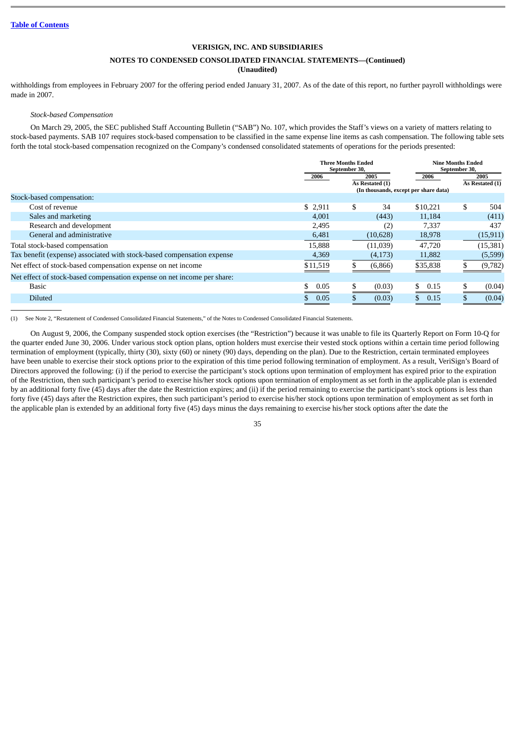[Table of Contents](#)

**VERISIGN, INC. AND SUBSIDIARIES**

**NOTES TO CONDENSED CONSOLIDATED FINANCIAL STATEMENTS—(Continued)**
**(Unaudited)**

withholdings from employees in February 2007 for the offering period ended January 31, 2007. As of the date of this report, no further payroll withholdings were made in 2007.

*Stock-based Compensation*

On March 29, 2005, the SEC published Staff Accounting Bulletin ("SAB") No. 107, which provides the Staff's views on a variety of matters relating to stock-based payments. SAB 107 requires stock-based compensation to be classified in the same expense line items as cash compensation. The following table sets forth the total stock-based compensation recognized on the Company's condensed consolidated statements of operations for the periods presented:

| | Three Months Ended September 30, | | Nine Months Ended September 30, | |
|---|---|---|---|---|
| | 2006 | 2005 As Restated (1) | 2006 | 2005 As Restated (1) |
| | (In thousands, except per share data) | | | |
| Stock-based compensation: | | | | |
| Cost of revenue | $ 2,911 | $ 34 | $10,221 | $ 504 |
| Sales and marketing | 4,001 | (443) | 11,184 | (411) |
| Research and development | 2,495 | (2) | 7,337 | 437 |
| General and administrative | 6,481 | (10,628) | 18,978 | (15,911) |
| Total stock-based compensation | 15,888 | (11,039) | 47,720 | (15,381) |
| Tax benefit (expense) associated with stock-based compensation expense | 4,369 | (4,173) | 11,882 | (5,599) |
| Net effect of stock-based compensation expense on net income | $11,519 | $ (6,866) | $35,838 | $ (9,782) |
| Net effect of stock-based compensation expense on net income per share: | | | | |
| Basic | $ 0.05 | $ (0.03) | $ 0.15 | $ (0.04) |
| Diluted | $ 0.05 | $ (0.03) | $ 0.15 | $ (0.04) |

(1) See Note 2, "Restatement of Condensed Consolidated Financial Statements," of the Notes to Condensed Consolidated Financial Statements.

On August 9, 2006, the Company suspended stock option exercises (the "Restriction") because it was unable to file its Quarterly Report on Form 10-Q for the quarter ended June 30, 2006. Under various stock option plans, option holders must exercise their vested stock options within a certain time period following termination of employment (typically, thirty (30), sixty (60) or ninety (90) days, depending on the plan). Due to the Restriction, certain terminated employees have been unable to exercise their stock options prior to the expiration of this time period following termination of employment. As a result, VeriSign's Board of Directors approved the following: (i) if the period to exercise the participant's stock options upon termination of employment has expired prior to the expiration of the Restriction, then such participant's period to exercise his/her stock options upon termination of employment as set forth in the applicable plan is extended by an additional forty five (45) days after the date the Restriction expires; and (ii) if the period remaining to exercise the participant's stock options is less than forty five (45) days after the Restriction expires, then such participant's period to exercise his/her stock options upon termination of employment as set forth in the applicable plan is extended by an additional forty five (45) days minus the days remaining to exercise his/her stock options after the date the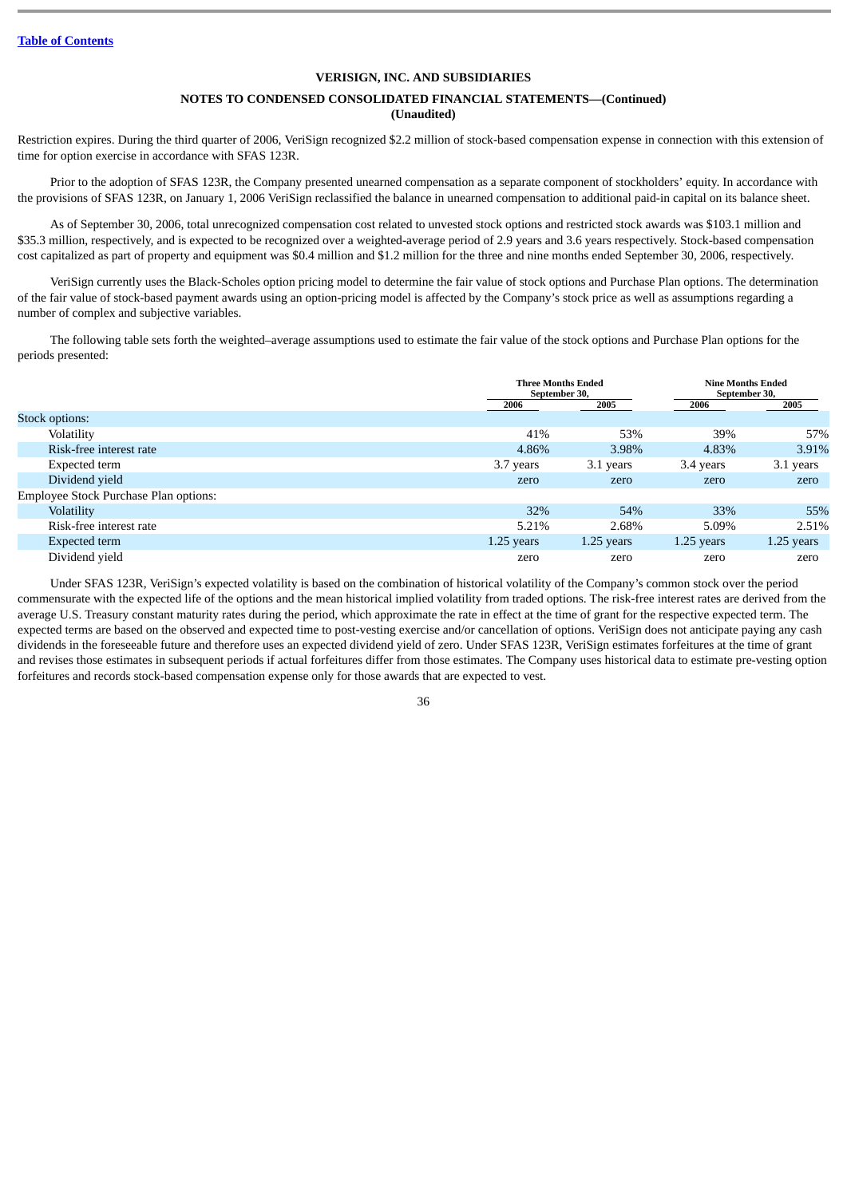**VERISIGN, INC. AND SUBSIDIARIES**

**NOTES TO CONDENSED CONSOLIDATED FINANCIAL STATEMENTS—(Continued)**
**(Unaudited)**

Restriction expires. During the third quarter of 2006, VeriSign recognized $2.2 million of stock-based compensation expense in connection with this extension of time for option exercise in accordance with SFAS 123R.

Prior to the adoption of SFAS 123R, the Company presented unearned compensation as a separate component of stockholders' equity. In accordance with the provisions of SFAS 123R, on January 1, 2006 VeriSign reclassified the balance in unearned compensation to additional paid-in capital on its balance sheet.

As of September 30, 2006, total unrecognized compensation cost related to unvested stock options and restricted stock awards was $103.1 million and $35.3 million, respectively, and is expected to be recognized over a weighted-average period of 2.9 years and 3.6 years respectively. Stock-based compensation cost capitalized as part of property and equipment was $0.4 million and $1.2 million for the three and nine months ended September 30, 2006, respectively.

VeriSign currently uses the Black-Scholes option pricing model to determine the fair value of stock options and Purchase Plan options. The determination of the fair value of stock-based payment awards using an option-pricing model is affected by the Company's stock price as well as assumptions regarding a number of complex and subjective variables.

The following table sets forth the weighted–average assumptions used to estimate the fair value of the stock options and Purchase Plan options for the periods presented:

| | Three Months Ended September 30, | | Nine Months Ended September 30, | |
|---|---|---|---|---|
| | 2006 | 2005 | 2006 | 2005 |
| Stock options: | | | | |
| Volatility | 41% | 53% | 39% | 57% |
| Risk-free interest rate | 4.86% | 3.98% | 4.83% | 3.91% |
| Expected term | 3.7 years | 3.1 years | 3.4 years | 3.1 years |
| Dividend yield | zero | zero | zero | zero |
| Employee Stock Purchase Plan options: | | | | |
| Volatility | 32% | 54% | 33% | 55% |
| Risk-free interest rate | 5.21% | 2.68% | 5.09% | 2.51% |
| Expected term | 1.25 years | 1.25 years | 1.25 years | 1.25 years |
| Dividend yield | zero | zero | zero | zero |

Under SFAS 123R, VeriSign's expected volatility is based on the combination of historical volatility of the Company's common stock over the period commensurate with the expected life of the options and the mean historical implied volatility from traded options. The risk-free interest rates are derived from the average U.S. Treasury constant maturity rates during the period, which approximate the rate in effect at the time of grant for the respective expected term. The expected terms are based on the observed and expected time to post-vesting exercise and/or cancellation of options. VeriSign does not anticipate paying any cash dividends in the foreseeable future and therefore uses an expected dividend yield of zero. Under SFAS 123R, VeriSign estimates forfeitures at the time of grant and revises those estimates in subsequent periods if actual forfeitures differ from those estimates. The Company uses historical data to estimate pre-vesting option forfeitures and records stock-based compensation expense only for those awards that are expected to vest.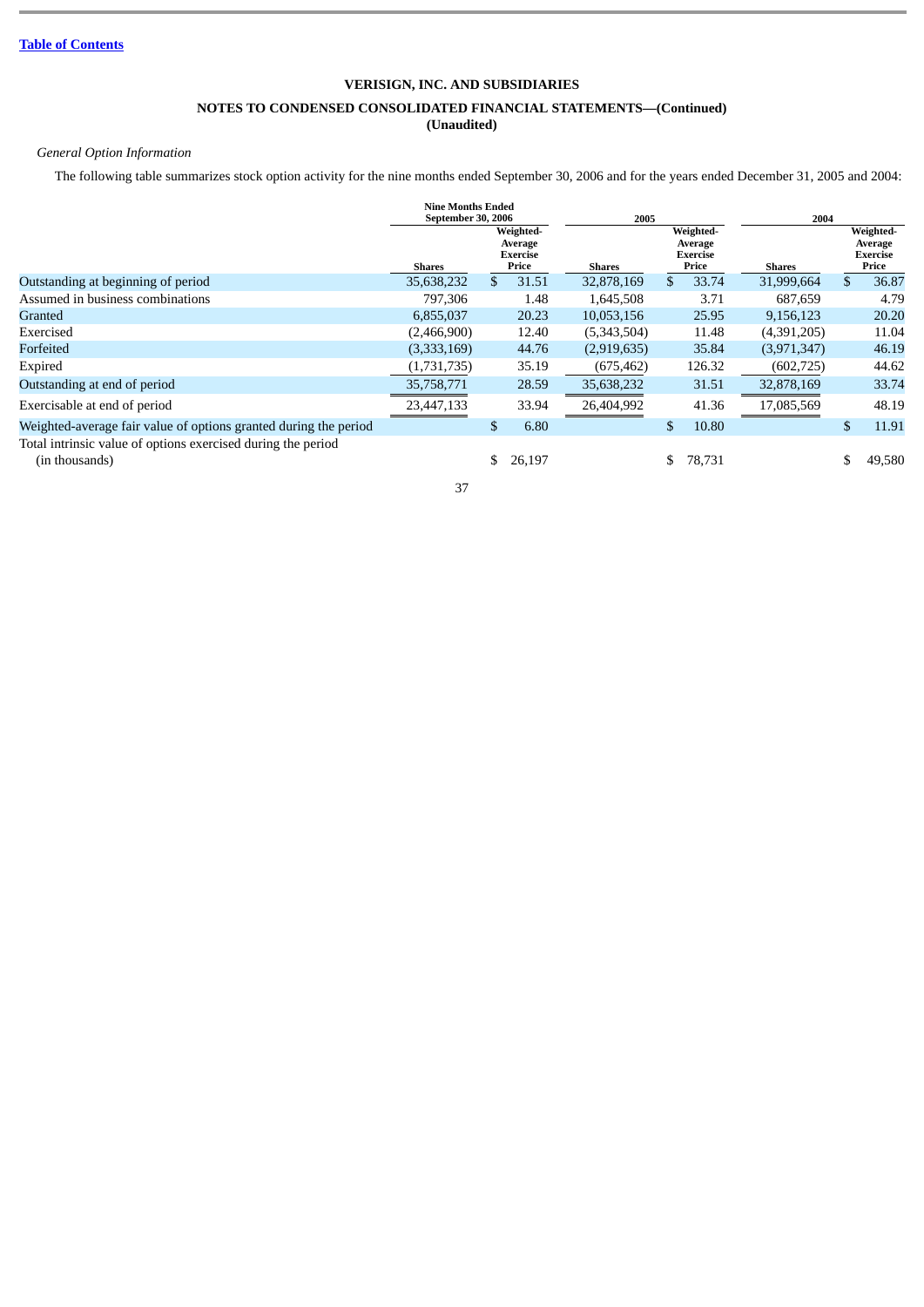VERISIGN, INC. AND SUBSIDIARIES

NOTES TO CONDENSED CONSOLIDATED FINANCIAL STATEMENTS—(Continued)
(Unaudited)

*General Option Information*

The following table summarizes stock option activity for the nine months ended September 30, 2006 and for the years ended December 31, 2005 and 2004:

| | Nine Months Ended September 30, 2006 | | 2005 | | 2004 | |
|---|---|---|---|---|---|---|
| | Shares | Weighted-Average Exercise Price | Shares | Weighted-Average Exercise Price | Shares | Weighted-Average Exercise Price |
| Outstanding at beginning of period | 35,638,232 | $ 31.51 | 32,878,169 | $ 33.74 | 31,999,664 | $ 36.87 |
| Assumed in business combinations | 797,306 | 1.48 | 1,645,508 | 3.71 | 687,659 | 4.79 |
| Granted | 6,855,037 | 20.23 | 10,053,156 | 25.95 | 9,156,123 | 20.20 |
| Exercised | (2,466,900) | 12.40 | (5,343,504) | 11.48 | (4,391,205) | 11.04 |
| Forfeited | (3,333,169) | 44.76 | (2,919,635) | 35.84 | (3,971,347) | 46.19 |
| Expired | (1,731,735) | 35.19 | (675,462) | 126.32 | (602,725) | 44.62 |
| Outstanding at end of period | 35,758,771 | 28.59 | 35,638,232 | 31.51 | 32,878,169 | 33.74 |
| Exercisable at end of period | 23,447,133 | 33.94 | 26,404,992 | 41.36 | 17,085,569 | 48.19 |
| Weighted-average fair value of options granted during the period | | $ 6.80 | | $ 10.80 | | $ 11.91 |
| Total intrinsic value of options exercised during the period (in thousands) | | $ 26,197 | | $ 78,731 | | $ 49,580 |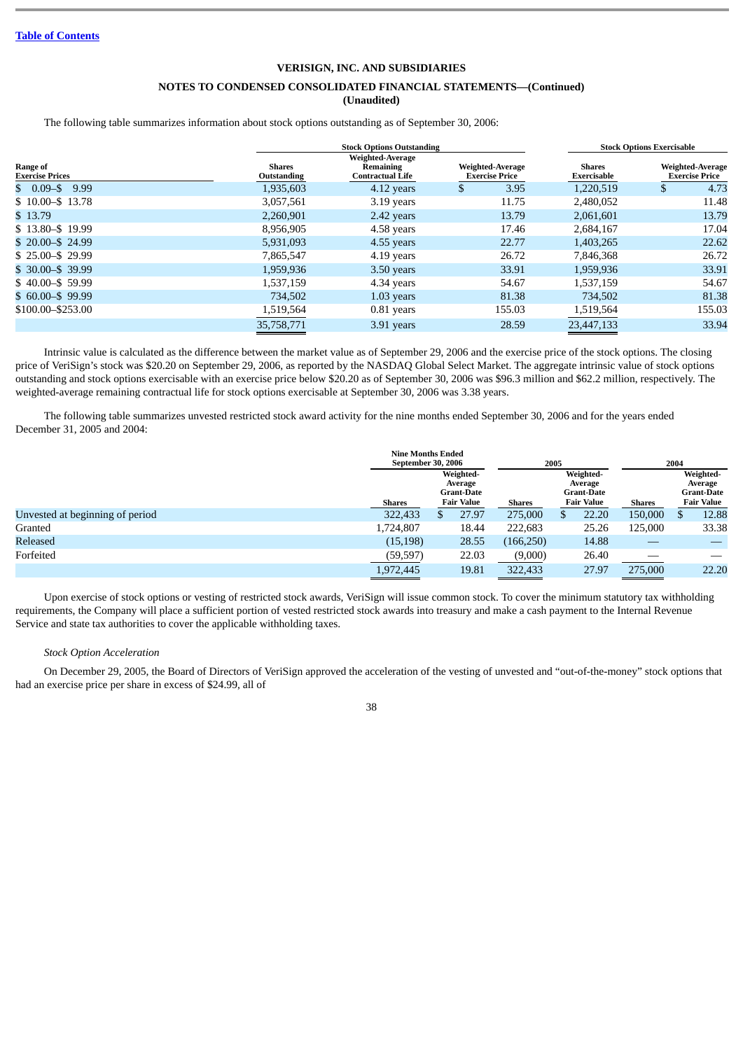**VERISIGN, INC. AND SUBSIDIARIES**

**NOTES TO CONDENSED CONSOLIDATED FINANCIAL STATEMENTS—(Continued)**
**(Unaudited)**

The following table summarizes information about stock options outstanding as of September 30, 2006:

| | Stock Options Outstanding | | | Stock Options Exercisable | |
|---|---|---|---|---|---|
| Range of Exercise Prices | Shares Outstanding | Weighted-Average Remaining Contractual Life | Weighted-Average Exercise Price | Shares Exercisable | Weighted-Average Exercise Price |
| $ 0.09–$ 9.99 | 1,935,603 | 4.12 years | $ 3.95 | 1,220,519 | $ 4.73 |
| $ 10.00–$ 13.78 | 3,057,561 | 3.19 years | 11.75 | 2,480,052 | 11.48 |
| $ 13.79 | 2,260,901 | 2.42 years | 13.79 | 2,061,601 | 13.79 |
| $ 13.80–$ 19.99 | 8,956,905 | 4.58 years | 17.46 | 2,684,167 | 17.04 |
| $ 20.00–$ 24.99 | 5,931,093 | 4.55 years | 22.77 | 1,403,265 | 22.62 |
| $ 25.00–$ 29.99 | 7,865,547 | 4.19 years | 26.72 | 7,846,368 | 26.72 |
| $ 30.00–$ 39.99 | 1,959,936 | 3.50 years | 33.91 | 1,959,936 | 33.91 |
| $ 40.00–$ 59.99 | 1,537,159 | 4.34 years | 54.67 | 1,537,159 | 54.67 |
| $ 60.00–$ 99.99 | 734,502 | 1.03 years | 81.38 | 734,502 | 81.38 |
| $100.00–$253.00 | 1,519,564 | 0.81 years | 155.03 | 1,519,564 | 155.03 |
| | 35,758,771 | 3.91 years | 28.59 | 23,447,133 | 33.94 |

Intrinsic value is calculated as the difference between the market value as of September 29, 2006 and the exercise price of the stock options. The closing price of VeriSign's stock was $20.20 on September 29, 2006, as reported by the NASDAQ Global Select Market. The aggregate intrinsic value of stock options outstanding and stock options exercisable with an exercise price below $20.20 as of September 30, 2006 was $96.3 million and $62.2 million, respectively. The weighted-average remaining contractual life for stock options exercisable at September 30, 2006 was 3.38 years.

The following table summarizes unvested restricted stock award activity for the nine months ended September 30, 2006 and for the years ended December 31, 2005 and 2004:

| | Nine Months Ended September 30, 2006 | | 2005 | | 2004 | |
|---|---|---|---|---|---|---|
| | Shares | Weighted-Average Grant-Date Fair Value | Shares | Weighted-Average Grant-Date Fair Value | Shares | Weighted-Average Grant-Date Fair Value |
| Unvested at beginning of period | 322,433 | $ 27.97 | 275,000 | $ 22.20 | 150,000 | $ 12.88 |
| Granted | 1,724,807 | 18.44 | 222,683 | 25.26 | 125,000 | 33.38 |
| Released | (15,198) | 28.55 | (166,250) | 14.88 | — | — |
| Forfeited | (59,597) | 22.03 | (9,000) | 26.40 | — | — |
| | 1,972,445 | 19.81 | 322,433 | 27.97 | 275,000 | 22.20 |

Upon exercise of stock options or vesting of restricted stock awards, VeriSign will issue common stock. To cover the minimum statutory tax withholding requirements, the Company will place a sufficient portion of vested restricted stock awards into treasury and make a cash payment to the Internal Revenue Service and state tax authorities to cover the applicable withholding taxes.

*Stock Option Acceleration*

On December 29, 2005, the Board of Directors of VeriSign approved the acceleration of the vesting of unvested and "out-of-the-money" stock options that had an exercise price per share in excess of $24.99, all of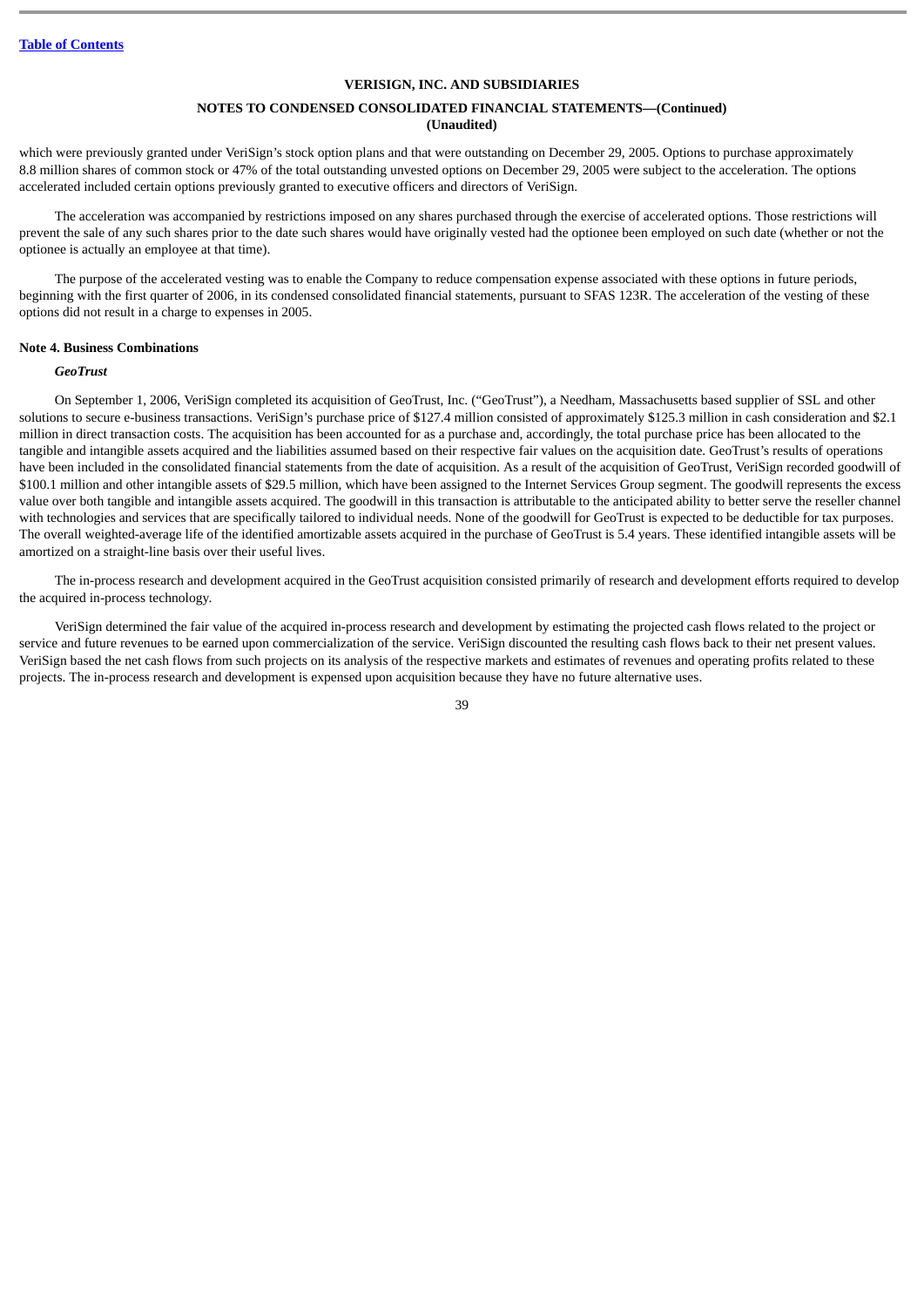which were previously granted under VeriSign's stock option plans and that were outstanding on December 29, 2005. Options to purchase approximately 8.8 million shares of common stock or 47% of the total outstanding unvested options on December 29, 2005 were subject to the acceleration. The options accelerated included certain options previously granted to executive officers and directors of VeriSign.

The acceleration was accompanied by restrictions imposed on any shares purchased through the exercise of accelerated options. Those restrictions will prevent the sale of any such shares prior to the date such shares would have originally vested had the optionee been employed on such date (whether or not the optionee is actually an employee at that time).

The purpose of the accelerated vesting was to enable the Company to reduce compensation expense associated with these options in future periods, beginning with the first quarter of 2006, in its condensed consolidated financial statements, pursuant to SFAS 123R. The acceleration of the vesting of these options did not result in a charge to expenses in 2005.

**Note 4. Business Combinations**

***GeoTrust***

On September 1, 2006, VeriSign completed its acquisition of GeoTrust, Inc. ("GeoTrust"), a Needham, Massachusetts based supplier of SSL and other solutions to secure e-business transactions. VeriSign's purchase price of $127.4 million consisted of approximately $125.3 million in cash consideration and $2.1 million in direct transaction costs. The acquisition has been accounted for as a purchase and, accordingly, the total purchase price has been allocated to the tangible and intangible assets acquired and the liabilities assumed based on their respective fair values on the acquisition date. GeoTrust's results of operations have been included in the consolidated financial statements from the date of acquisition. As a result of the acquisition of GeoTrust, VeriSign recorded goodwill of $100.1 million and other intangible assets of $29.5 million, which have been assigned to the Internet Services Group segment. The goodwill represents the excess value over both tangible and intangible assets acquired. The goodwill in this transaction is attributable to the anticipated ability to better serve the reseller channel with technologies and services that are specifically tailored to individual needs. None of the goodwill for GeoTrust is expected to be deductible for tax purposes. The overall weighted-average life of the identified amortizable assets acquired in the purchase of GeoTrust is 5.4 years. These identified intangible assets will be amortized on a straight-line basis over their useful lives.

The in-process research and development acquired in the GeoTrust acquisition consisted primarily of research and development efforts required to develop the acquired in-process technology.

VeriSign determined the fair value of the acquired in-process research and development by estimating the projected cash flows related to the project or service and future revenues to be earned upon commercialization of the service. VeriSign discounted the resulting cash flows back to their net present values. VeriSign based the net cash flows from such projects on its analysis of the respective markets and estimates of revenues and operating profits related to these projects. The in-process research and development is expensed upon acquisition because they have no future alternative uses.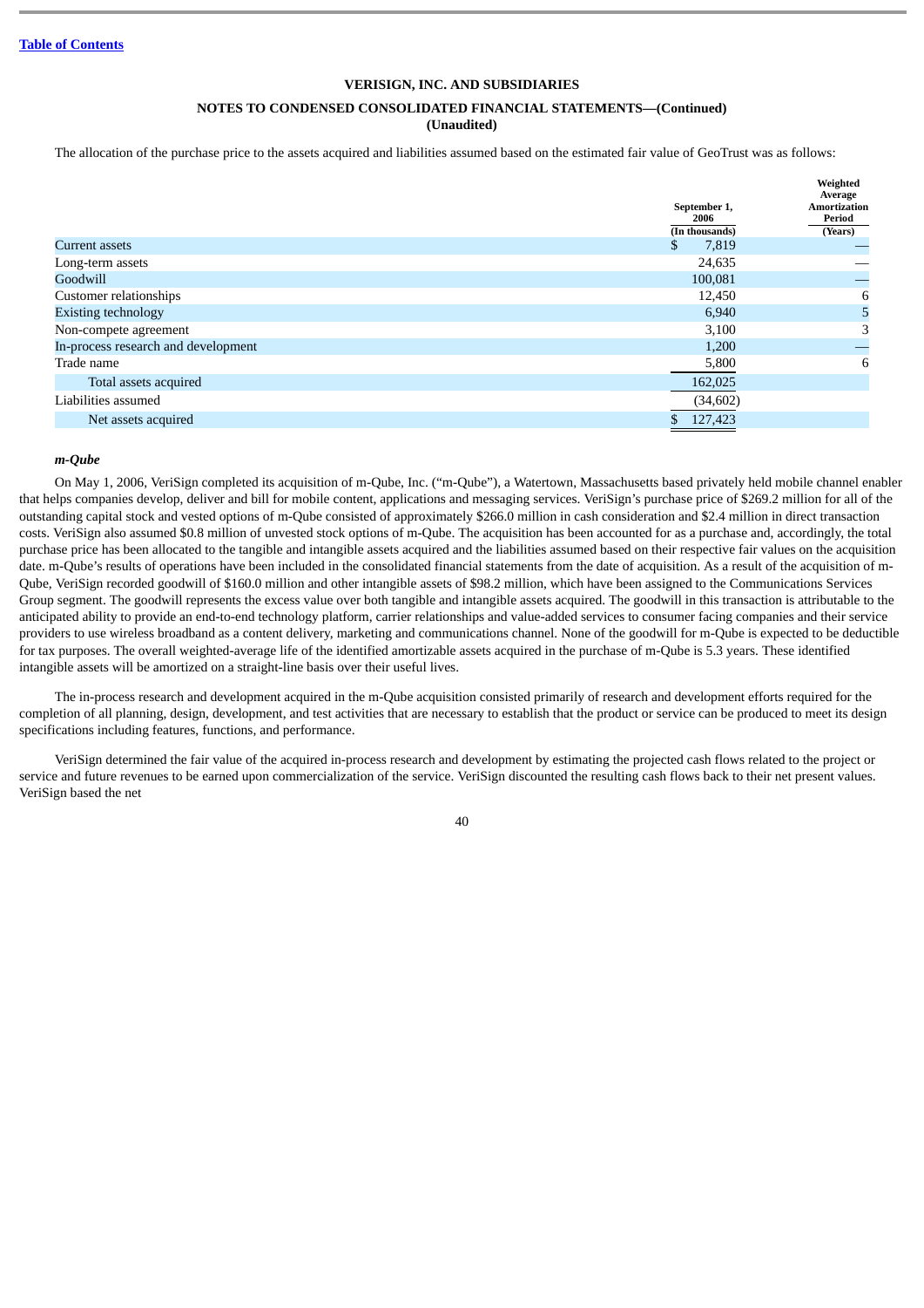[Table of Contents](#)

**VERISIGN, INC. AND SUBSIDIARIES**

**NOTES TO CONDENSED CONSOLIDATED FINANCIAL STATEMENTS—(Continued)**
**(Unaudited)**

The allocation of the purchase price to the assets acquired and liabilities assumed based on the estimated fair value of GeoTrust was as follows:

| | September 1, 2006 (In thousands) | Weighted Average Amortization Period (Years) |
|---|---|---|
| Current assets | $ 7,819 | — |
| Long-term assets | 24,635 | — |
| Goodwill | 100,081 | — |
| Customer relationships | 12,450 | 6 |
| Existing technology | 6,940 | 5 |
| Non-compete agreement | 3,100 | 3 |
| In-process research and development | 1,200 | — |
| Trade name | 5,800 | 6 |
| Total assets acquired | 162,025 | |
| Liabilities assumed | (34,602) | |
| Net assets acquired | $ 127,423 | |

***m-Qube***

On May 1, 2006, VeriSign completed its acquisition of m-Qube, Inc. ("m-Qube"), a Watertown, Massachusetts based privately held mobile channel enabler that helps companies develop, deliver and bill for mobile content, applications and messaging services. VeriSign's purchase price of $269.2 million for all of the outstanding capital stock and vested options of m-Qube consisted of approximately $266.0 million in cash consideration and $2.4 million in direct transaction costs. VeriSign also assumed $0.8 million of unvested stock options of m-Qube. The acquisition has been accounted for as a purchase and, accordingly, the total purchase price has been allocated to the tangible and intangible assets acquired and the liabilities assumed based on their respective fair values on the acquisition date. m-Qube's results of operations have been included in the consolidated financial statements from the date of acquisition. As a result of the acquisition of m-Qube, VeriSign recorded goodwill of $160.0 million and other intangible assets of $98.2 million, which have been assigned to the Communications Services Group segment. The goodwill represents the excess value over both tangible and intangible assets acquired. The goodwill in this transaction is attributable to the anticipated ability to provide an end-to-end technology platform, carrier relationships and value-added services to consumer facing companies and their service providers to use wireless broadband as a content delivery, marketing and communications channel. None of the goodwill for m-Qube is expected to be deductible for tax purposes. The overall weighted-average life of the identified amortizable assets acquired in the purchase of m-Qube is 5.3 years. These identified intangible assets will be amortized on a straight-line basis over their useful lives.

The in-process research and development acquired in the m-Qube acquisition consisted primarily of research and development efforts required for the completion of all planning, design, development, and test activities that are necessary to establish that the product or service can be produced to meet its design specifications including features, functions, and performance.

VeriSign determined the fair value of the acquired in-process research and development by estimating the projected cash flows related to the project or service and future revenues to be earned upon commercialization of the service. VeriSign discounted the resulting cash flows back to their net present values. VeriSign based the net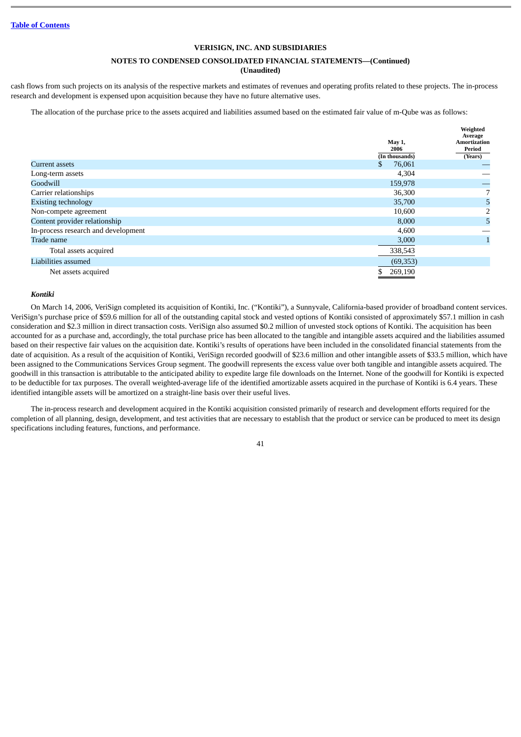VERISIGN, INC. AND SUBSIDIARIES

NOTES TO CONDENSED CONSOLIDATED FINANCIAL STATEMENTS—(Continued)
(Unaudited)

cash flows from such projects on its analysis of the respective markets and estimates of revenues and operating profits related to these projects. The in-process research and development is expensed upon acquisition because they have no future alternative uses.

The allocation of the purchase price to the assets acquired and liabilities assumed based on the estimated fair value of m-Qube was as follows:

| | May 1, 2006 (In thousands) | Weighted Average Amortization Period (Years) |
|---|---|---|
| Current assets | $ 76,061 | — |
| Long-term assets | 4,304 | — |
| Goodwill | 159,978 | — |
| Carrier relationships | 36,300 | 7 |
| Existing technology | 35,700 | 5 |
| Non-compete agreement | 10,600 | 2 |
| Content provider relationship | 8,000 | 5 |
| In-process research and development | 4,600 | — |
| Trade name | 3,000 | 1 |
| Total assets acquired | 338,543 | |
| Liabilities assumed | (69,353) | |
| Net assets acquired | $ 269,190 | |

***Kontiki***

On March 14, 2006, VeriSign completed its acquisition of Kontiki, Inc. ("Kontiki"), a Sunnyvale, California-based provider of broadband content services. VeriSign's purchase price of $59.6 million for all of the outstanding capital stock and vested options of Kontiki consisted of approximately $57.1 million in cash consideration and $2.3 million in direct transaction costs. VeriSign also assumed $0.2 million of unvested stock options of Kontiki. The acquisition has been accounted for as a purchase and, accordingly, the total purchase price has been allocated to the tangible and intangible assets acquired and the liabilities assumed based on their respective fair values on the acquisition date. Kontiki's results of operations have been included in the consolidated financial statements from the date of acquisition. As a result of the acquisition of Kontiki, VeriSign recorded goodwill of $23.6 million and other intangible assets of $33.5 million, which have been assigned to the Communications Services Group segment. The goodwill represents the excess value over both tangible and intangible assets acquired. The goodwill in this transaction is attributable to the anticipated ability to expedite large file downloads on the Internet. None of the goodwill for Kontiki is expected to be deductible for tax purposes. The overall weighted-average life of the identified amortizable assets acquired in the purchase of Kontiki is 6.4 years. These identified intangible assets will be amortized on a straight-line basis over their useful lives.

The in-process research and development acquired in the Kontiki acquisition consisted primarily of research and development efforts required for the completion of all planning, design, development, and test activities that are necessary to establish that the product or service can be produced to meet its design specifications including features, functions, and performance.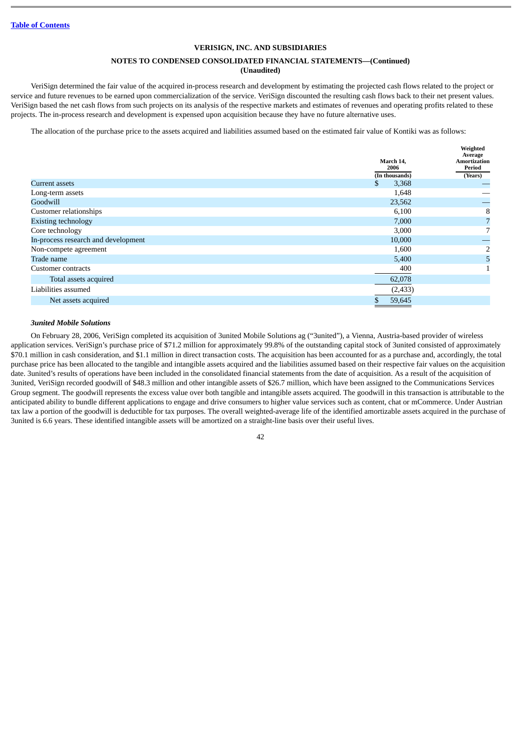Table of Contents

**VERISIGN, INC. AND SUBSIDIARIES**

**NOTES TO CONDENSED CONSOLIDATED FINANCIAL STATEMENTS—(Continued)**
**(Unaudited)**

VeriSign determined the fair value of the acquired in-process research and development by estimating the projected cash flows related to the project or service and future revenues to be earned upon commercialization of the service. VeriSign discounted the resulting cash flows back to their net present values. VeriSign based the net cash flows from such projects on its analysis of the respective markets and estimates of revenues and operating profits related to these projects. The in-process research and development is expensed upon acquisition because they have no future alternative uses.

The allocation of the purchase price to the assets acquired and liabilities assumed based on the estimated fair value of Kontiki was as follows:

| | March 14, 2006 | Weighted Average Amortization Period |
|---|---|---|
| | (In thousands) | (Years) |
| Current assets | $ 3,368 | — |
| Long-term assets | 1,648 | — |
| Goodwill | 23,562 | — |
| Customer relationships | 6,100 | 8 |
| Existing technology | 7,000 | 7 |
| Core technology | 3,000 | 7 |
| In-process research and development | 10,000 | — |
| Non-compete agreement | 1,600 | 2 |
| Trade name | 5,400 | 5 |
| Customer contracts | 400 | 1 |
| Total assets acquired | 62,078 | |
| Liabilities assumed | (2,433) | |
| Net assets acquired | $ 59,645 | |

***3united Mobile Solutions***

On February 28, 2006, VeriSign completed its acquisition of 3united Mobile Solutions ag ("3united"), a Vienna, Austria-based provider of wireless application services. VeriSign's purchase price of $71.2 million for approximately 99.8% of the outstanding capital stock of 3united consisted of approximately $70.1 million in cash consideration, and $1.1 million in direct transaction costs. The acquisition has been accounted for as a purchase and, accordingly, the total purchase price has been allocated to the tangible and intangible assets acquired and the liabilities assumed based on their respective fair values on the acquisition date. 3united's results of operations have been included in the consolidated financial statements from the date of acquisition. As a result of the acquisition of 3united, VeriSign recorded goodwill of $48.3 million and other intangible assets of $26.7 million, which have been assigned to the Communications Services Group segment. The goodwill represents the excess value over both tangible and intangible assets acquired. The goodwill in this transaction is attributable to the anticipated ability to bundle different applications to engage and drive consumers to higher value services such as content, chat or mCommerce. Under Austrian tax law a portion of the goodwill is deductible for tax purposes. The overall weighted-average life of the identified amortizable assets acquired in the purchase of 3united is 6.6 years. These identified intangible assets will be amortized on a straight-line basis over their useful lives.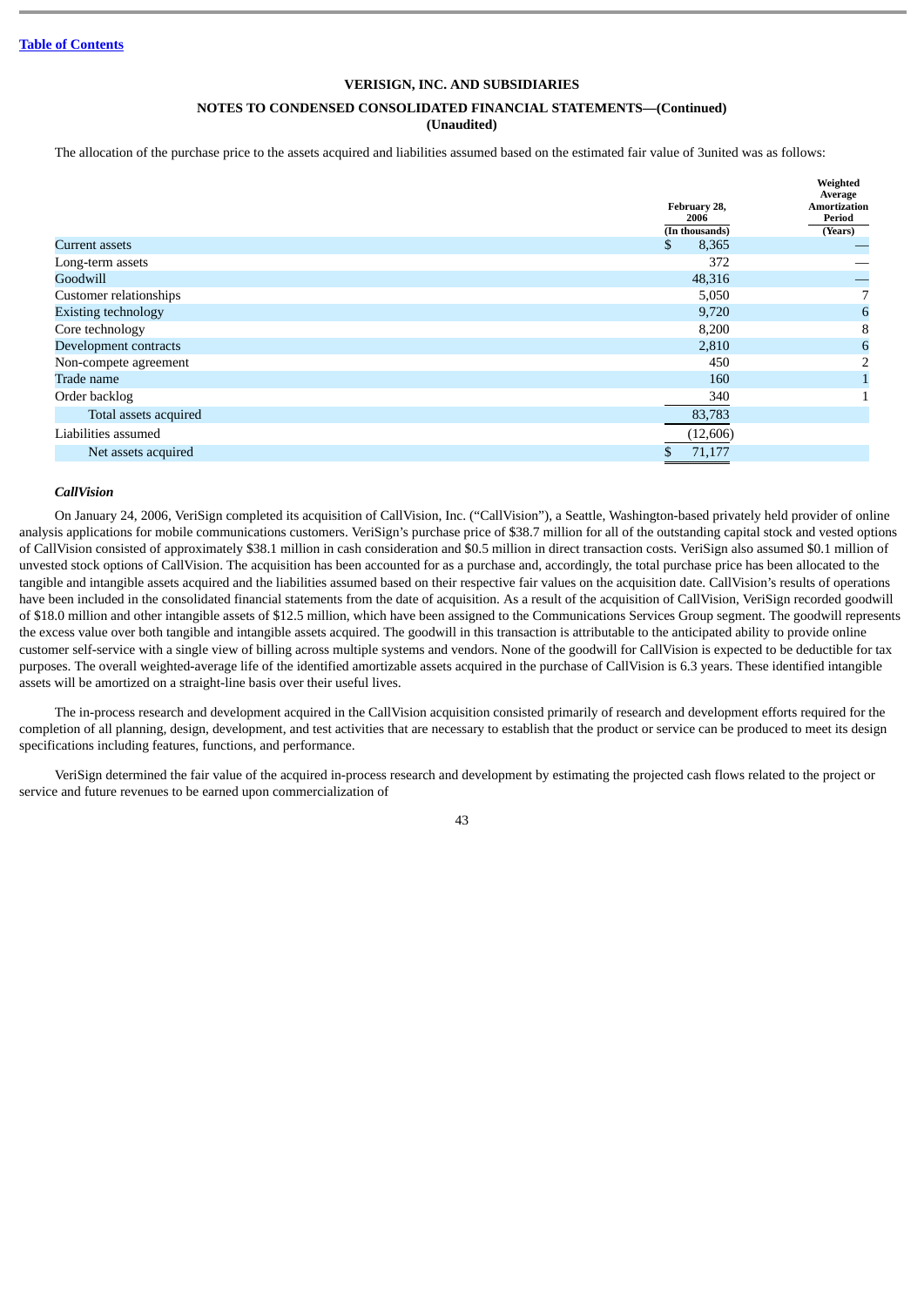Table of Contents

# VERISIGN, INC. AND SUBSIDIARIES

## NOTES TO CONDENSED CONSOLIDATED FINANCIAL STATEMENTS—(Continued)

**(Unaudited)**

The allocation of the purchase price to the assets acquired and liabilities assumed based on the estimated fair value of 3united was as follows:

| | February 28, 2006 (In thousands) | Weighted Average Amortization Period (Years) |
|---|---|---|
| Current assets | $ 8,365 | — |
| Long-term assets | 372 | — |
| Goodwill | 48,316 | — |
| Customer relationships | 5,050 | 7 |
| Existing technology | 9,720 | 6 |
| Core technology | 8,200 | 8 |
| Development contracts | 2,810 | 6 |
| Non-compete agreement | 450 | 2 |
| Trade name | 160 | 1 |
| Order backlog | 340 | 1 |
| Total assets acquired | 83,783 | |
| Liabilities assumed | (12,606) | |
| Net assets acquired | $ 71,177 | |

***CallVision***

On January 24, 2006, VeriSign completed its acquisition of CallVision, Inc. ("CallVision"), a Seattle, Washington-based privately held provider of online analysis applications for mobile communications customers. VeriSign's purchase price of $38.7 million for all of the outstanding capital stock and vested options of CallVision consisted of approximately $38.1 million in cash consideration and $0.5 million in direct transaction costs. VeriSign also assumed $0.1 million of unvested stock options of CallVision. The acquisition has been accounted for as a purchase and, accordingly, the total purchase price has been allocated to the tangible and intangible assets acquired and the liabilities assumed based on their respective fair values on the acquisition date. CallVision's results of operations have been included in the consolidated financial statements from the date of acquisition. As a result of the acquisition of CallVision, VeriSign recorded goodwill of $18.0 million and other intangible assets of $12.5 million, which have been assigned to the Communications Services Group segment. The goodwill represents the excess value over both tangible and intangible assets acquired. The goodwill in this transaction is attributable to the anticipated ability to provide online customer self-service with a single view of billing across multiple systems and vendors. None of the goodwill for CallVision is expected to be deductible for tax purposes. The overall weighted-average life of the identified amortizable assets acquired in the purchase of CallVision is 6.3 years. These identified intangible assets will be amortized on a straight-line basis over their useful lives.

The in-process research and development acquired in the CallVision acquisition consisted primarily of research and development efforts required for the completion of all planning, design, development, and test activities that are necessary to establish that the product or service can be produced to meet its design specifications including features, functions, and performance.

VeriSign determined the fair value of the acquired in-process research and development by estimating the projected cash flows related to the project or service and future revenues to be earned upon commercialization of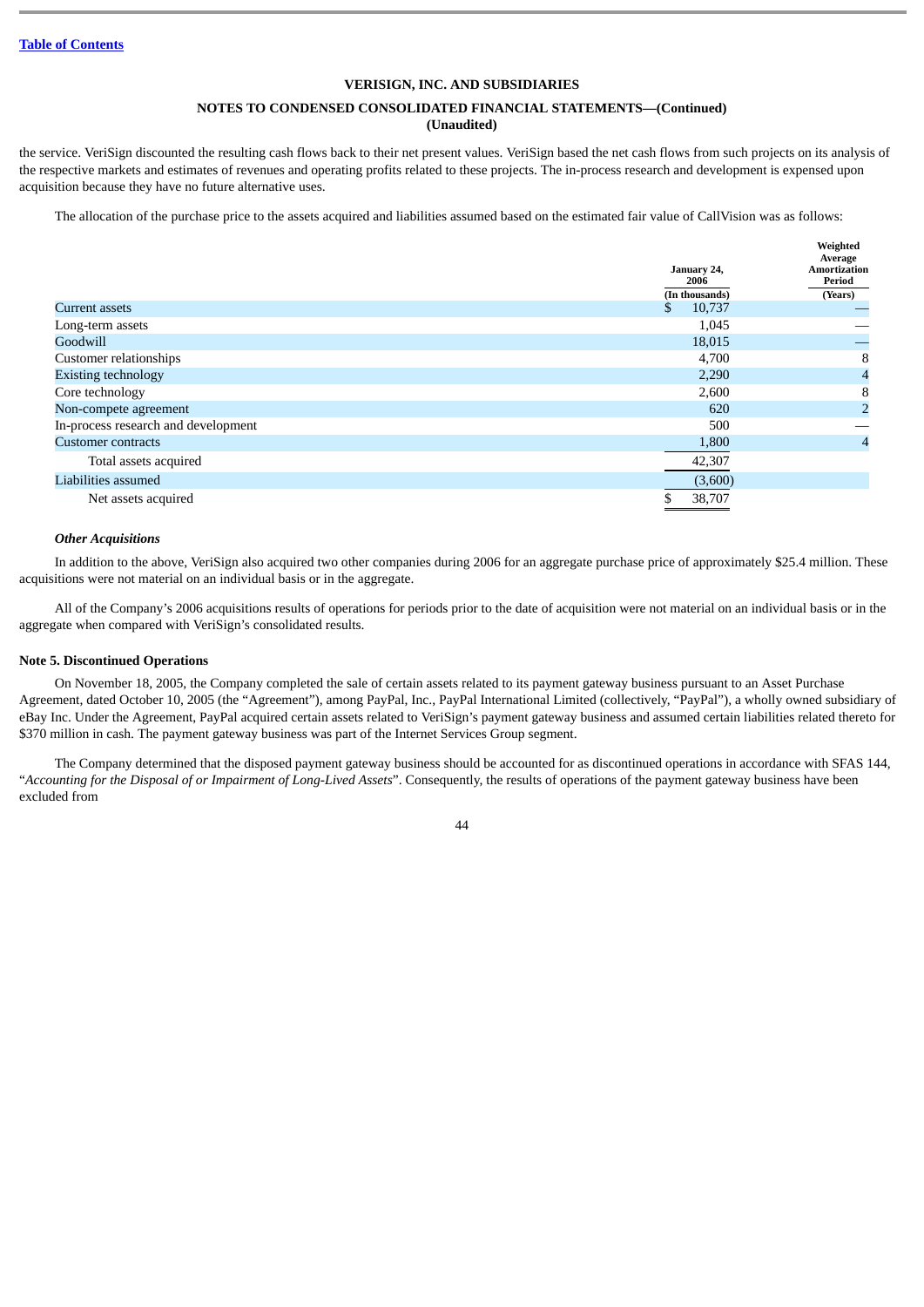**VERISIGN, INC. AND SUBSIDIARIES**

**NOTES TO CONDENSED CONSOLIDATED FINANCIAL STATEMENTS—(Continued)**
**(Unaudited)**

the service. VeriSign discounted the resulting cash flows back to their net present values. VeriSign based the net cash flows from such projects on its analysis of the respective markets and estimates of revenues and operating profits related to these projects. The in-process research and development is expensed upon acquisition because they have no future alternative uses.

The allocation of the purchase price to the assets acquired and liabilities assumed based on the estimated fair value of CallVision was as follows:

| | January 24, 2006 (In thousands) | Weighted Average Amortization Period (Years) |
|---|---|---|
| Current assets | $ 10,737 | — |
| Long-term assets | 1,045 | — |
| Goodwill | 18,015 | — |
| Customer relationships | 4,700 | 8 |
| Existing technology | 2,290 | 4 |
| Core technology | 2,600 | 8 |
| Non-compete agreement | 620 | 2 |
| In-process research and development | 500 | — |
| Customer contracts | 1,800 | 4 |
| Total assets acquired | 42,307 | |
| Liabilities assumed | (3,600) | |
| Net assets acquired | $ 38,707 | |

***Other Acquisitions***

In addition to the above, VeriSign also acquired two other companies during 2006 for an aggregate purchase price of approximately $25.4 million. These acquisitions were not material on an individual basis or in the aggregate.

All of the Company's 2006 acquisitions results of operations for periods prior to the date of acquisition were not material on an individual basis or in the aggregate when compared with VeriSign's consolidated results.

**Note 5. Discontinued Operations**

On November 18, 2005, the Company completed the sale of certain assets related to its payment gateway business pursuant to an Asset Purchase Agreement, dated October 10, 2005 (the "Agreement"), among PayPal, Inc., PayPal International Limited (collectively, "PayPal"), a wholly owned subsidiary of eBay Inc. Under the Agreement, PayPal acquired certain assets related to VeriSign's payment gateway business and assumed certain liabilities related thereto for $370 million in cash. The payment gateway business was part of the Internet Services Group segment.

The Company determined that the disposed payment gateway business should be accounted for as discontinued operations in accordance with SFAS 144, "*Accounting for the Disposal of or Impairment of Long-Lived Assets*". Consequently, the results of operations of the payment gateway business have been excluded from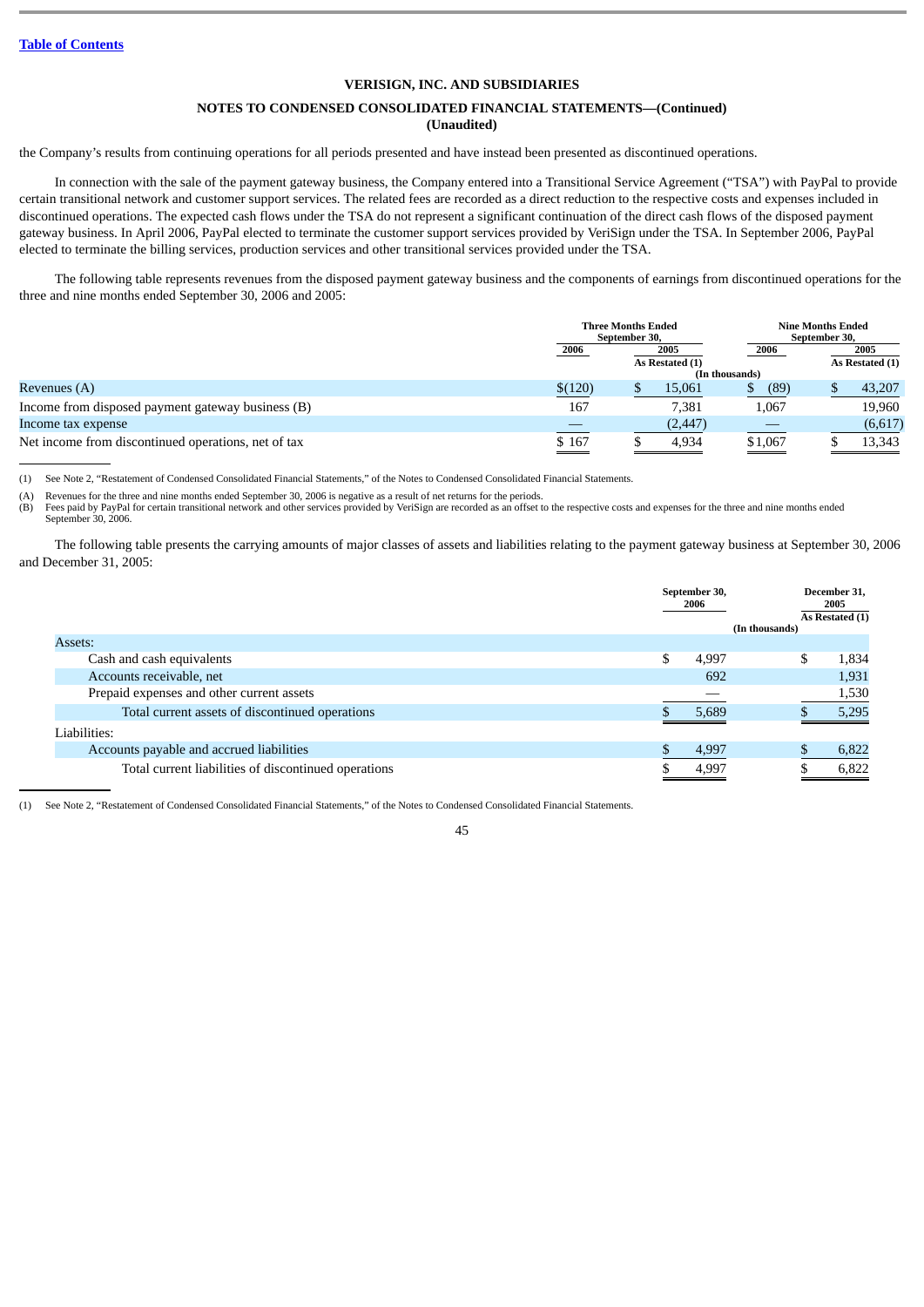[Table of Contents](#)

**VERISIGN, INC. AND SUBSIDIARIES**

**NOTES TO CONDENSED CONSOLIDATED FINANCIAL STATEMENTS—(Continued)**
**(Unaudited)**

the Company's results from continuing operations for all periods presented and have instead been presented as discontinued operations.

In connection with the sale of the payment gateway business, the Company entered into a Transitional Service Agreement ("TSA") with PayPal to provide certain transitional network and customer support services. The related fees are recorded as a direct reduction to the respective costs and expenses included in discontinued operations. The expected cash flows under the TSA do not represent a significant continuation of the direct cash flows of the disposed payment gateway business. In April 2006, PayPal elected to terminate the customer support services provided by VeriSign under the TSA. In September 2006, PayPal elected to terminate the billing services, production services and other transitional services provided under the TSA.

The following table represents revenues from the disposed payment gateway business and the components of earnings from discontinued operations for the three and nine months ended September 30, 2006 and 2005:

| | Three Months Ended September 30, | | Nine Months Ended September 30, | |
|---|---|---|---|---|
| | 2006 | 2005 As Restated (1) | 2006 | 2005 As Restated (1) |
| | (In thousands) | | | |
| Revenues (A) | $(120) | $ 15,061 | $ (89) | $ 43,207 |
| Income from disposed payment gateway business (B) | 167 | 7,381 | 1,067 | 19,960 |
| Income tax expense | — | (2,447) | — | (6,617) |
| Net income from discontinued operations, net of tax | $ 167 | $ 4,934 | $1,067 | $ 13,343 |

(1) See Note 2, "Restatement of Condensed Consolidated Financial Statements," of the Notes to Condensed Consolidated Financial Statements.

(A) Revenues for the three and nine months ended September 30, 2006 is negative as a result of net returns for the periods.
(B) Fees paid by PayPal for certain transitional network and other services provided by VeriSign are recorded as an offset to the respective costs and expenses for the three and nine months ended September 30, 2006.

The following table presents the carrying amounts of major classes of assets and liabilities relating to the payment gateway business at September 30, 2006 and December 31, 2005:

| | September 30, 2006 | December 31, 2005 As Restated (1) |
|---|---|---|
| | (In thousands) | |
| Assets: | | |
| Cash and cash equivalents | $ 4,997 | $ 1,834 |
| Accounts receivable, net | 692 | 1,931 |
| Prepaid expenses and other current assets | — | 1,530 |
| Total current assets of discontinued operations | $ 5,689 | $ 5,295 |
| Liabilities: | | |
| Accounts payable and accrued liabilities | $ 4,997 | $ 6,822 |
| Total current liabilities of discontinued operations | $ 4,997 | $ 6,822 |

(1) See Note 2, "Restatement of Condensed Consolidated Financial Statements," of the Notes to Condensed Consolidated Financial Statements.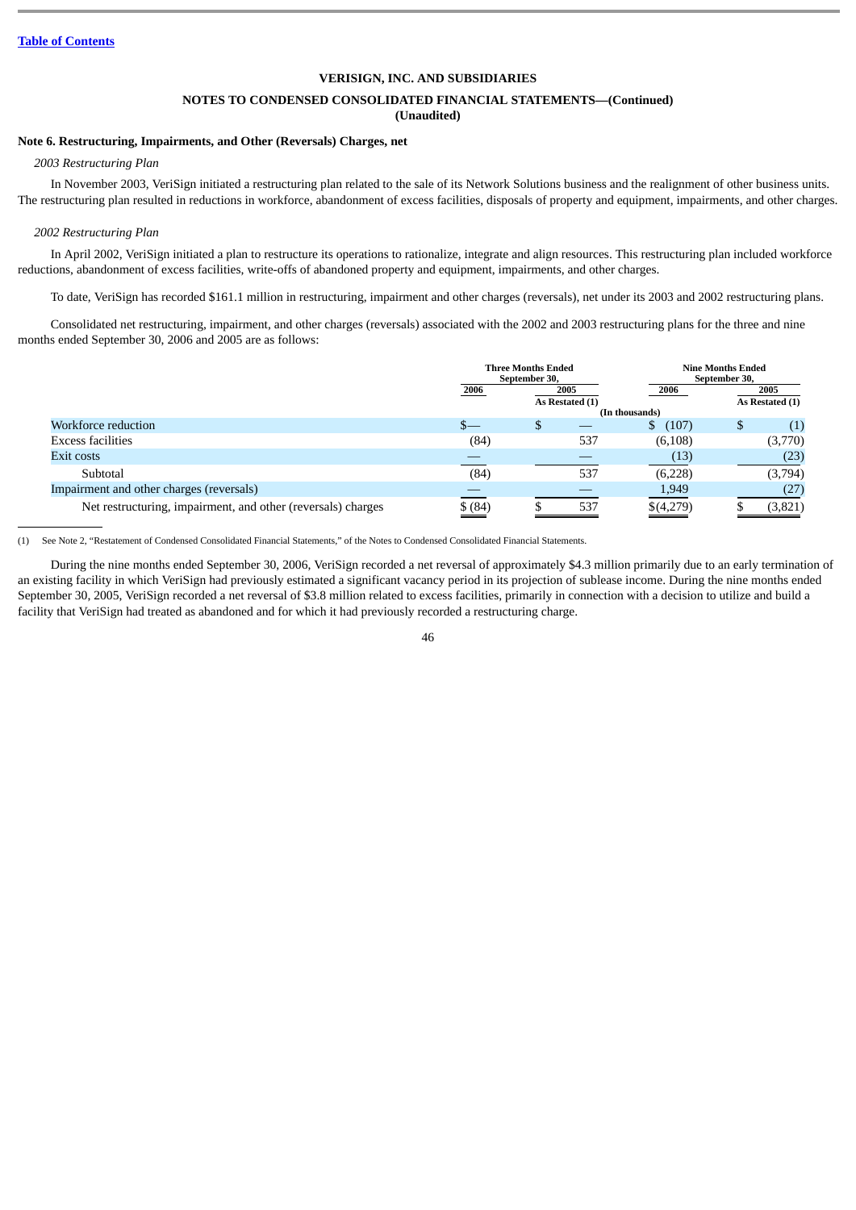[Table of Contents](#)

**VERISIGN, INC. AND SUBSIDIARIES**

**NOTES TO CONDENSED CONSOLIDATED FINANCIAL STATEMENTS—(Continued)**
**(Unaudited)**

### Note 6. Restructuring, Impairments, and Other (Reversals) Charges, net

*2003 Restructuring Plan*

In November 2003, VeriSign initiated a restructuring plan related to the sale of its Network Solutions business and the realignment of other business units. The restructuring plan resulted in reductions in workforce, abandonment of excess facilities, disposals of property and equipment, impairments, and other charges.

*2002 Restructuring Plan*

In April 2002, VeriSign initiated a plan to restructure its operations to rationalize, integrate and align resources. This restructuring plan included workforce reductions, abandonment of excess facilities, write-offs of abandoned property and equipment, impairments, and other charges.

To date, VeriSign has recorded $161.1 million in restructuring, impairment and other charges (reversals), net under its 2003 and 2002 restructuring plans.

Consolidated net restructuring, impairment, and other charges (reversals) associated with the 2002 and 2003 restructuring plans for the three and nine months ended September 30, 2006 and 2005 are as follows:

| | Three Months Ended September 30, | | Nine Months Ended September 30, | |
|---|---|---|---|---|
| | 2006 | 2005 As Restated (1) | 2006 | 2005 As Restated (1) |
| | (In thousands) | | | |
| Workforce reduction | $— | $ — | $ (107) | $ (1) |
| Excess facilities | (84) | 537 | (6,108) | (3,770) |
| Exit costs | — | — | (13) | (23) |
| Subtotal | (84) | 537 | (6,228) | (3,794) |
| Impairment and other charges (reversals) | — | — | 1,949 | (27) |
| Net restructuring, impairment, and other (reversals) charges | $ (84) | $ 537 | $(4,279) | $ (3,821) |

(1) See Note 2, "Restatement of Condensed Consolidated Financial Statements," of the Notes to Condensed Consolidated Financial Statements.

During the nine months ended September 30, 2006, VeriSign recorded a net reversal of approximately $4.3 million primarily due to an early termination of an existing facility in which VeriSign had previously estimated a significant vacancy period in its projection of sublease income. During the nine months ended September 30, 2005, VeriSign recorded a net reversal of $3.8 million related to excess facilities, primarily in connection with a decision to utilize and build a facility that VeriSign had treated as abandoned and for which it had previously recorded a restructuring charge.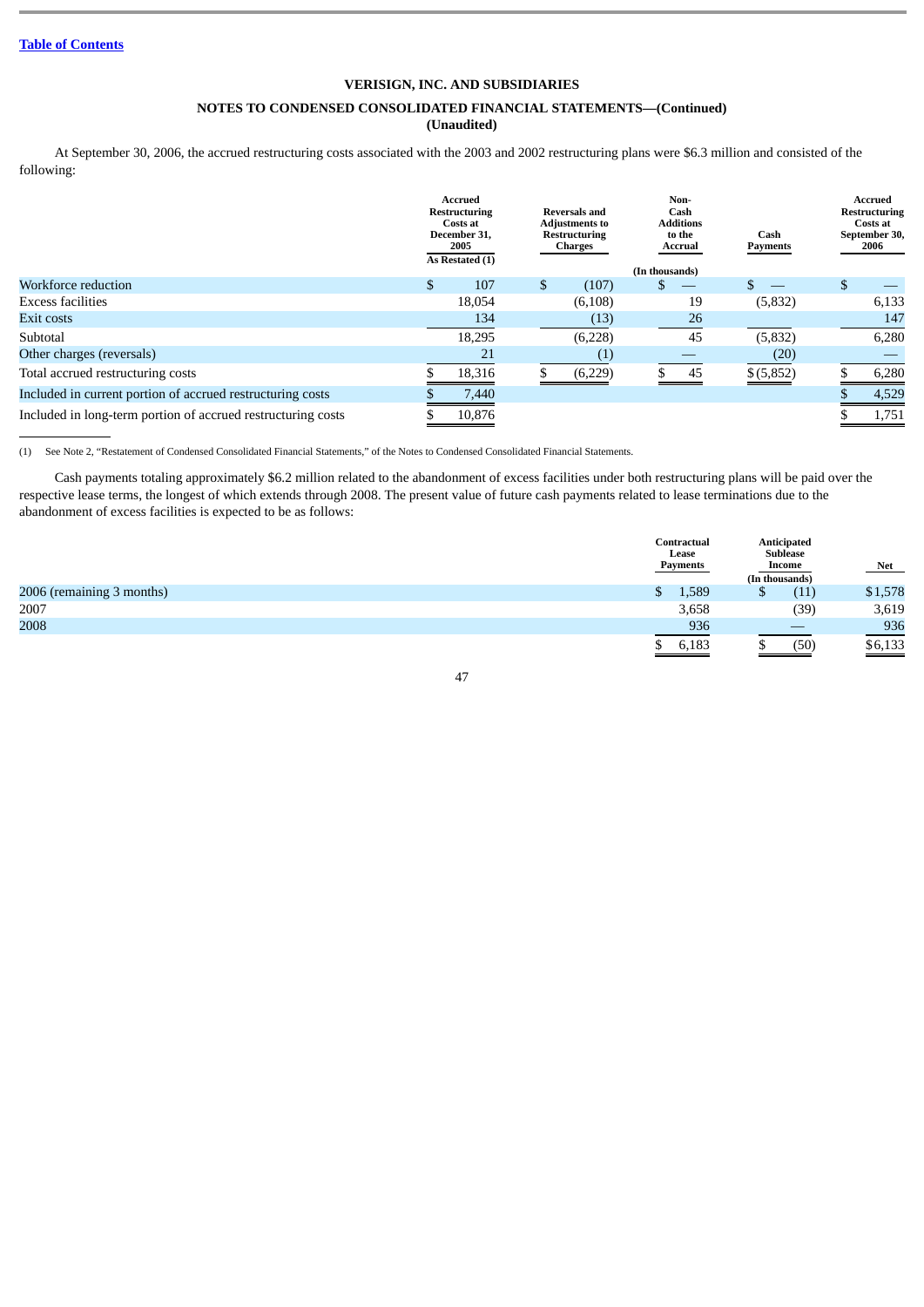**VERISIGN, INC. AND SUBSIDIARIES**

**NOTES TO CONDENSED CONSOLIDATED FINANCIAL STATEMENTS—(Continued)**
**(Unaudited)**

At September 30, 2006, the accrued restructuring costs associated with the 2003 and 2002 restructuring plans were $6.3 million and consisted of the following:

| | Accrued Restructuring Costs at December 31, 2005 As Restated (1) | Reversals and Adjustments to Restructuring Charges | Non-Cash Additions to the Accrual | Cash Payments | Accrued Restructuring Costs at September 30, 2006 |
|---|---|---|---|---|---|
| | | | (In thousands) | | |
| Workforce reduction | $ 107 | $ (107) | $ — | $ — | $ — |
| Excess facilities | 18,054 | (6,108) | 19 | (5,832) | 6,133 |
| Exit costs | 134 | (13) | 26 | | 147 |
| Subtotal | 18,295 | (6,228) | 45 | (5,832) | 6,280 |
| Other charges (reversals) | 21 | (1) | — | (20) | — |
| Total accrued restructuring costs | $ 18,316 | $ (6,229) | $ 45 | $ (5,852) | $ 6,280 |
| Included in current portion of accrued restructuring costs | $ 7,440 | | | | $ 4,529 |
| Included in long-term portion of accrued restructuring costs | $ 10,876 | | | | $ 1,751 |

(1) See Note 2, "Restatement of Condensed Consolidated Financial Statements," of the Notes to Condensed Consolidated Financial Statements.

Cash payments totaling approximately $6.2 million related to the abandonment of excess facilities under both restructuring plans will be paid over the respective lease terms, the longest of which extends through 2008. The present value of future cash payments related to lease terminations due to the abandonment of excess facilities is expected to be as follows:

| | Contractual Lease Payments | Anticipated Sublease Income | Net |
|---|---|---|---|
| | | (In thousands) | |
| 2006 (remaining 3 months) | $ 1,589 | $ (11) | $1,578 |
| 2007 | 3,658 | (39) | 3,619 |
| 2008 | 936 | — | 936 |
| | $ 6,183 | $ (50) | $6,133 |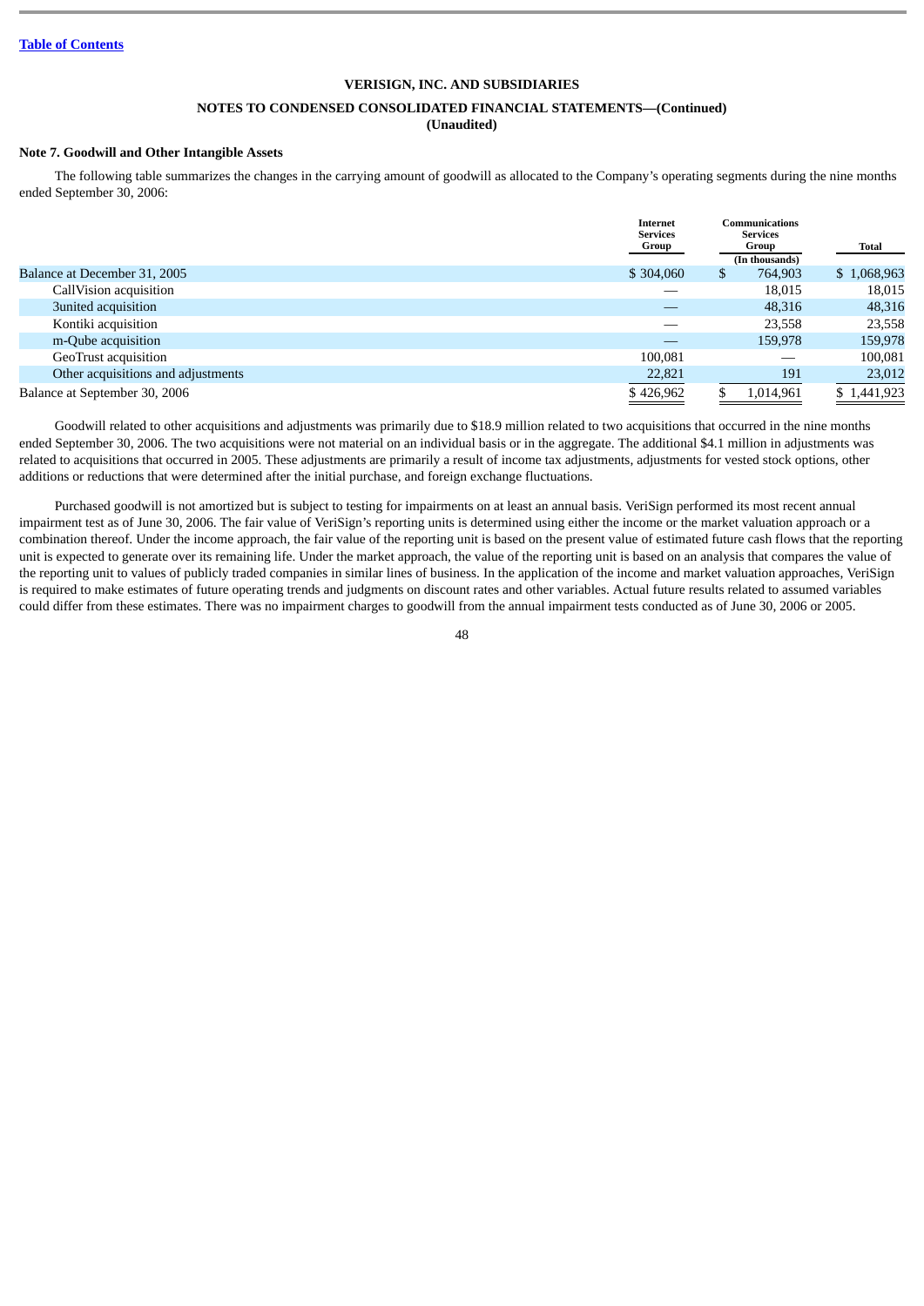Table of Contents

**VERISIGN, INC. AND SUBSIDIARIES**

**NOTES TO CONDENSED CONSOLIDATED FINANCIAL STATEMENTS—(Continued)**
**(Unaudited)**

**Note 7. Goodwill and Other Intangible Assets**

The following table summarizes the changes in the carrying amount of goodwill as allocated to the Company's operating segments during the nine months ended September 30, 2006:

| | Internet Services Group | Communications Services Group | Total |
|---|---|---|---|
| | (In thousands) | | |
| Balance at December 31, 2005 | $ 304,060 | $ 764,903 | $ 1,068,963 |
| CallVision acquisition | — | 18,015 | 18,015 |
| 3united acquisition | — | 48,316 | 48,316 |
| Kontiki acquisition | — | 23,558 | 23,558 |
| m-Qube acquisition | — | 159,978 | 159,978 |
| GeoTrust acquisition | 100,081 | — | 100,081 |
| Other acquisitions and adjustments | 22,821 | 191 | 23,012 |
| Balance at September 30, 2006 | $ 426,962 | $ 1,014,961 | $ 1,441,923 |

Goodwill related to other acquisitions and adjustments was primarily due to $18.9 million related to two acquisitions that occurred in the nine months ended September 30, 2006. The two acquisitions were not material on an individual basis or in the aggregate. The additional $4.1 million in adjustments was related to acquisitions that occurred in 2005. These adjustments are primarily a result of income tax adjustments, adjustments for vested stock options, other additions or reductions that were determined after the initial purchase, and foreign exchange fluctuations.

Purchased goodwill is not amortized but is subject to testing for impairments on at least an annual basis. VeriSign performed its most recent annual impairment test as of June 30, 2006. The fair value of VeriSign's reporting units is determined using either the income or the market valuation approach or a combination thereof. Under the income approach, the fair value of the reporting unit is based on the present value of estimated future cash flows that the reporting unit is expected to generate over its remaining life. Under the market approach, the value of the reporting unit is based on an analysis that compares the value of the reporting unit to values of publicly traded companies in similar lines of business. In the application of the income and market valuation approaches, VeriSign is required to make estimates of future operating trends and judgments on discount rates and other variables. Actual future results related to assumed variables could differ from these estimates. There was no impairment charges to goodwill from the annual impairment tests conducted as of June 30, 2006 or 2005.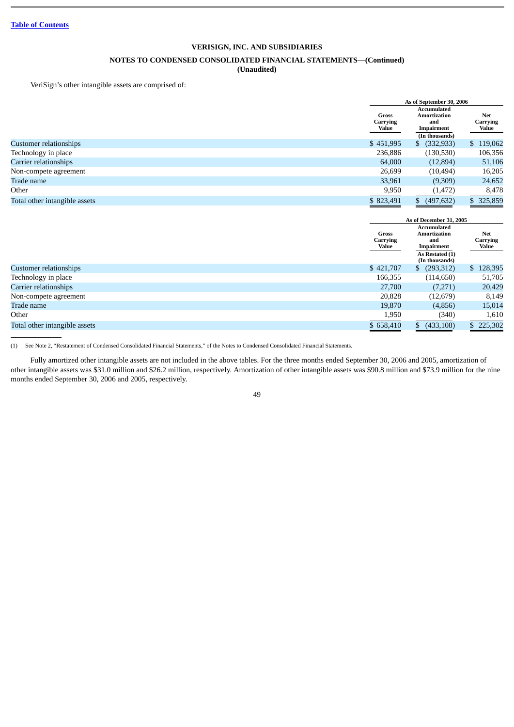**VERISIGN, INC. AND SUBSIDIARIES**

**NOTES TO CONDENSED CONSOLIDATED FINANCIAL STATEMENTS—(Continued)**
**(Unaudited)**

VeriSign's other intangible assets are comprised of:

| | As of September 30, 2006 | | |
|---|---|---|---|
| | Gross Carrying Value | Accumulated Amortization and Impairment | Net Carrying Value |
| | | (In thousands) | |
| Customer relationships | $ 451,995 | $ (332,933) | $ 119,062 |
| Technology in place | 236,886 | (130,530) | 106,356 |
| Carrier relationships | 64,000 | (12,894) | 51,106 |
| Non-compete agreement | 26,699 | (10,494) | 16,205 |
| Trade name | 33,961 | (9,309) | 24,652 |
| Other | 9,950 | (1,472) | 8,478 |
| Total other intangible assets | $ 823,491 | $ (497,632) | $ 325,859 |

| | As of December 31, 2005 | | |
|---|---|---|---|
| | Gross Carrying Value | Accumulated Amortization and Impairment | Net Carrying Value |
| | | As Restated (1) (In thousands) | |
| Customer relationships | $ 421,707 | $ (293,312) | $ 128,395 |
| Technology in place | 166,355 | (114,650) | 51,705 |
| Carrier relationships | 27,700 | (7,271) | 20,429 |
| Non-compete agreement | 20,828 | (12,679) | 8,149 |
| Trade name | 19,870 | (4,856) | 15,014 |
| Other | 1,950 | (340) | 1,610 |
| Total other intangible assets | $ 658,410 | $ (433,108) | $ 225,302 |

(1) See Note 2, "Restatement of Condensed Consolidated Financial Statements," of the Notes to Condensed Consolidated Financial Statements.

Fully amortized other intangible assets are not included in the above tables. For the three months ended September 30, 2006 and 2005, amortization of other intangible assets was $31.0 million and $26.2 million, respectively. Amortization of other intangible assets was $90.8 million and $73.9 million for the nine months ended September 30, 2006 and 2005, respectively.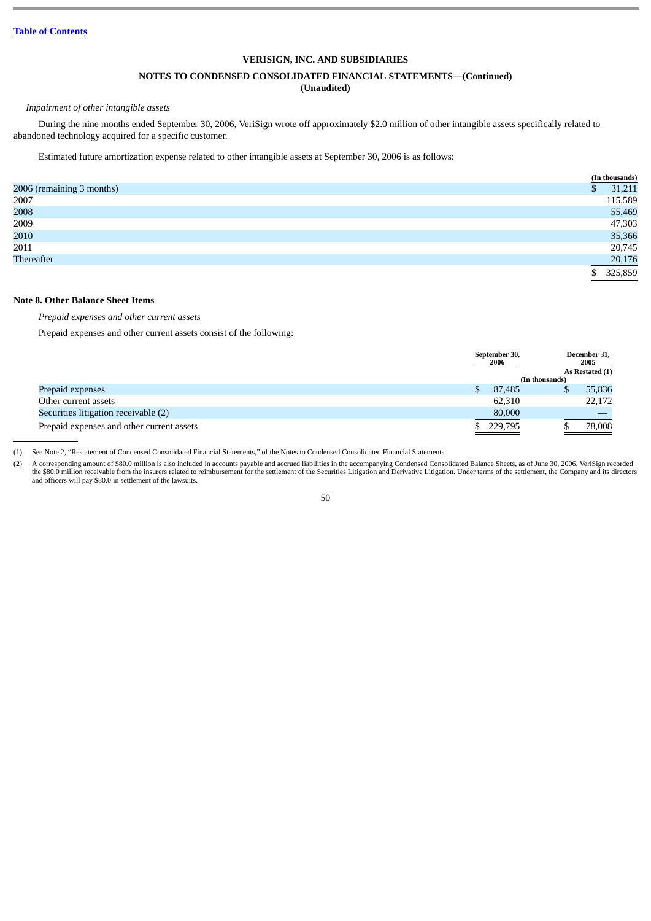Table of Contents

**VERISIGN, INC. AND SUBSIDIARIES**

**NOTES TO CONDENSED CONSOLIDATED FINANCIAL STATEMENTS—(Continued)**
**(Unaudited)**

*Impairment of other intangible assets*

During the nine months ended September 30, 2006, VeriSign wrote off approximately $2.0 million of other intangible assets specifically related to abandoned technology acquired for a specific customer.

Estimated future amortization expense related to other intangible assets at September 30, 2006 is as follows:

| | (In thousands) |
|---|---|
| 2006 (remaining 3 months) | $ 31,211 |
| 2007 | 115,589 |
| 2008 | 55,469 |
| 2009 | 47,303 |
| 2010 | 35,366 |
| 2011 | 20,745 |
| Thereafter | 20,176 |
| | $ 325,859 |

## Note 8. Other Balance Sheet Items

*Prepaid expenses and other current assets*

Prepaid expenses and other current assets consist of the following:

| | September 30, 2006 | December 31, 2005 As Restated (1) |
|---|---|---|
| | (In thousands) | |
| Prepaid expenses | $ 87,485 | $ 55,836 |
| Other current assets | 62,310 | 22,172 |
| Securities litigation receivable (2) | 80,000 | — |
| Prepaid expenses and other current assets | $ 229,795 | $ 78,008 |

(1) See Note 2, "Restatement of Condensed Consolidated Financial Statements," of the Notes to Condensed Consolidated Financial Statements.

(2) A corresponding amount of $80.0 million is also included in accounts payable and accrued liabilities in the accompanying Condensed Consolidated Balance Sheets, as of June 30, 2006. VeriSign recorded the $80.0 million receivable from the insurers related to reimbursement for the settlement of the Securities Litigation and Derivative Litigation. Under terms of the settlement, the Company and its directors and officers will pay $80.0 in settlement of the lawsuits.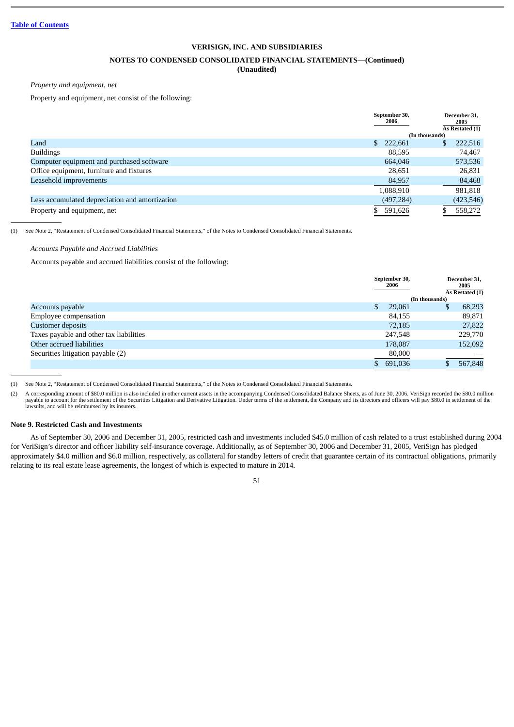[Table of Contents](#)

**VERISIGN, INC. AND SUBSIDIARIES**

**NOTES TO CONDENSED CONSOLIDATED FINANCIAL STATEMENTS—(Continued)**
**(Unaudited)**

*Property and equipment, net*

Property and equipment, net consist of the following:

| | September 30, 2006 | December 31, 2005 As Restated (1) |
|---|---|---|
| | (In thousands) | |
| Land | $ 222,661 | $ 222,516 |
| Buildings | 88,595 | 74,467 |
| Computer equipment and purchased software | 664,046 | 573,536 |
| Office equipment, furniture and fixtures | 28,651 | 26,831 |
| Leasehold improvements | 84,957 | 84,468 |
| | 1,088,910 | 981,818 |
| Less accumulated depreciation and amortization | (497,284) | (423,546) |
| Property and equipment, net | $ 591,626 | $ 558,272 |

(1) See Note 2, "Restatement of Condensed Consolidated Financial Statements," of the Notes to Condensed Consolidated Financial Statements.

*Accounts Payable and Accrued Liabilities*

Accounts payable and accrued liabilities consist of the following:

| | September 30, 2006 | December 31, 2005 As Restated (1) |
|---|---|---|
| | (In thousands) | |
| Accounts payable | $ 29,061 | $ 68,293 |
| Employee compensation | 84,155 | 89,871 |
| Customer deposits | 72,185 | 27,822 |
| Taxes payable and other tax liabilities | 247,548 | 229,770 |
| Other accrued liabilities | 178,087 | 152,092 |
| Securities litigation payable (2) | 80,000 | — |
| | $ 691,036 | $ 567,848 |

(1) See Note 2, "Restatement of Condensed Consolidated Financial Statements," of the Notes to Condensed Consolidated Financial Statements.

(2) A corresponding amount of $80.0 million is also included in other current assets in the accompanying Condensed Consolidated Balance Sheets, as of June 30, 2006. VeriSign recorded the $80.0 million payable to account for the settlement of the Securities Litigation and Derivative Litigation. Under terms of the settlement, the Company and its directors and officers will pay $80.0 in settlement of the lawsuits, and will be reimbursed by its insurers.

**Note 9. Restricted Cash and Investments**

As of September 30, 2006 and December 31, 2005, restricted cash and investments included $45.0 million of cash related to a trust established during 2004 for VeriSign's director and officer liability self-insurance coverage. Additionally, as of September 30, 2006 and December 31, 2005, VeriSign has pledged approximately $4.0 million and $6.0 million, respectively, as collateral for standby letters of credit that guarantee certain of its contractual obligations, primarily relating to its real estate lease agreements, the longest of which is expected to mature in 2014.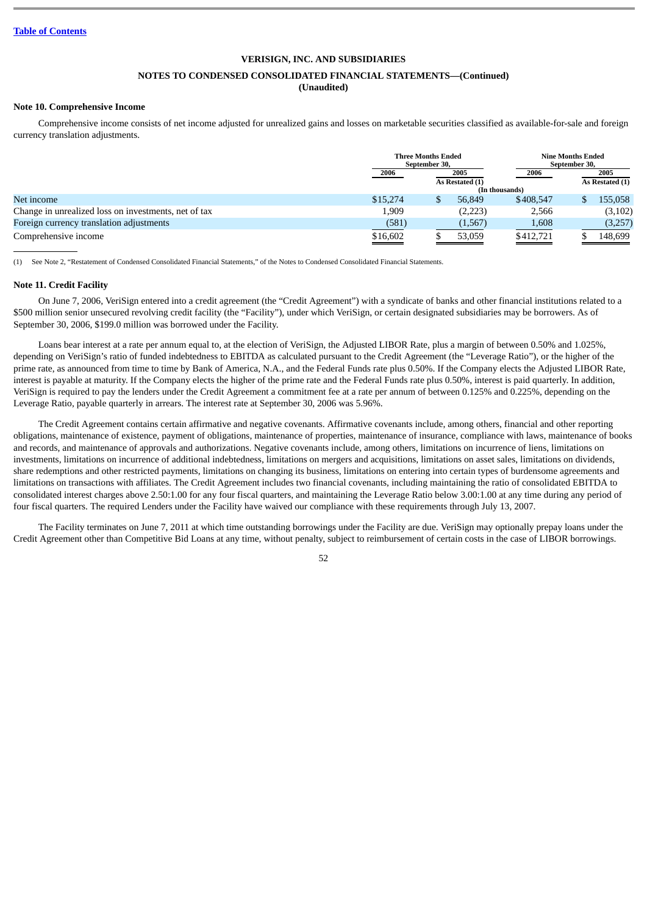Table of Contents

**VERISIGN, INC. AND SUBSIDIARIES**

**NOTES TO CONDENSED CONSOLIDATED FINANCIAL STATEMENTS—(Continued)**
**(Unaudited)**

### Note 10. Comprehensive Income

Comprehensive income consists of net income adjusted for unrealized gains and losses on marketable securities classified as available-for-sale and foreign currency translation adjustments.

| | Three Months Ended September 30, | | Nine Months Ended September 30, | |
|---|---|---|---|---|
| | 2006 | 2005 As Restated (1) | 2006 | 2005 As Restated (1) |
| | (In thousands) | | | |
| Net income | $15,274 | $ 56,849 | $408,547 | $ 155,058 |
| Change in unrealized loss on investments, net of tax | 1,909 | (2,223) | 2,566 | (3,102) |
| Foreign currency translation adjustments | (581) | (1,567) | 1,608 | (3,257) |
| Comprehensive income | $16,602 | $ 53,059 | $412,721 | $ 148,699 |

(1) See Note 2, "Restatement of Condensed Consolidated Financial Statements," of the Notes to Condensed Consolidated Financial Statements.

### Note 11. Credit Facility

On June 7, 2006, VeriSign entered into a credit agreement (the "Credit Agreement") with a syndicate of banks and other financial institutions related to a $500 million senior unsecured revolving credit facility (the "Facility"), under which VeriSign, or certain designated subsidiaries may be borrowers. As of September 30, 2006, $199.0 million was borrowed under the Facility.

Loans bear interest at a rate per annum equal to, at the election of VeriSign, the Adjusted LIBOR Rate, plus a margin of between 0.50% and 1.025%, depending on VeriSign's ratio of funded indebtedness to EBITDA as calculated pursuant to the Credit Agreement (the "Leverage Ratio"), or the higher of the prime rate, as announced from time to time by Bank of America, N.A., and the Federal Funds rate plus 0.50%. If the Company elects the Adjusted LIBOR Rate, interest is payable at maturity. If the Company elects the higher of the prime rate and the Federal Funds rate plus 0.50%, interest is paid quarterly. In addition, VeriSign is required to pay the lenders under the Credit Agreement a commitment fee at a rate per annum of between 0.125% and 0.225%, depending on the Leverage Ratio, payable quarterly in arrears. The interest rate at September 30, 2006 was 5.96%.

The Credit Agreement contains certain affirmative and negative covenants. Affirmative covenants include, among others, financial and other reporting obligations, maintenance of existence, payment of obligations, maintenance of properties, maintenance of insurance, compliance with laws, maintenance of books and records, and maintenance of approvals and authorizations. Negative covenants include, among others, limitations on incurrence of liens, limitations on investments, limitations on incurrence of additional indebtedness, limitations on mergers and acquisitions, limitations on asset sales, limitations on dividends, share redemptions and other restricted payments, limitations on changing its business, limitations on entering into certain types of burdensome agreements and limitations on transactions with affiliates. The Credit Agreement includes two financial covenants, including maintaining the ratio of consolidated EBITDA to consolidated interest charges above 2.50:1.00 for any four fiscal quarters, and maintaining the Leverage Ratio below 3.00:1.00 at any time during any period of four fiscal quarters. The required Lenders under the Facility have waived our compliance with these requirements through July 13, 2007.

The Facility terminates on June 7, 2011 at which time outstanding borrowings under the Facility are due. VeriSign may optionally prepay loans under the Credit Agreement other than Competitive Bid Loans at any time, without penalty, subject to reimbursement of certain costs in the case of LIBOR borrowings.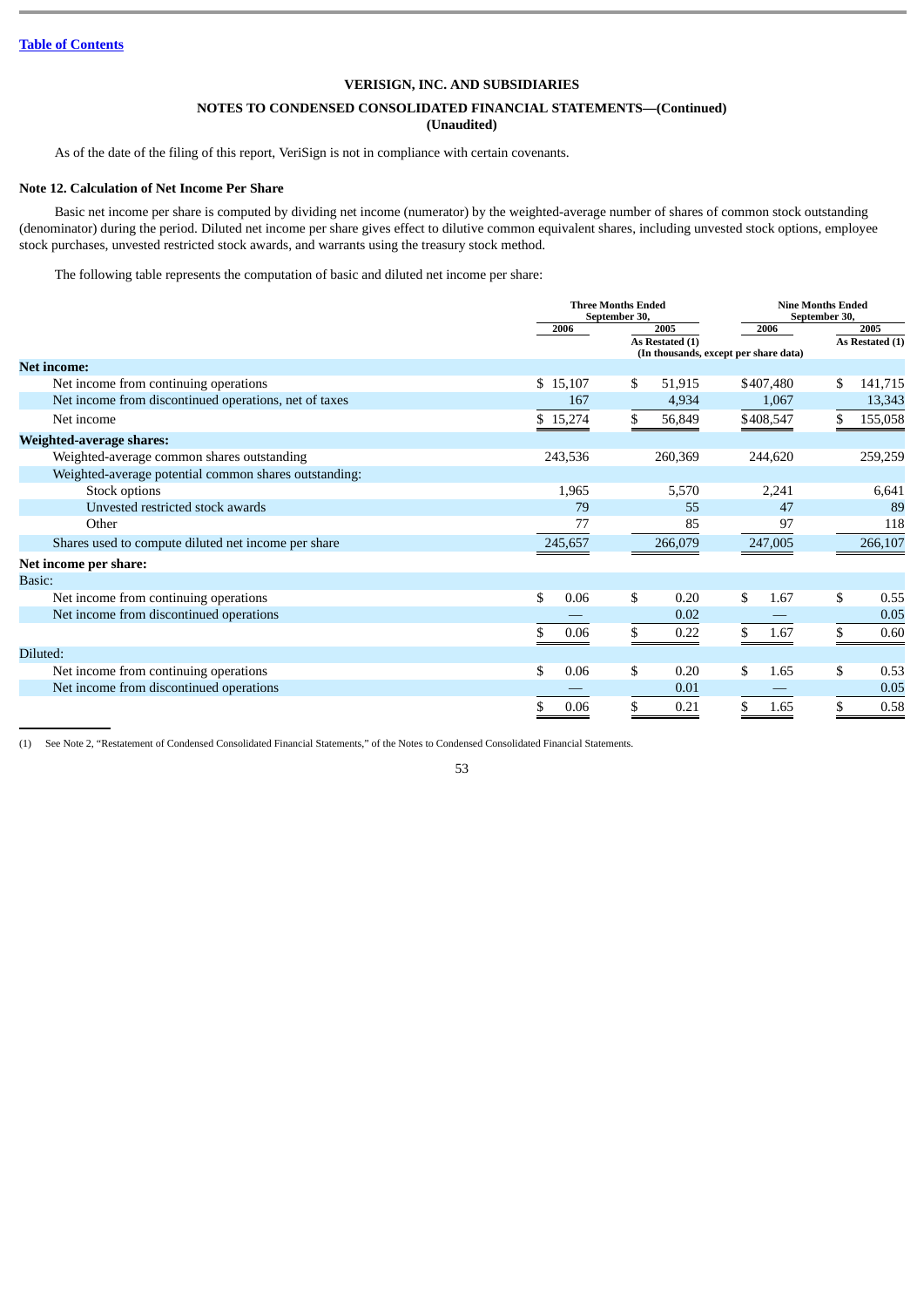**Table of Contents**

VERISIGN, INC. AND SUBSIDIARIES

NOTES TO CONDENSED CONSOLIDATED FINANCIAL STATEMENTS—(Continued)

(Unaudited)

As of the date of the filing of this report, VeriSign is not in compliance with certain covenants.

## Note 12. Calculation of Net Income Per Share

Basic net income per share is computed by dividing net income (numerator) by the weighted-average number of shares of common stock outstanding (denominator) during the period. Diluted net income per share gives effect to dilutive common equivalent shares, including unvested stock options, employee stock purchases, unvested restricted stock awards, and warrants using the treasury stock method.

The following table represents the computation of basic and diluted net income per share:

| | Three Months Ended September 30, | | Nine Months Ended September 30, | |
|---|---|---|---|---|
| | 2006 | 2005 As Restated (1) | 2006 | 2005 As Restated (1) |
| | (In thousands, except per share data) | | | |
| **Net income:** | | | | |
| Net income from continuing operations | $ 15,107 | $ 51,915 | $407,480 | $ 141,715 |
| Net income from discontinued operations, net of taxes | 167 | 4,934 | 1,067 | 13,343 |
| Net income | $ 15,274 | $ 56,849 | $408,547 | $ 155,058 |
| **Weighted-average shares:** | | | | |
| Weighted-average common shares outstanding | 243,536 | 260,369 | 244,620 | 259,259 |
| Weighted-average potential common shares outstanding: | | | | |
| Stock options | 1,965 | 5,570 | 2,241 | 6,641 |
| Unvested restricted stock awards | 79 | 55 | 47 | 89 |
| Other | 77 | 85 | 97 | 118 |
| Shares used to compute diluted net income per share | 245,657 | 266,079 | 247,005 | 266,107 |
| **Net income per share:** | | | | |
| Basic: | | | | |
| Net income from continuing operations | $ 0.06 | $ 0.20 | $ 1.67 | $ 0.55 |
| Net income from discontinued operations | — | 0.02 | — | 0.05 |
| | $ 0.06 | $ 0.22 | $ 1.67 | $ 0.60 |
| Diluted: | | | | |
| Net income from continuing operations | $ 0.06 | $ 0.20 | $ 1.65 | $ 0.53 |
| Net income from discontinued operations | — | 0.01 | — | 0.05 |
| | $ 0.06 | $ 0.21 | $ 1.65 | $ 0.58 |

(1) See Note 2, "Restatement of Condensed Consolidated Financial Statements," of the Notes to Condensed Consolidated Financial Statements.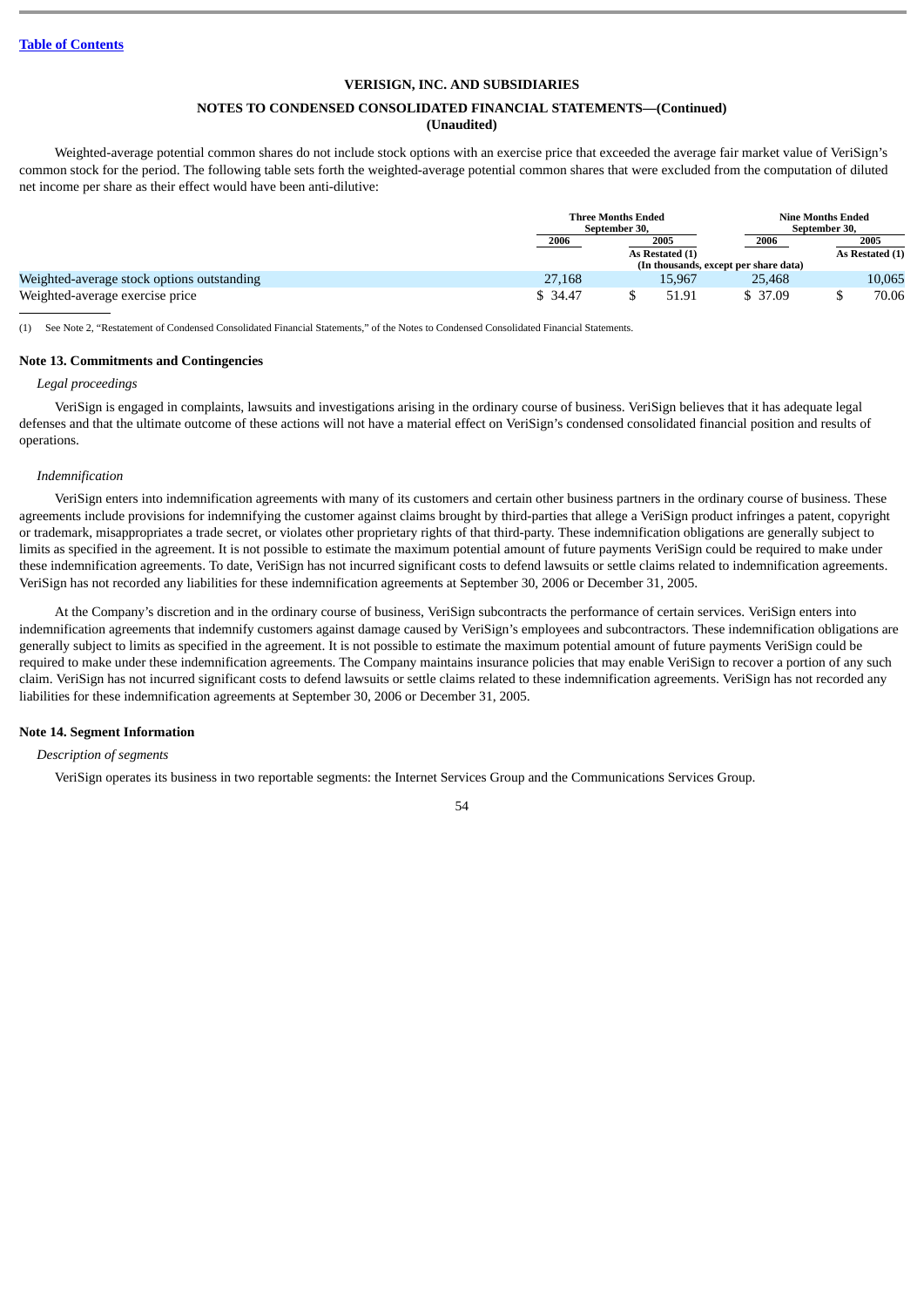[Table of Contents](#)

**VERISIGN, INC. AND SUBSIDIARIES**

**NOTES TO CONDENSED CONSOLIDATED FINANCIAL STATEMENTS—(Continued)**
**(Unaudited)**

Weighted-average potential common shares do not include stock options with an exercise price that exceeded the average fair market value of VeriSign's common stock for the period. The following table sets forth the weighted-average potential common shares that were excluded from the computation of diluted net income per share as their effect would have been anti-dilutive:

| | Three Months Ended September 30, | | Nine Months Ended September 30, | |
|---|---|---|---|---|
| | 2006 | 2005 As Restated (1) | 2006 | 2005 As Restated (1) |
| | (In thousands, except per share data) | | | |
| Weighted-average stock options outstanding | 27,168 | 15,967 | 25,468 | 10,065 |
| Weighted-average exercise price | $ 34.47 | $ 51.91 | $ 37.09 | $ 70.06 |

(1) See Note 2, "Restatement of Condensed Consolidated Financial Statements," of the Notes to Condensed Consolidated Financial Statements.

**Note 13. Commitments and Contingencies**

*Legal proceedings*

VeriSign is engaged in complaints, lawsuits and investigations arising in the ordinary course of business. VeriSign believes that it has adequate legal defenses and that the ultimate outcome of these actions will not have a material effect on VeriSign's condensed consolidated financial position and results of operations.

*Indemnification*

VeriSign enters into indemnification agreements with many of its customers and certain other business partners in the ordinary course of business. These agreements include provisions for indemnifying the customer against claims brought by third-parties that allege a VeriSign product infringes a patent, copyright or trademark, misappropriates a trade secret, or violates other proprietary rights of that third-party. These indemnification obligations are generally subject to limits as specified in the agreement. It is not possible to estimate the maximum potential amount of future payments VeriSign could be required to make under these indemnification agreements. To date, VeriSign has not incurred significant costs to defend lawsuits or settle claims related to indemnification agreements. VeriSign has not recorded any liabilities for these indemnification agreements at September 30, 2006 or December 31, 2005.

At the Company's discretion and in the ordinary course of business, VeriSign subcontracts the performance of certain services. VeriSign enters into indemnification agreements that indemnify customers against damage caused by VeriSign's employees and subcontractors. These indemnification obligations are generally subject to limits as specified in the agreement. It is not possible to estimate the maximum potential amount of future payments VeriSign could be required to make under these indemnification agreements. The Company maintains insurance policies that may enable VeriSign to recover a portion of any such claim. VeriSign has not incurred significant costs to defend lawsuits or settle claims related to these indemnification agreements. VeriSign has not recorded any liabilities for these indemnification agreements at September 30, 2006 or December 31, 2005.

**Note 14. Segment Information**

*Description of segments*

VeriSign operates its business in two reportable segments: the Internet Services Group and the Communications Services Group.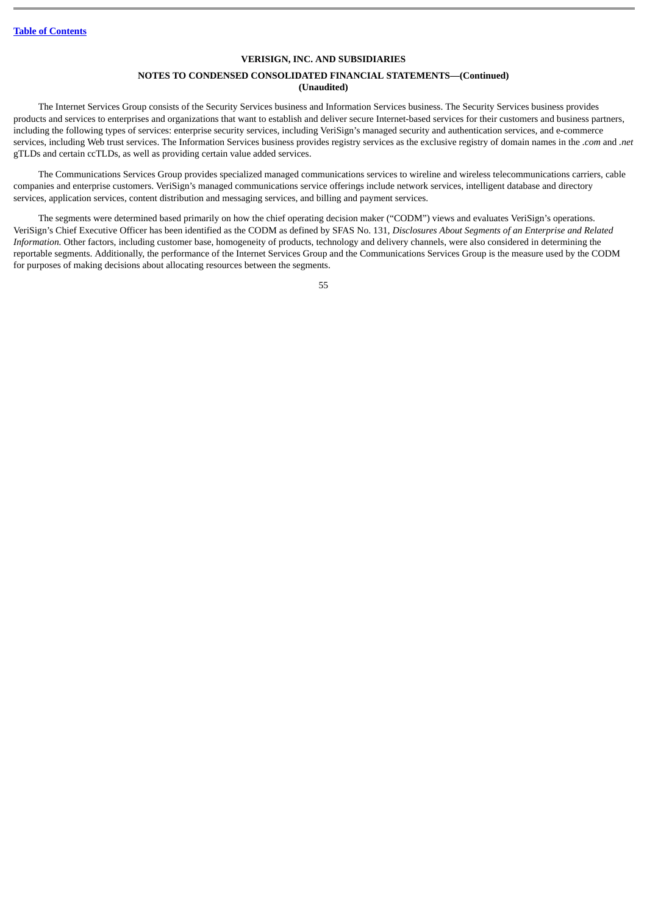The Internet Services Group consists of the Security Services business and Information Services business. The Security Services business provides products and services to enterprises and organizations that want to establish and deliver secure Internet-based services for their customers and business partners, including the following types of services: enterprise security services, including VeriSign's managed security and authentication services, and e-commerce services, including Web trust services. The Information Services business provides registry services as the exclusive registry of domain names in the *.com* and *.net* gTLDs and certain ccTLDs, as well as providing certain value added services.

The Communications Services Group provides specialized managed communications services to wireline and wireless telecommunications carriers, cable companies and enterprise customers. VeriSign's managed communications service offerings include network services, intelligent database and directory services, application services, content distribution and messaging services, and billing and payment services.

The segments were determined based primarily on how the chief operating decision maker ("CODM") views and evaluates VeriSign's operations. VeriSign's Chief Executive Officer has been identified as the CODM as defined by SFAS No. 131, *Disclosures About Segments of an Enterprise and Related Information.* Other factors, including customer base, homogeneity of products, technology and delivery channels, were also considered in determining the reportable segments. Additionally, the performance of the Internet Services Group and the Communications Services Group is the measure used by the CODM for purposes of making decisions about allocating resources between the segments.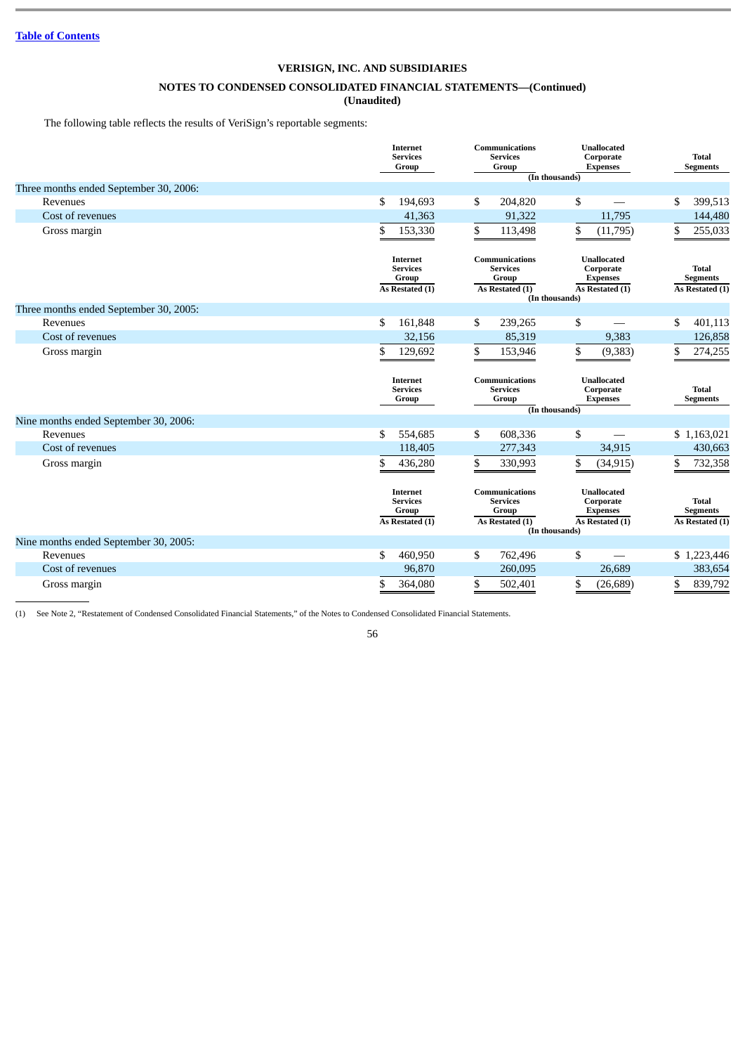**Table of Contents**

**VERISIGN, INC. AND SUBSIDIARIES**

**NOTES TO CONDENSED CONSOLIDATED FINANCIAL STATEMENTS—(Continued)**
**(Unaudited)**

The following table reflects the results of VeriSign's reportable segments:

| | Internet Services Group | Communications Services Group | Unallocated Corporate Expenses | Total Segments |
|---|---|---|---|---|
| | | (In thousands) | | |
| Three months ended September 30, 2006: | | | | |
| Revenues | $ 194,693 | $ 204,820 | $ — | $ 399,513 |
| Cost of revenues | 41,363 | 91,322 | 11,795 | 144,480 |
| Gross margin | $ 153,330 | $ 113,498 | $ (11,795) | $ 255,033 |

| | Internet Services Group As Restated (1) | Communications Services Group As Restated (1) | Unallocated Corporate Expenses As Restated (1) | Total Segments As Restated (1) |
|---|---|---|---|---|
| | | (In thousands) | | |
| Three months ended September 30, 2005: | | | | |
| Revenues | $ 161,848 | $ 239,265 | $ — | $ 401,113 |
| Cost of revenues | 32,156 | 85,319 | 9,383 | 126,858 |
| Gross margin | $ 129,692 | $ 153,946 | $ (9,383) | $ 274,255 |

| | Internet Services Group | Communications Services Group | Unallocated Corporate Expenses | Total Segments |
|---|---|---|---|---|
| | | (In thousands) | | |
| Nine months ended September 30, 2006: | | | | |
| Revenues | $ 554,685 | $ 608,336 | $ — | $ 1,163,021 |
| Cost of revenues | 118,405 | 277,343 | 34,915 | 430,663 |
| Gross margin | $ 436,280 | $ 330,993 | $ (34,915) | $ 732,358 |

| | Internet Services Group As Restated (1) | Communications Services Group As Restated (1) | Unallocated Corporate Expenses As Restated (1) | Total Segments As Restated (1) |
|---|---|---|---|---|
| | | (In thousands) | | |
| Nine months ended September 30, 2005: | | | | |
| Revenues | $ 460,950 | $ 762,496 | $ — | $ 1,223,446 |
| Cost of revenues | 96,870 | 260,095 | 26,689 | 383,654 |
| Gross margin | $ 364,080 | $ 502,401 | $ (26,689) | $ 839,792 |

(1) See Note 2, "Restatement of Condensed Consolidated Financial Statements," of the Notes to Condensed Consolidated Financial Statements.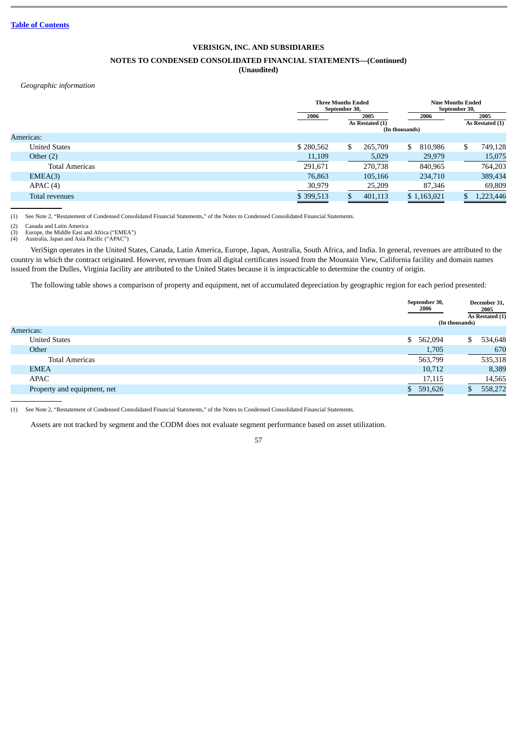VERISIGN, INC. AND SUBSIDIARIES

NOTES TO CONDENSED CONSOLIDATED FINANCIAL STATEMENTS—(Continued)
(Unaudited)

*Geographic information*

| | Three Months Ended September 30, | | Nine Months Ended September 30, | |
|---|---|---|---|---|
| | 2006 | 2005 As Restated (1) | 2006 | 2005 As Restated (1) |
| | (In thousands) | | | |
| Americas: | | | | |
| United States | $ 280,562 | $ 265,709 | $ 810,986 | $ 749,128 |
| Other (2) | 11,109 | 5,029 | 29,979 | 15,075 |
| Total Americas | 291,671 | 270,738 | 840,965 | 764,203 |
| EMEA(3) | 76,863 | 105,166 | 234,710 | 389,434 |
| APAC (4) | 30,979 | 25,209 | 87,346 | 69,809 |
| Total revenues | $ 399,513 | $ 401,113 | $ 1,163,021 | $ 1,223,446 |

(1) See Note 2, "Restatement of Condensed Consolidated Financial Statements," of the Notes to Condensed Consolidated Financial Statements.

(2) Canada and Latin America
(3) Europe, the Middle East and Africa ("EMEA")
(4) Australia, Japan and Asia Pacific ("APAC")

VeriSign operates in the United States, Canada, Latin America, Europe, Japan, Australia, South Africa, and India. In general, revenues are attributed to the country in which the contract originated. However, revenues from all digital certificates issued from the Mountain View, California facility and domain names issued from the Dulles, Virginia facility are attributed to the United States because it is impracticable to determine the country of origin.

The following table shows a comparison of property and equipment, net of accumulated depreciation by geographic region for each period presented:

| | September 30, 2006 | December 31, 2005 As Restated (1) |
|---|---|---|
| | (In thousands) | |
| Americas: | | |
| United States | $ 562,094 | $ 534,648 |
| Other | 1,705 | 670 |
| Total Americas | 563,799 | 535,318 |
| EMEA | 10,712 | 8,389 |
| APAC | 17,115 | 14,565 |
| Property and equipment, net | $ 591,626 | $ 558,272 |

(1) See Note 2, "Restatement of Condensed Consolidated Financial Statements," of the Notes to Condensed Consolidated Financial Statements.

Assets are not tracked by segment and the CODM does not evaluate segment performance based on asset utilization.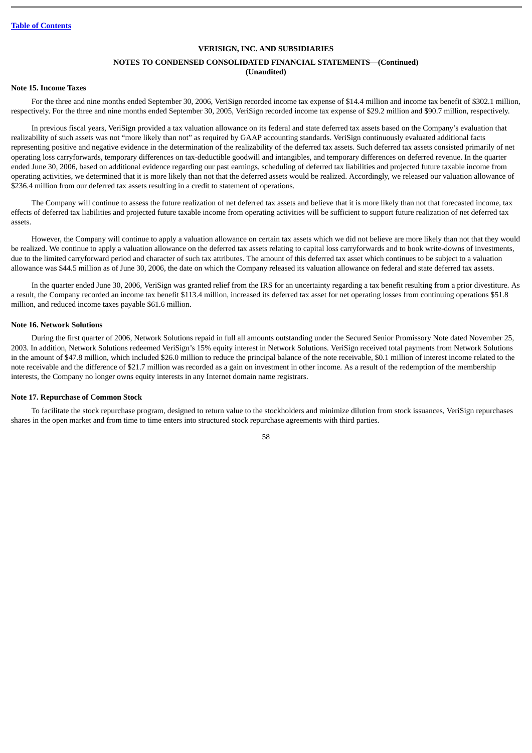VERISIGN, INC. AND SUBSIDIARIES

NOTES TO CONDENSED CONSOLIDATED FINANCIAL STATEMENTS—(Continued)
(Unaudited)

**Note 15. Income Taxes**

For the three and nine months ended September 30, 2006, VeriSign recorded income tax expense of $14.4 million and income tax benefit of $302.1 million, respectively. For the three and nine months ended September 30, 2005, VeriSign recorded income tax expense of $29.2 million and $90.7 million, respectively.

In previous fiscal years, VeriSign provided a tax valuation allowance on its federal and state deferred tax assets based on the Company's evaluation that realizability of such assets was not "more likely than not" as required by GAAP accounting standards. VeriSign continuously evaluated additional facts representing positive and negative evidence in the determination of the realizability of the deferred tax assets. Such deferred tax assets consisted primarily of net operating loss carryforwards, temporary differences on tax-deductible goodwill and intangibles, and temporary differences on deferred revenue. In the quarter ended June 30, 2006, based on additional evidence regarding our past earnings, scheduling of deferred tax liabilities and projected future taxable income from operating activities, we determined that it is more likely than not that the deferred assets would be realized. Accordingly, we released our valuation allowance of $236.4 million from our deferred tax assets resulting in a credit to statement of operations.

The Company will continue to assess the future realization of net deferred tax assets and believe that it is more likely than not that forecasted income, tax effects of deferred tax liabilities and projected future taxable income from operating activities will be sufficient to support future realization of net deferred tax assets.

However, the Company will continue to apply a valuation allowance on certain tax assets which we did not believe are more likely than not that they would be realized. We continue to apply a valuation allowance on the deferred tax assets relating to capital loss carryforwards and to book write-downs of investments, due to the limited carryforward period and character of such tax attributes. The amount of this deferred tax asset which continues to be subject to a valuation allowance was $44.5 million as of June 30, 2006, the date on which the Company released its valuation allowance on federal and state deferred tax assets.

In the quarter ended June 30, 2006, VeriSign was granted relief from the IRS for an uncertainty regarding a tax benefit resulting from a prior divestiture. As a result, the Company recorded an income tax benefit $113.4 million, increased its deferred tax asset for net operating losses from continuing operations $51.8 million, and reduced income taxes payable $61.6 million.

**Note 16. Network Solutions**

During the first quarter of 2006, Network Solutions repaid in full all amounts outstanding under the Secured Senior Promissory Note dated November 25, 2003. In addition, Network Solutions redeemed VeriSign's 15% equity interest in Network Solutions. VeriSign received total payments from Network Solutions in the amount of $47.8 million, which included $26.0 million to reduce the principal balance of the note receivable, $0.1 million of interest income related to the note receivable and the difference of $21.7 million was recorded as a gain on investment in other income. As a result of the redemption of the membership interests, the Company no longer owns equity interests in any Internet domain name registrars.

**Note 17. Repurchase of Common Stock**

To facilitate the stock repurchase program, designed to return value to the stockholders and minimize dilution from stock issuances, VeriSign repurchases shares in the open market and from time to time enters into structured stock repurchase agreements with third parties.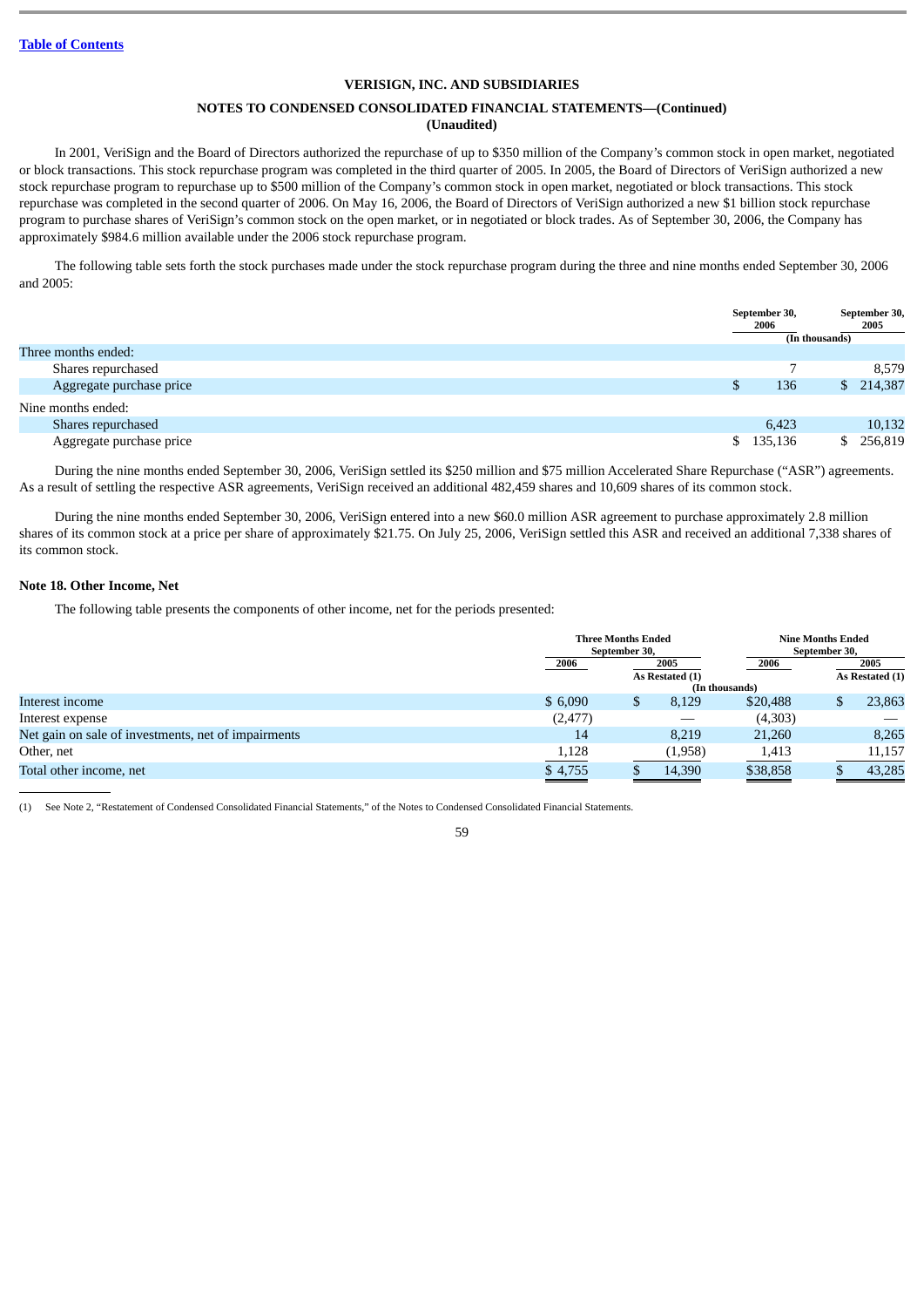[Table of Contents](#)

**VERISIGN, INC. AND SUBSIDIARIES**

**NOTES TO CONDENSED CONSOLIDATED FINANCIAL STATEMENTS—(Continued)**
**(Unaudited)**

In 2001, VeriSign and the Board of Directors authorized the repurchase of up to $350 million of the Company's common stock in open market, negotiated or block transactions. This stock repurchase program was completed in the third quarter of 2005. In 2005, the Board of Directors of VeriSign authorized a new stock repurchase program to repurchase up to $500 million of the Company's common stock in open market, negotiated or block transactions. This stock repurchase was completed in the second quarter of 2006. On May 16, 2006, the Board of Directors of VeriSign authorized a new $1 billion stock repurchase program to purchase shares of VeriSign's common stock on the open market, or in negotiated or block trades. As of September 30, 2006, the Company has approximately $984.6 million available under the 2006 stock repurchase program.

The following table sets forth the stock purchases made under the stock repurchase program during the three and nine months ended September 30, 2006 and 2005:

| | September 30, 2006 | September 30, 2005 |
|---|---|---|
| | (In thousands) | |
| Three months ended: | | |
| Shares repurchased | 7 | 8,579 |
| Aggregate purchase price | $ 136 | $ 214,387 |
| Nine months ended: | | |
| Shares repurchased | 6,423 | 10,132 |
| Aggregate purchase price | $ 135,136 | $ 256,819 |

During the nine months ended September 30, 2006, VeriSign settled its $250 million and $75 million Accelerated Share Repurchase ("ASR") agreements. As a result of settling the respective ASR agreements, VeriSign received an additional 482,459 shares and 10,609 shares of its common stock.

During the nine months ended September 30, 2006, VeriSign entered into a new $60.0 million ASR agreement to purchase approximately 2.8 million shares of its common stock at a price per share of approximately $21.75. On July 25, 2006, VeriSign settled this ASR and received an additional 7,338 shares of its common stock.

### Note 18. Other Income, Net

The following table presents the components of other income, net for the periods presented:

| | Three Months Ended September 30, | | Nine Months Ended September 30, | |
|---|---|---|---|---|
| | 2006 | 2005 As Restated (1) | 2006 | 2005 As Restated (1) |
| | (In thousands) | | | |
| Interest income | $ 6,090 | $ 8,129 | $20,488 | $ 23,863 |
| Interest expense | (2,477) | — | (4,303) | — |
| Net gain on sale of investments, net of impairments | 14 | 8,219 | 21,260 | 8,265 |
| Other, net | 1,128 | (1,958) | 1,413 | 11,157 |
| Total other income, net | $ 4,755 | $ 14,390 | $38,858 | $ 43,285 |

(1) See Note 2, "Restatement of Condensed Consolidated Financial Statements," of the Notes to Condensed Consolidated Financial Statements.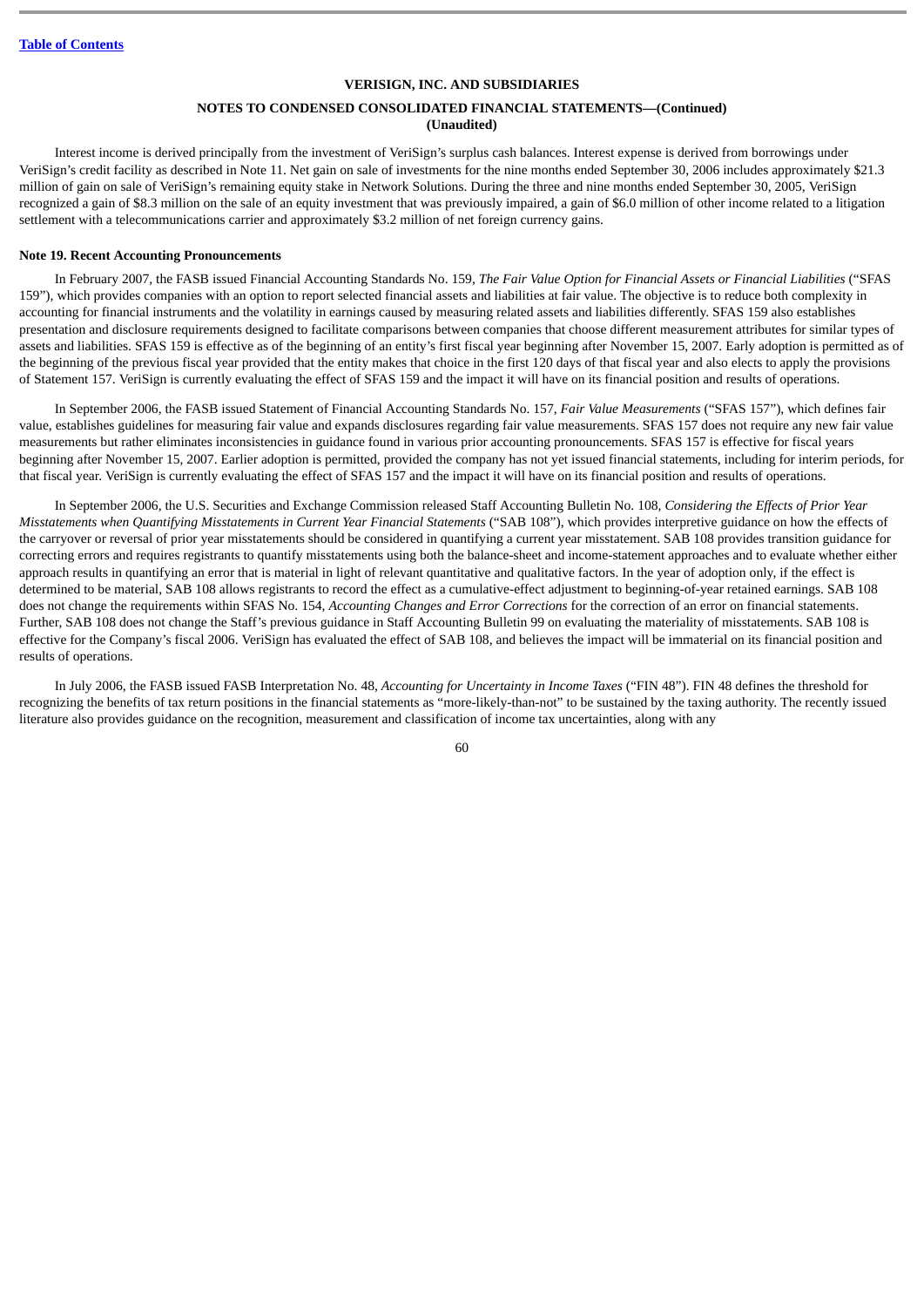Interest income is derived principally from the investment of VeriSign's surplus cash balances. Interest expense is derived from borrowings under VeriSign's credit facility as described in Note 11. Net gain on sale of investments for the nine months ended September 30, 2006 includes approximately $21.3 million of gain on sale of VeriSign's remaining equity stake in Network Solutions. During the three and nine months ended September 30, 2005, VeriSign recognized a gain of $8.3 million on the sale of an equity investment that was previously impaired, a gain of $6.0 million of other income related to a litigation settlement with a telecommunications carrier and approximately $3.2 million of net foreign currency gains.

**Note 19. Recent Accounting Pronouncements**

In February 2007, the FASB issued Financial Accounting Standards No. 159, *The Fair Value Option for Financial Assets or Financial Liabilities* ("SFAS 159"), which provides companies with an option to report selected financial assets and liabilities at fair value. The objective is to reduce both complexity in accounting for financial instruments and the volatility in earnings caused by measuring related assets and liabilities differently. SFAS 159 also establishes presentation and disclosure requirements designed to facilitate comparisons between companies that choose different measurement attributes for similar types of assets and liabilities. SFAS 159 is effective as of the beginning of an entity's first fiscal year beginning after November 15, 2007. Early adoption is permitted as of the beginning of the previous fiscal year provided that the entity makes that choice in the first 120 days of that fiscal year and also elects to apply the provisions of Statement 157. VeriSign is currently evaluating the effect of SFAS 159 and the impact it will have on its financial position and results of operations.

In September 2006, the FASB issued Statement of Financial Accounting Standards No. 157, *Fair Value Measurements* ("SFAS 157"), which defines fair value, establishes guidelines for measuring fair value and expands disclosures regarding fair value measurements. SFAS 157 does not require any new fair value measurements but rather eliminates inconsistencies in guidance found in various prior accounting pronouncements. SFAS 157 is effective for fiscal years beginning after November 15, 2007. Earlier adoption is permitted, provided the company has not yet issued financial statements, including for interim periods, for that fiscal year. VeriSign is currently evaluating the effect of SFAS 157 and the impact it will have on its financial position and results of operations.

In September 2006, the U.S. Securities and Exchange Commission released Staff Accounting Bulletin No. 108, *Considering the Effects of Prior Year Misstatements when Quantifying Misstatements in Current Year Financial Statements* ("SAB 108"), which provides interpretive guidance on how the effects of the carryover or reversal of prior year misstatements should be considered in quantifying a current year misstatement. SAB 108 provides transition guidance for correcting errors and requires registrants to quantify misstatements using both the balance-sheet and income-statement approaches and to evaluate whether either approach results in quantifying an error that is material in light of relevant quantitative and qualitative factors. In the year of adoption only, if the effect is determined to be material, SAB 108 allows registrants to record the effect as a cumulative-effect adjustment to beginning-of-year retained earnings. SAB 108 does not change the requirements within SFAS No. 154, *Accounting Changes and Error Corrections* for the correction of an error on financial statements. Further, SAB 108 does not change the Staff's previous guidance in Staff Accounting Bulletin 99 on evaluating the materiality of misstatements. SAB 108 is effective for the Company's fiscal 2006. VeriSign has evaluated the effect of SAB 108, and believes the impact will be immaterial on its financial position and results of operations.

In July 2006, the FASB issued FASB Interpretation No. 48, *Accounting for Uncertainty in Income Taxes* ("FIN 48"). FIN 48 defines the threshold for recognizing the benefits of tax return positions in the financial statements as "more-likely-than-not" to be sustained by the taxing authority. The recently issued literature also provides guidance on the recognition, measurement and classification of income tax uncertainties, along with any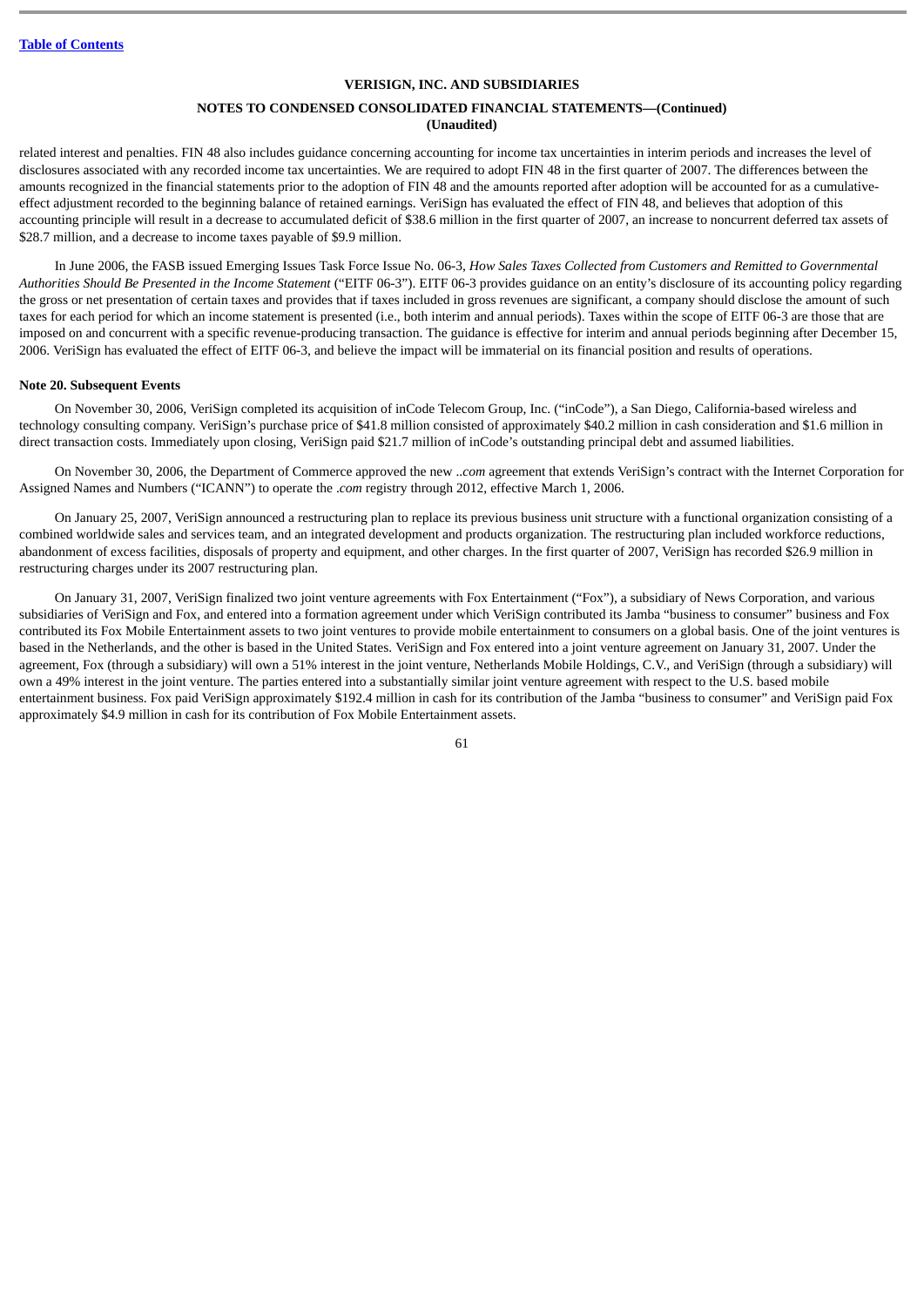**VERISIGN, INC. AND SUBSIDIARIES**

**NOTES TO CONDENSED CONSOLIDATED FINANCIAL STATEMENTS—(Continued)**
**(Unaudited)**

related interest and penalties. FIN 48 also includes guidance concerning accounting for income tax uncertainties in interim periods and increases the level of disclosures associated with any recorded income tax uncertainties. We are required to adopt FIN 48 in the first quarter of 2007. The differences between the amounts recognized in the financial statements prior to the adoption of FIN 48 and the amounts reported after adoption will be accounted for as a cumulative-effect adjustment recorded to the beginning balance of retained earnings. VeriSign has evaluated the effect of FIN 48, and believes that adoption of this accounting principle will result in a decrease to accumulated deficit of $38.6 million in the first quarter of 2007, an increase to noncurrent deferred tax assets of $28.7 million, and a decrease to income taxes payable of $9.9 million.

In June 2006, the FASB issued Emerging Issues Task Force Issue No. 06-3, *How Sales Taxes Collected from Customers and Remitted to Governmental Authorities Should Be Presented in the Income Statement* ("EITF 06-3"). EITF 06-3 provides guidance on an entity's disclosure of its accounting policy regarding the gross or net presentation of certain taxes and provides that if taxes included in gross revenues are significant, a company should disclose the amount of such taxes for each period for which an income statement is presented (i.e., both interim and annual periods). Taxes within the scope of EITF 06-3 are those that are imposed on and concurrent with a specific revenue-producing transaction. The guidance is effective for interim and annual periods beginning after December 15, 2006. VeriSign has evaluated the effect of EITF 06-3, and believe the impact will be immaterial on its financial position and results of operations.

**Note 20. Subsequent Events**

On November 30, 2006, VeriSign completed its acquisition of inCode Telecom Group, Inc. ("inCode"), a San Diego, California-based wireless and technology consulting company. VeriSign's purchase price of $41.8 million consisted of approximately $40.2 million in cash consideration and $1.6 million in direct transaction costs. Immediately upon closing, VeriSign paid $21.7 million of inCode's outstanding principal debt and assumed liabilities.

On November 30, 2006, the Department of Commerce approved the new *..com* agreement that extends VeriSign's contract with the Internet Corporation for Assigned Names and Numbers ("ICANN") to operate the *.com* registry through 2012, effective March 1, 2006.

On January 25, 2007, VeriSign announced a restructuring plan to replace its previous business unit structure with a functional organization consisting of a combined worldwide sales and services team, and an integrated development and products organization. The restructuring plan included workforce reductions, abandonment of excess facilities, disposals of property and equipment, and other charges. In the first quarter of 2007, VeriSign has recorded $26.9 million in restructuring charges under its 2007 restructuring plan.

On January 31, 2007, VeriSign finalized two joint venture agreements with Fox Entertainment ("Fox"), a subsidiary of News Corporation, and various subsidiaries of VeriSign and Fox, and entered into a formation agreement under which VeriSign contributed its Jamba "business to consumer" business and Fox contributed its Fox Mobile Entertainment assets to two joint ventures to provide mobile entertainment to consumers on a global basis. One of the joint ventures is based in the Netherlands, and the other is based in the United States. VeriSign and Fox entered into a joint venture agreement on January 31, 2007. Under the agreement, Fox (through a subsidiary) will own a 51% interest in the joint venture, Netherlands Mobile Holdings, C.V., and VeriSign (through a subsidiary) will own a 49% interest in the joint venture. The parties entered into a substantially similar joint venture agreement with respect to the U.S. based mobile entertainment business. Fox paid VeriSign approximately $192.4 million in cash for its contribution of the Jamba "business to consumer" and VeriSign paid Fox approximately $4.9 million in cash for its contribution of Fox Mobile Entertainment assets.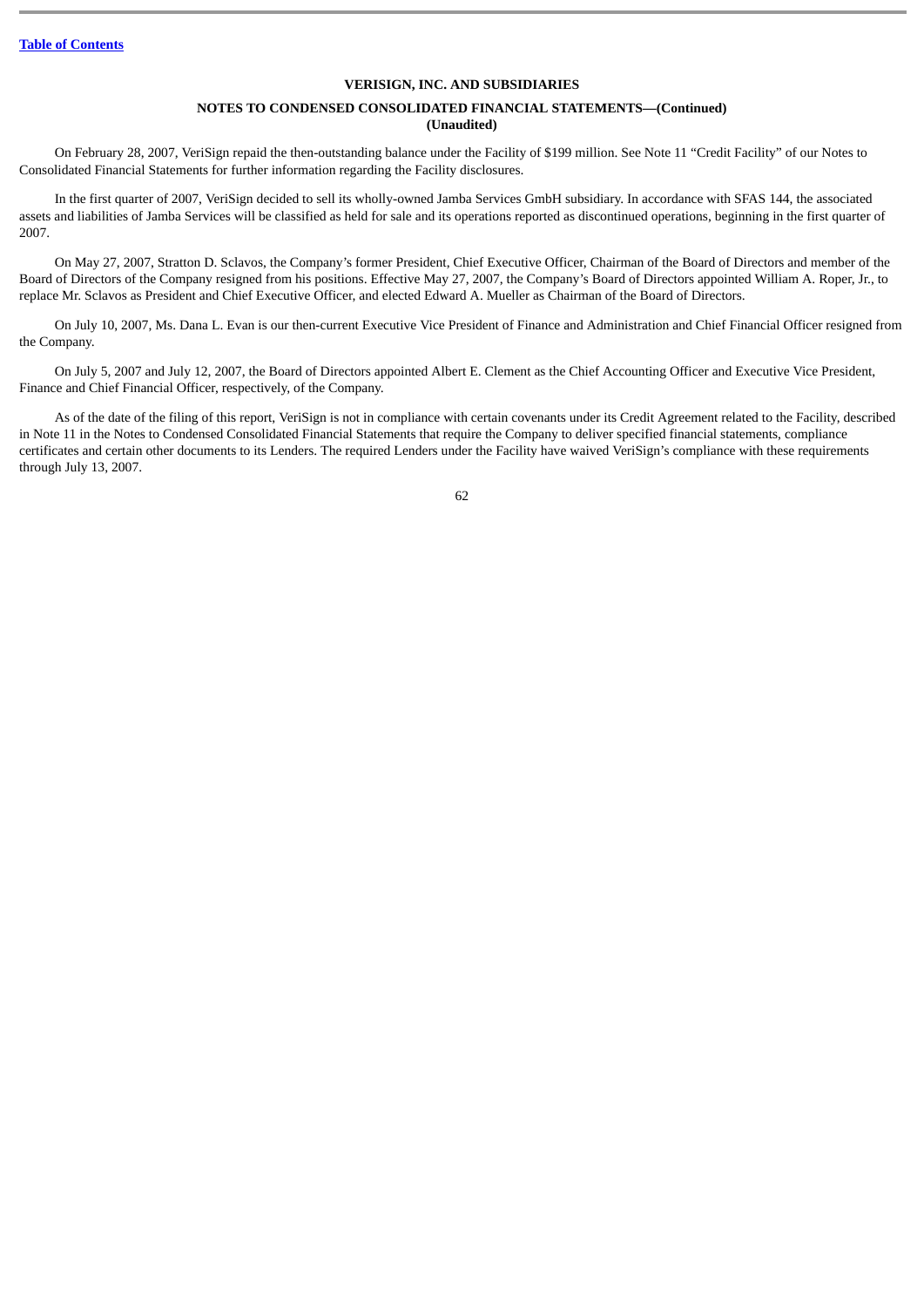**VERISIGN, INC. AND SUBSIDIARIES**

**NOTES TO CONDENSED CONSOLIDATED FINANCIAL STATEMENTS—(Continued)**
**(Unaudited)**

On February 28, 2007, VeriSign repaid the then-outstanding balance under the Facility of $199 million. See Note 11 "Credit Facility" of our Notes to Consolidated Financial Statements for further information regarding the Facility disclosures.

In the first quarter of 2007, VeriSign decided to sell its wholly-owned Jamba Services GmbH subsidiary. In accordance with SFAS 144, the associated assets and liabilities of Jamba Services will be classified as held for sale and its operations reported as discontinued operations, beginning in the first quarter of 2007.

On May 27, 2007, Stratton D. Sclavos, the Company's former President, Chief Executive Officer, Chairman of the Board of Directors and member of the Board of Directors of the Company resigned from his positions. Effective May 27, 2007, the Company's Board of Directors appointed William A. Roper, Jr., to replace Mr. Sclavos as President and Chief Executive Officer, and elected Edward A. Mueller as Chairman of the Board of Directors.

On July 10, 2007, Ms. Dana L. Evan is our then-current Executive Vice President of Finance and Administration and Chief Financial Officer resigned from the Company.

On July 5, 2007 and July 12, 2007, the Board of Directors appointed Albert E. Clement as the Chief Accounting Officer and Executive Vice President, Finance and Chief Financial Officer, respectively, of the Company.

As of the date of the filing of this report, VeriSign is not in compliance with certain covenants under its Credit Agreement related to the Facility, described in Note 11 in the Notes to Condensed Consolidated Financial Statements that require the Company to deliver specified financial statements, compliance certificates and certain other documents to its Lenders. The required Lenders under the Facility have waived VeriSign's compliance with these requirements through July 13, 2007.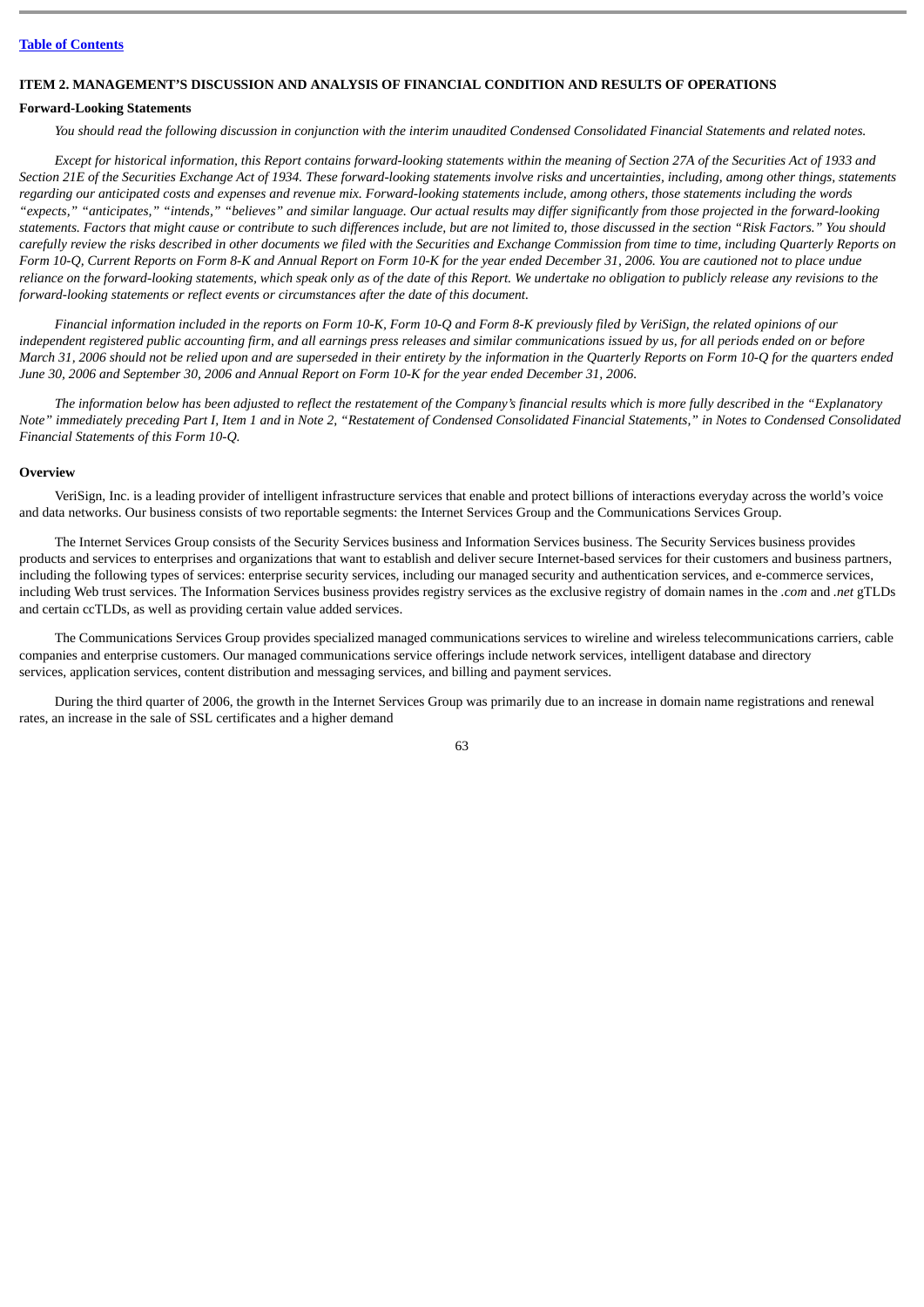[Table of Contents](#)

## ITEM 2. MANAGEMENT'S DISCUSSION AND ANALYSIS OF FINANCIAL CONDITION AND RESULTS OF OPERATIONS

### Forward-Looking Statements

*You should read the following discussion in conjunction with the interim unaudited Condensed Consolidated Financial Statements and related notes.*

*Except for historical information, this Report contains forward-looking statements within the meaning of Section 27A of the Securities Act of 1933 and Section 21E of the Securities Exchange Act of 1934. These forward-looking statements involve risks and uncertainties, including, among other things, statements regarding our anticipated costs and expenses and revenue mix. Forward-looking statements include, among others, those statements including the words "expects," "anticipates," "intends," "believes" and similar language. Our actual results may differ significantly from those projected in the forward-looking statements. Factors that might cause or contribute to such differences include, but are not limited to, those discussed in the section "Risk Factors." You should carefully review the risks described in other documents we filed with the Securities and Exchange Commission from time to time, including Quarterly Reports on Form 10-Q, Current Reports on Form 8-K and Annual Report on Form 10-K for the year ended December 31, 2006. You are cautioned not to place undue reliance on the forward-looking statements, which speak only as of the date of this Report. We undertake no obligation to publicly release any revisions to the forward-looking statements or reflect events or circumstances after the date of this document.*

*Financial information included in the reports on Form 10-K, Form 10-Q and Form 8-K previously filed by VeriSign, the related opinions of our independent registered public accounting firm, and all earnings press releases and similar communications issued by us, for all periods ended on or before March 31, 2006 should not be relied upon and are superseded in their entirety by the information in the Quarterly Reports on Form 10-Q for the quarters ended June 30, 2006 and September 30, 2006 and Annual Report on Form 10-K for the year ended December 31, 2006.*

*The information below has been adjusted to reflect the restatement of the Company's financial results which is more fully described in the "Explanatory Note" immediately preceding Part I, Item 1 and in Note 2, "Restatement of Condensed Consolidated Financial Statements," in Notes to Condensed Consolidated Financial Statements of this Form 10-Q.*

### Overview

VeriSign, Inc. is a leading provider of intelligent infrastructure services that enable and protect billions of interactions everyday across the world's voice and data networks. Our business consists of two reportable segments: the Internet Services Group and the Communications Services Group.

The Internet Services Group consists of the Security Services business and Information Services business. The Security Services business provides products and services to enterprises and organizations that want to establish and deliver secure Internet-based services for their customers and business partners, including the following types of services: enterprise security services, including our managed security and authentication services, and e-commerce services, including Web trust services. The Information Services business provides registry services as the exclusive registry of domain names in the *.com* and *.net* gTLDs and certain ccTLDs, as well as providing certain value added services.

The Communications Services Group provides specialized managed communications services to wireline and wireless telecommunications carriers, cable companies and enterprise customers. Our managed communications service offerings include network services, intelligent database and directory services, application services, content distribution and messaging services, and billing and payment services.

During the third quarter of 2006, the growth in the Internet Services Group was primarily due to an increase in domain name registrations and renewal rates, an increase in the sale of SSL certificates and a higher demand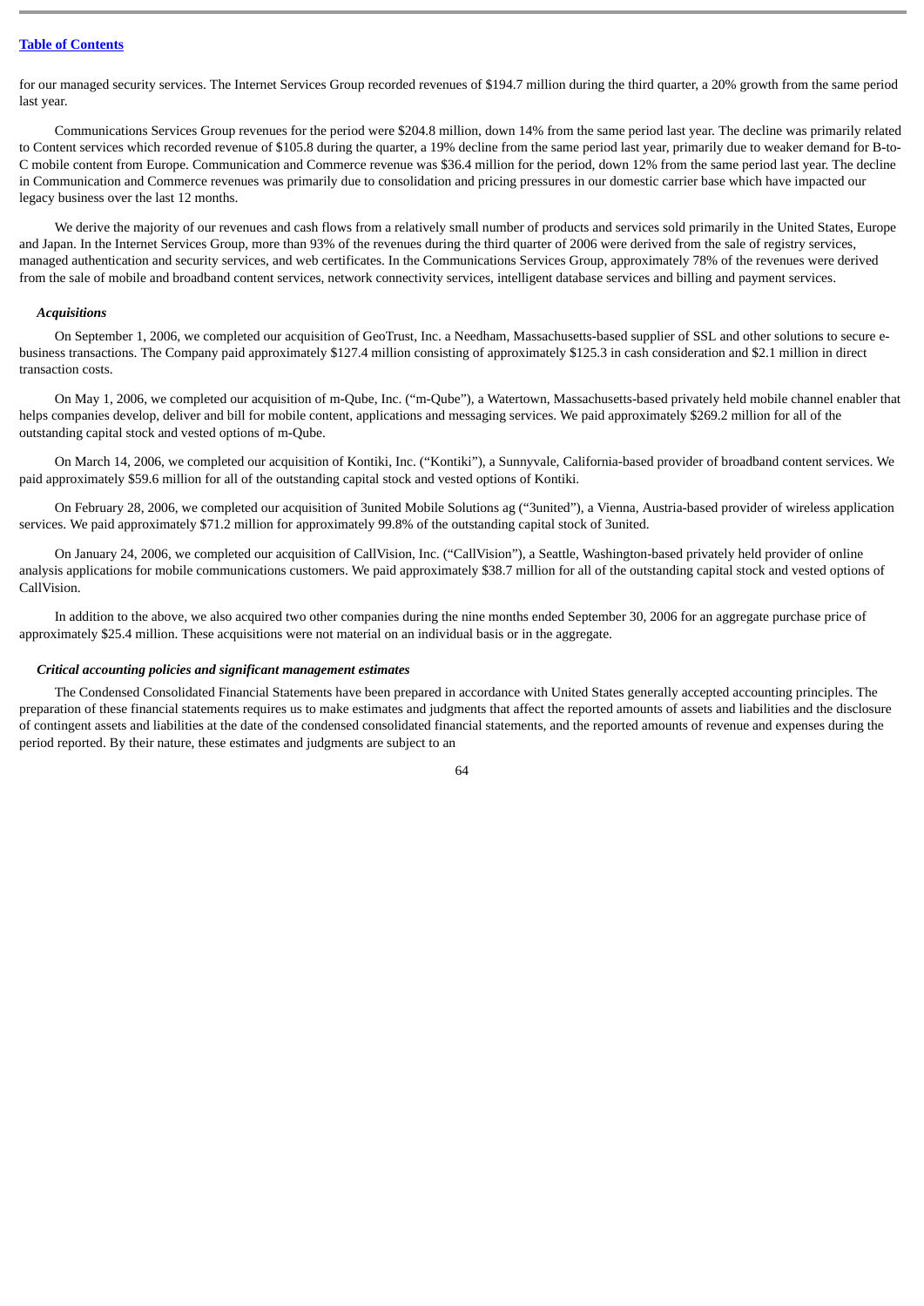for our managed security services. The Internet Services Group recorded revenues of $194.7 million during the third quarter, a 20% growth from the same period last year.

Communications Services Group revenues for the period were $204.8 million, down 14% from the same period last year. The decline was primarily related to Content services which recorded revenue of $105.8 during the quarter, a 19% decline from the same period last year, primarily due to weaker demand for B-to-C mobile content from Europe. Communication and Commerce revenue was $36.4 million for the period, down 12% from the same period last year. The decline in Communication and Commerce revenues was primarily due to consolidation and pricing pressures in our domestic carrier base which have impacted our legacy business over the last 12 months.

We derive the majority of our revenues and cash flows from a relatively small number of products and services sold primarily in the United States, Europe and Japan. In the Internet Services Group, more than 93% of the revenues during the third quarter of 2006 were derived from the sale of registry services, managed authentication and security services, and web certificates. In the Communications Services Group, approximately 78% of the revenues were derived from the sale of mobile and broadband content services, network connectivity services, intelligent database services and billing and payment services.

### *Acquisitions*

On September 1, 2006, we completed our acquisition of GeoTrust, Inc. a Needham, Massachusetts-based supplier of SSL and other solutions to secure e-business transactions. The Company paid approximately $127.4 million consisting of approximately $125.3 in cash consideration and $2.1 million in direct transaction costs.

On May 1, 2006, we completed our acquisition of m-Qube, Inc. ("m-Qube"), a Watertown, Massachusetts-based privately held mobile channel enabler that helps companies develop, deliver and bill for mobile content, applications and messaging services. We paid approximately $269.2 million for all of the outstanding capital stock and vested options of m-Qube.

On March 14, 2006, we completed our acquisition of Kontiki, Inc. ("Kontiki"), a Sunnyvale, California-based provider of broadband content services. We paid approximately $59.6 million for all of the outstanding capital stock and vested options of Kontiki.

On February 28, 2006, we completed our acquisition of 3united Mobile Solutions ag ("3united"), a Vienna, Austria-based provider of wireless application services. We paid approximately $71.2 million for approximately 99.8% of the outstanding capital stock of 3united.

On January 24, 2006, we completed our acquisition of CallVision, Inc. ("CallVision"), a Seattle, Washington-based privately held provider of online analysis applications for mobile communications customers. We paid approximately $38.7 million for all of the outstanding capital stock and vested options of CallVision.

In addition to the above, we also acquired two other companies during the nine months ended September 30, 2006 for an aggregate purchase price of approximately $25.4 million. These acquisitions were not material on an individual basis or in the aggregate.

### *Critical accounting policies and significant management estimates*

The Condensed Consolidated Financial Statements have been prepared in accordance with United States generally accepted accounting principles. The preparation of these financial statements requires us to make estimates and judgments that affect the reported amounts of assets and liabilities and the disclosure of contingent assets and liabilities at the date of the condensed consolidated financial statements, and the reported amounts of revenue and expenses during the period reported. By their nature, these estimates and judgments are subject to an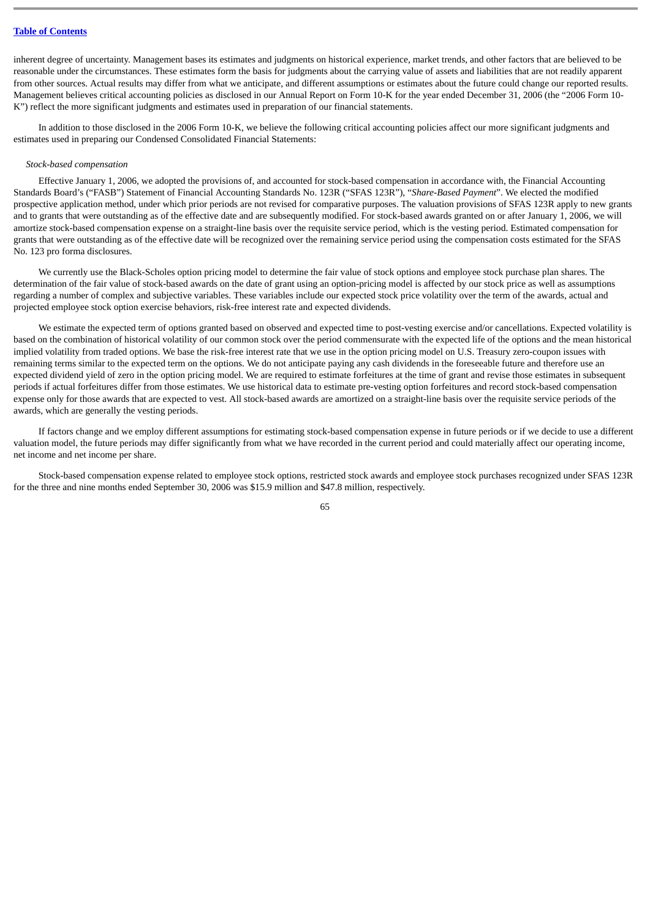inherent degree of uncertainty. Management bases its estimates and judgments on historical experience, market trends, and other factors that are believed to be reasonable under the circumstances. These estimates form the basis for judgments about the carrying value of assets and liabilities that are not readily apparent from other sources. Actual results may differ from what we anticipate, and different assumptions or estimates about the future could change our reported results. Management believes critical accounting policies as disclosed in our Annual Report on Form 10-K for the year ended December 31, 2006 (the "2006 Form 10-K") reflect the more significant judgments and estimates used in preparation of our financial statements.

In addition to those disclosed in the 2006 Form 10-K, we believe the following critical accounting policies affect our more significant judgments and estimates used in preparing our Condensed Consolidated Financial Statements:

*Stock-based compensation*

Effective January 1, 2006, we adopted the provisions of, and accounted for stock-based compensation in accordance with, the Financial Accounting Standards Board's ("FASB") Statement of Financial Accounting Standards No. 123R ("SFAS 123R"), "*Share-Based Payment*". We elected the modified prospective application method, under which prior periods are not revised for comparative purposes. The valuation provisions of SFAS 123R apply to new grants and to grants that were outstanding as of the effective date and are subsequently modified. For stock-based awards granted on or after January 1, 2006, we will amortize stock-based compensation expense on a straight-line basis over the requisite service period, which is the vesting period. Estimated compensation for grants that were outstanding as of the effective date will be recognized over the remaining service period using the compensation costs estimated for the SFAS No. 123 pro forma disclosures.

We currently use the Black-Scholes option pricing model to determine the fair value of stock options and employee stock purchase plan shares. The determination of the fair value of stock-based awards on the date of grant using an option-pricing model is affected by our stock price as well as assumptions regarding a number of complex and subjective variables. These variables include our expected stock price volatility over the term of the awards, actual and projected employee stock option exercise behaviors, risk-free interest rate and expected dividends.

We estimate the expected term of options granted based on observed and expected time to post-vesting exercise and/or cancellations. Expected volatility is based on the combination of historical volatility of our common stock over the period commensurate with the expected life of the options and the mean historical implied volatility from traded options. We base the risk-free interest rate that we use in the option pricing model on U.S. Treasury zero-coupon issues with remaining terms similar to the expected term on the options. We do not anticipate paying any cash dividends in the foreseeable future and therefore use an expected dividend yield of zero in the option pricing model. We are required to estimate forfeitures at the time of grant and revise those estimates in subsequent periods if actual forfeitures differ from those estimates. We use historical data to estimate pre-vesting option forfeitures and record stock-based compensation expense only for those awards that are expected to vest. All stock-based awards are amortized on a straight-line basis over the requisite service periods of the awards, which are generally the vesting periods.

If factors change and we employ different assumptions for estimating stock-based compensation expense in future periods or if we decide to use a different valuation model, the future periods may differ significantly from what we have recorded in the current period and could materially affect our operating income, net income and net income per share.

Stock-based compensation expense related to employee stock options, restricted stock awards and employee stock purchases recognized under SFAS 123R for the three and nine months ended September 30, 2006 was $15.9 million and $47.8 million, respectively.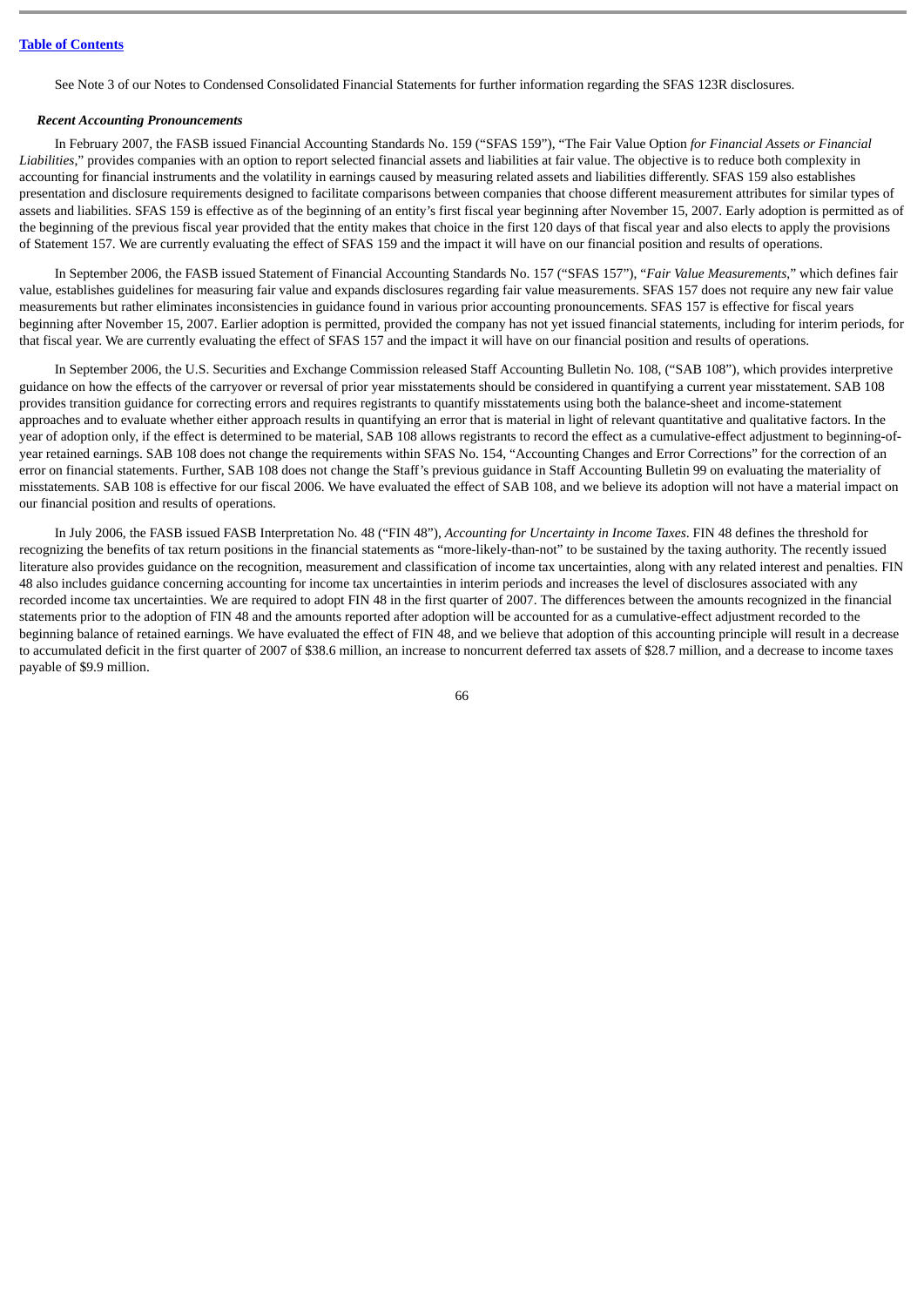[Table of Contents](#)

See Note 3 of our Notes to Condensed Consolidated Financial Statements for further information regarding the SFAS 123R disclosures.

***Recent Accounting Pronouncements***

In February 2007, the FASB issued Financial Accounting Standards No. 159 ("SFAS 159"), "The Fair Value Option *for Financial Assets or Financial Liabilities*," provides companies with an option to report selected financial assets and liabilities at fair value. The objective is to reduce both complexity in accounting for financial instruments and the volatility in earnings caused by measuring related assets and liabilities differently. SFAS 159 also establishes presentation and disclosure requirements designed to facilitate comparisons between companies that choose different measurement attributes for similar types of assets and liabilities. SFAS 159 is effective as of the beginning of an entity's first fiscal year beginning after November 15, 2007. Early adoption is permitted as of the beginning of the previous fiscal year provided that the entity makes that choice in the first 120 days of that fiscal year and also elects to apply the provisions of Statement 157. We are currently evaluating the effect of SFAS 159 and the impact it will have on our financial position and results of operations.

In September 2006, the FASB issued Statement of Financial Accounting Standards No. 157 ("SFAS 157"), "*Fair Value Measurements*," which defines fair value, establishes guidelines for measuring fair value and expands disclosures regarding fair value measurements. SFAS 157 does not require any new fair value measurements but rather eliminates inconsistencies in guidance found in various prior accounting pronouncements. SFAS 157 is effective for fiscal years beginning after November 15, 2007. Earlier adoption is permitted, provided the company has not yet issued financial statements, including for interim periods, for that fiscal year. We are currently evaluating the effect of SFAS 157 and the impact it will have on our financial position and results of operations.

In September 2006, the U.S. Securities and Exchange Commission released Staff Accounting Bulletin No. 108, ("SAB 108"), which provides interpretive guidance on how the effects of the carryover or reversal of prior year misstatements should be considered in quantifying a current year misstatement. SAB 108 provides transition guidance for correcting errors and requires registrants to quantify misstatements using both the balance-sheet and income-statement approaches and to evaluate whether either approach results in quantifying an error that is material in light of relevant quantitative and qualitative factors. In the year of adoption only, if the effect is determined to be material, SAB 108 allows registrants to record the effect as a cumulative-effect adjustment to beginning-of-year retained earnings. SAB 108 does not change the requirements within SFAS No. 154, "Accounting Changes and Error Corrections" for the correction of an error on financial statements. Further, SAB 108 does not change the Staff's previous guidance in Staff Accounting Bulletin 99 on evaluating the materiality of misstatements. SAB 108 is effective for our fiscal 2006. We have evaluated the effect of SAB 108, and we believe its adoption will not have a material impact on our financial position and results of operations.

In July 2006, the FASB issued FASB Interpretation No. 48 ("FIN 48"), *Accounting for Uncertainty in Income Taxes*. FIN 48 defines the threshold for recognizing the benefits of tax return positions in the financial statements as "more-likely-than-not" to be sustained by the taxing authority. The recently issued literature also provides guidance on the recognition, measurement and classification of income tax uncertainties, along with any related interest and penalties. FIN 48 also includes guidance concerning accounting for income tax uncertainties in interim periods and increases the level of disclosures associated with any recorded income tax uncertainties. We are required to adopt FIN 48 in the first quarter of 2007. The differences between the amounts recognized in the financial statements prior to the adoption of FIN 48 and the amounts reported after adoption will be accounted for as a cumulative-effect adjustment recorded to the beginning balance of retained earnings. We have evaluated the effect of FIN 48, and we believe that adoption of this accounting principle will result in a decrease to accumulated deficit in the first quarter of 2007 of $38.6 million, an increase to noncurrent deferred tax assets of $28.7 million, and a decrease to income taxes payable of $9.9 million.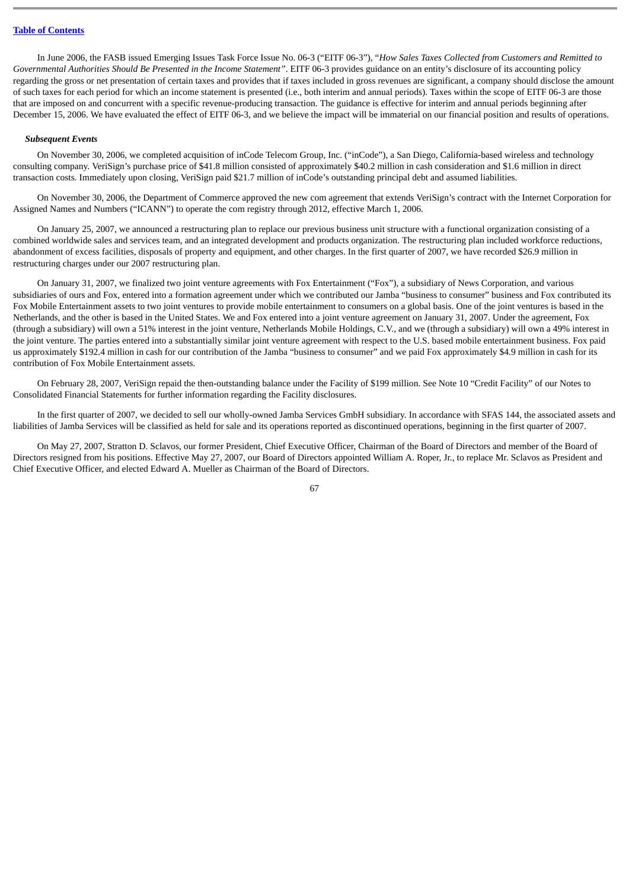In June 2006, the FASB issued Emerging Issues Task Force Issue No. 06-3 ("EITF 06-3"), "*How Sales Taxes Collected from Customers and Remitted to Governmental Authorities Should Be Presented in the Income Statement*". EITF 06-3 provides guidance on an entity's disclosure of its accounting policy regarding the gross or net presentation of certain taxes and provides that if taxes included in gross revenues are significant, a company should disclose the amount of such taxes for each period for which an income statement is presented (i.e., both interim and annual periods). Taxes within the scope of EITF 06-3 are those that are imposed on and concurrent with a specific revenue-producing transaction. The guidance is effective for interim and annual periods beginning after December 15, 2006. We have evaluated the effect of EITF 06-3, and we believe the impact will be immaterial on our financial position and results of operations.

***Subsequent Events***

On November 30, 2006, we completed acquisition of inCode Telecom Group, Inc. ("inCode"), a San Diego, California-based wireless and technology consulting company. VeriSign's purchase price of $41.8 million consisted of approximately $40.2 million in cash consideration and $1.6 million in direct transaction costs. Immediately upon closing, VeriSign paid $21.7 million of inCode's outstanding principal debt and assumed liabilities.

On November 30, 2006, the Department of Commerce approved the new com agreement that extends VeriSign's contract with the Internet Corporation for Assigned Names and Numbers ("ICANN") to operate the com registry through 2012, effective March 1, 2006.

On January 25, 2007, we announced a restructuring plan to replace our previous business unit structure with a functional organization consisting of a combined worldwide sales and services team, and an integrated development and products organization. The restructuring plan included workforce reductions, abandonment of excess facilities, disposals of property and equipment, and other charges. In the first quarter of 2007, we have recorded $26.9 million in restructuring charges under our 2007 restructuring plan.

On January 31, 2007, we finalized two joint venture agreements with Fox Entertainment ("Fox"), a subsidiary of News Corporation, and various subsidiaries of ours and Fox, entered into a formation agreement under which we contributed our Jamba "business to consumer" business and Fox contributed its Fox Mobile Entertainment assets to two joint ventures to provide mobile entertainment to consumers on a global basis. One of the joint ventures is based in the Netherlands, and the other is based in the United States. We and Fox entered into a joint venture agreement on January 31, 2007. Under the agreement, Fox (through a subsidiary) will own a 51% interest in the joint venture, Netherlands Mobile Holdings, C.V., and we (through a subsidiary) will own a 49% interest in the joint venture. The parties entered into a substantially similar joint venture agreement with respect to the U.S. based mobile entertainment business. Fox paid us approximately $192.4 million in cash for our contribution of the Jamba "business to consumer" and we paid Fox approximately $4.9 million in cash for its contribution of Fox Mobile Entertainment assets.

On February 28, 2007, VeriSign repaid the then-outstanding balance under the Facility of $199 million. See Note 10 "Credit Facility" of our Notes to Consolidated Financial Statements for further information regarding the Facility disclosures.

In the first quarter of 2007, we decided to sell our wholly-owned Jamba Services GmbH subsidiary. In accordance with SFAS 144, the associated assets and liabilities of Jamba Services will be classified as held for sale and its operations reported as discontinued operations, beginning in the first quarter of 2007.

On May 27, 2007, Stratton D. Sclavos, our former President, Chief Executive Officer, Chairman of the Board of Directors and member of the Board of Directors resigned from his positions. Effective May 27, 2007, our Board of Directors appointed William A. Roper, Jr., to replace Mr. Sclavos as President and Chief Executive Officer, and elected Edward A. Mueller as Chairman of the Board of Directors.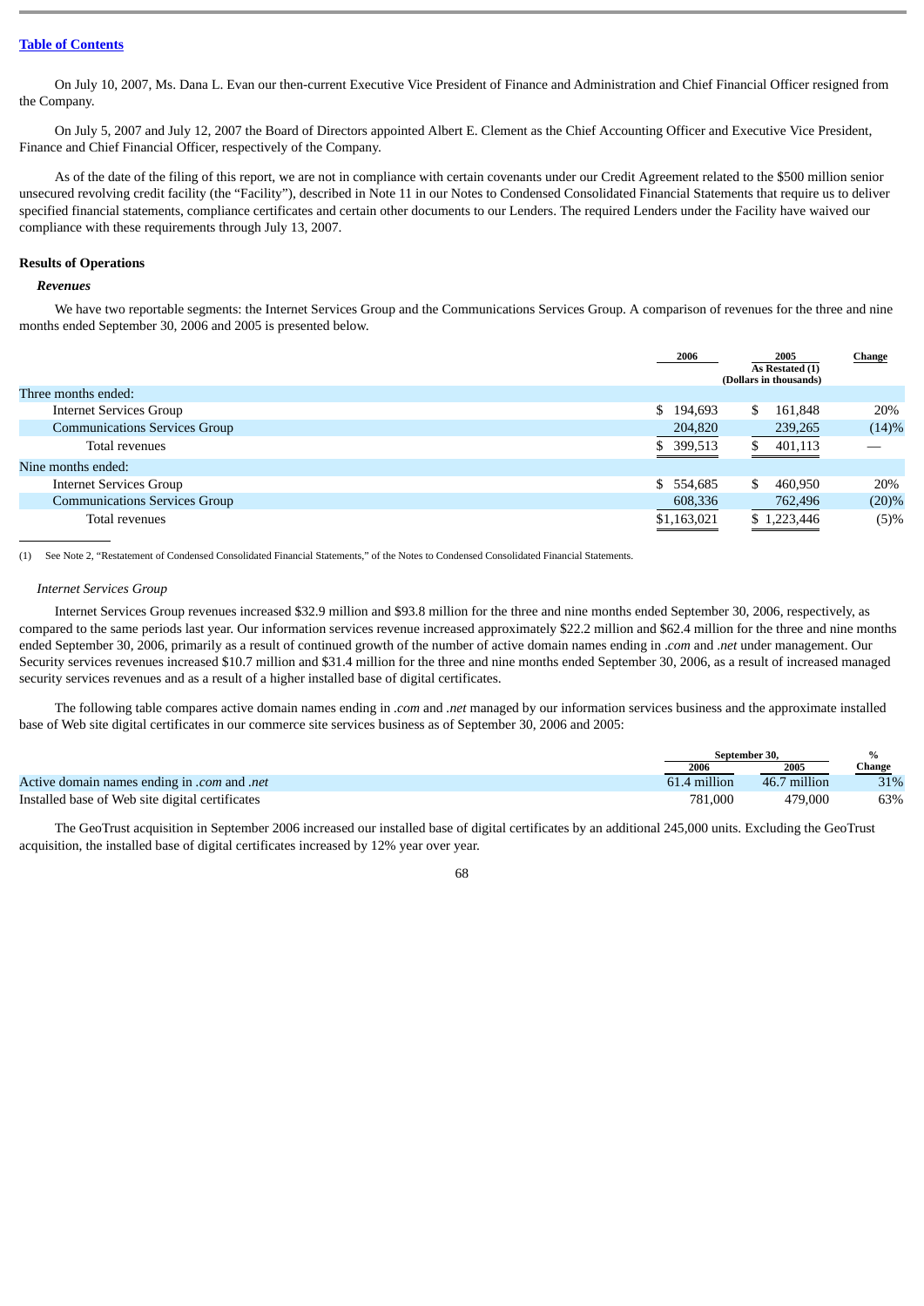[Table of Contents](#)

On July 10, 2007, Ms. Dana L. Evan our then-current Executive Vice President of Finance and Administration and Chief Financial Officer resigned from the Company.

On July 5, 2007 and July 12, 2007 the Board of Directors appointed Albert E. Clement as the Chief Accounting Officer and Executive Vice President, Finance and Chief Financial Officer, respectively of the Company.

As of the date of the filing of this report, we are not in compliance with certain covenants under our Credit Agreement related to the $500 million senior unsecured revolving credit facility (the "Facility"), described in Note 11 in our Notes to Condensed Consolidated Financial Statements that require us to deliver specified financial statements, compliance certificates and certain other documents to our Lenders. The required Lenders under the Facility have waived our compliance with these requirements through July 13, 2007.

**Results of Operations**

***Revenues***

We have two reportable segments: the Internet Services Group and the Communications Services Group. A comparison of revenues for the three and nine months ended September 30, 2006 and 2005 is presented below.

| | 2006 | 2005 As Restated (1) | Change |
|---|---|---|---|
| | (Dollars in thousands) | | |
| Three months ended: | | | |
| Internet Services Group | $ 194,693 | $ 161,848 | 20% |
| Communications Services Group | 204,820 | 239,265 | (14)% |
| Total revenues | $ 399,513 | $ 401,113 | — |
| Nine months ended: | | | |
| Internet Services Group | $ 554,685 | $ 460,950 | 20% |
| Communications Services Group | 608,336 | 762,496 | (20)% |
| Total revenues | $1,163,021 | $ 1,223,446 | (5)% |

(1) See Note 2, "Restatement of Condensed Consolidated Financial Statements," of the Notes to Condensed Consolidated Financial Statements.

*Internet Services Group*

Internet Services Group revenues increased $32.9 million and $93.8 million for the three and nine months ended September 30, 2006, respectively, as compared to the same periods last year. Our information services revenue increased approximately $22.2 million and $62.4 million for the three and nine months ended September 30, 2006, primarily as a result of continued growth of the number of active domain names ending in *.com* and *.net* under management. Our Security services revenues increased $10.7 million and $31.4 million for the three and nine months ended September 30, 2006, as a result of increased managed security services revenues and as a result of a higher installed base of digital certificates.

The following table compares active domain names ending in *.com* and *.net* managed by our information services business and the approximate installed base of Web site digital certificates in our commerce site services business as of September 30, 2006 and 2005:

| | September 30, 2006 | September 30, 2005 | % Change |
|---|---|---|---|
| Active domain names ending in *.com* and *.net* | 61.4 million | 46.7 million | 31% |
| Installed base of Web site digital certificates | 781,000 | 479,000 | 63% |

The GeoTrust acquisition in September 2006 increased our installed base of digital certificates by an additional 245,000 units. Excluding the GeoTrust acquisition, the installed base of digital certificates increased by 12% year over year.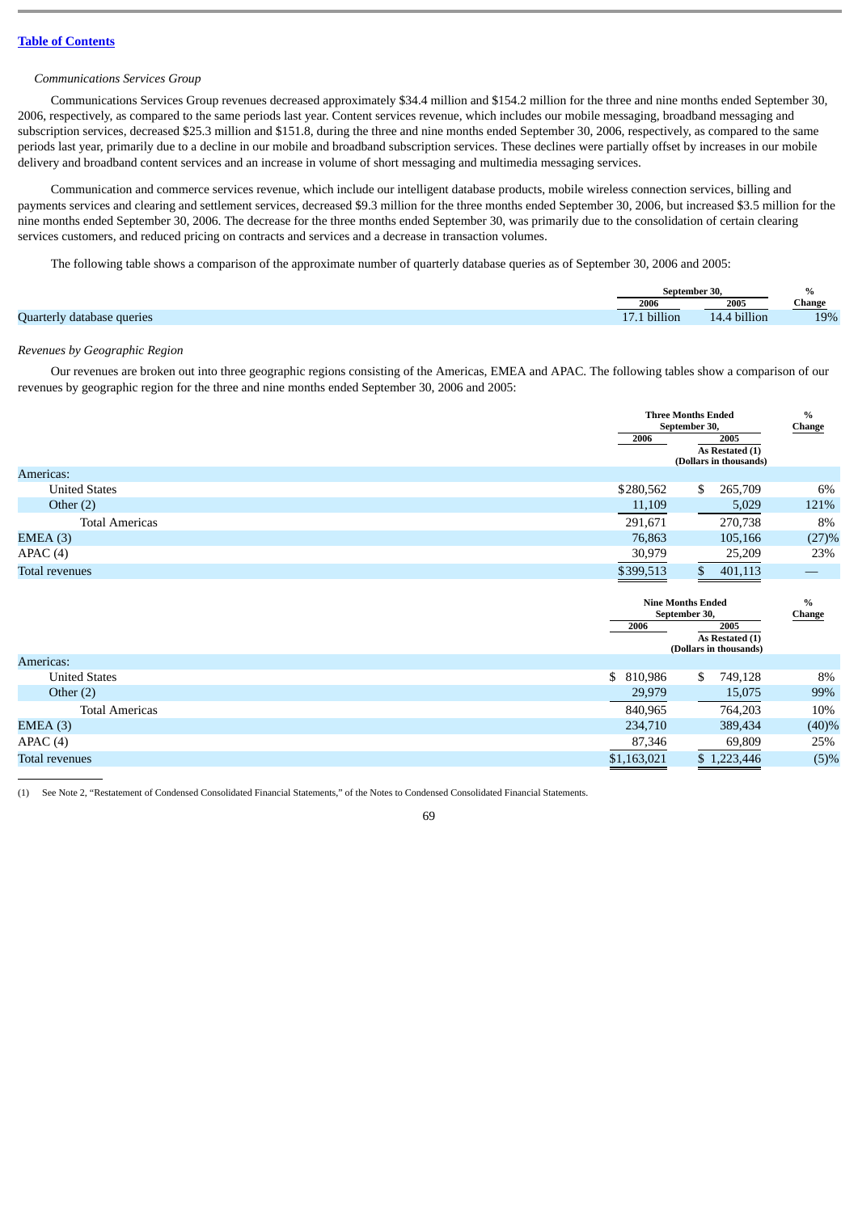*Communications Services Group*

Communications Services Group revenues decreased approximately $34.4 million and $154.2 million for the three and nine months ended September 30, 2006, respectively, as compared to the same periods last year. Content services revenue, which includes our mobile messaging, broadband messaging and subscription services, decreased $25.3 million and $151.8, during the three and nine months ended September 30, 2006, respectively, as compared to the same periods last year, primarily due to a decline in our mobile and broadband subscription services. These declines were partially offset by increases in our mobile delivery and broadband content services and an increase in volume of short messaging and multimedia messaging services.

Communication and commerce services revenue, which include our intelligent database products, mobile wireless connection services, billing and payments services and clearing and settlement services, decreased $9.3 million for the three months ended September 30, 2006, but increased $3.5 million for the nine months ended September 30, 2006. The decrease for the three months ended September 30, was primarily due to the consolidation of certain clearing services customers, and reduced pricing on contracts and services and a decrease in transaction volumes.

The following table shows a comparison of the approximate number of quarterly database queries as of September 30, 2006 and 2005:

| | September 30, | | % |
|---|---|---|---|
| | 2006 | 2005 | Change |
| Quarterly database queries | 17.1 billion | 14.4 billion | 19% |

*Revenues by Geographic Region*

Our revenues are broken out into three geographic regions consisting of the Americas, EMEA and APAC. The following tables show a comparison of our revenues by geographic region for the three and nine months ended September 30, 2006 and 2005:

| | Three Months Ended September 30, | | % Change |
|---|---|---|---|
| | 2006 | 2005 As Restated (1) | |
| | (Dollars in thousands) | | |
| Americas: | | | |
| United States | $280,562 | $ 265,709 | 6% |
| Other (2) | 11,109 | 5,029 | 121% |
| Total Americas | 291,671 | 270,738 | 8% |
| EMEA (3) | 76,863 | 105,166 | (27)% |
| APAC (4) | 30,979 | 25,209 | 23% |
| Total revenues | $399,513 | $ 401,113 | — |

| | Nine Months Ended September 30, | | % Change |
|---|---|---|---|
| | 2006 | 2005 As Restated (1) | |
| | (Dollars in thousands) | | |
| Americas: | | | |
| United States | $ 810,986 | $ 749,128 | 8% |
| Other (2) | 29,979 | 15,075 | 99% |
| Total Americas | 840,965 | 764,203 | 10% |
| EMEA (3) | 234,710 | 389,434 | (40)% |
| APAC (4) | 87,346 | 69,809 | 25% |
| Total revenues | $1,163,021 | $ 1,223,446 | (5)% |

(1) See Note 2, "Restatement of Condensed Consolidated Financial Statements," of the Notes to Condensed Consolidated Financial Statements.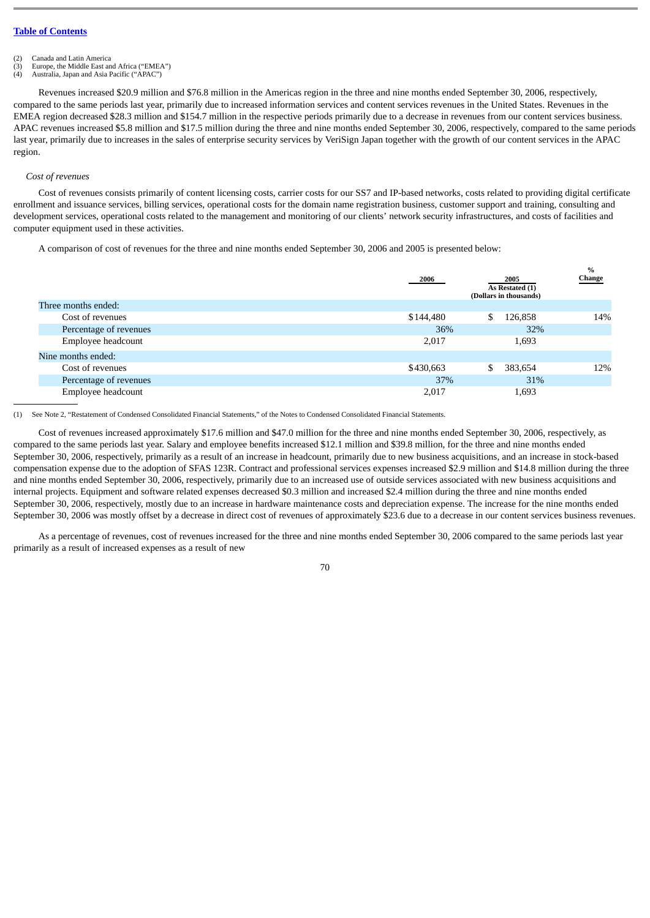[Table of Contents](#)

(2) Canada and Latin America
(3) Europe, the Middle East and Africa ("EMEA")
(4) Australia, Japan and Asia Pacific ("APAC")

Revenues increased $20.9 million and $76.8 million in the Americas region in the three and nine months ended September 30, 2006, respectively, compared to the same periods last year, primarily due to increased information services and content services revenues in the United States. Revenues in the EMEA region decreased $28.3 million and $154.7 million in the respective periods primarily due to a decrease in revenues from our content services business. APAC revenues increased $5.8 million and $17.5 million during the three and nine months ended September 30, 2006, respectively, compared to the same periods last year, primarily due to increases in the sales of enterprise security services by VeriSign Japan together with the growth of our content services in the APAC region.

*Cost of revenues*

Cost of revenues consists primarily of content licensing costs, carrier costs for our SS7 and IP-based networks, costs related to providing digital certificate enrollment and issuance services, billing services, operational costs for the domain name registration business, customer support and training, consulting and development services, operational costs related to the management and monitoring of our clients' network security infrastructures, and costs of facilities and computer equipment used in these activities.

A comparison of cost of revenues for the three and nine months ended September 30, 2006 and 2005 is presented below:

| | 2006 | 2005 As Restated (1) (Dollars in thousands) | % Change |
|---|---|---|---|
| Three months ended: | | | |
| Cost of revenues | $144,480 | $ 126,858 | 14% |
| Percentage of revenues | 36% | 32% | |
| Employee headcount | 2,017 | 1,693 | |
| Nine months ended: | | | |
| Cost of revenues | $430,663 | $ 383,654 | 12% |
| Percentage of revenues | 37% | 31% | |
| Employee headcount | 2,017 | 1,693 | |

(1) See Note 2, "Restatement of Condensed Consolidated Financial Statements," of the Notes to Condensed Consolidated Financial Statements.

Cost of revenues increased approximately $17.6 million and $47.0 million for the three and nine months ended September 30, 2006, respectively, as compared to the same periods last year. Salary and employee benefits increased $12.1 million and $39.8 million, for the three and nine months ended September 30, 2006, respectively, primarily as a result of an increase in headcount, primarily due to new business acquisitions, and an increase in stock-based compensation expense due to the adoption of SFAS 123R. Contract and professional services expenses increased $2.9 million and $14.8 million during the three and nine months ended September 30, 2006, respectively, primarily due to an increased use of outside services associated with new business acquisitions and internal projects. Equipment and software related expenses decreased $0.3 million and increased $2.4 million during the three and nine months ended September 30, 2006, respectively, mostly due to an increase in hardware maintenance costs and depreciation expense. The increase for the nine months ended September 30, 2006 was mostly offset by a decrease in direct cost of revenues of approximately $23.6 due to a decrease in our content services business revenues.

As a percentage of revenues, cost of revenues increased for the three and nine months ended September 30, 2006 compared to the same periods last year primarily as a result of increased expenses as a result of new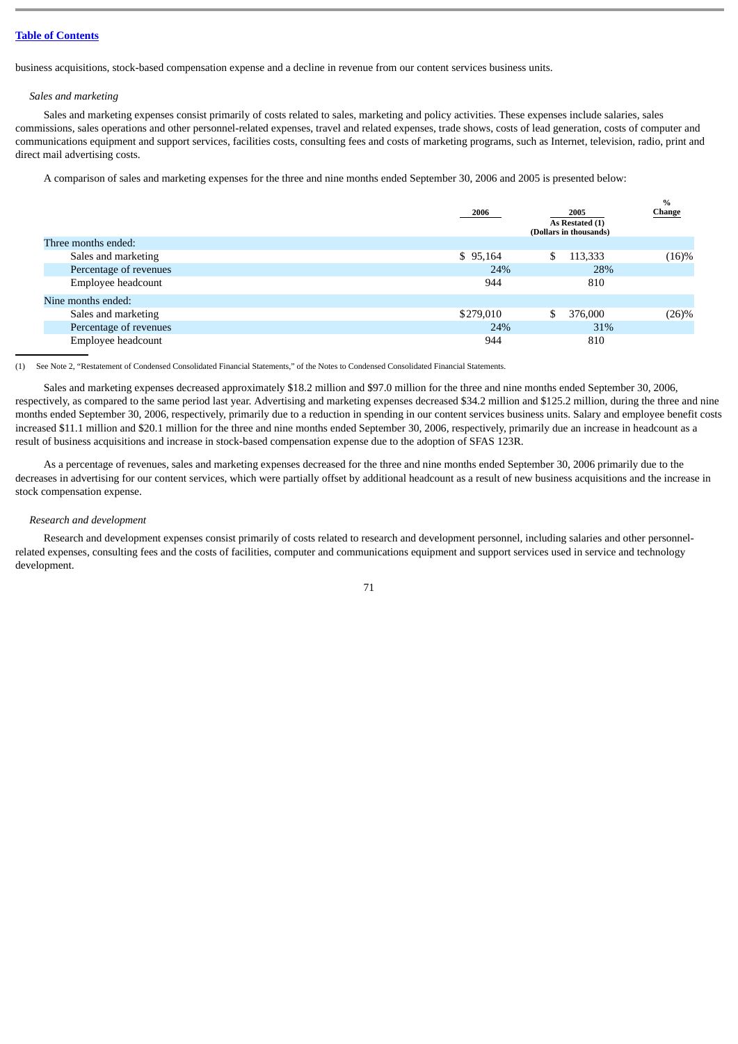business acquisitions, stock-based compensation expense and a decline in revenue from our content services business units.

*Sales and marketing*

Sales and marketing expenses consist primarily of costs related to sales, marketing and policy activities. These expenses include salaries, sales commissions, sales operations and other personnel-related expenses, travel and related expenses, trade shows, costs of lead generation, costs of computer and communications equipment and support services, facilities costs, consulting fees and costs of marketing programs, such as Internet, television, radio, print and direct mail advertising costs.

A comparison of sales and marketing expenses for the three and nine months ended September 30, 2006 and 2005 is presented below:

| | 2006 | 2005 As Restated (1) (Dollars in thousands) | % Change |
|---|---|---|---|
| Three months ended: | | | |
| Sales and marketing | $ 95,164 | $ 113,333 | (16)% |
| Percentage of revenues | 24% | 28% | |
| Employee headcount | 944 | 810 | |
| Nine months ended: | | | |
| Sales and marketing | $279,010 | $ 376,000 | (26)% |
| Percentage of revenues | 24% | 31% | |
| Employee headcount | 944 | 810 | |

(1) See Note 2, "Restatement of Condensed Consolidated Financial Statements," of the Notes to Condensed Consolidated Financial Statements.

Sales and marketing expenses decreased approximately $18.2 million and $97.0 million for the three and nine months ended September 30, 2006, respectively, as compared to the same period last year. Advertising and marketing expenses decreased $34.2 million and $125.2 million, during the three and nine months ended September 30, 2006, respectively, primarily due to a reduction in spending in our content services business units. Salary and employee benefit costs increased $11.1 million and $20.1 million for the three and nine months ended September 30, 2006, respectively, primarily due an increase in headcount as a result of business acquisitions and increase in stock-based compensation expense due to the adoption of SFAS 123R.

As a percentage of revenues, sales and marketing expenses decreased for the three and nine months ended September 30, 2006 primarily due to the decreases in advertising for our content services, which were partially offset by additional headcount as a result of new business acquisitions and the increase in stock compensation expense.

*Research and development*

Research and development expenses consist primarily of costs related to research and development personnel, including salaries and other personnel-related expenses, consulting fees and the costs of facilities, computer and communications equipment and support services used in service and technology development.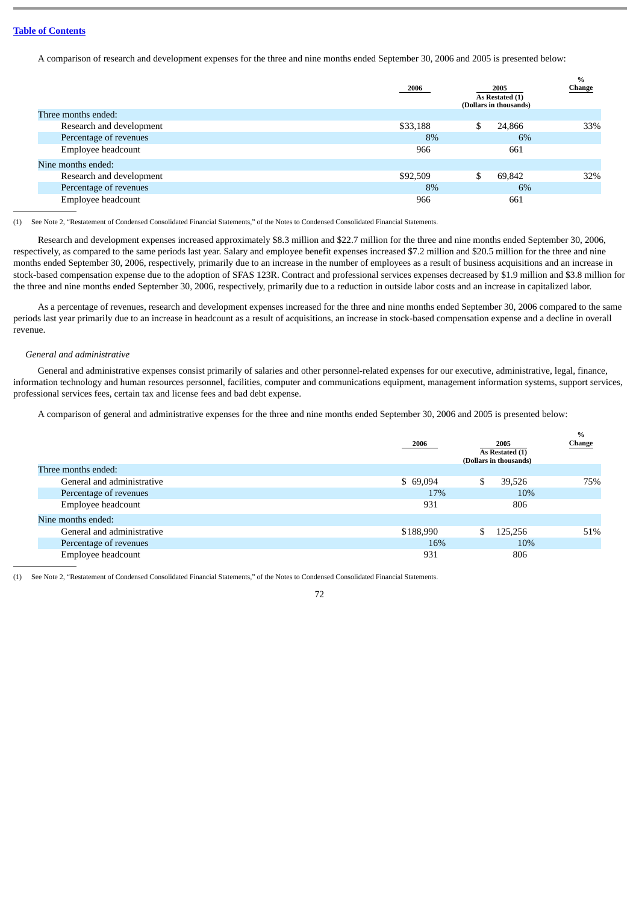[Table of Contents](#)

A comparison of research and development expenses for the three and nine months ended September 30, 2006 and 2005 is presented below:

| | 2006 | 2005 As Restated (1) | % Change |
|---|---|---|---|
| | (Dollars in thousands) | | |
| Three months ended: | | | |
| Research and development | $33,188 | $ 24,866 | 33% |
| Percentage of revenues | 8% | 6% | |
| Employee headcount | 966 | 661 | |
| Nine months ended: | | | |
| Research and development | $92,509 | $ 69,842 | 32% |
| Percentage of revenues | 8% | 6% | |
| Employee headcount | 966 | 661 | |

(1) See Note 2, "Restatement of Condensed Consolidated Financial Statements," of the Notes to Condensed Consolidated Financial Statements.

Research and development expenses increased approximately $8.3 million and $22.7 million for the three and nine months ended September 30, 2006, respectively, as compared to the same periods last year. Salary and employee benefit expenses increased $7.2 million and $20.5 million for the three and nine months ended September 30, 2006, respectively, primarily due to an increase in the number of employees as a result of business acquisitions and an increase in stock-based compensation expense due to the adoption of SFAS 123R. Contract and professional services expenses decreased by $1.9 million and $3.8 million for the three and nine months ended September 30, 2006, respectively, primarily due to a reduction in outside labor costs and an increase in capitalized labor.

As a percentage of revenues, research and development expenses increased for the three and nine months ended September 30, 2006 compared to the same periods last year primarily due to an increase in headcount as a result of acquisitions, an increase in stock-based compensation expense and a decline in overall revenue.

*General and administrative*

General and administrative expenses consist primarily of salaries and other personnel-related expenses for our executive, administrative, legal, finance, information technology and human resources personnel, facilities, computer and communications equipment, management information systems, support services, professional services fees, certain tax and license fees and bad debt expense.

A comparison of general and administrative expenses for the three and nine months ended September 30, 2006 and 2005 is presented below:

| | 2006 | 2005 As Restated (1) | % Change |
|---|---|---|---|
| | (Dollars in thousands) | | |
| Three months ended: | | | |
| General and administrative | $ 69,094 | $ 39,526 | 75% |
| Percentage of revenues | 17% | 10% | |
| Employee headcount | 931 | 806 | |
| Nine months ended: | | | |
| General and administrative | $188,990 | $ 125,256 | 51% |
| Percentage of revenues | 16% | 10% | |
| Employee headcount | 931 | 806 | |

(1) See Note 2, "Restatement of Condensed Consolidated Financial Statements," of the Notes to Condensed Consolidated Financial Statements.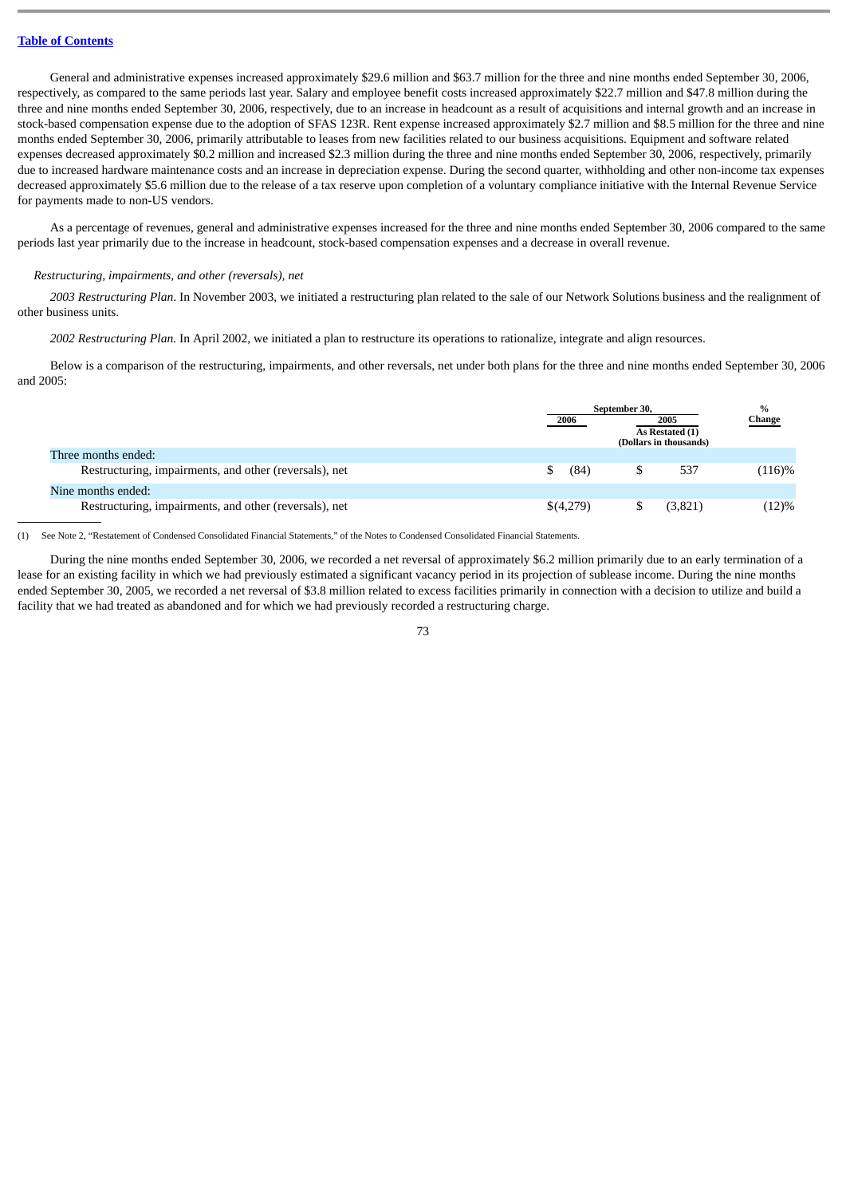General and administrative expenses increased approximately $29.6 million and $63.7 million for the three and nine months ended September 30, 2006, respectively, as compared to the same periods last year. Salary and employee benefit costs increased approximately $22.7 million and $47.8 million during the three and nine months ended September 30, 2006, respectively, due to an increase in headcount as a result of acquisitions and internal growth and an increase in stock-based compensation expense due to the adoption of SFAS 123R. Rent expense increased approximately $2.7 million and $8.5 million for the three and nine months ended September 30, 2006, primarily attributable to leases from new facilities related to our business acquisitions. Equipment and software related expenses decreased approximately $0.2 million and increased $2.3 million during the three and nine months ended September 30, 2006, respectively, primarily due to increased hardware maintenance costs and an increase in depreciation expense. During the second quarter, withholding and other non-income tax expenses decreased approximately $5.6 million due to the release of a tax reserve upon completion of a voluntary compliance initiative with the Internal Revenue Service for payments made to non-US vendors.

As a percentage of revenues, general and administrative expenses increased for the three and nine months ended September 30, 2006 compared to the same periods last year primarily due to the increase in headcount, stock-based compensation expenses and a decrease in overall revenue.

*Restructuring, impairments, and other (reversals), net*

*2003 Restructuring Plan*. In November 2003, we initiated a restructuring plan related to the sale of our Network Solutions business and the realignment of other business units.

*2002 Restructuring Plan.* In April 2002, we initiated a plan to restructure its operations to rationalize, integrate and align resources.

Below is a comparison of the restructuring, impairments, and other reversals, net under both plans for the three and nine months ended September 30, 2006 and 2005:

| | September 30, | | % |
|---|---|---|---|
| | 2006 | 2005 As Restated (1) | Change |
| | (Dollars in thousands) | | |
| Three months ended: | | | |
| Restructuring, impairments, and other (reversals), net | $ (84) | $ 537 | (116)% |
| Nine months ended: | | | |
| Restructuring, impairments, and other (reversals), net | $(4,279) | $ (3,821) | (12)% |

(1) See Note 2, "Restatement of Condensed Consolidated Financial Statements," of the Notes to Condensed Consolidated Financial Statements.

During the nine months ended September 30, 2006, we recorded a net reversal of approximately $6.2 million primarily due to an early termination of a lease for an existing facility in which we had previously estimated a significant vacancy period in its projection of sublease income. During the nine months ended September 30, 2005, we recorded a net reversal of $3.8 million related to excess facilities primarily in connection with a decision to utilize and build a facility that we had treated as abandoned and for which we had previously recorded a restructuring charge.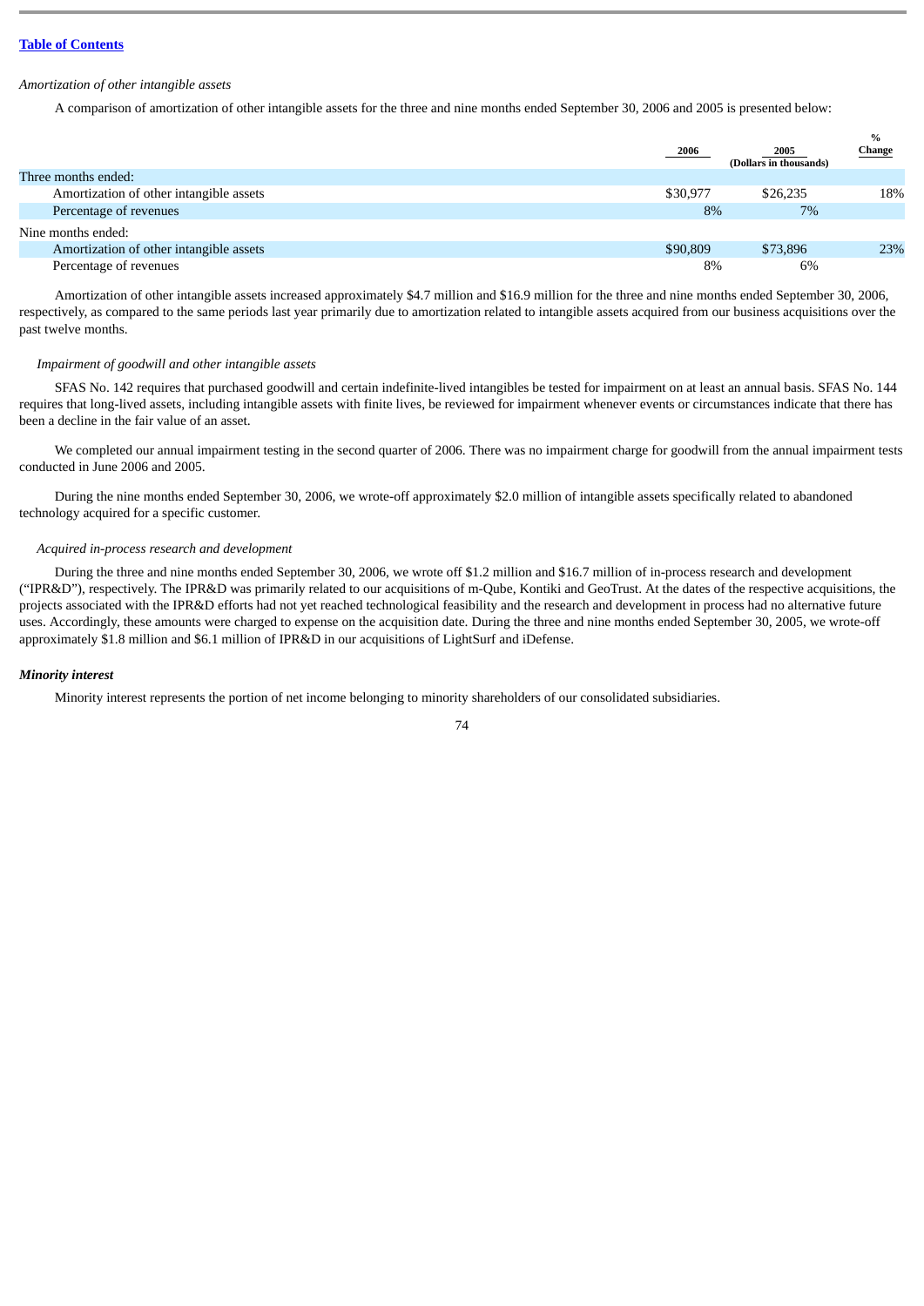*Amortization of other intangible assets*

A comparison of amortization of other intangible assets for the three and nine months ended September 30, 2006 and 2005 is presented below:

| | 2006 | 2005 | % Change |
|---|---|---|---|
| | (Dollars in thousands) | | |
| Three months ended: | | | |
| Amortization of other intangible assets | $30,977 | $26,235 | 18% |
| Percentage of revenues | 8% | 7% | |
| Nine months ended: | | | |
| Amortization of other intangible assets | $90,809 | $73,896 | 23% |
| Percentage of revenues | 8% | 6% | |

Amortization of other intangible assets increased approximately $4.7 million and $16.9 million for the three and nine months ended September 30, 2006, respectively, as compared to the same periods last year primarily due to amortization related to intangible assets acquired from our business acquisitions over the past twelve months.

*Impairment of goodwill and other intangible assets*

SFAS No. 142 requires that purchased goodwill and certain indefinite-lived intangibles be tested for impairment on at least an annual basis. SFAS No. 144 requires that long-lived assets, including intangible assets with finite lives, be reviewed for impairment whenever events or circumstances indicate that there has been a decline in the fair value of an asset.

We completed our annual impairment testing in the second quarter of 2006. There was no impairment charge for goodwill from the annual impairment tests conducted in June 2006 and 2005.

During the nine months ended September 30, 2006, we wrote-off approximately $2.0 million of intangible assets specifically related to abandoned technology acquired for a specific customer.

*Acquired in-process research and development*

During the three and nine months ended September 30, 2006, we wrote off $1.2 million and $16.7 million of in-process research and development ("IPR&D"), respectively. The IPR&D was primarily related to our acquisitions of m-Qube, Kontiki and GeoTrust. At the dates of the respective acquisitions, the projects associated with the IPR&D efforts had not yet reached technological feasibility and the research and development in process had no alternative future uses. Accordingly, these amounts were charged to expense on the acquisition date. During the three and nine months ended September 30, 2005, we wrote-off approximately $1.8 million and $6.1 million of IPR&D in our acquisitions of LightSurf and iDefense.

***Minority interest***

Minority interest represents the portion of net income belonging to minority shareholders of our consolidated subsidiaries.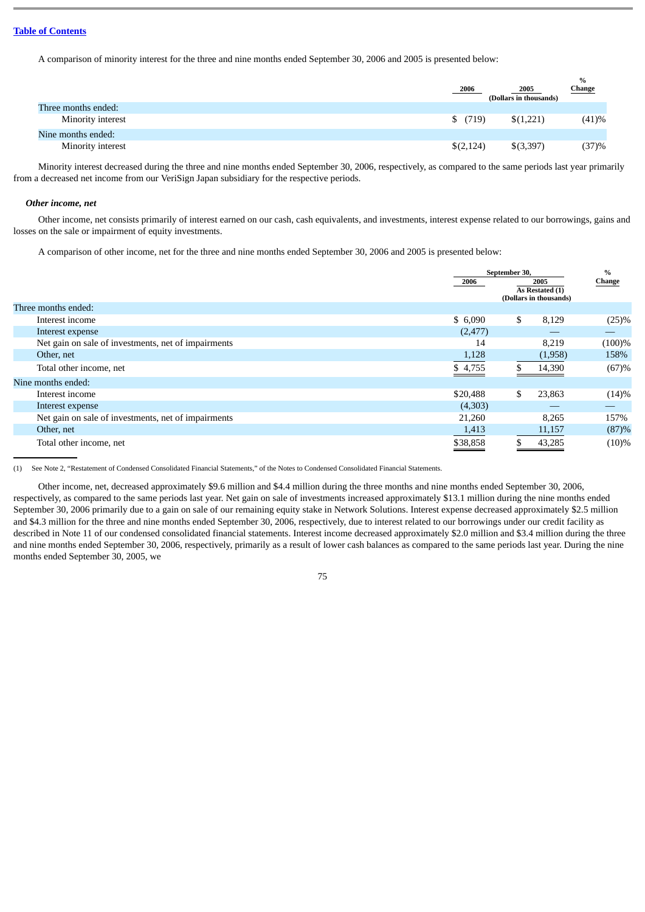[Table of Contents](#)

A comparison of minority interest for the three and nine months ended September 30, 2006 and 2005 is presented below:

| | 2006 | 2005 | % Change |
|---|---|---|---|
| | (Dollars in thousands) | | |
| Three months ended: | | | |
| Minority interest | $ (719) | $(1,221) | (41)% |
| Nine months ended: | | | |
| Minority interest | $(2,124) | $(3,397) | (37)% |

Minority interest decreased during the three and nine months ended September 30, 2006, respectively, as compared to the same periods last year primarily from a decreased net income from our VeriSign Japan subsidiary for the respective periods.

***Other income, net***

Other income, net consists primarily of interest earned on our cash, cash equivalents, and investments, interest expense related to our borrowings, gains and losses on the sale or impairment of equity investments.

A comparison of other income, net for the three and nine months ended September 30, 2006 and 2005 is presented below:

| | September 30, | | % Change |
|---|---|---|---|
| | 2006 | 2005 As Restated (1) | |
| | (Dollars in thousands) | | |
| Three months ended: | | | |
| Interest income | $ 6,090 | $ 8,129 | (25)% |
| Interest expense | (2,477) | — | — |
| Net gain on sale of investments, net of impairments | 14 | 8,219 | (100)% |
| Other, net | 1,128 | (1,958) | 158% |
| Total other income, net | $ 4,755 | $ 14,390 | (67)% |
| Nine months ended: | | | |
| Interest income | $20,488 | $ 23,863 | (14)% |
| Interest expense | (4,303) | — | — |
| Net gain on sale of investments, net of impairments | 21,260 | 8,265 | 157% |
| Other, net | 1,413 | 11,157 | (87)% |
| Total other income, net | $38,858 | $ 43,285 | (10)% |

(1) See Note 2, "Restatement of Condensed Consolidated Financial Statements," of the Notes to Condensed Consolidated Financial Statements.

Other income, net, decreased approximately $9.6 million and $4.4 million during the three months and nine months ended September 30, 2006, respectively, as compared to the same periods last year. Net gain on sale of investments increased approximately $13.1 million during the nine months ended September 30, 2006 primarily due to a gain on sale of our remaining equity stake in Network Solutions. Interest expense decreased approximately $2.5 million and $4.3 million for the three and nine months ended September 30, 2006, respectively, due to interest related to our borrowings under our credit facility as described in Note 11 of our condensed consolidated financial statements. Interest income decreased approximately $2.0 million and $3.4 million during the three and nine months ended September 30, 2006, respectively, primarily as a result of lower cash balances as compared to the same periods last year. During the nine months ended September 30, 2005, we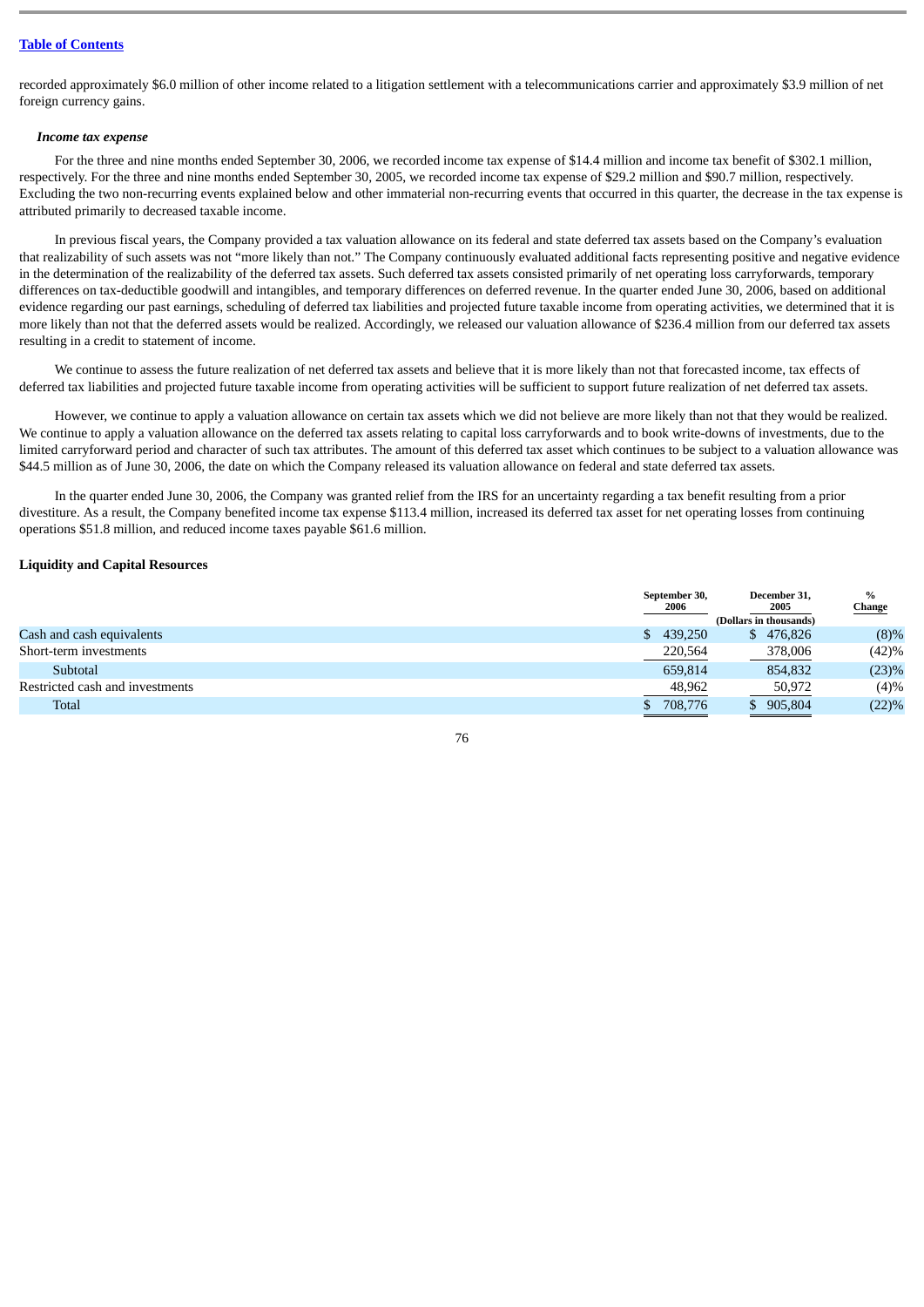recorded approximately $6.0 million of other income related to a litigation settlement with a telecommunications carrier and approximately $3.9 million of net foreign currency gains.

***Income tax expense***

For the three and nine months ended September 30, 2006, we recorded income tax expense of $14.4 million and income tax benefit of $302.1 million, respectively. For the three and nine months ended September 30, 2005, we recorded income tax expense of $29.2 million and $90.7 million, respectively. Excluding the two non-recurring events explained below and other immaterial non-recurring events that occurred in this quarter, the decrease in the tax expense is attributed primarily to decreased taxable income.

In previous fiscal years, the Company provided a tax valuation allowance on its federal and state deferred tax assets based on the Company's evaluation that realizability of such assets was not "more likely than not." The Company continuously evaluated additional facts representing positive and negative evidence in the determination of the realizability of the deferred tax assets. Such deferred tax assets consisted primarily of net operating loss carryforwards, temporary differences on tax-deductible goodwill and intangibles, and temporary differences on deferred revenue. In the quarter ended June 30, 2006, based on additional evidence regarding our past earnings, scheduling of deferred tax liabilities and projected future taxable income from operating activities, we determined that it is more likely than not that the deferred assets would be realized. Accordingly, we released our valuation allowance of $236.4 million from our deferred tax assets resulting in a credit to statement of income.

We continue to assess the future realization of net deferred tax assets and believe that it is more likely than not that forecasted income, tax effects of deferred tax liabilities and projected future taxable income from operating activities will be sufficient to support future realization of net deferred tax assets.

However, we continue to apply a valuation allowance on certain tax assets which we did not believe are more likely than not that they would be realized. We continue to apply a valuation allowance on the deferred tax assets relating to capital loss carryforwards and to book write-downs of investments, due to the limited carryforward period and character of such tax attributes. The amount of this deferred tax asset which continues to be subject to a valuation allowance was $44.5 million as of June 30, 2006, the date on which the Company released its valuation allowance on federal and state deferred tax assets.

In the quarter ended June 30, 2006, the Company was granted relief from the IRS for an uncertainty regarding a tax benefit resulting from a prior divestiture. As a result, the Company benefited income tax expense $113.4 million, increased its deferred tax asset for net operating losses from continuing operations $51.8 million, and reduced income taxes payable $61.6 million.

**Liquidity and Capital Resources**

| | September 30, 2006 | December 31, 2005 | % Change |
|---|---|---|---|
| | (Dollars in thousands) | | |
| Cash and cash equivalents | $ 439,250 | $ 476,826 | (8)% |
| Short-term investments | 220,564 | 378,006 | (42)% |
| Subtotal | 659,814 | 854,832 | (23)% |
| Restricted cash and investments | 48,962 | 50,972 | (4)% |
| Total | $ 708,776 | $ 905,804 | (22)% |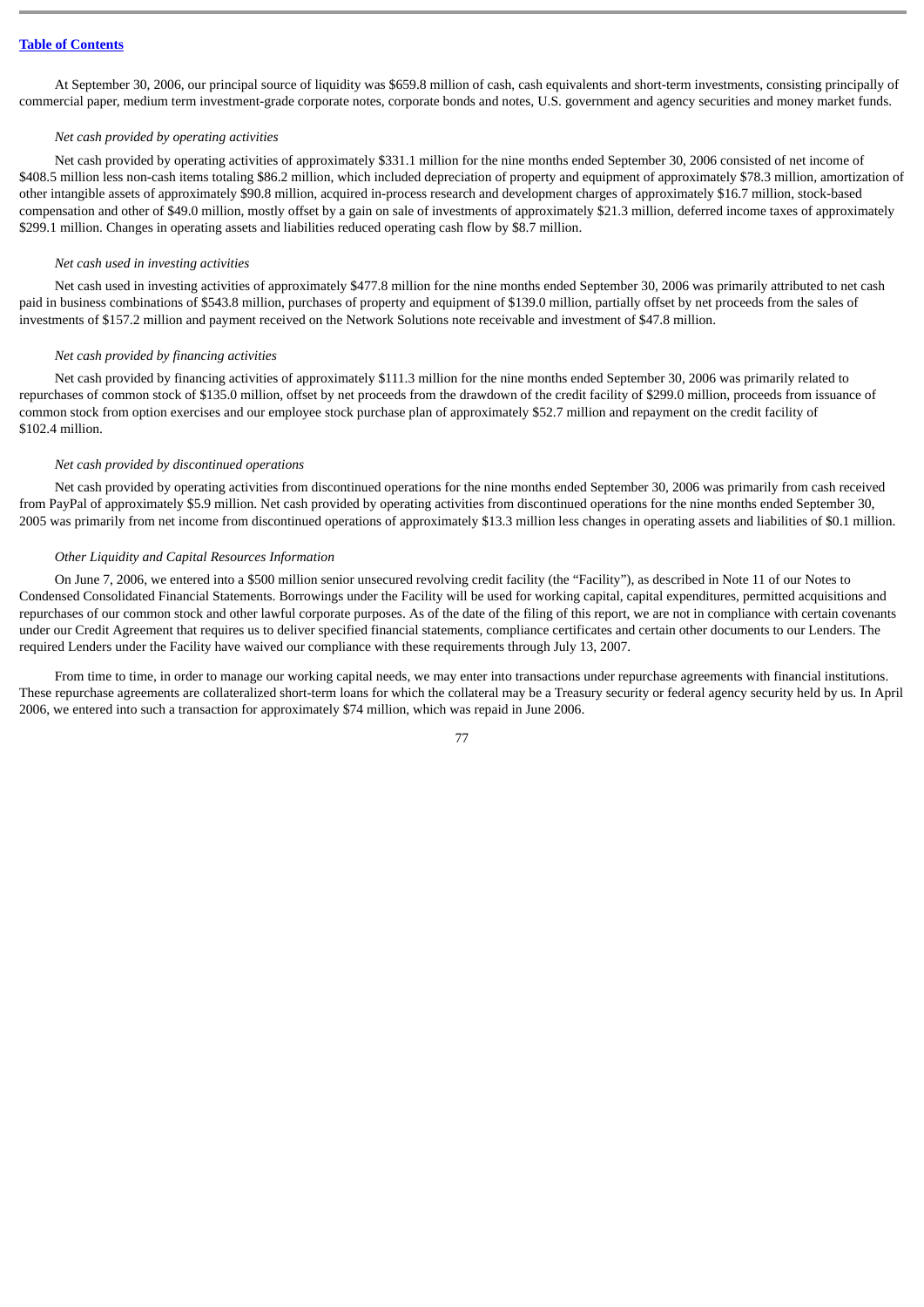At September 30, 2006, our principal source of liquidity was $659.8 million of cash, cash equivalents and short-term investments, consisting principally of commercial paper, medium term investment-grade corporate notes, corporate bonds and notes, U.S. government and agency securities and money market funds.

*Net cash provided by operating activities*

Net cash provided by operating activities of approximately $331.1 million for the nine months ended September 30, 2006 consisted of net income of $408.5 million less non-cash items totaling $86.2 million, which included depreciation of property and equipment of approximately $78.3 million, amortization of other intangible assets of approximately $90.8 million, acquired in-process research and development charges of approximately $16.7 million, stock-based compensation and other of $49.0 million, mostly offset by a gain on sale of investments of approximately $21.3 million, deferred income taxes of approximately $299.1 million. Changes in operating assets and liabilities reduced operating cash flow by $8.7 million.

*Net cash used in investing activities*

Net cash used in investing activities of approximately $477.8 million for the nine months ended September 30, 2006 was primarily attributed to net cash paid in business combinations of $543.8 million, purchases of property and equipment of $139.0 million, partially offset by net proceeds from the sales of investments of $157.2 million and payment received on the Network Solutions note receivable and investment of $47.8 million.

*Net cash provided by financing activities*

Net cash provided by financing activities of approximately $111.3 million for the nine months ended September 30, 2006 was primarily related to repurchases of common stock of $135.0 million, offset by net proceeds from the drawdown of the credit facility of $299.0 million, proceeds from issuance of common stock from option exercises and our employee stock purchase plan of approximately $52.7 million and repayment on the credit facility of $102.4 million.

*Net cash provided by discontinued operations*

Net cash provided by operating activities from discontinued operations for the nine months ended September 30, 2006 was primarily from cash received from PayPal of approximately $5.9 million. Net cash provided by operating activities from discontinued operations for the nine months ended September 30, 2005 was primarily from net income from discontinued operations of approximately $13.3 million less changes in operating assets and liabilities of $0.1 million.

*Other Liquidity and Capital Resources Information*

On June 7, 2006, we entered into a $500 million senior unsecured revolving credit facility (the "Facility"), as described in Note 11 of our Notes to Condensed Consolidated Financial Statements. Borrowings under the Facility will be used for working capital, capital expenditures, permitted acquisitions and repurchases of our common stock and other lawful corporate purposes. As of the date of the filing of this report, we are not in compliance with certain covenants under our Credit Agreement that requires us to deliver specified financial statements, compliance certificates and certain other documents to our Lenders. The required Lenders under the Facility have waived our compliance with these requirements through July 13, 2007.

From time to time, in order to manage our working capital needs, we may enter into transactions under repurchase agreements with financial institutions. These repurchase agreements are collateralized short-term loans for which the collateral may be a Treasury security or federal agency security held by us. In April 2006, we entered into such a transaction for approximately $74 million, which was repaid in June 2006.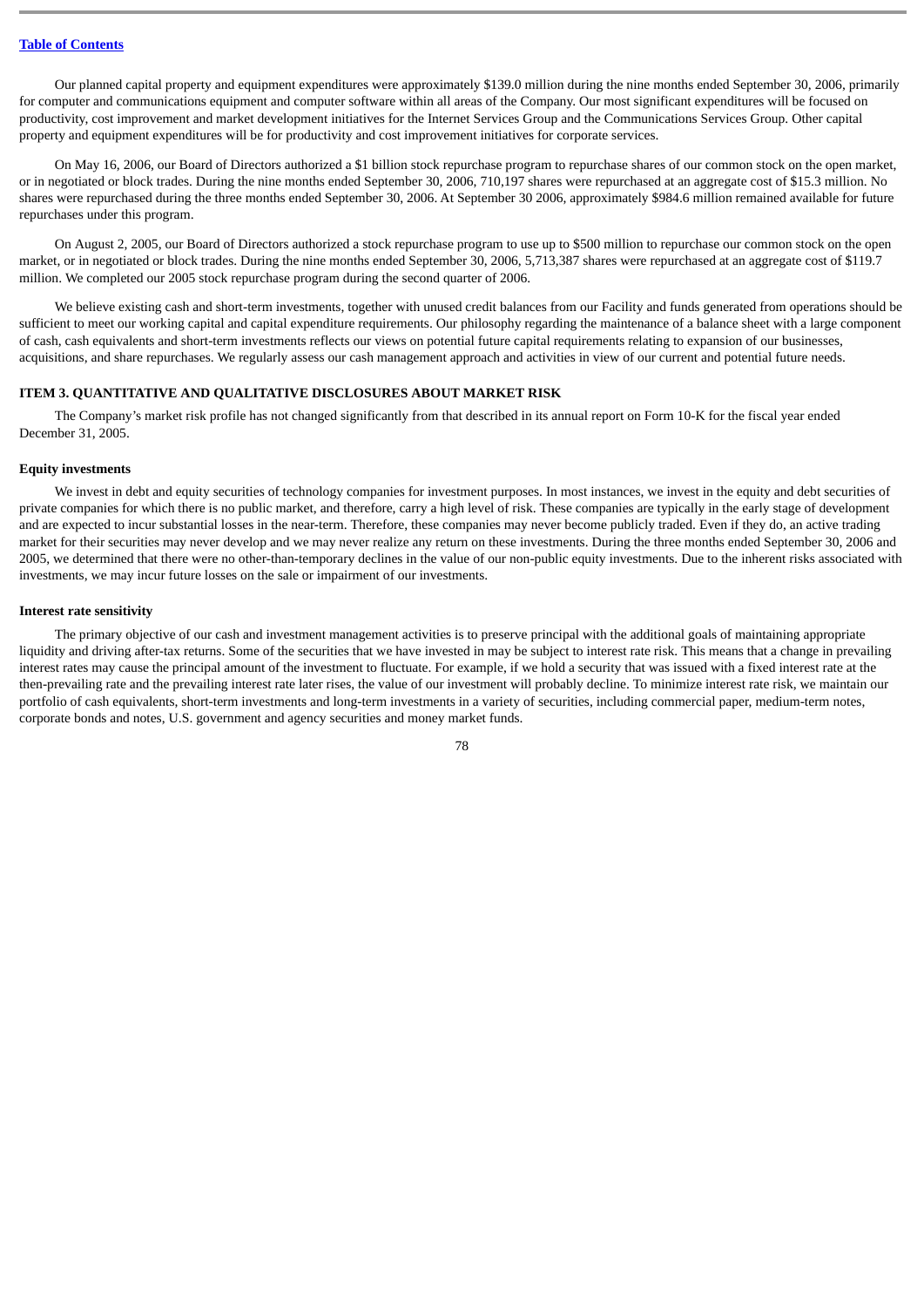Our planned capital property and equipment expenditures were approximately $139.0 million during the nine months ended September 30, 2006, primarily for computer and communications equipment and computer software within all areas of the Company. Our most significant expenditures will be focused on productivity, cost improvement and market development initiatives for the Internet Services Group and the Communications Services Group. Other capital property and equipment expenditures will be for productivity and cost improvement initiatives for corporate services.

On May 16, 2006, our Board of Directors authorized a $1 billion stock repurchase program to repurchase shares of our common stock on the open market, or in negotiated or block trades. During the nine months ended September 30, 2006, 710,197 shares were repurchased at an aggregate cost of $15.3 million. No shares were repurchased during the three months ended September 30, 2006. At September 30 2006, approximately $984.6 million remained available for future repurchases under this program.

On August 2, 2005, our Board of Directors authorized a stock repurchase program to use up to $500 million to repurchase our common stock on the open market, or in negotiated or block trades. During the nine months ended September 30, 2006, 5,713,387 shares were repurchased at an aggregate cost of $119.7 million. We completed our 2005 stock repurchase program during the second quarter of 2006.

We believe existing cash and short-term investments, together with unused credit balances from our Facility and funds generated from operations should be sufficient to meet our working capital and capital expenditure requirements. Our philosophy regarding the maintenance of a balance sheet with a large component of cash, cash equivalents and short-term investments reflects our views on potential future capital requirements relating to expansion of our businesses, acquisitions, and share repurchases. We regularly assess our cash management approach and activities in view of our current and potential future needs.

## ITEM 3. QUANTITATIVE AND QUALITATIVE DISCLOSURES ABOUT MARKET RISK

The Company's market risk profile has not changed significantly from that described in its annual report on Form 10-K for the fiscal year ended December 31, 2005.

### Equity investments

We invest in debt and equity securities of technology companies for investment purposes. In most instances, we invest in the equity and debt securities of private companies for which there is no public market, and therefore, carry a high level of risk. These companies are typically in the early stage of development and are expected to incur substantial losses in the near-term. Therefore, these companies may never become publicly traded. Even if they do, an active trading market for their securities may never develop and we may never realize any return on these investments. During the three months ended September 30, 2006 and 2005, we determined that there were no other-than-temporary declines in the value of our non-public equity investments. Due to the inherent risks associated with investments, we may incur future losses on the sale or impairment of our investments.

### Interest rate sensitivity

The primary objective of our cash and investment management activities is to preserve principal with the additional goals of maintaining appropriate liquidity and driving after-tax returns. Some of the securities that we have invested in may be subject to interest rate risk. This means that a change in prevailing interest rates may cause the principal amount of the investment to fluctuate. For example, if we hold a security that was issued with a fixed interest rate at the then-prevailing rate and the prevailing interest rate later rises, the value of our investment will probably decline. To minimize interest rate risk, we maintain our portfolio of cash equivalents, short-term investments and long-term investments in a variety of securities, including commercial paper, medium-term notes, corporate bonds and notes, U.S. government and agency securities and money market funds.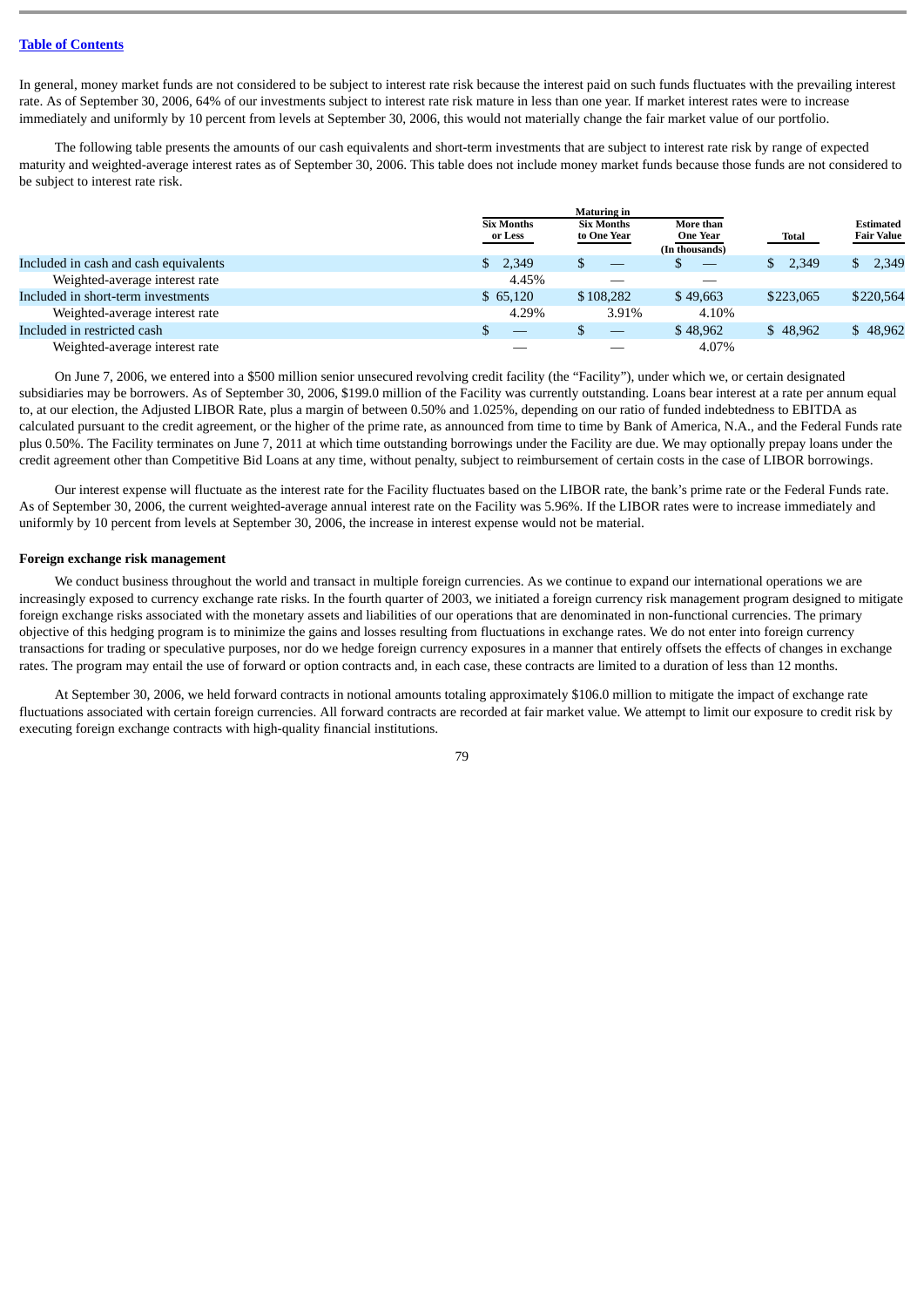In general, money market funds are not considered to be subject to interest rate risk because the interest paid on such funds fluctuates with the prevailing interest rate. As of September 30, 2006, 64% of our investments subject to interest rate risk mature in less than one year. If market interest rates were to increase immediately and uniformly by 10 percent from levels at September 30, 2006, this would not materially change the fair market value of our portfolio.

The following table presents the amounts of our cash equivalents and short-term investments that are subject to interest rate risk by range of expected maturity and weighted-average interest rates as of September 30, 2006. This table does not include money market funds because those funds are not considered to be subject to interest rate risk.

| | Maturing in | | | | |
|---|---|---|---|---|---|
| | Six Months or Less | Six Months to One Year | More than One Year | Total | Estimated Fair Value |
| | | | (In thousands) | | |
| Included in cash and cash equivalents | $ 2,349 | $ — | $ — | $ 2,349 | $ 2,349 |
| Weighted-average interest rate | 4.45% | — | — | | |
| Included in short-term investments | $ 65,120 | $ 108,282 | $ 49,663 | $ 223,065 | $ 220,564 |
| Weighted-average interest rate | 4.29% | 3.91% | 4.10% | | |
| Included in restricted cash | $ — | $ — | $ 48,962 | $ 48,962 | $ 48,962 |
| Weighted-average interest rate | — | — | 4.07% | | |

On June 7, 2006, we entered into a $500 million senior unsecured revolving credit facility (the "Facility"), under which we, or certain designated subsidiaries may be borrowers. As of September 30, 2006, $199.0 million of the Facility was currently outstanding. Loans bear interest at a rate per annum equal to, at our election, the Adjusted LIBOR Rate, plus a margin of between 0.50% and 1.025%, depending on our ratio of funded indebtedness to EBITDA as calculated pursuant to the credit agreement, or the higher of the prime rate, as announced from time to time by Bank of America, N.A., and the Federal Funds rate plus 0.50%. The Facility terminates on June 7, 2011 at which time outstanding borrowings under the Facility are due. We may optionally prepay loans under the credit agreement other than Competitive Bid Loans at any time, without penalty, subject to reimbursement of certain costs in the case of LIBOR borrowings.

Our interest expense will fluctuate as the interest rate for the Facility fluctuates based on the LIBOR rate, the bank's prime rate or the Federal Funds rate. As of September 30, 2006, the current weighted-average annual interest rate on the Facility was 5.96%. If the LIBOR rates were to increase immediately and uniformly by 10 percent from levels at September 30, 2006, the increase in interest expense would not be material.

**Foreign exchange risk management**

We conduct business throughout the world and transact in multiple foreign currencies. As we continue to expand our international operations we are increasingly exposed to currency exchange rate risks. In the fourth quarter of 2003, we initiated a foreign currency risk management program designed to mitigate foreign exchange risks associated with the monetary assets and liabilities of our operations that are denominated in non-functional currencies. The primary objective of this hedging program is to minimize the gains and losses resulting from fluctuations in exchange rates. We do not enter into foreign currency transactions for trading or speculative purposes, nor do we hedge foreign currency exposures in a manner that entirely offsets the effects of changes in exchange rates. The program may entail the use of forward or option contracts and, in each case, these contracts are limited to a duration of less than 12 months.

At September 30, 2006, we held forward contracts in notional amounts totaling approximately $106.0 million to mitigate the impact of exchange rate fluctuations associated with certain foreign currencies. All forward contracts are recorded at fair market value. We attempt to limit our exposure to credit risk by executing foreign exchange contracts with high-quality financial institutions.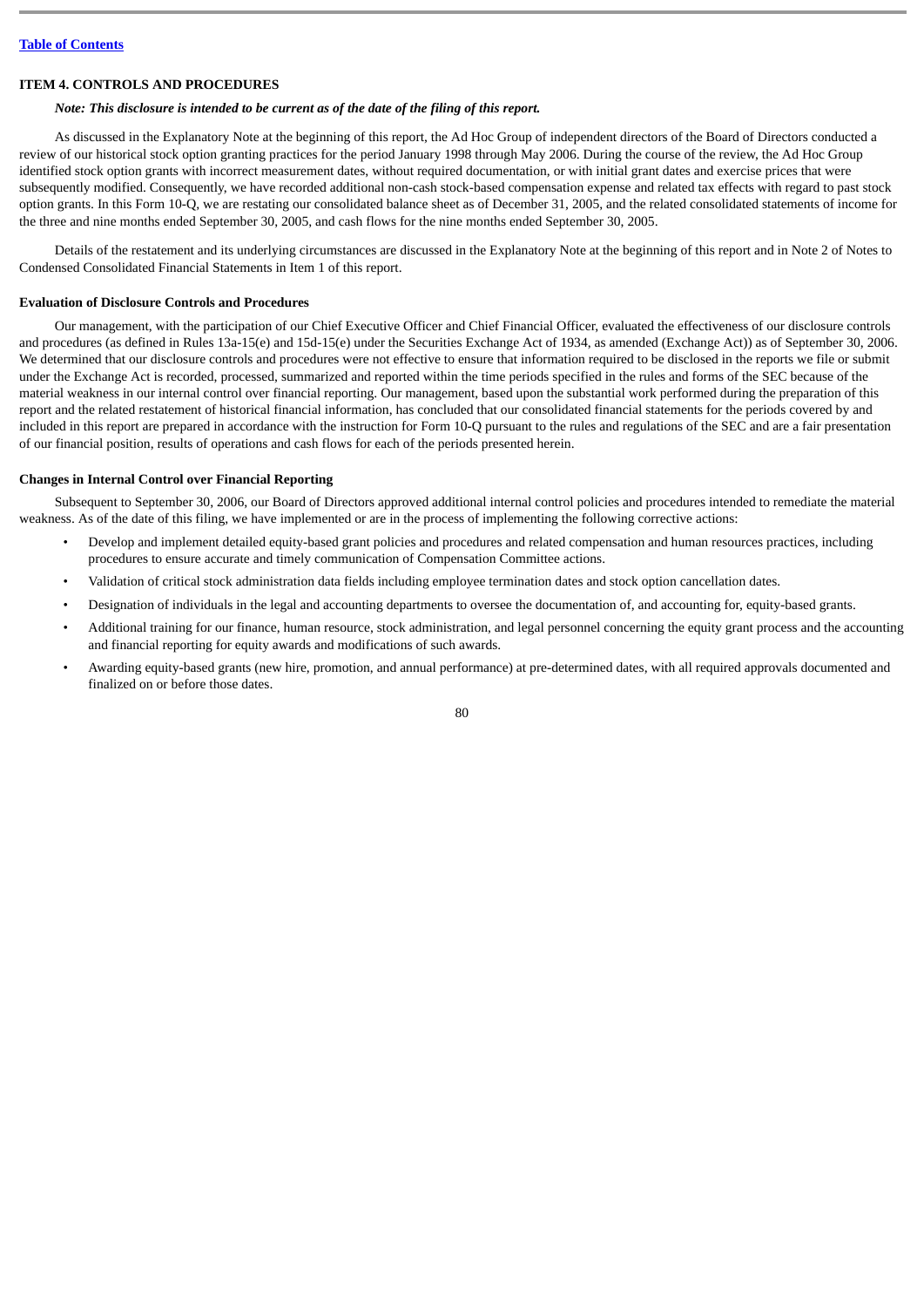## ITEM 4. CONTROLS AND PROCEDURES

***Note: This disclosure is intended to be current as of the date of the filing of this report.***

As discussed in the Explanatory Note at the beginning of this report, the Ad Hoc Group of independent directors of the Board of Directors conducted a review of our historical stock option granting practices for the period January 1998 through May 2006. During the course of the review, the Ad Hoc Group identified stock option grants with incorrect measurement dates, without required documentation, or with initial grant dates and exercise prices that were subsequently modified. Consequently, we have recorded additional non-cash stock-based compensation expense and related tax effects with regard to past stock option grants. In this Form 10-Q, we are restating our consolidated balance sheet as of December 31, 2005, and the related consolidated statements of income for the three and nine months ended September 30, 2005, and cash flows for the nine months ended September 30, 2005.

Details of the restatement and its underlying circumstances are discussed in the Explanatory Note at the beginning of this report and in Note 2 of Notes to Condensed Consolidated Financial Statements in Item 1 of this report.

### Evaluation of Disclosure Controls and Procedures

Our management, with the participation of our Chief Executive Officer and Chief Financial Officer, evaluated the effectiveness of our disclosure controls and procedures (as defined in Rules 13a-15(e) and 15d-15(e) under the Securities Exchange Act of 1934, as amended (Exchange Act)) as of September 30, 2006. We determined that our disclosure controls and procedures were not effective to ensure that information required to be disclosed in the reports we file or submit under the Exchange Act is recorded, processed, summarized and reported within the time periods specified in the rules and forms of the SEC because of the material weakness in our internal control over financial reporting. Our management, based upon the substantial work performed during the preparation of this report and the related restatement of historical financial information, has concluded that our consolidated financial statements for the periods covered by and included in this report are prepared in accordance with the instruction for Form 10-Q pursuant to the rules and regulations of the SEC and are a fair presentation of our financial position, results of operations and cash flows for each of the periods presented herein.

### Changes in Internal Control over Financial Reporting

Subsequent to September 30, 2006, our Board of Directors approved additional internal control policies and procedures intended to remediate the material weakness. As of the date of this filing, we have implemented or are in the process of implementing the following corrective actions:

- Develop and implement detailed equity-based grant policies and procedures and related compensation and human resources practices, including procedures to ensure accurate and timely communication of Compensation Committee actions.
- Validation of critical stock administration data fields including employee termination dates and stock option cancellation dates.
- Designation of individuals in the legal and accounting departments to oversee the documentation of, and accounting for, equity-based grants.
- Additional training for our finance, human resource, stock administration, and legal personnel concerning the equity grant process and the accounting and financial reporting for equity awards and modifications of such awards.
- Awarding equity-based grants (new hire, promotion, and annual performance) at pre-determined dates, with all required approvals documented and finalized on or before those dates.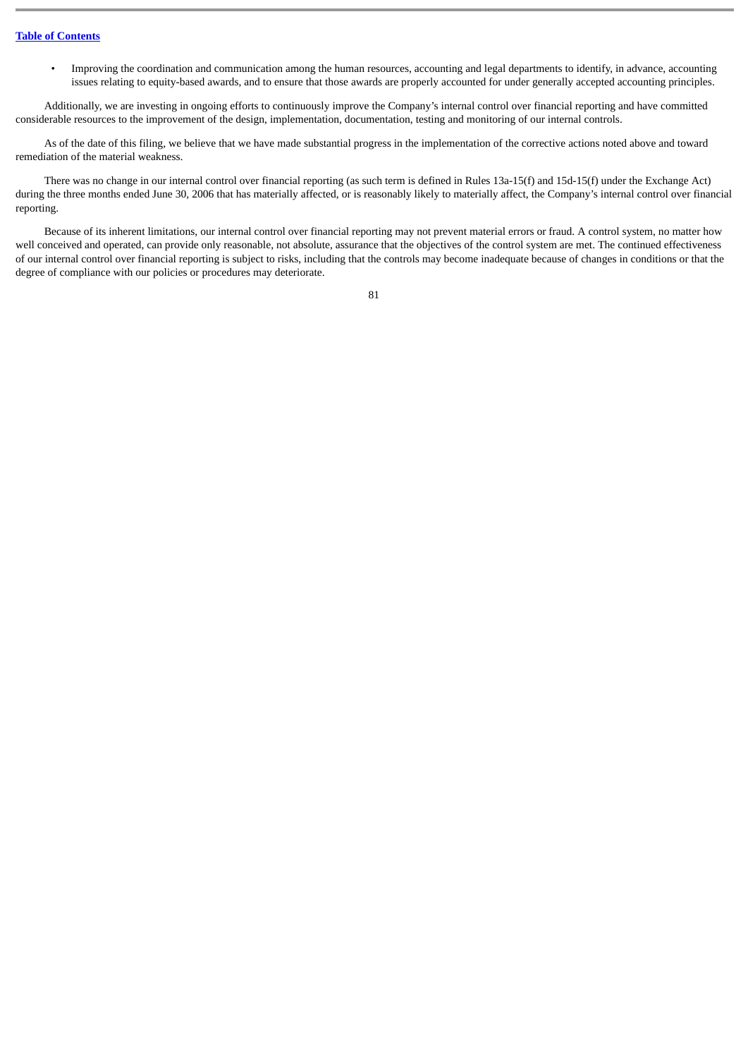- Improving the coordination and communication among the human resources, accounting and legal departments to identify, in advance, accounting issues relating to equity-based awards, and to ensure that those awards are properly accounted for under generally accepted accounting principles.

Additionally, we are investing in ongoing efforts to continuously improve the Company's internal control over financial reporting and have committed considerable resources to the improvement of the design, implementation, documentation, testing and monitoring of our internal controls.

As of the date of this filing, we believe that we have made substantial progress in the implementation of the corrective actions noted above and toward remediation of the material weakness.

There was no change in our internal control over financial reporting (as such term is defined in Rules 13a-15(f) and 15d-15(f) under the Exchange Act) during the three months ended June 30, 2006 that has materially affected, or is reasonably likely to materially affect, the Company's internal control over financial reporting.

Because of its inherent limitations, our internal control over financial reporting may not prevent material errors or fraud. A control system, no matter how well conceived and operated, can provide only reasonable, not absolute, assurance that the objectives of the control system are met. The continued effectiveness of our internal control over financial reporting is subject to risks, including that the controls may become inadequate because of changes in conditions or that the degree of compliance with our policies or procedures may deteriorate.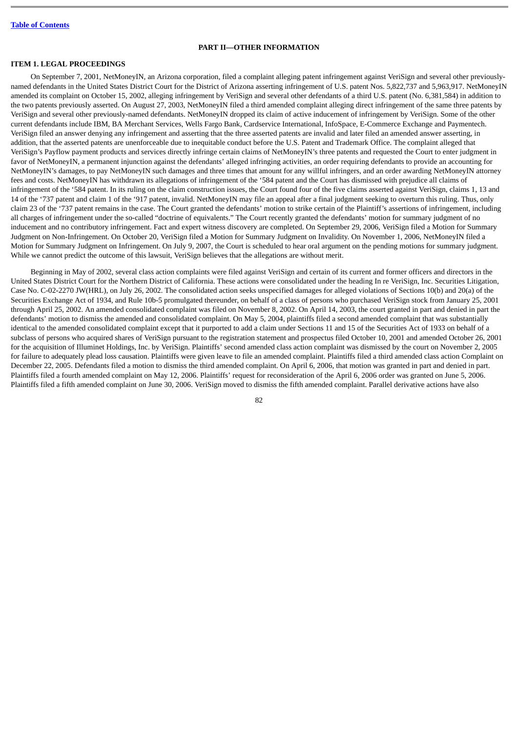## PART II—OTHER INFORMATION

### ITEM 1. LEGAL PROCEEDINGS

On September 7, 2001, NetMoneyIN, an Arizona corporation, filed a complaint alleging patent infringement against VeriSign and several other previously-named defendants in the United States District Court for the District of Arizona asserting infringement of U.S. patent Nos. 5,822,737 and 5,963,917. NetMoneyIN amended its complaint on October 15, 2002, alleging infringement by VeriSign and several other defendants of a third U.S. patent (No. 6,381,584) in addition to the two patents previously asserted. On August 27, 2003, NetMoneyIN filed a third amended complaint alleging direct infringement of the same three patents by VeriSign and several other previously-named defendants. NetMoneyIN dropped its claim of active inducement of infringement by VeriSign. Some of the other current defendants include IBM, BA Merchant Services, Wells Fargo Bank, Cardservice International, InfoSpace, E-Commerce Exchange and Paymentech. VeriSign filed an answer denying any infringement and asserting that the three asserted patents are invalid and later filed an amended answer asserting, in addition, that the asserted patents are unenforceable due to inequitable conduct before the U.S. Patent and Trademark Office. The complaint alleged that VeriSign's Payflow payment products and services directly infringe certain claims of NetMoneyIN's three patents and requested the Court to enter judgment in favor of NetMoneyIN, a permanent injunction against the defendants' alleged infringing activities, an order requiring defendants to provide an accounting for NetMoneyIN's damages, to pay NetMoneyIN such damages and three times that amount for any willful infringers, and an order awarding NetMoneyIN attorney fees and costs. NetMoneyIN has withdrawn its allegations of infringement of the '584 patent and the Court has dismissed with prejudice all claims of infringement of the '584 patent. In its ruling on the claim construction issues, the Court found four of the five claims asserted against VeriSign, claims 1, 13 and 14 of the '737 patent and claim 1 of the '917 patent, invalid. NetMoneyIN may file an appeal after a final judgment seeking to overturn this ruling. Thus, only claim 23 of the '737 patent remains in the case. The Court granted the defendants' motion to strike certain of the Plaintiff's assertions of infringement, including all charges of infringement under the so-called "doctrine of equivalents." The Court recently granted the defendants' motion for summary judgment of no inducement and no contributory infringement. Fact and expert witness discovery are completed. On September 29, 2006, VeriSign filed a Motion for Summary Judgment on Non-Infringement. On October 20, VeriSign filed a Motion for Summary Judgment on Invalidity. On November 1, 2006, NetMoneyIN filed a Motion for Summary Judgment on Infringement. On July 9, 2007, the Court is scheduled to hear oral argument on the pending motions for summary judgment. While we cannot predict the outcome of this lawsuit, VeriSign believes that the allegations are without merit.

Beginning in May of 2002, several class action complaints were filed against VeriSign and certain of its current and former officers and directors in the United States District Court for the Northern District of California. These actions were consolidated under the heading In re VeriSign, Inc. Securities Litigation, Case No. C-02-2270 JW(HRL), on July 26, 2002. The consolidated action seeks unspecified damages for alleged violations of Sections 10(b) and 20(a) of the Securities Exchange Act of 1934, and Rule 10b-5 promulgated thereunder, on behalf of a class of persons who purchased VeriSign stock from January 25, 2001 through April 25, 2002. An amended consolidated complaint was filed on November 8, 2002. On April 14, 2003, the court granted in part and denied in part the defendants' motion to dismiss the amended and consolidated complaint. On May 5, 2004, plaintiffs filed a second amended complaint that was substantially identical to the amended consolidated complaint except that it purported to add a claim under Sections 11 and 15 of the Securities Act of 1933 on behalf of a subclass of persons who acquired shares of VeriSign pursuant to the registration statement and prospectus filed October 10, 2001 and amended October 26, 2001 for the acquisition of Illuminet Holdings, Inc. by VeriSign. Plaintiffs' second amended class action complaint was dismissed by the court on November 2, 2005 for failure to adequately plead loss causation. Plaintiffs were given leave to file an amended complaint. Plaintiffs filed a third amended class action Complaint on December 22, 2005. Defendants filed a motion to dismiss the third amended complaint. On April 6, 2006, that motion was granted in part and denied in part. Plaintiffs filed a fourth amended complaint on May 12, 2006. Plaintiffs' request for reconsideration of the April 6, 2006 order was granted on June 5, 2006. Plaintiffs filed a fifth amended complaint on June 30, 2006. VeriSign moved to dismiss the fifth amended complaint. Parallel derivative actions have also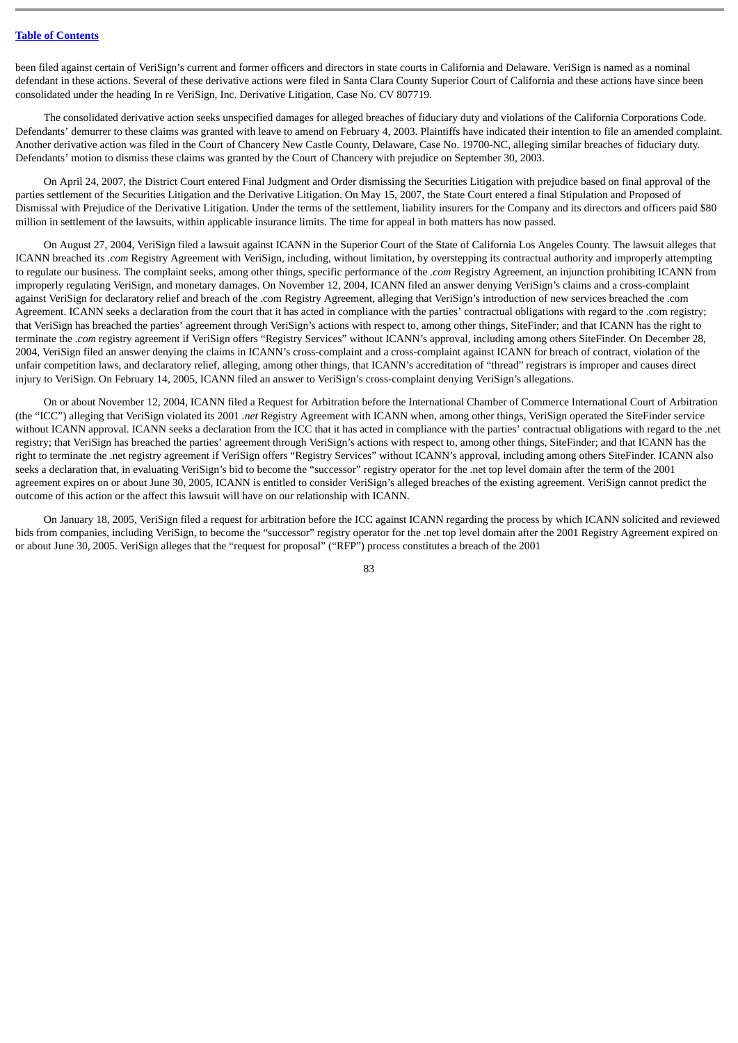been filed against certain of VeriSign's current and former officers and directors in state courts in California and Delaware. VeriSign is named as a nominal defendant in these actions. Several of these derivative actions were filed in Santa Clara County Superior Court of California and these actions have since been consolidated under the heading In re VeriSign, Inc. Derivative Litigation, Case No. CV 807719.

The consolidated derivative action seeks unspecified damages for alleged breaches of fiduciary duty and violations of the California Corporations Code. Defendants' demurrer to these claims was granted with leave to amend on February 4, 2003. Plaintiffs have indicated their intention to file an amended complaint. Another derivative action was filed in the Court of Chancery New Castle County, Delaware, Case No. 19700-NC, alleging similar breaches of fiduciary duty. Defendants' motion to dismiss these claims was granted by the Court of Chancery with prejudice on September 30, 2003.

On April 24, 2007, the District Court entered Final Judgment and Order dismissing the Securities Litigation with prejudice based on final approval of the parties settlement of the Securities Litigation and the Derivative Litigation. On May 15, 2007, the State Court entered a final Stipulation and Proposed of Dismissal with Prejudice of the Derivative Litigation. Under the terms of the settlement, liability insurers for the Company and its directors and officers paid $80 million in settlement of the lawsuits, within applicable insurance limits. The time for appeal in both matters has now passed.

On August 27, 2004, VeriSign filed a lawsuit against ICANN in the Superior Court of the State of California Los Angeles County. The lawsuit alleges that ICANN breached its *.com* Registry Agreement with VeriSign, including, without limitation, by overstepping its contractual authority and improperly attempting to regulate our business. The complaint seeks, among other things, specific performance of the *.com* Registry Agreement, an injunction prohibiting ICANN from improperly regulating VeriSign, and monetary damages. On November 12, 2004, ICANN filed an answer denying VeriSign's claims and a cross-complaint against VeriSign for declaratory relief and breach of the .com Registry Agreement, alleging that VeriSign's introduction of new services breached the .com Agreement. ICANN seeks a declaration from the court that it has acted in compliance with the parties' contractual obligations with regard to the .com registry; that VeriSign has breached the parties' agreement through VeriSign's actions with respect to, among other things, SiteFinder; and that ICANN has the right to terminate the *.com* registry agreement if VeriSign offers "Registry Services" without ICANN's approval, including among others SiteFinder. On December 28, 2004, VeriSign filed an answer denying the claims in ICANN's cross-complaint and a cross-complaint against ICANN for breach of contract, violation of the unfair competition laws, and declaratory relief, alleging, among other things, that ICANN's accreditation of "thread" registrars is improper and causes direct injury to VeriSign. On February 14, 2005, ICANN filed an answer to VeriSign's cross-complaint denying VeriSign's allegations.

On or about November 12, 2004, ICANN filed a Request for Arbitration before the International Chamber of Commerce International Court of Arbitration (the "ICC") alleging that VeriSign violated its 2001 *.net* Registry Agreement with ICANN when, among other things, VeriSign operated the SiteFinder service without ICANN approval. ICANN seeks a declaration from the ICC that it has acted in compliance with the parties' contractual obligations with regard to the .net registry; that VeriSign has breached the parties' agreement through VeriSign's actions with respect to, among other things, SiteFinder; and that ICANN has the right to terminate the .net registry agreement if VeriSign offers "Registry Services" without ICANN's approval, including among others SiteFinder. ICANN also seeks a declaration that, in evaluating VeriSign's bid to become the "successor" registry operator for the .net top level domain after the term of the 2001 agreement expires on or about June 30, 2005, ICANN is entitled to consider VeriSign's alleged breaches of the existing agreement. VeriSign cannot predict the outcome of this action or the affect this lawsuit will have on our relationship with ICANN.

On January 18, 2005, VeriSign filed a request for arbitration before the ICC against ICANN regarding the process by which ICANN solicited and reviewed bids from companies, including VeriSign, to become the "successor" registry operator for the .net top level domain after the 2001 Registry Agreement expired on or about June 30, 2005. VeriSign alleges that the "request for proposal" ("RFP") process constitutes a breach of the 2001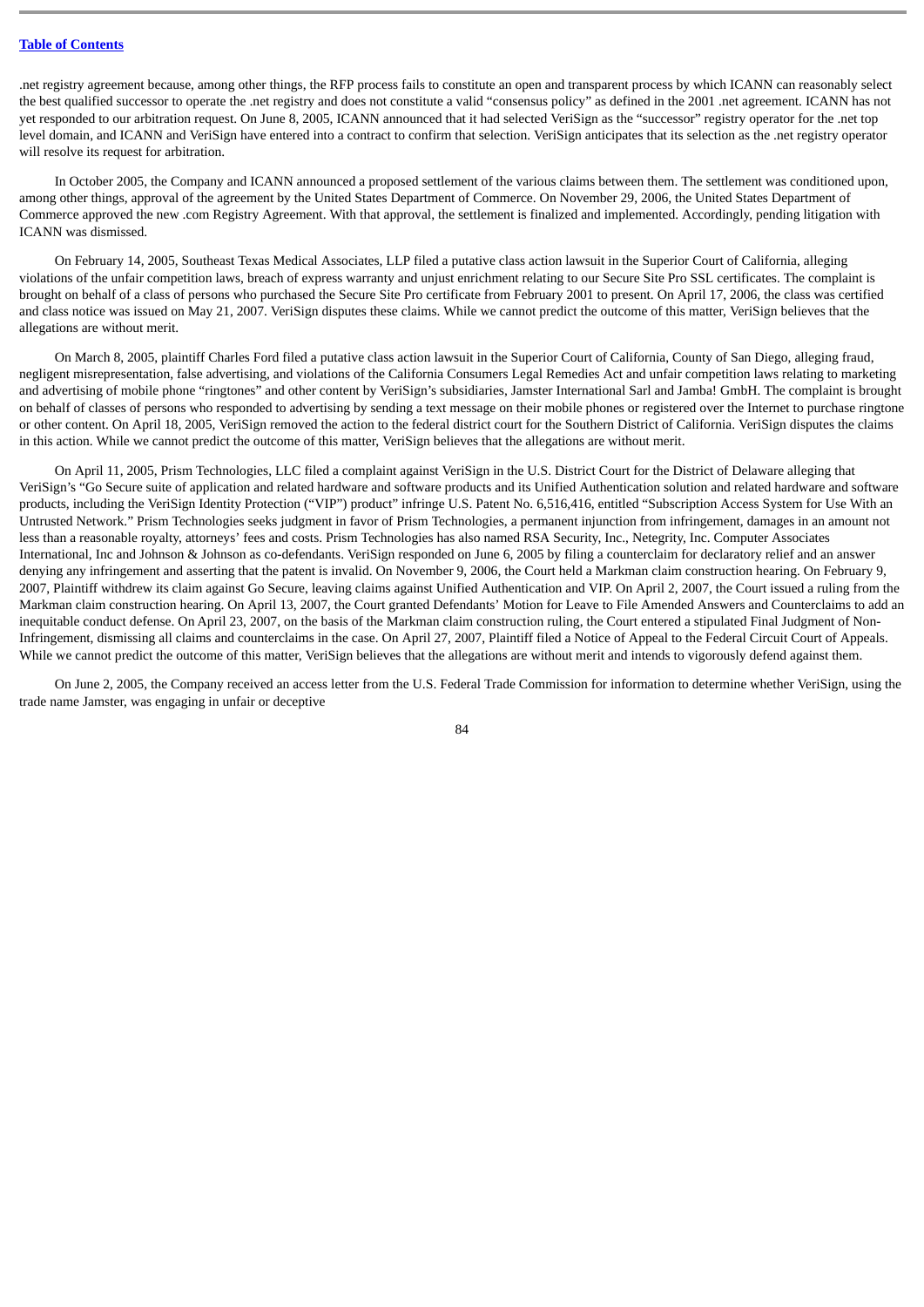.net registry agreement because, among other things, the RFP process fails to constitute an open and transparent process by which ICANN can reasonably select the best qualified successor to operate the .net registry and does not constitute a valid "consensus policy" as defined in the 2001 .net agreement. ICANN has not yet responded to our arbitration request. On June 8, 2005, ICANN announced that it had selected VeriSign as the "successor" registry operator for the .net top level domain, and ICANN and VeriSign have entered into a contract to confirm that selection. VeriSign anticipates that its selection as the .net registry operator will resolve its request for arbitration.

In October 2005, the Company and ICANN announced a proposed settlement of the various claims between them. The settlement was conditioned upon, among other things, approval of the agreement by the United States Department of Commerce. On November 29, 2006, the United States Department of Commerce approved the new .com Registry Agreement. With that approval, the settlement is finalized and implemented. Accordingly, pending litigation with ICANN was dismissed.

On February 14, 2005, Southeast Texas Medical Associates, LLP filed a putative class action lawsuit in the Superior Court of California, alleging violations of the unfair competition laws, breach of express warranty and unjust enrichment relating to our Secure Site Pro SSL certificates. The complaint is brought on behalf of a class of persons who purchased the Secure Site Pro certificate from February 2001 to present. On April 17, 2006, the class was certified and class notice was issued on May 21, 2007. VeriSign disputes these claims. While we cannot predict the outcome of this matter, VeriSign believes that the allegations are without merit.

On March 8, 2005, plaintiff Charles Ford filed a putative class action lawsuit in the Superior Court of California, County of San Diego, alleging fraud, negligent misrepresentation, false advertising, and violations of the California Consumers Legal Remedies Act and unfair competition laws relating to marketing and advertising of mobile phone "ringtones" and other content by VeriSign's subsidiaries, Jamster International Sarl and Jamba! GmbH. The complaint is brought on behalf of classes of persons who responded to advertising by sending a text message on their mobile phones or registered over the Internet to purchase ringtone or other content. On April 18, 2005, VeriSign removed the action to the federal district court for the Southern District of California. VeriSign disputes the claims in this action. While we cannot predict the outcome of this matter, VeriSign believes that the allegations are without merit.

On April 11, 2005, Prism Technologies, LLC filed a complaint against VeriSign in the U.S. District Court for the District of Delaware alleging that VeriSign's "Go Secure suite of application and related hardware and software products and its Unified Authentication solution and related hardware and software products, including the VeriSign Identity Protection ("VIP") product" infringe U.S. Patent No. 6,516,416, entitled "Subscription Access System for Use With an Untrusted Network." Prism Technologies seeks judgment in favor of Prism Technologies, a permanent injunction from infringement, damages in an amount not less than a reasonable royalty, attorneys' fees and costs. Prism Technologies has also named RSA Security, Inc., Netegrity, Inc. Computer Associates International, Inc and Johnson & Johnson as co-defendants. VeriSign responded on June 6, 2005 by filing a counterclaim for declaratory relief and an answer denying any infringement and asserting that the patent is invalid. On November 9, 2006, the Court held a Markman claim construction hearing. On February 9, 2007, Plaintiff withdrew its claim against Go Secure, leaving claims against Unified Authentication and VIP. On April 2, 2007, the Court issued a ruling from the Markman claim construction hearing. On April 13, 2007, the Court granted Defendants' Motion for Leave to File Amended Answers and Counterclaims to add an inequitable conduct defense. On April 23, 2007, on the basis of the Markman claim construction ruling, the Court entered a stipulated Final Judgment of Non-Infringement, dismissing all claims and counterclaims in the case. On April 27, 2007, Plaintiff filed a Notice of Appeal to the Federal Circuit Court of Appeals. While we cannot predict the outcome of this matter, VeriSign believes that the allegations are without merit and intends to vigorously defend against them.

On June 2, 2005, the Company received an access letter from the U.S. Federal Trade Commission for information to determine whether VeriSign, using the trade name Jamster, was engaging in unfair or deceptive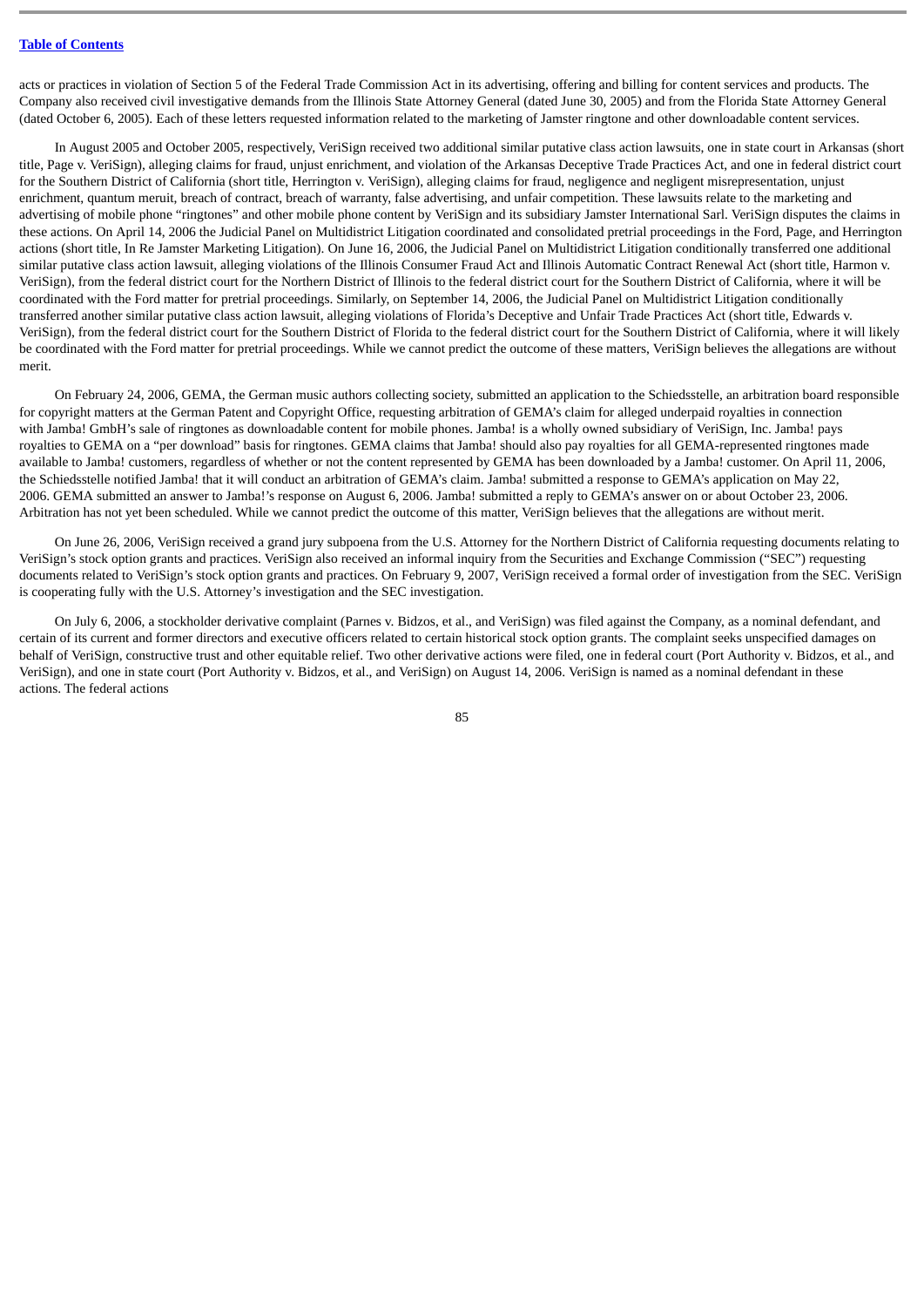acts or practices in violation of Section 5 of the Federal Trade Commission Act in its advertising, offering and billing for content services and products. The Company also received civil investigative demands from the Illinois State Attorney General (dated June 30, 2005) and from the Florida State Attorney General (dated October 6, 2005). Each of these letters requested information related to the marketing of Jamster ringtone and other downloadable content services.

In August 2005 and October 2005, respectively, VeriSign received two additional similar putative class action lawsuits, one in state court in Arkansas (short title, Page v. VeriSign), alleging claims for fraud, unjust enrichment, and violation of the Arkansas Deceptive Trade Practices Act, and one in federal district court for the Southern District of California (short title, Herrington v. VeriSign), alleging claims for fraud, negligence and negligent misrepresentation, unjust enrichment, quantum meruit, breach of contract, breach of warranty, false advertising, and unfair competition. These lawsuits relate to the marketing and advertising of mobile phone "ringtones" and other mobile phone content by VeriSign and its subsidiary Jamster International Sarl. VeriSign disputes the claims in these actions. On April 14, 2006 the Judicial Panel on Multidistrict Litigation coordinated and consolidated pretrial proceedings in the Ford, Page, and Herrington actions (short title, In Re Jamster Marketing Litigation). On June 16, 2006, the Judicial Panel on Multidistrict Litigation conditionally transferred one additional similar putative class action lawsuit, alleging violations of the Illinois Consumer Fraud Act and Illinois Automatic Contract Renewal Act (short title, Harmon v. VeriSign), from the federal district court for the Northern District of Illinois to the federal district court for the Southern District of California, where it will be coordinated with the Ford matter for pretrial proceedings. Similarly, on September 14, 2006, the Judicial Panel on Multidistrict Litigation conditionally transferred another similar putative class action lawsuit, alleging violations of Florida's Deceptive and Unfair Trade Practices Act (short title, Edwards v. VeriSign), from the federal district court for the Southern District of Florida to the federal district court for the Southern District of California, where it will likely be coordinated with the Ford matter for pretrial proceedings. While we cannot predict the outcome of these matters, VeriSign believes the allegations are without merit.

On February 24, 2006, GEMA, the German music authors collecting society, submitted an application to the Schiedsstelle, an arbitration board responsible for copyright matters at the German Patent and Copyright Office, requesting arbitration of GEMA's claim for alleged underpaid royalties in connection with Jamba! GmbH's sale of ringtones as downloadable content for mobile phones. Jamba! is a wholly owned subsidiary of VeriSign, Inc. Jamba! pays royalties to GEMA on a "per download" basis for ringtones. GEMA claims that Jamba! should also pay royalties for all GEMA-represented ringtones made available to Jamba! customers, regardless of whether or not the content represented by GEMA has been downloaded by a Jamba! customer. On April 11, 2006, the Schiedsstelle notified Jamba! that it will conduct an arbitration of GEMA's claim. Jamba! submitted a response to GEMA's application on May 22, 2006. GEMA submitted an answer to Jamba!'s response on August 6, 2006. Jamba! submitted a reply to GEMA's answer on or about October 23, 2006. Arbitration has not yet been scheduled. While we cannot predict the outcome of this matter, VeriSign believes that the allegations are without merit.

On June 26, 2006, VeriSign received a grand jury subpoena from the U.S. Attorney for the Northern District of California requesting documents relating to VeriSign's stock option grants and practices. VeriSign also received an informal inquiry from the Securities and Exchange Commission ("SEC") requesting documents related to VeriSign's stock option grants and practices. On February 9, 2007, VeriSign received a formal order of investigation from the SEC. VeriSign is cooperating fully with the U.S. Attorney's investigation and the SEC investigation.

On July 6, 2006, a stockholder derivative complaint (Parnes v. Bidzos, et al., and VeriSign) was filed against the Company, as a nominal defendant, and certain of its current and former directors and executive officers related to certain historical stock option grants. The complaint seeks unspecified damages on behalf of VeriSign, constructive trust and other equitable relief. Two other derivative actions were filed, one in federal court (Port Authority v. Bidzos, et al., and VeriSign), and one in state court (Port Authority v. Bidzos, et al., and VeriSign) on August 14, 2006. VeriSign is named as a nominal defendant in these actions. The federal actions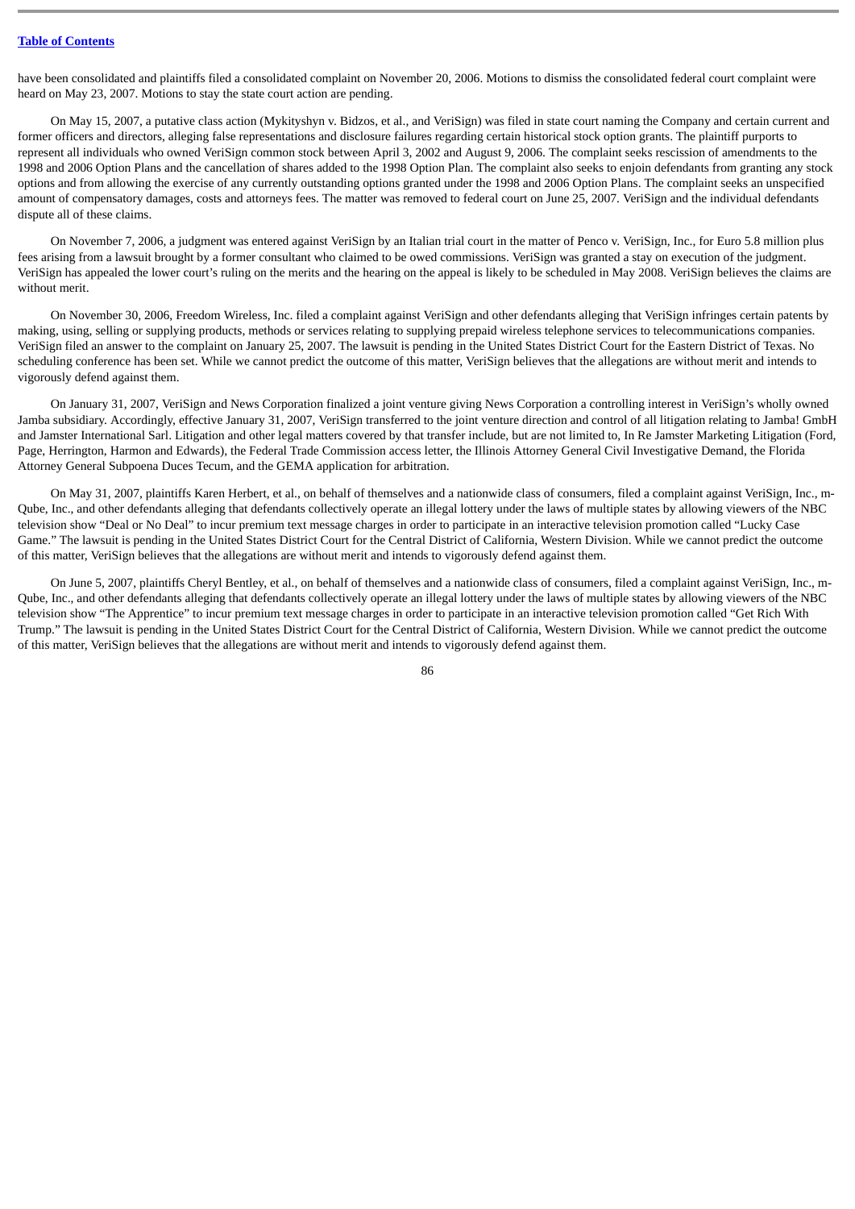have been consolidated and plaintiffs filed a consolidated complaint on November 20, 2006. Motions to dismiss the consolidated federal court complaint were heard on May 23, 2007. Motions to stay the state court action are pending.

On May 15, 2007, a putative class action (Mykityshyn v. Bidzos, et al., and VeriSign) was filed in state court naming the Company and certain current and former officers and directors, alleging false representations and disclosure failures regarding certain historical stock option grants. The plaintiff purports to represent all individuals who owned VeriSign common stock between April 3, 2002 and August 9, 2006. The complaint seeks rescission of amendments to the 1998 and 2006 Option Plans and the cancellation of shares added to the 1998 Option Plan. The complaint also seeks to enjoin defendants from granting any stock options and from allowing the exercise of any currently outstanding options granted under the 1998 and 2006 Option Plans. The complaint seeks an unspecified amount of compensatory damages, costs and attorneys fees. The matter was removed to federal court on June 25, 2007. VeriSign and the individual defendants dispute all of these claims.

On November 7, 2006, a judgment was entered against VeriSign by an Italian trial court in the matter of Penco v. VeriSign, Inc., for Euro 5.8 million plus fees arising from a lawsuit brought by a former consultant who claimed to be owed commissions. VeriSign was granted a stay on execution of the judgment. VeriSign has appealed the lower court's ruling on the merits and the hearing on the appeal is likely to be scheduled in May 2008. VeriSign believes the claims are without merit.

On November 30, 2006, Freedom Wireless, Inc. filed a complaint against VeriSign and other defendants alleging that VeriSign infringes certain patents by making, using, selling or supplying products, methods or services relating to supplying prepaid wireless telephone services to telecommunications companies. VeriSign filed an answer to the complaint on January 25, 2007. The lawsuit is pending in the United States District Court for the Eastern District of Texas. No scheduling conference has been set. While we cannot predict the outcome of this matter, VeriSign believes that the allegations are without merit and intends to vigorously defend against them.

On January 31, 2007, VeriSign and News Corporation finalized a joint venture giving News Corporation a controlling interest in VeriSign's wholly owned Jamba subsidiary. Accordingly, effective January 31, 2007, VeriSign transferred to the joint venture direction and control of all litigation relating to Jamba! GmbH and Jamster International Sarl. Litigation and other legal matters covered by that transfer include, but are not limited to, In Re Jamster Marketing Litigation (Ford, Page, Herrington, Harmon and Edwards), the Federal Trade Commission access letter, the Illinois Attorney General Civil Investigative Demand, the Florida Attorney General Subpoena Duces Tecum, and the GEMA application for arbitration.

On May 31, 2007, plaintiffs Karen Herbert, et al., on behalf of themselves and a nationwide class of consumers, filed a complaint against VeriSign, Inc., m-Qube, Inc., and other defendants alleging that defendants collectively operate an illegal lottery under the laws of multiple states by allowing viewers of the NBC television show "Deal or No Deal" to incur premium text message charges in order to participate in an interactive television promotion called "Lucky Case Game." The lawsuit is pending in the United States District Court for the Central District of California, Western Division. While we cannot predict the outcome of this matter, VeriSign believes that the allegations are without merit and intends to vigorously defend against them.

On June 5, 2007, plaintiffs Cheryl Bentley, et al., on behalf of themselves and a nationwide class of consumers, filed a complaint against VeriSign, Inc., m-Qube, Inc., and other defendants alleging that defendants collectively operate an illegal lottery under the laws of multiple states by allowing viewers of the NBC television show "The Apprentice" to incur premium text message charges in order to participate in an interactive television promotion called "Get Rich With Trump." The lawsuit is pending in the United States District Court for the Central District of California, Western Division. While we cannot predict the outcome of this matter, VeriSign believes that the allegations are without merit and intends to vigorously defend against them.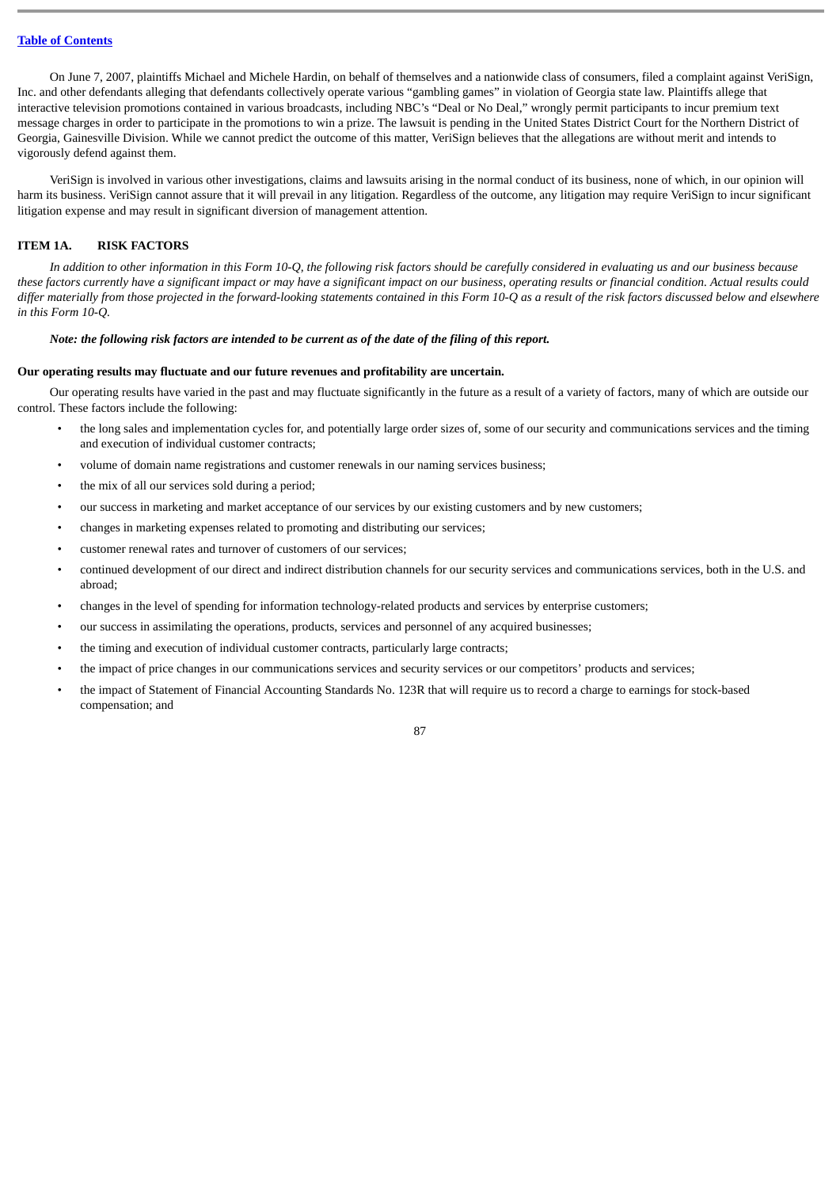On June 7, 2007, plaintiffs Michael and Michele Hardin, on behalf of themselves and a nationwide class of consumers, filed a complaint against VeriSign, Inc. and other defendants alleging that defendants collectively operate various "gambling games" in violation of Georgia state law. Plaintiffs allege that interactive television promotions contained in various broadcasts, including NBC's "Deal or No Deal," wrongly permit participants to incur premium text message charges in order to participate in the promotions to win a prize. The lawsuit is pending in the United States District Court for the Northern District of Georgia, Gainesville Division. While we cannot predict the outcome of this matter, VeriSign believes that the allegations are without merit and intends to vigorously defend against them.

VeriSign is involved in various other investigations, claims and lawsuits arising in the normal conduct of its business, none of which, in our opinion will harm its business. VeriSign cannot assure that it will prevail in any litigation. Regardless of the outcome, any litigation may require VeriSign to incur significant litigation expense and may result in significant diversion of management attention.

## ITEM 1A. RISK FACTORS

*In addition to other information in this Form 10-Q, the following risk factors should be carefully considered in evaluating us and our business because these factors currently have a significant impact or may have a significant impact on our business, operating results or financial condition. Actual results could differ materially from those projected in the forward-looking statements contained in this Form 10-Q as a result of the risk factors discussed below and elsewhere in this Form 10-Q.*

***Note: the following risk factors are intended to be current as of the date of the filing of this report.***

**Our operating results may fluctuate and our future revenues and profitability are uncertain.**

Our operating results have varied in the past and may fluctuate significantly in the future as a result of a variety of factors, many of which are outside our control. These factors include the following:

- the long sales and implementation cycles for, and potentially large order sizes of, some of our security and communications services and the timing and execution of individual customer contracts;
- volume of domain name registrations and customer renewals in our naming services business;
- the mix of all our services sold during a period;
- our success in marketing and market acceptance of our services by our existing customers and by new customers;
- changes in marketing expenses related to promoting and distributing our services;
- customer renewal rates and turnover of customers of our services;
- continued development of our direct and indirect distribution channels for our security services and communications services, both in the U.S. and abroad;
- changes in the level of spending for information technology-related products and services by enterprise customers;
- our success in assimilating the operations, products, services and personnel of any acquired businesses;
- the timing and execution of individual customer contracts, particularly large contracts;
- the impact of price changes in our communications services and security services or our competitors' products and services;
- the impact of Statement of Financial Accounting Standards No. 123R that will require us to record a charge to earnings for stock-based compensation; and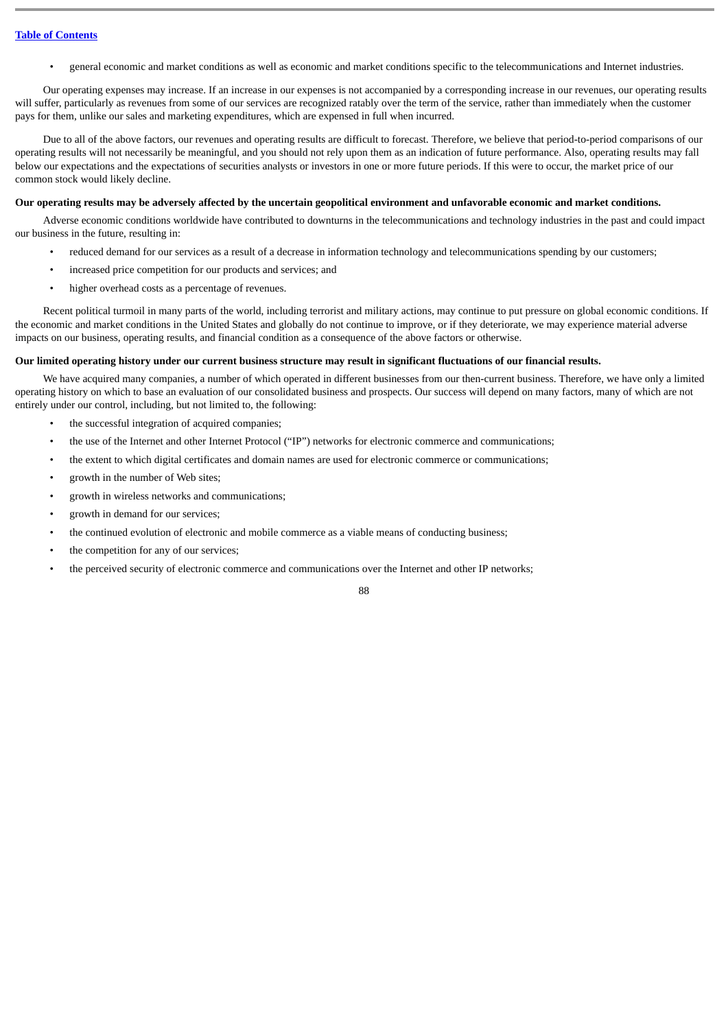- general economic and market conditions as well as economic and market conditions specific to the telecommunications and Internet industries.

Our operating expenses may increase. If an increase in our expenses is not accompanied by a corresponding increase in our revenues, our operating results will suffer, particularly as revenues from some of our services are recognized ratably over the term of the service, rather than immediately when the customer pays for them, unlike our sales and marketing expenditures, which are expensed in full when incurred.

Due to all of the above factors, our revenues and operating results are difficult to forecast. Therefore, we believe that period-to-period comparisons of our operating results will not necessarily be meaningful, and you should not rely upon them as an indication of future performance. Also, operating results may fall below our expectations and the expectations of securities analysts or investors in one or more future periods. If this were to occur, the market price of our common stock would likely decline.

**Our operating results may be adversely affected by the uncertain geopolitical environment and unfavorable economic and market conditions.**

Adverse economic conditions worldwide have contributed to downturns in the telecommunications and technology industries in the past and could impact our business in the future, resulting in:

- reduced demand for our services as a result of a decrease in information technology and telecommunications spending by our customers;
- increased price competition for our products and services; and
- higher overhead costs as a percentage of revenues.

Recent political turmoil in many parts of the world, including terrorist and military actions, may continue to put pressure on global economic conditions. If the economic and market conditions in the United States and globally do not continue to improve, or if they deteriorate, we may experience material adverse impacts on our business, operating results, and financial condition as a consequence of the above factors or otherwise.

**Our limited operating history under our current business structure may result in significant fluctuations of our financial results.**

We have acquired many companies, a number of which operated in different businesses from our then-current business. Therefore, we have only a limited operating history on which to base an evaluation of our consolidated business and prospects. Our success will depend on many factors, many of which are not entirely under our control, including, but not limited to, the following:

- the successful integration of acquired companies;
- the use of the Internet and other Internet Protocol ("IP") networks for electronic commerce and communications;
- the extent to which digital certificates and domain names are used for electronic commerce or communications;
- growth in the number of Web sites;
- growth in wireless networks and communications;
- growth in demand for our services;
- the continued evolution of electronic and mobile commerce as a viable means of conducting business;
- the competition for any of our services;
- the perceived security of electronic commerce and communications over the Internet and other IP networks;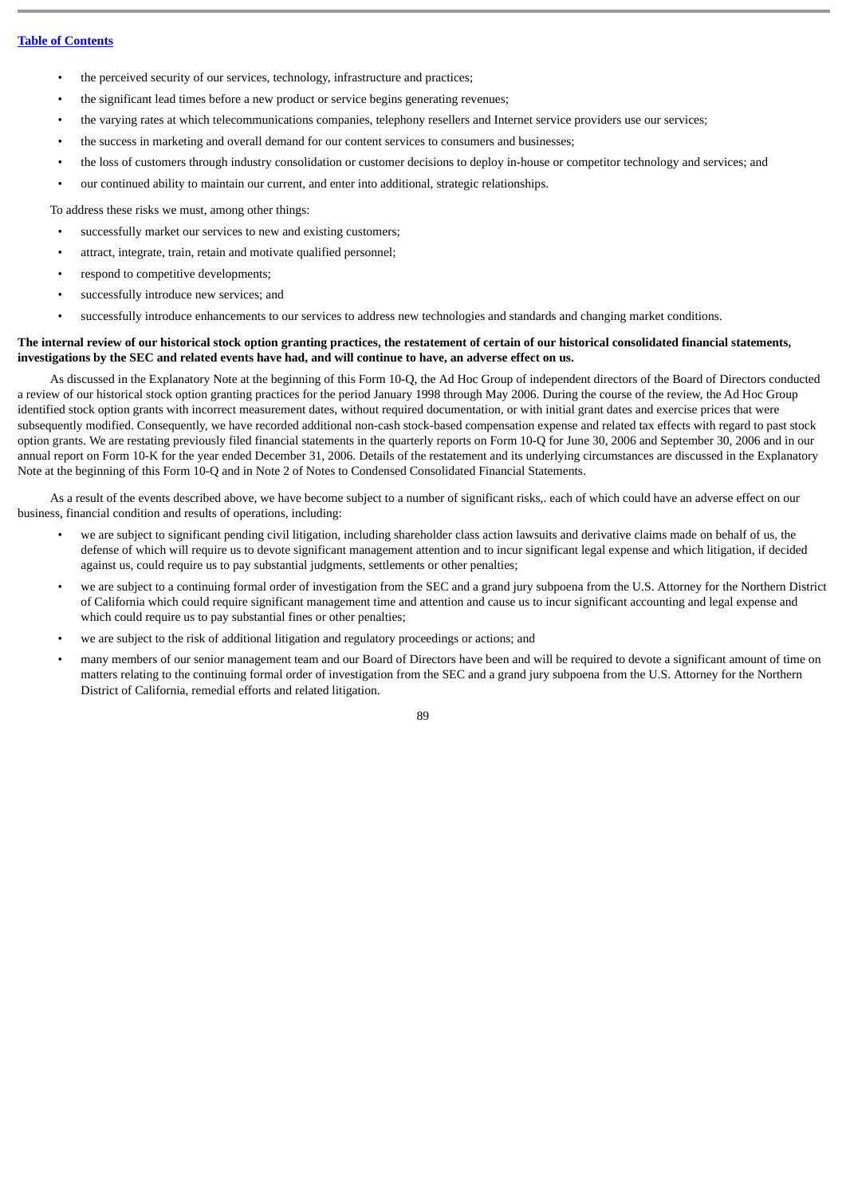- the perceived security of our services, technology, infrastructure and practices;
- the significant lead times before a new product or service begins generating revenues;
- the varying rates at which telecommunications companies, telephony resellers and Internet service providers use our services;
- the success in marketing and overall demand for our content services to consumers and businesses;
- the loss of customers through industry consolidation or customer decisions to deploy in-house or competitor technology and services; and
- our continued ability to maintain our current, and enter into additional, strategic relationships.

To address these risks we must, among other things:

- successfully market our services to new and existing customers;
- attract, integrate, train, retain and motivate qualified personnel;
- respond to competitive developments;
- successfully introduce new services; and
- successfully introduce enhancements to our services to address new technologies and standards and changing market conditions.

**The internal review of our historical stock option granting practices, the restatement of certain of our historical consolidated financial statements, investigations by the SEC and related events have had, and will continue to have, an adverse effect on us.**

As discussed in the Explanatory Note at the beginning of this Form 10-Q, the Ad Hoc Group of independent directors of the Board of Directors conducted a review of our historical stock option granting practices for the period January 1998 through May 2006. During the course of the review, the Ad Hoc Group identified stock option grants with incorrect measurement dates, without required documentation, or with initial grant dates and exercise prices that were subsequently modified. Consequently, we have recorded additional non-cash stock-based compensation expense and related tax effects with regard to past stock option grants. We are restating previously filed financial statements in the quarterly reports on Form 10-Q for June 30, 2006 and September 30, 2006 and in our annual report on Form 10-K for the year ended December 31, 2006. Details of the restatement and its underlying circumstances are discussed in the Explanatory Note at the beginning of this Form 10-Q and in Note 2 of Notes to Condensed Consolidated Financial Statements.

As a result of the events described above, we have become subject to a number of significant risks,. each of which could have an adverse effect on our business, financial condition and results of operations, including:

- we are subject to significant pending civil litigation, including shareholder class action lawsuits and derivative claims made on behalf of us, the defense of which will require us to devote significant management attention and to incur significant legal expense and which litigation, if decided against us, could require us to pay substantial judgments, settlements or other penalties;
- we are subject to a continuing formal order of investigation from the SEC and a grand jury subpoena from the U.S. Attorney for the Northern District of California which could require significant management time and attention and cause us to incur significant accounting and legal expense and which could require us to pay substantial fines or other penalties;
- we are subject to the risk of additional litigation and regulatory proceedings or actions; and
- many members of our senior management team and our Board of Directors have been and will be required to devote a significant amount of time on matters relating to the continuing formal order of investigation from the SEC and a grand jury subpoena from the U.S. Attorney for the Northern District of California, remedial efforts and related litigation.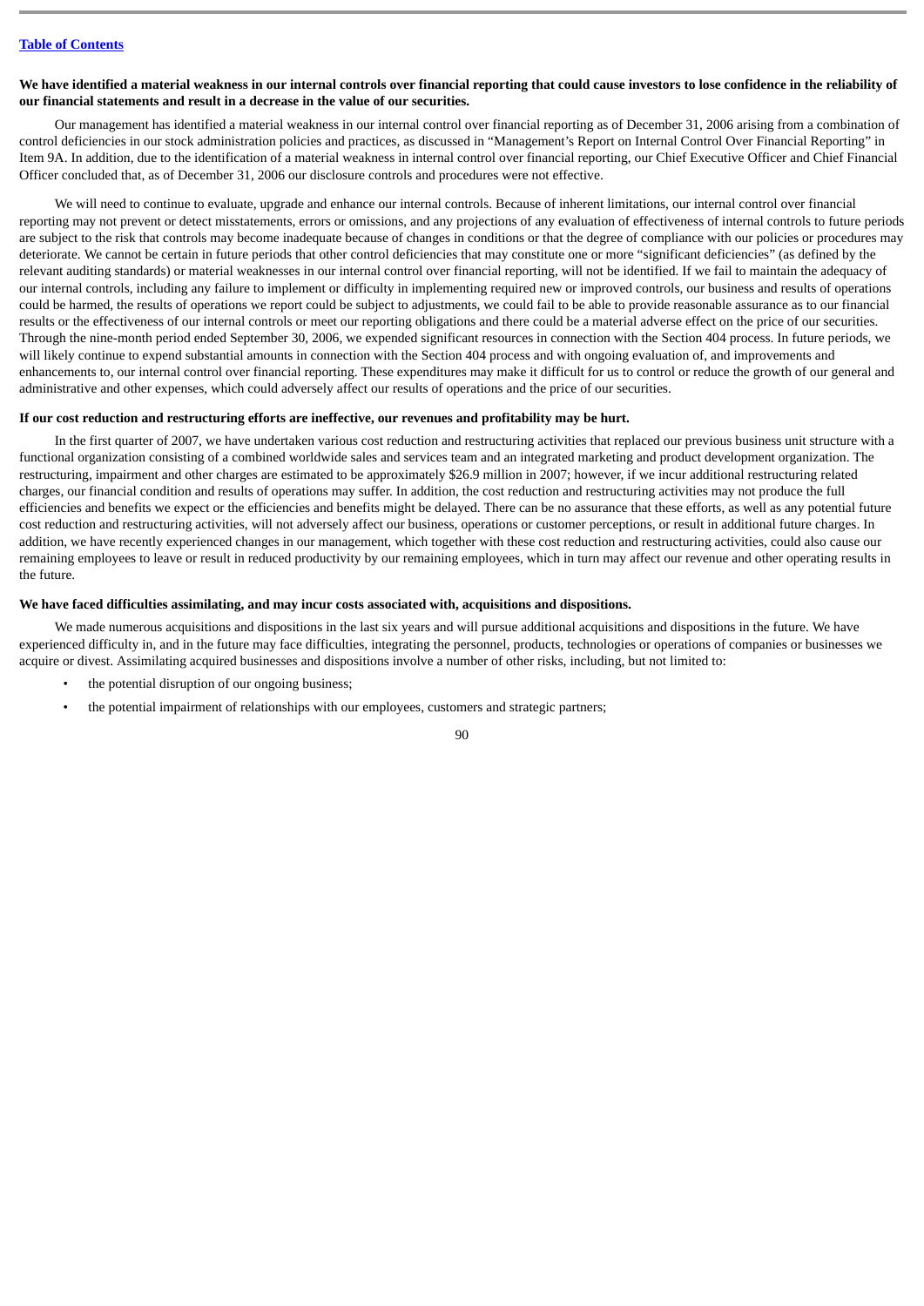**We have identified a material weakness in our internal controls over financial reporting that could cause investors to lose confidence in the reliability of our financial statements and result in a decrease in the value of our securities.**

Our management has identified a material weakness in our internal control over financial reporting as of December 31, 2006 arising from a combination of control deficiencies in our stock administration policies and practices, as discussed in "Management's Report on Internal Control Over Financial Reporting" in Item 9A. In addition, due to the identification of a material weakness in internal control over financial reporting, our Chief Executive Officer and Chief Financial Officer concluded that, as of December 31, 2006 our disclosure controls and procedures were not effective.

We will need to continue to evaluate, upgrade and enhance our internal controls. Because of inherent limitations, our internal control over financial reporting may not prevent or detect misstatements, errors or omissions, and any projections of any evaluation of effectiveness of internal controls to future periods are subject to the risk that controls may become inadequate because of changes in conditions or that the degree of compliance with our policies or procedures may deteriorate. We cannot be certain in future periods that other control deficiencies that may constitute one or more "significant deficiencies" (as defined by the relevant auditing standards) or material weaknesses in our internal control over financial reporting, will not be identified. If we fail to maintain the adequacy of our internal controls, including any failure to implement or difficulty in implementing required new or improved controls, our business and results of operations could be harmed, the results of operations we report could be subject to adjustments, we could fail to be able to provide reasonable assurance as to our financial results or the effectiveness of our internal controls or meet our reporting obligations and there could be a material adverse effect on the price of our securities. Through the nine-month period ended September 30, 2006, we expended significant resources in connection with the Section 404 process. In future periods, we will likely continue to expend substantial amounts in connection with the Section 404 process and with ongoing evaluation of, and improvements and enhancements to, our internal control over financial reporting. These expenditures may make it difficult for us to control or reduce the growth of our general and administrative and other expenses, which could adversely affect our results of operations and the price of our securities.

**If our cost reduction and restructuring efforts are ineffective, our revenues and profitability may be hurt.**

In the first quarter of 2007, we have undertaken various cost reduction and restructuring activities that replaced our previous business unit structure with a functional organization consisting of a combined worldwide sales and services team and an integrated marketing and product development organization. The restructuring, impairment and other charges are estimated to be approximately $26.9 million in 2007; however, if we incur additional restructuring related charges, our financial condition and results of operations may suffer. In addition, the cost reduction and restructuring activities may not produce the full efficiencies and benefits we expect or the efficiencies and benefits might be delayed. There can be no assurance that these efforts, as well as any potential future cost reduction and restructuring activities, will not adversely affect our business, operations or customer perceptions, or result in additional future charges. In addition, we have recently experienced changes in our management, which together with these cost reduction and restructuring activities, could also cause our remaining employees to leave or result in reduced productivity by our remaining employees, which in turn may affect our revenue and other operating results in the future.

**We have faced difficulties assimilating, and may incur costs associated with, acquisitions and dispositions.**

We made numerous acquisitions and dispositions in the last six years and will pursue additional acquisitions and dispositions in the future. We have experienced difficulty in, and in the future may face difficulties, integrating the personnel, products, technologies or operations of companies or businesses we acquire or divest. Assimilating acquired businesses and dispositions involve a number of other risks, including, but not limited to:

- the potential disruption of our ongoing business;
- the potential impairment of relationships with our employees, customers and strategic partners;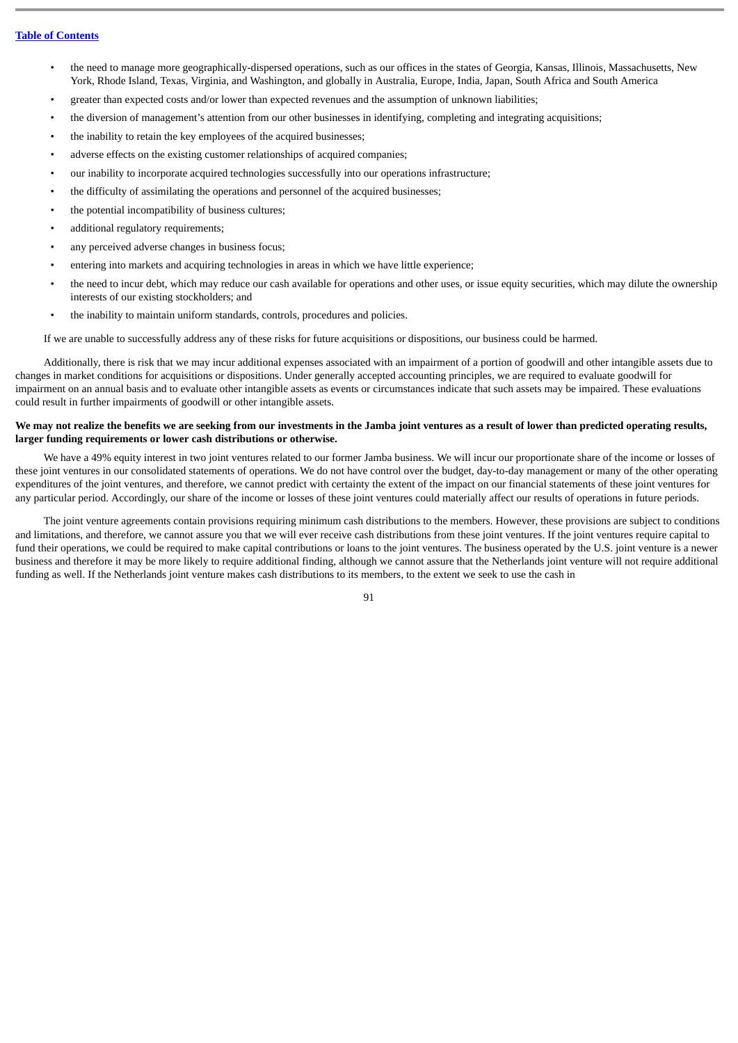- the need to manage more geographically-dispersed operations, such as our offices in the states of Georgia, Kansas, Illinois, Massachusetts, New York, Rhode Island, Texas, Virginia, and Washington, and globally in Australia, Europe, India, Japan, South Africa and South America
- greater than expected costs and/or lower than expected revenues and the assumption of unknown liabilities;
- the diversion of management's attention from our other businesses in identifying, completing and integrating acquisitions;
- the inability to retain the key employees of the acquired businesses;
- adverse effects on the existing customer relationships of acquired companies;
- our inability to incorporate acquired technologies successfully into our operations infrastructure;
- the difficulty of assimilating the operations and personnel of the acquired businesses;
- the potential incompatibility of business cultures;
- additional regulatory requirements;
- any perceived adverse changes in business focus;
- entering into markets and acquiring technologies in areas in which we have little experience;
- the need to incur debt, which may reduce our cash available for operations and other uses, or issue equity securities, which may dilute the ownership interests of our existing stockholders; and
- the inability to maintain uniform standards, controls, procedures and policies.

If we are unable to successfully address any of these risks for future acquisitions or dispositions, our business could be harmed.

Additionally, there is risk that we may incur additional expenses associated with an impairment of a portion of goodwill and other intangible assets due to changes in market conditions for acquisitions or dispositions. Under generally accepted accounting principles, we are required to evaluate goodwill for impairment on an annual basis and to evaluate other intangible assets as events or circumstances indicate that such assets may be impaired. These evaluations could result in further impairments of goodwill or other intangible assets.

**We may not realize the benefits we are seeking from our investments in the Jamba joint ventures as a result of lower than predicted operating results, larger funding requirements or lower cash distributions or otherwise.**

We have a 49% equity interest in two joint ventures related to our former Jamba business. We will incur our proportionate share of the income or losses of these joint ventures in our consolidated statements of operations. We do not have control over the budget, day-to-day management or many of the other operating expenditures of the joint ventures, and therefore, we cannot predict with certainty the extent of the impact on our financial statements of these joint ventures for any particular period. Accordingly, our share of the income or losses of these joint ventures could materially affect our results of operations in future periods.

The joint venture agreements contain provisions requiring minimum cash distributions to the members. However, these provisions are subject to conditions and limitations, and therefore, we cannot assure you that we will ever receive cash distributions from these joint ventures. If the joint ventures require capital to fund their operations, we could be required to make capital contributions or loans to the joint ventures. The business operated by the U.S. joint venture is a newer business and therefore it may be more likely to require additional finding, although we cannot assure that the Netherlands joint venture will not require additional funding as well. If the Netherlands joint venture makes cash distributions to its members, to the extent we seek to use the cash in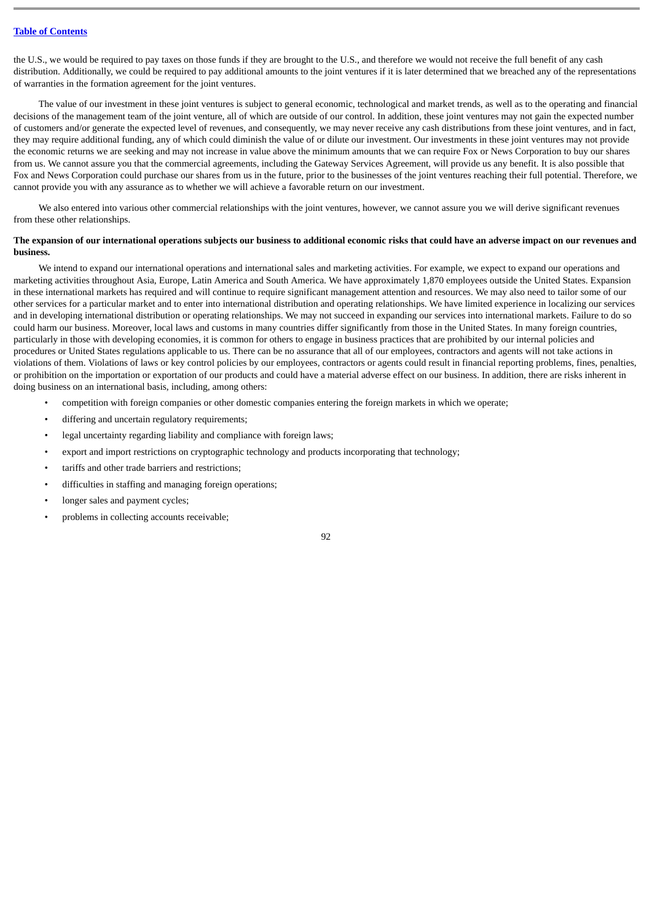the U.S., we would be required to pay taxes on those funds if they are brought to the U.S., and therefore we would not receive the full benefit of any cash distribution. Additionally, we could be required to pay additional amounts to the joint ventures if it is later determined that we breached any of the representations of warranties in the formation agreement for the joint ventures.

The value of our investment in these joint ventures is subject to general economic, technological and market trends, as well as to the operating and financial decisions of the management team of the joint venture, all of which are outside of our control. In addition, these joint ventures may not gain the expected number of customers and/or generate the expected level of revenues, and consequently, we may never receive any cash distributions from these joint ventures, and in fact, they may require additional funding, any of which could diminish the value of or dilute our investment. Our investments in these joint ventures may not provide the economic returns we are seeking and may not increase in value above the minimum amounts that we can require Fox or News Corporation to buy our shares from us. We cannot assure you that the commercial agreements, including the Gateway Services Agreement, will provide us any benefit. It is also possible that Fox and News Corporation could purchase our shares from us in the future, prior to the businesses of the joint ventures reaching their full potential. Therefore, we cannot provide you with any assurance as to whether we will achieve a favorable return on our investment.

We also entered into various other commercial relationships with the joint ventures, however, we cannot assure you we will derive significant revenues from these other relationships.

**The expansion of our international operations subjects our business to additional economic risks that could have an adverse impact on our revenues and business.**

We intend to expand our international operations and international sales and marketing activities. For example, we expect to expand our operations and marketing activities throughout Asia, Europe, Latin America and South America. We have approximately 1,870 employees outside the United States. Expansion in these international markets has required and will continue to require significant management attention and resources. We may also need to tailor some of our other services for a particular market and to enter into international distribution and operating relationships. We have limited experience in localizing our services and in developing international distribution or operating relationships. We may not succeed in expanding our services into international markets. Failure to do so could harm our business. Moreover, local laws and customs in many countries differ significantly from those in the United States. In many foreign countries, particularly in those with developing economies, it is common for others to engage in business practices that are prohibited by our internal policies and procedures or United States regulations applicable to us. There can be no assurance that all of our employees, contractors and agents will not take actions in violations of them. Violations of laws or key control policies by our employees, contractors or agents could result in financial reporting problems, fines, penalties, or prohibition on the importation or exportation of our products and could have a material adverse effect on our business. In addition, there are risks inherent in doing business on an international basis, including, among others:

- competition with foreign companies or other domestic companies entering the foreign markets in which we operate;
- differing and uncertain regulatory requirements;
- legal uncertainty regarding liability and compliance with foreign laws;
- export and import restrictions on cryptographic technology and products incorporating that technology;
- tariffs and other trade barriers and restrictions;
- difficulties in staffing and managing foreign operations;
- longer sales and payment cycles;
- problems in collecting accounts receivable;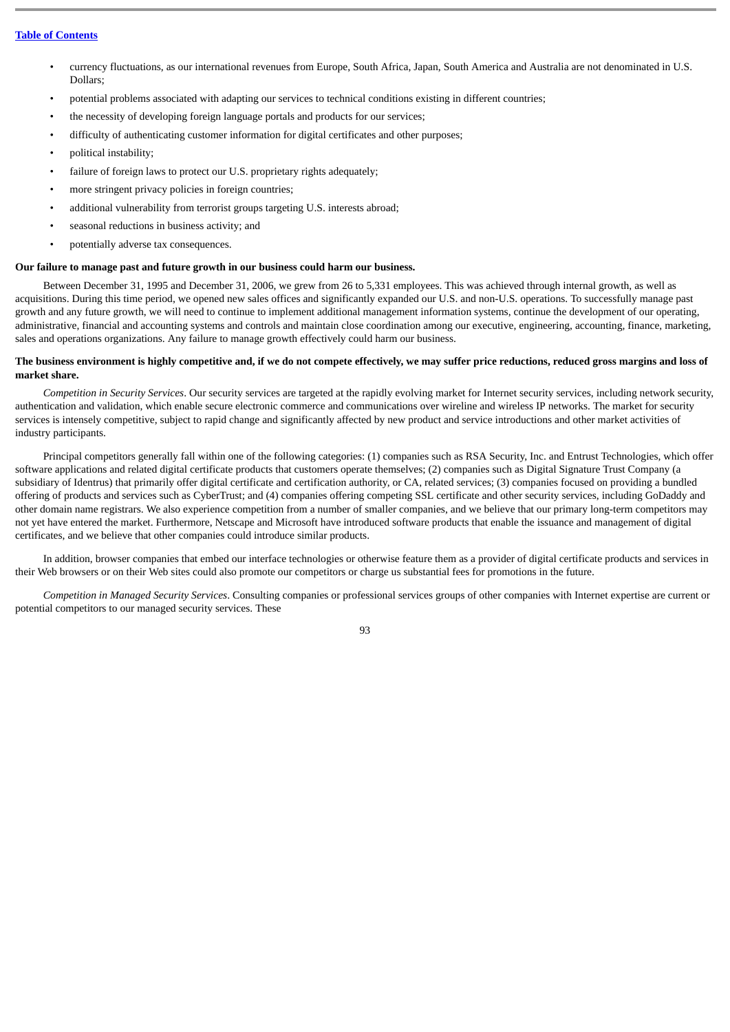- currency fluctuations, as our international revenues from Europe, South Africa, Japan, South America and Australia are not denominated in U.S. Dollars;
- potential problems associated with adapting our services to technical conditions existing in different countries;
- the necessity of developing foreign language portals and products for our services;
- difficulty of authenticating customer information for digital certificates and other purposes;
- political instability;
- failure of foreign laws to protect our U.S. proprietary rights adequately;
- more stringent privacy policies in foreign countries;
- additional vulnerability from terrorist groups targeting U.S. interests abroad;
- seasonal reductions in business activity; and
- potentially adverse tax consequences.

**Our failure to manage past and future growth in our business could harm our business.**

Between December 31, 1995 and December 31, 2006, we grew from 26 to 5,331 employees. This was achieved through internal growth, as well as acquisitions. During this time period, we opened new sales offices and significantly expanded our U.S. and non-U.S. operations. To successfully manage past growth and any future growth, we will need to continue to implement additional management information systems, continue the development of our operating, administrative, financial and accounting systems and controls and maintain close coordination among our executive, engineering, accounting, finance, marketing, sales and operations organizations. Any failure to manage growth effectively could harm our business.

**The business environment is highly competitive and, if we do not compete effectively, we may suffer price reductions, reduced gross margins and loss of market share.**

*Competition in Security Services*. Our security services are targeted at the rapidly evolving market for Internet security services, including network security, authentication and validation, which enable secure electronic commerce and communications over wireline and wireless IP networks. The market for security services is intensely competitive, subject to rapid change and significantly affected by new product and service introductions and other market activities of industry participants.

Principal competitors generally fall within one of the following categories: (1) companies such as RSA Security, Inc. and Entrust Technologies, which offer software applications and related digital certificate products that customers operate themselves; (2) companies such as Digital Signature Trust Company (a subsidiary of Identrus) that primarily offer digital certificate and certification authority, or CA, related services; (3) companies focused on providing a bundled offering of products and services such as CyberTrust; and (4) companies offering competing SSL certificate and other security services, including GoDaddy and other domain name registrars. We also experience competition from a number of smaller companies, and we believe that our primary long-term competitors may not yet have entered the market. Furthermore, Netscape and Microsoft have introduced software products that enable the issuance and management of digital certificates, and we believe that other companies could introduce similar products.

In addition, browser companies that embed our interface technologies or otherwise feature them as a provider of digital certificate products and services in their Web browsers or on their Web sites could also promote our competitors or charge us substantial fees for promotions in the future.

*Competition in Managed Security Services*. Consulting companies or professional services groups of other companies with Internet expertise are current or potential competitors to our managed security services. These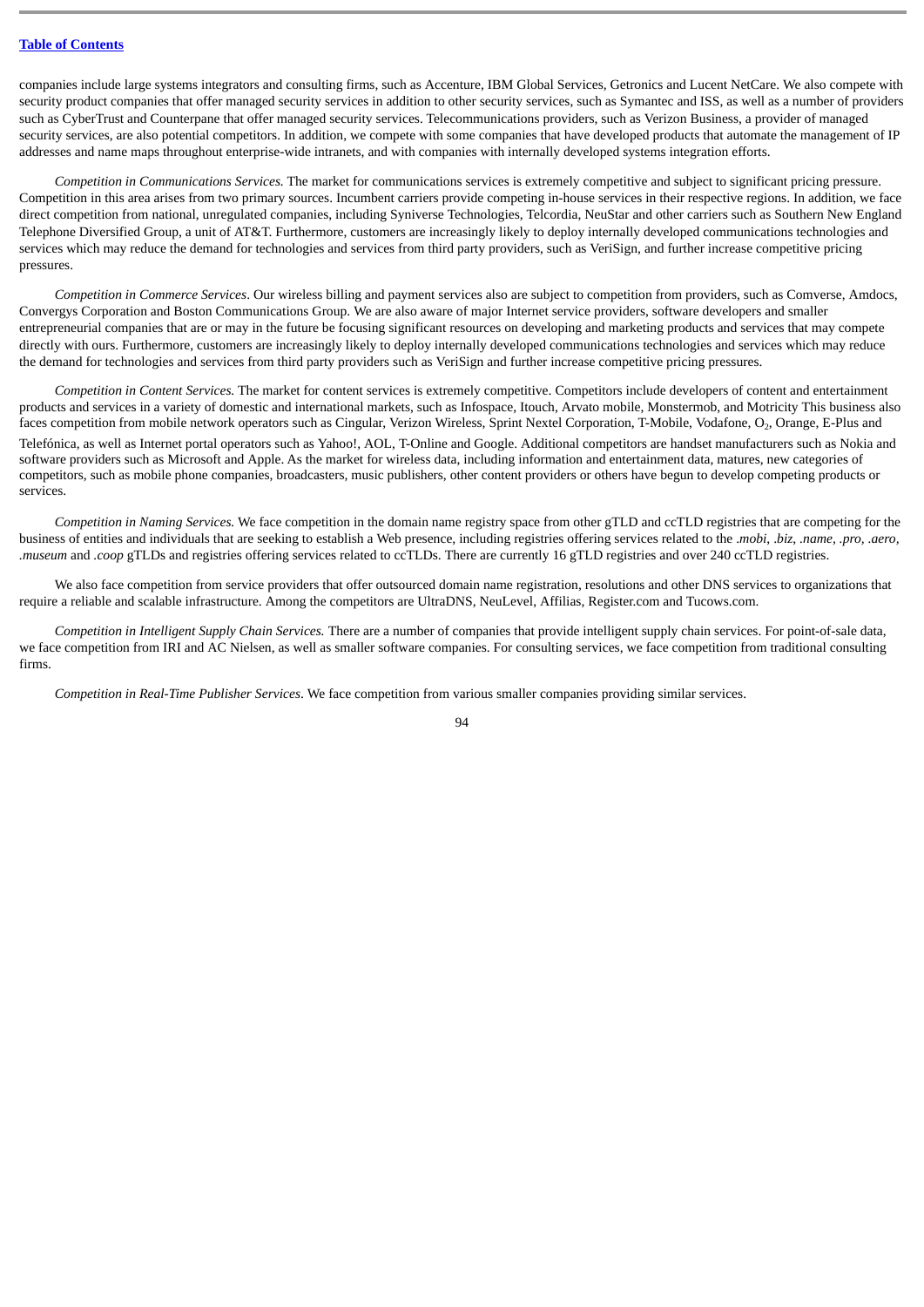companies include large systems integrators and consulting firms, such as Accenture, IBM Global Services, Getronics and Lucent NetCare. We also compete with security product companies that offer managed security services in addition to other security services, such as Symantec and ISS, as well as a number of providers such as CyberTrust and Counterpane that offer managed security services. Telecommunications providers, such as Verizon Business, a provider of managed security services, are also potential competitors. In addition, we compete with some companies that have developed products that automate the management of IP addresses and name maps throughout enterprise-wide intranets, and with companies with internally developed systems integration efforts.

*Competition in Communications Services.* The market for communications services is extremely competitive and subject to significant pricing pressure. Competition in this area arises from two primary sources. Incumbent carriers provide competing in-house services in their respective regions. In addition, we face direct competition from national, unregulated companies, including Syniverse Technologies, Telcordia, NeuStar and other carriers such as Southern New England Telephone Diversified Group, a unit of AT&T. Furthermore, customers are increasingly likely to deploy internally developed communications technologies and services which may reduce the demand for technologies and services from third party providers, such as VeriSign, and further increase competitive pricing pressures.

*Competition in Commerce Services*. Our wireless billing and payment services also are subject to competition from providers, such as Comverse, Amdocs, Convergys Corporation and Boston Communications Group. We are also aware of major Internet service providers, software developers and smaller entrepreneurial companies that are or may in the future be focusing significant resources on developing and marketing products and services that may compete directly with ours. Furthermore, customers are increasingly likely to deploy internally developed communications technologies and services which may reduce the demand for technologies and services from third party providers such as VeriSign and further increase competitive pricing pressures.

*Competition in Content Services.* The market for content services is extremely competitive. Competitors include developers of content and entertainment products and services in a variety of domestic and international markets, such as Infospace, Itouch, Arvato mobile, Monstermob, and Motricity This business also faces competition from mobile network operators such as Cingular, Verizon Wireless, Sprint Nextel Corporation, T-Mobile, Vodafone, $O_2$, Orange, E-Plus and Telefónica, as well as Internet portal operators such as Yahoo!, AOL, T-Online and Google. Additional competitors are handset manufacturers such as Nokia and software providers such as Microsoft and Apple. As the market for wireless data, including information and entertainment data, matures, new categories of competitors, such as mobile phone companies, broadcasters, music publishers, other content providers or others have begun to develop competing products or services.

*Competition in Naming Services.* We face competition in the domain name registry space from other gTLD and ccTLD registries that are competing for the business of entities and individuals that are seeking to establish a Web presence, including registries offering services related to the *.mobi*, *.biz*, *.name*, *.pro*, *.aero*, *.museum* and *.coop* gTLDs and registries offering services related to ccTLDs. There are currently 16 gTLD registries and over 240 ccTLD registries.

We also face competition from service providers that offer outsourced domain name registration, resolutions and other DNS services to organizations that require a reliable and scalable infrastructure. Among the competitors are UltraDNS, NeuLevel, Affilias, Register.com and Tucows.com.

*Competition in Intelligent Supply Chain Services.* There are a number of companies that provide intelligent supply chain services. For point-of-sale data, we face competition from IRI and AC Nielsen, as well as smaller software companies. For consulting services, we face competition from traditional consulting firms.

*Competition in Real-Time Publisher Services*. We face competition from various smaller companies providing similar services.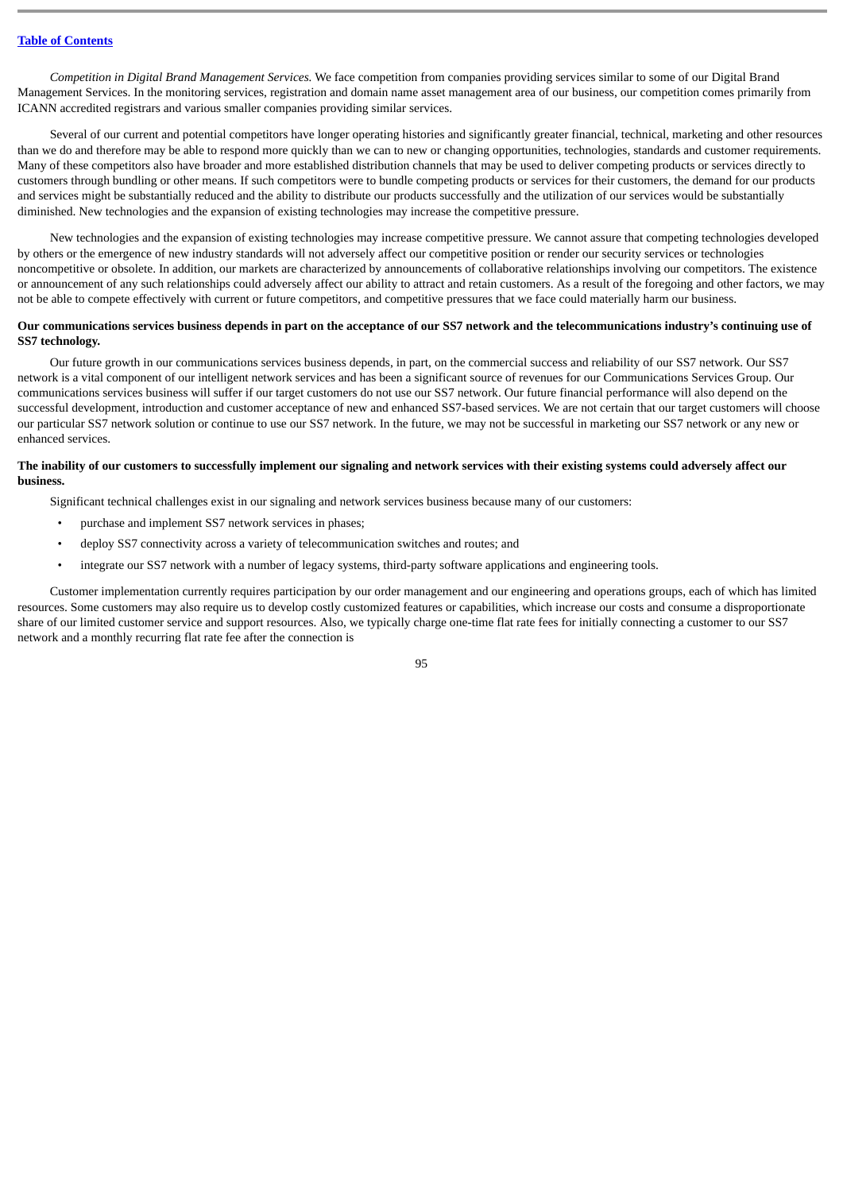*Competition in Digital Brand Management Services.* We face competition from companies providing services similar to some of our Digital Brand Management Services. In the monitoring services, registration and domain name asset management area of our business, our competition comes primarily from ICANN accredited registrars and various smaller companies providing similar services.

Several of our current and potential competitors have longer operating histories and significantly greater financial, technical, marketing and other resources than we do and therefore may be able to respond more quickly than we can to new or changing opportunities, technologies, standards and customer requirements. Many of these competitors also have broader and more established distribution channels that may be used to deliver competing products or services directly to customers through bundling or other means. If such competitors were to bundle competing products or services for their customers, the demand for our products and services might be substantially reduced and the ability to distribute our products successfully and the utilization of our services would be substantially diminished. New technologies and the expansion of existing technologies may increase the competitive pressure.

New technologies and the expansion of existing technologies may increase competitive pressure. We cannot assure that competing technologies developed by others or the emergence of new industry standards will not adversely affect our competitive position or render our security services or technologies noncompetitive or obsolete. In addition, our markets are characterized by announcements of collaborative relationships involving our competitors. The existence or announcement of any such relationships could adversely affect our ability to attract and retain customers. As a result of the foregoing and other factors, we may not be able to compete effectively with current or future competitors, and competitive pressures that we face could materially harm our business.

**Our communications services business depends in part on the acceptance of our SS7 network and the telecommunications industry's continuing use of SS7 technology.**

Our future growth in our communications services business depends, in part, on the commercial success and reliability of our SS7 network. Our SS7 network is a vital component of our intelligent network services and has been a significant source of revenues for our Communications Services Group. Our communications services business will suffer if our target customers do not use our SS7 network. Our future financial performance will also depend on the successful development, introduction and customer acceptance of new and enhanced SS7-based services. We are not certain that our target customers will choose our particular SS7 network solution or continue to use our SS7 network. In the future, we may not be successful in marketing our SS7 network or any new or enhanced services.

**The inability of our customers to successfully implement our signaling and network services with their existing systems could adversely affect our business.**

Significant technical challenges exist in our signaling and network services business because many of our customers:

- purchase and implement SS7 network services in phases;
- deploy SS7 connectivity across a variety of telecommunication switches and routes; and
- integrate our SS7 network with a number of legacy systems, third-party software applications and engineering tools.

Customer implementation currently requires participation by our order management and our engineering and operations groups, each of which has limited resources. Some customers may also require us to develop costly customized features or capabilities, which increase our costs and consume a disproportionate share of our limited customer service and support resources. Also, we typically charge one-time flat rate fees for initially connecting a customer to our SS7 network and a monthly recurring flat rate fee after the connection is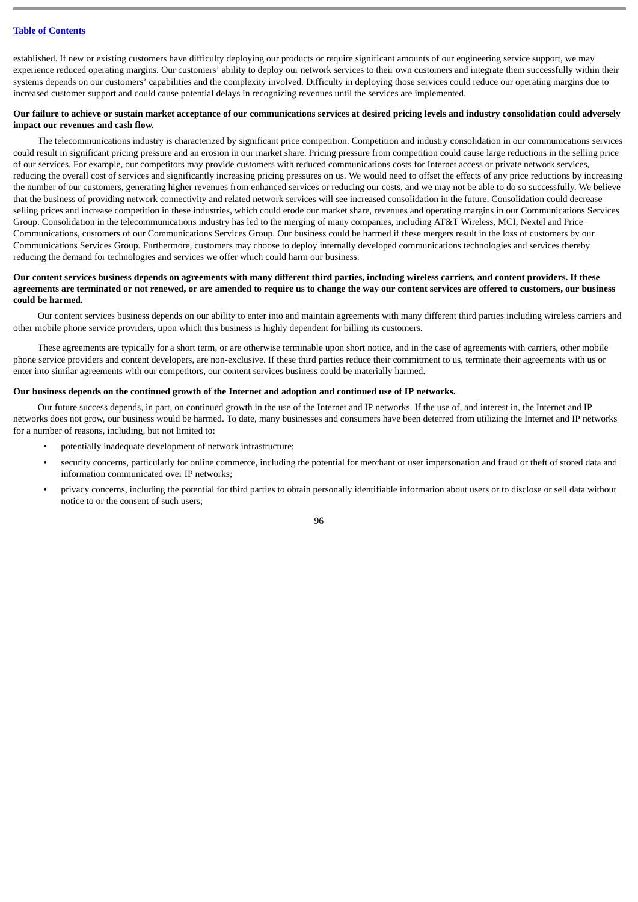established. If new or existing customers have difficulty deploying our products or require significant amounts of our engineering service support, we may experience reduced operating margins. Our customers' ability to deploy our network services to their own customers and integrate them successfully within their systems depends on our customers' capabilities and the complexity involved. Difficulty in deploying those services could reduce our operating margins due to increased customer support and could cause potential delays in recognizing revenues until the services are implemented.

**Our failure to achieve or sustain market acceptance of our communications services at desired pricing levels and industry consolidation could adversely impact our revenues and cash flow.**

The telecommunications industry is characterized by significant price competition. Competition and industry consolidation in our communications services could result in significant pricing pressure and an erosion in our market share. Pricing pressure from competition could cause large reductions in the selling price of our services. For example, our competitors may provide customers with reduced communications costs for Internet access or private network services, reducing the overall cost of services and significantly increasing pricing pressures on us. We would need to offset the effects of any price reductions by increasing the number of our customers, generating higher revenues from enhanced services or reducing our costs, and we may not be able to do so successfully. We believe that the business of providing network connectivity and related network services will see increased consolidation in the future. Consolidation could decrease selling prices and increase competition in these industries, which could erode our market share, revenues and operating margins in our Communications Services Group. Consolidation in the telecommunications industry has led to the merging of many companies, including AT&T Wireless, MCI, Nextel and Price Communications, customers of our Communications Services Group. Our business could be harmed if these mergers result in the loss of customers by our Communications Services Group. Furthermore, customers may choose to deploy internally developed communications technologies and services thereby reducing the demand for technologies and services we offer which could harm our business.

**Our content services business depends on agreements with many different third parties, including wireless carriers, and content providers. If these agreements are terminated or not renewed, or are amended to require us to change the way our content services are offered to customers, our business could be harmed.**

Our content services business depends on our ability to enter into and maintain agreements with many different third parties including wireless carriers and other mobile phone service providers, upon which this business is highly dependent for billing its customers.

These agreements are typically for a short term, or are otherwise terminable upon short notice, and in the case of agreements with carriers, other mobile phone service providers and content developers, are non-exclusive. If these third parties reduce their commitment to us, terminate their agreements with us or enter into similar agreements with our competitors, our content services business could be materially harmed.

**Our business depends on the continued growth of the Internet and adoption and continued use of IP networks.**

Our future success depends, in part, on continued growth in the use of the Internet and IP networks. If the use of, and interest in, the Internet and IP networks does not grow, our business would be harmed. To date, many businesses and consumers have been deterred from utilizing the Internet and IP networks for a number of reasons, including, but not limited to:

- potentially inadequate development of network infrastructure;
- security concerns, particularly for online commerce, including the potential for merchant or user impersonation and fraud or theft of stored data and information communicated over IP networks;
- privacy concerns, including the potential for third parties to obtain personally identifiable information about users or to disclose or sell data without notice to or the consent of such users;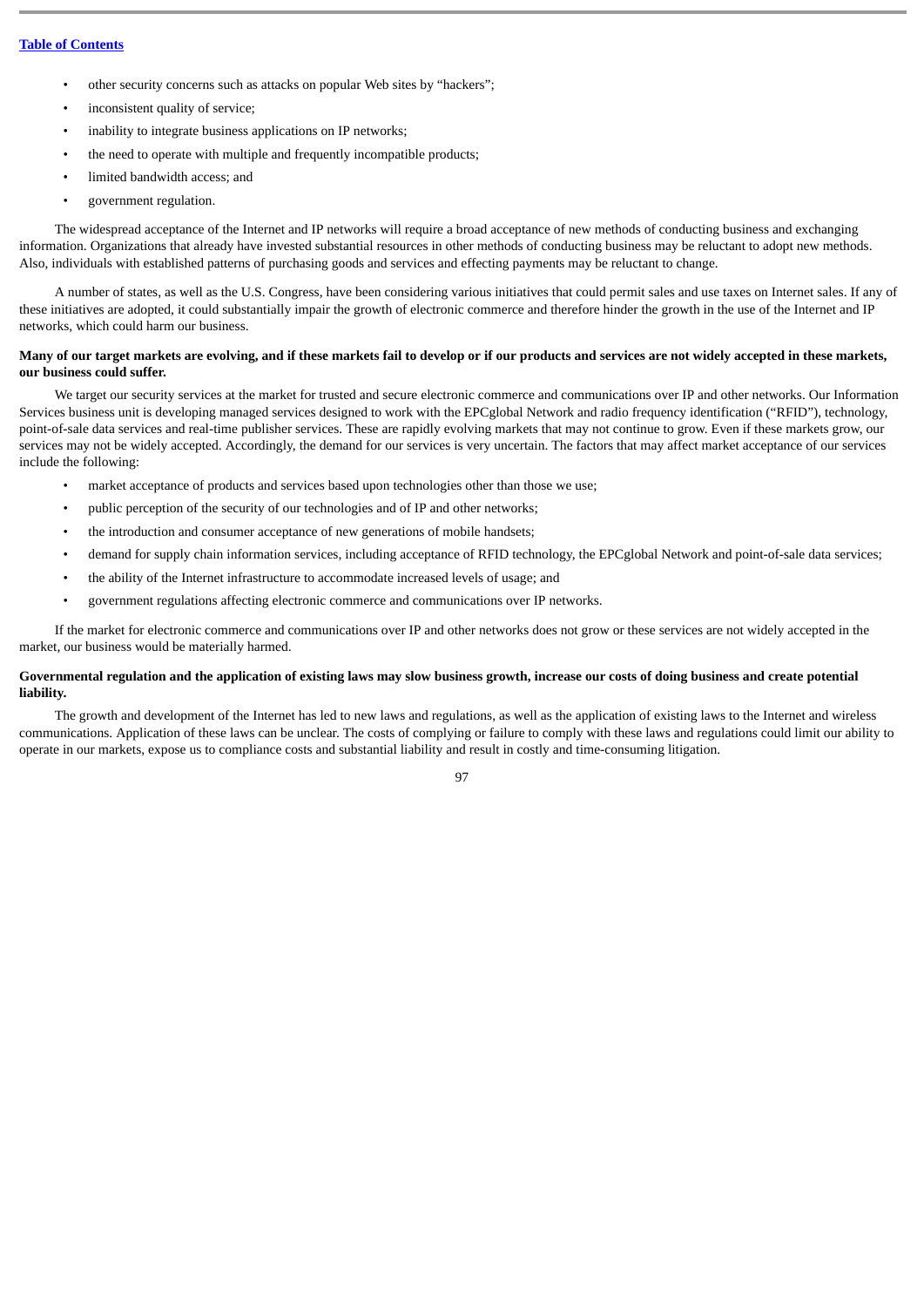- other security concerns such as attacks on popular Web sites by "hackers";
- inconsistent quality of service;
- inability to integrate business applications on IP networks;
- the need to operate with multiple and frequently incompatible products;
- limited bandwidth access; and
- government regulation.

The widespread acceptance of the Internet and IP networks will require a broad acceptance of new methods of conducting business and exchanging information. Organizations that already have invested substantial resources in other methods of conducting business may be reluctant to adopt new methods. Also, individuals with established patterns of purchasing goods and services and effecting payments may be reluctant to change.

A number of states, as well as the U.S. Congress, have been considering various initiatives that could permit sales and use taxes on Internet sales. If any of these initiatives are adopted, it could substantially impair the growth of electronic commerce and therefore hinder the growth in the use of the Internet and IP networks, which could harm our business.

**Many of our target markets are evolving, and if these markets fail to develop or if our products and services are not widely accepted in these markets, our business could suffer.**

We target our security services at the market for trusted and secure electronic commerce and communications over IP and other networks. Our Information Services business unit is developing managed services designed to work with the EPCglobal Network and radio frequency identification ("RFID"), technology, point-of-sale data services and real-time publisher services. These are rapidly evolving markets that may not continue to grow. Even if these markets grow, our services may not be widely accepted. Accordingly, the demand for our services is very uncertain. The factors that may affect market acceptance of our services include the following:

- market acceptance of products and services based upon technologies other than those we use;
- public perception of the security of our technologies and of IP and other networks;
- the introduction and consumer acceptance of new generations of mobile handsets;
- demand for supply chain information services, including acceptance of RFID technology, the EPCglobal Network and point-of-sale data services;
- the ability of the Internet infrastructure to accommodate increased levels of usage; and
- government regulations affecting electronic commerce and communications over IP networks.

If the market for electronic commerce and communications over IP and other networks does not grow or these services are not widely accepted in the market, our business would be materially harmed.

**Governmental regulation and the application of existing laws may slow business growth, increase our costs of doing business and create potential liability.**

The growth and development of the Internet has led to new laws and regulations, as well as the application of existing laws to the Internet and wireless communications. Application of these laws can be unclear. The costs of complying or failure to comply with these laws and regulations could limit our ability to operate in our markets, expose us to compliance costs and substantial liability and result in costly and time-consuming litigation.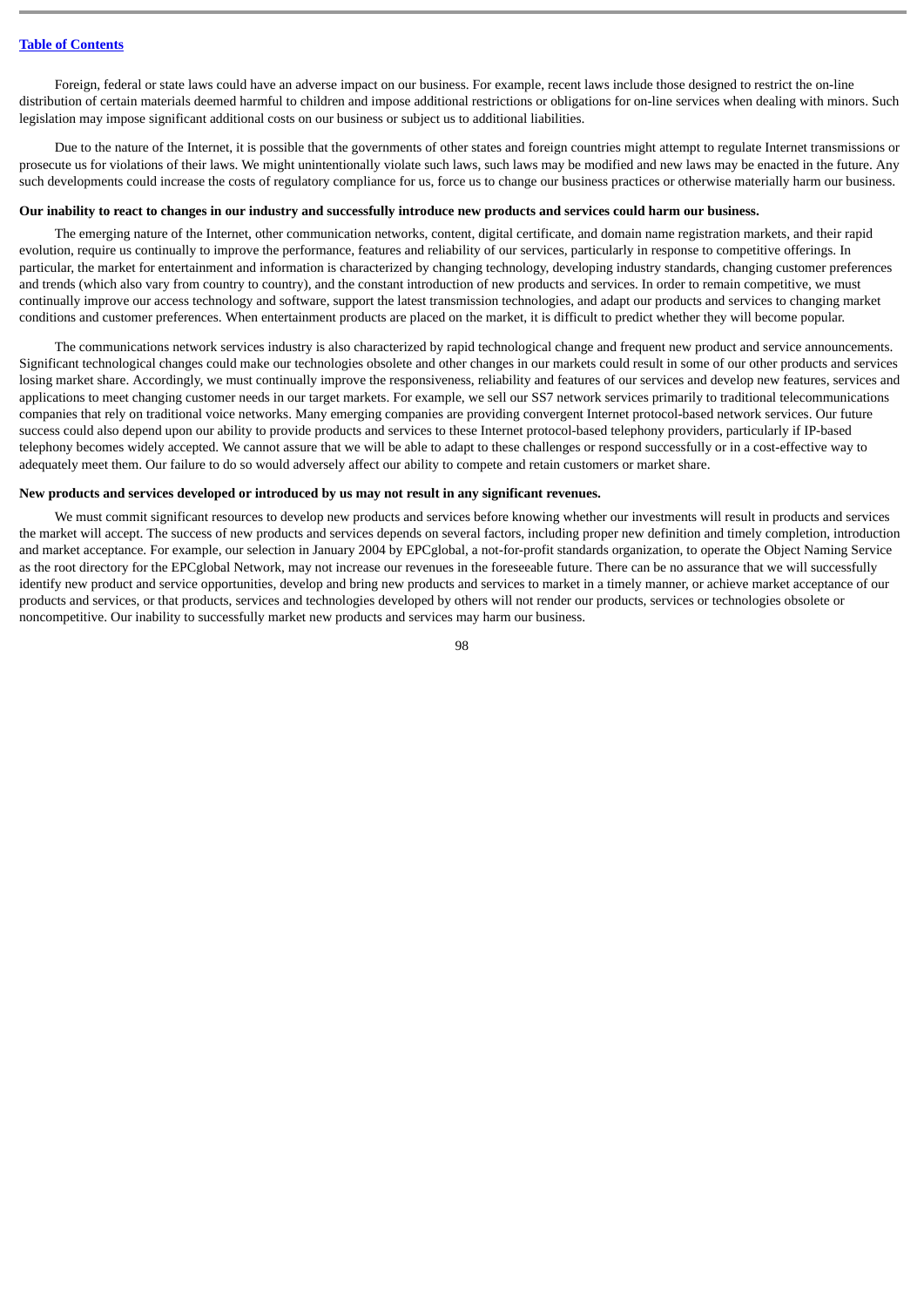Foreign, federal or state laws could have an adverse impact on our business. For example, recent laws include those designed to restrict the on-line distribution of certain materials deemed harmful to children and impose additional restrictions or obligations for on-line services when dealing with minors. Such legislation may impose significant additional costs on our business or subject us to additional liabilities.

Due to the nature of the Internet, it is possible that the governments of other states and foreign countries might attempt to regulate Internet transmissions or prosecute us for violations of their laws. We might unintentionally violate such laws, such laws may be modified and new laws may be enacted in the future. Any such developments could increase the costs of regulatory compliance for us, force us to change our business practices or otherwise materially harm our business.

**Our inability to react to changes in our industry and successfully introduce new products and services could harm our business.**

The emerging nature of the Internet, other communication networks, content, digital certificate, and domain name registration markets, and their rapid evolution, require us continually to improve the performance, features and reliability of our services, particularly in response to competitive offerings. In particular, the market for entertainment and information is characterized by changing technology, developing industry standards, changing customer preferences and trends (which also vary from country to country), and the constant introduction of new products and services. In order to remain competitive, we must continually improve our access technology and software, support the latest transmission technologies, and adapt our products and services to changing market conditions and customer preferences. When entertainment products are placed on the market, it is difficult to predict whether they will become popular.

The communications network services industry is also characterized by rapid technological change and frequent new product and service announcements. Significant technological changes could make our technologies obsolete and other changes in our markets could result in some of our other products and services losing market share. Accordingly, we must continually improve the responsiveness, reliability and features of our services and develop new features, services and applications to meet changing customer needs in our target markets. For example, we sell our SS7 network services primarily to traditional telecommunications companies that rely on traditional voice networks. Many emerging companies are providing convergent Internet protocol-based network services. Our future success could also depend upon our ability to provide products and services to these Internet protocol-based telephony providers, particularly if IP-based telephony becomes widely accepted. We cannot assure that we will be able to adapt to these challenges or respond successfully or in a cost-effective way to adequately meet them. Our failure to do so would adversely affect our ability to compete and retain customers or market share.

**New products and services developed or introduced by us may not result in any significant revenues.**

We must commit significant resources to develop new products and services before knowing whether our investments will result in products and services the market will accept. The success of new products and services depends on several factors, including proper new definition and timely completion, introduction and market acceptance. For example, our selection in January 2004 by EPCglobal, a not-for-profit standards organization, to operate the Object Naming Service as the root directory for the EPCglobal Network, may not increase our revenues in the foreseeable future. There can be no assurance that we will successfully identify new product and service opportunities, develop and bring new products and services to market in a timely manner, or achieve market acceptance of our products and services, or that products, services and technologies developed by others will not render our products, services or technologies obsolete or noncompetitive. Our inability to successfully market new products and services may harm our business.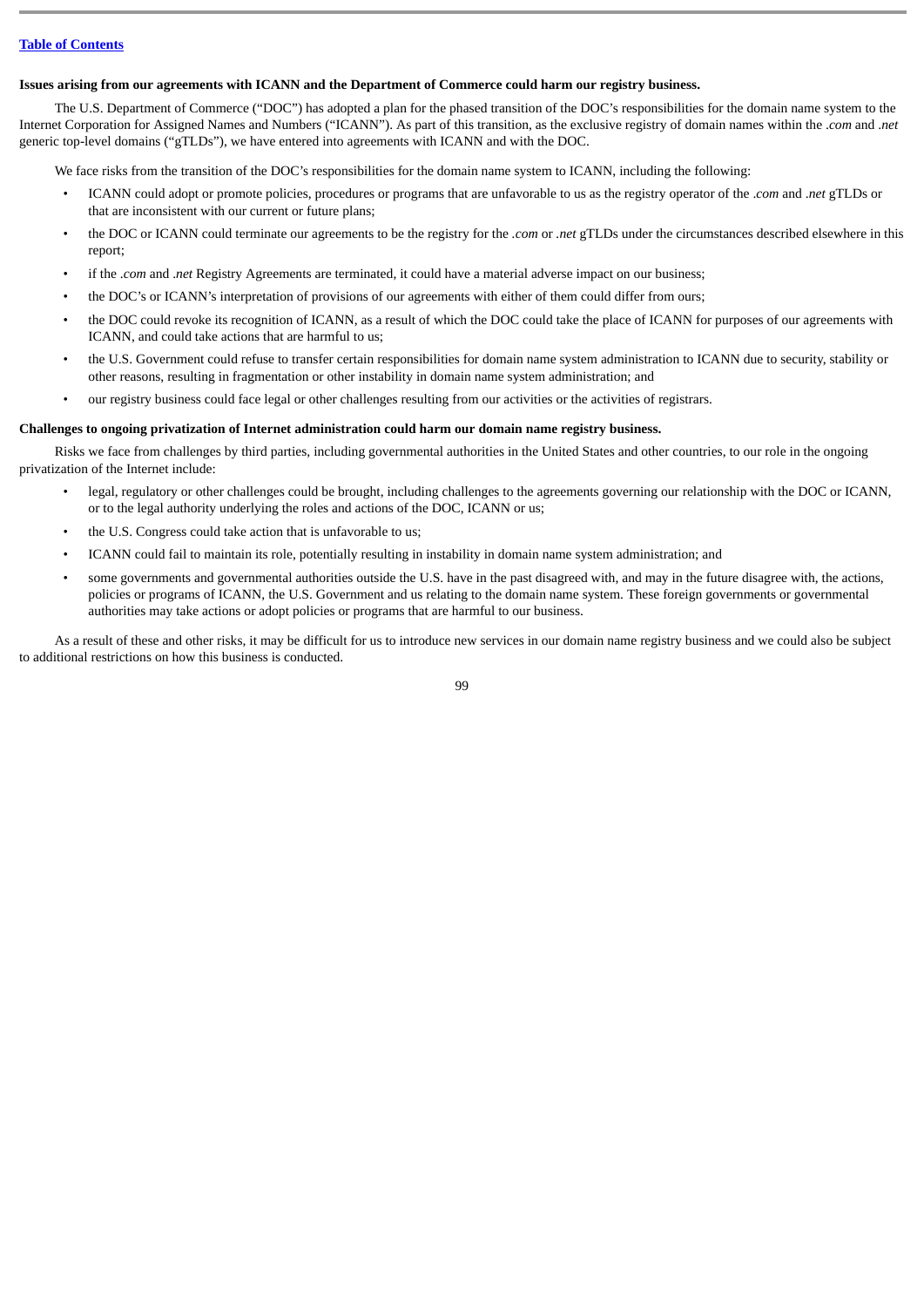**Issues arising from our agreements with ICANN and the Department of Commerce could harm our registry business.**

The U.S. Department of Commerce ("DOC") has adopted a plan for the phased transition of the DOC's responsibilities for the domain name system to the Internet Corporation for Assigned Names and Numbers ("ICANN"). As part of this transition, as the exclusive registry of domain names within the *.com* and *.net* generic top-level domains ("gTLDs"), we have entered into agreements with ICANN and with the DOC.

We face risks from the transition of the DOC's responsibilities for the domain name system to ICANN, including the following:

- ICANN could adopt or promote policies, procedures or programs that are unfavorable to us as the registry operator of the *.com* and *.net* gTLDs or that are inconsistent with our current or future plans;
- the DOC or ICANN could terminate our agreements to be the registry for the *.com* or *.net* gTLDs under the circumstances described elsewhere in this report;
- if the *.com* and *.net* Registry Agreements are terminated, it could have a material adverse impact on our business;
- the DOC's or ICANN's interpretation of provisions of our agreements with either of them could differ from ours;
- the DOC could revoke its recognition of ICANN, as a result of which the DOC could take the place of ICANN for purposes of our agreements with ICANN, and could take actions that are harmful to us;
- the U.S. Government could refuse to transfer certain responsibilities for domain name system administration to ICANN due to security, stability or other reasons, resulting in fragmentation or other instability in domain name system administration; and
- our registry business could face legal or other challenges resulting from our activities or the activities of registrars.

**Challenges to ongoing privatization of Internet administration could harm our domain name registry business.**

Risks we face from challenges by third parties, including governmental authorities in the United States and other countries, to our role in the ongoing privatization of the Internet include:

- legal, regulatory or other challenges could be brought, including challenges to the agreements governing our relationship with the DOC or ICANN, or to the legal authority underlying the roles and actions of the DOC, ICANN or us;
- the U.S. Congress could take action that is unfavorable to us;
- ICANN could fail to maintain its role, potentially resulting in instability in domain name system administration; and
- some governments and governmental authorities outside the U.S. have in the past disagreed with, and may in the future disagree with, the actions, policies or programs of ICANN, the U.S. Government and us relating to the domain name system. These foreign governments or governmental authorities may take actions or adopt policies or programs that are harmful to our business.

As a result of these and other risks, it may be difficult for us to introduce new services in our domain name registry business and we could also be subject to additional restrictions on how this business is conducted.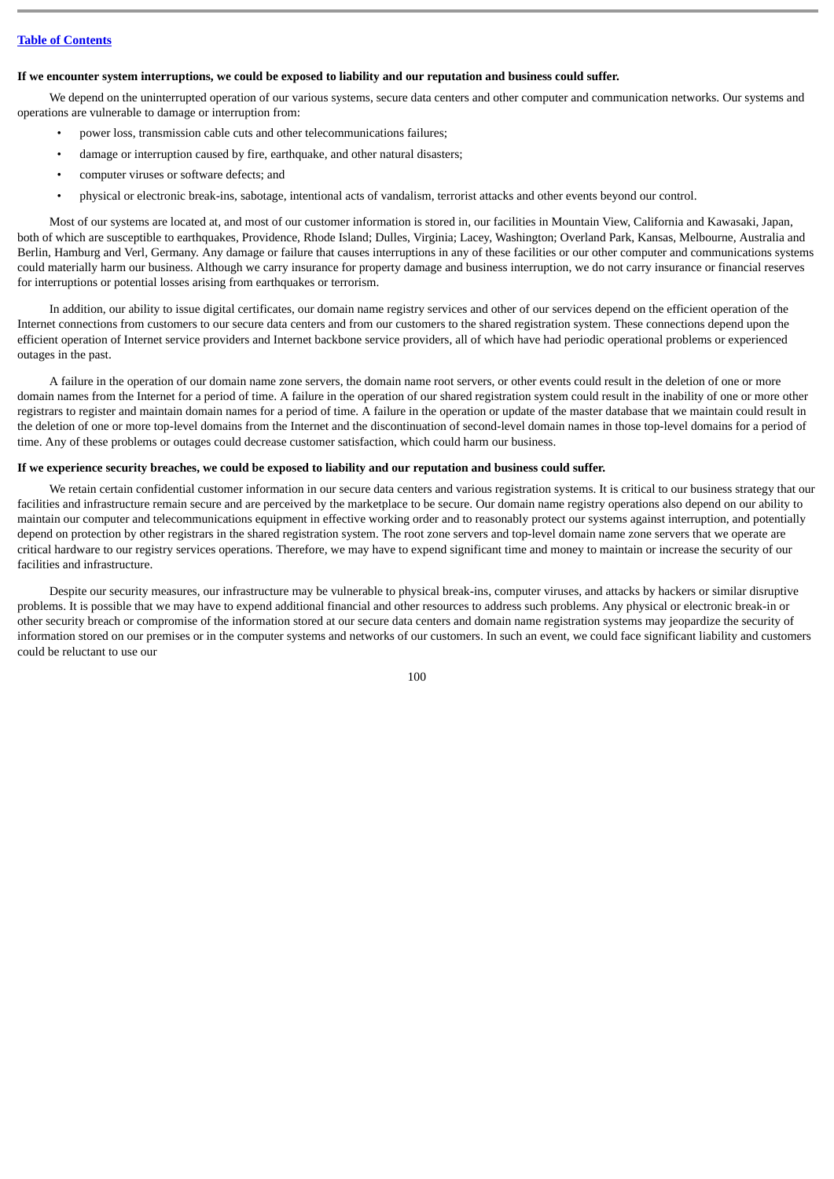**If we encounter system interruptions, we could be exposed to liability and our reputation and business could suffer.**

We depend on the uninterrupted operation of our various systems, secure data centers and other computer and communication networks. Our systems and operations are vulnerable to damage or interruption from:

- power loss, transmission cable cuts and other telecommunications failures;
- damage or interruption caused by fire, earthquake, and other natural disasters;
- computer viruses or software defects; and
- physical or electronic break-ins, sabotage, intentional acts of vandalism, terrorist attacks and other events beyond our control.

Most of our systems are located at, and most of our customer information is stored in, our facilities in Mountain View, California and Kawasaki, Japan, both of which are susceptible to earthquakes, Providence, Rhode Island; Dulles, Virginia; Lacey, Washington; Overland Park, Kansas, Melbourne, Australia and Berlin, Hamburg and Verl, Germany. Any damage or failure that causes interruptions in any of these facilities or our other computer and communications systems could materially harm our business. Although we carry insurance for property damage and business interruption, we do not carry insurance or financial reserves for interruptions or potential losses arising from earthquakes or terrorism.

In addition, our ability to issue digital certificates, our domain name registry services and other of our services depend on the efficient operation of the Internet connections from customers to our secure data centers and from our customers to the shared registration system. These connections depend upon the efficient operation of Internet service providers and Internet backbone service providers, all of which have had periodic operational problems or experienced outages in the past.

A failure in the operation of our domain name zone servers, the domain name root servers, or other events could result in the deletion of one or more domain names from the Internet for a period of time. A failure in the operation of our shared registration system could result in the inability of one or more other registrars to register and maintain domain names for a period of time. A failure in the operation or update of the master database that we maintain could result in the deletion of one or more top-level domains from the Internet and the discontinuation of second-level domain names in those top-level domains for a period of time. Any of these problems or outages could decrease customer satisfaction, which could harm our business.

**If we experience security breaches, we could be exposed to liability and our reputation and business could suffer.**

We retain certain confidential customer information in our secure data centers and various registration systems. It is critical to our business strategy that our facilities and infrastructure remain secure and are perceived by the marketplace to be secure. Our domain name registry operations also depend on our ability to maintain our computer and telecommunications equipment in effective working order and to reasonably protect our systems against interruption, and potentially depend on protection by other registrars in the shared registration system. The root zone servers and top-level domain name zone servers that we operate are critical hardware to our registry services operations. Therefore, we may have to expend significant time and money to maintain or increase the security of our facilities and infrastructure.

Despite our security measures, our infrastructure may be vulnerable to physical break-ins, computer viruses, and attacks by hackers or similar disruptive problems. It is possible that we may have to expend additional financial and other resources to address such problems. Any physical or electronic break-in or other security breach or compromise of the information stored at our secure data centers and domain name registration systems may jeopardize the security of information stored on our premises or in the computer systems and networks of our customers. In such an event, we could face significant liability and customers could be reluctant to use our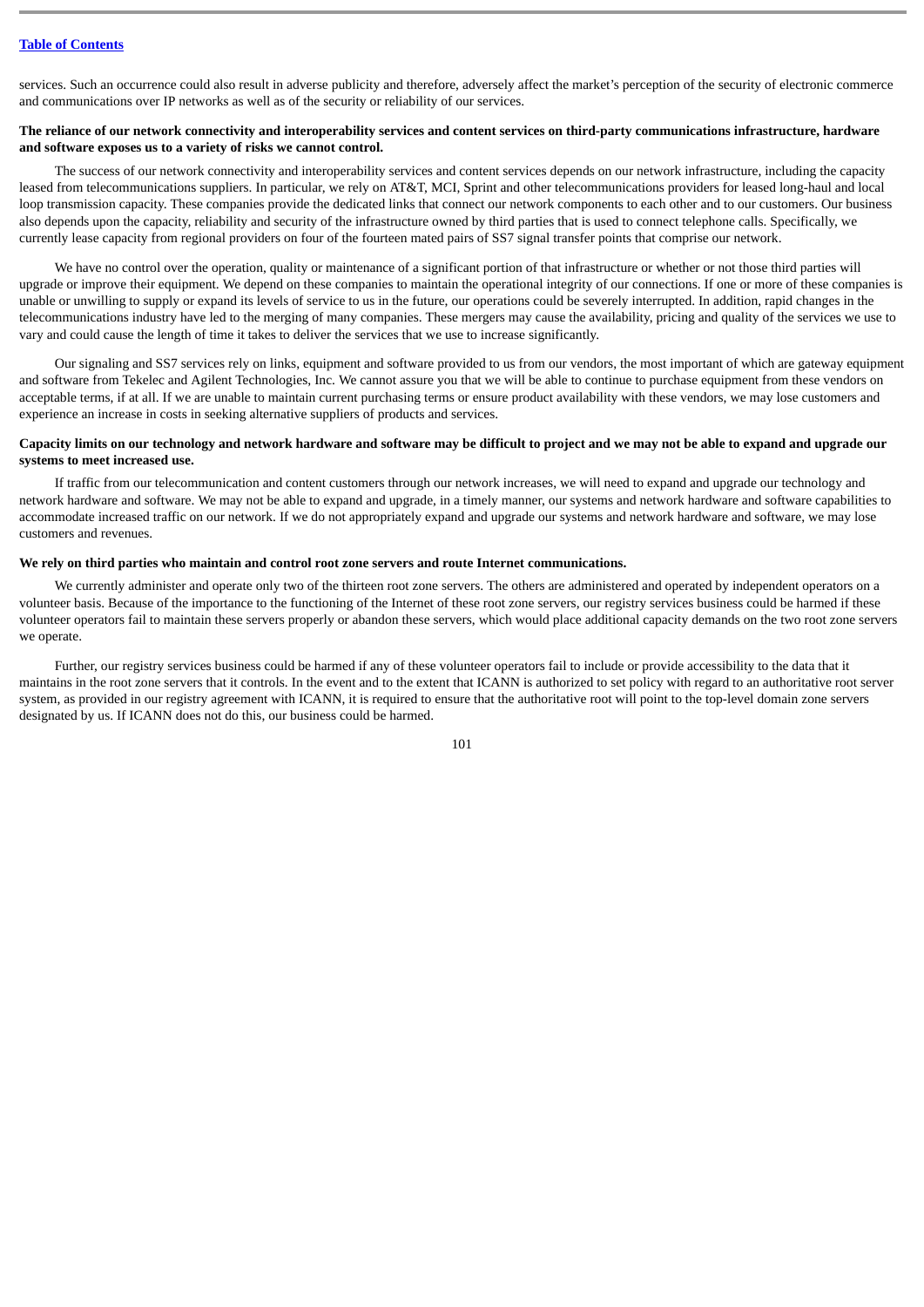services. Such an occurrence could also result in adverse publicity and therefore, adversely affect the market's perception of the security of electronic commerce and communications over IP networks as well as of the security or reliability of our services.

**The reliance of our network connectivity and interoperability services and content services on third-party communications infrastructure, hardware and software exposes us to a variety of risks we cannot control.**

The success of our network connectivity and interoperability services and content services depends on our network infrastructure, including the capacity leased from telecommunications suppliers. In particular, we rely on AT&T, MCI, Sprint and other telecommunications providers for leased long-haul and local loop transmission capacity. These companies provide the dedicated links that connect our network components to each other and to our customers. Our business also depends upon the capacity, reliability and security of the infrastructure owned by third parties that is used to connect telephone calls. Specifically, we currently lease capacity from regional providers on four of the fourteen mated pairs of SS7 signal transfer points that comprise our network.

We have no control over the operation, quality or maintenance of a significant portion of that infrastructure or whether or not those third parties will upgrade or improve their equipment. We depend on these companies to maintain the operational integrity of our connections. If one or more of these companies is unable or unwilling to supply or expand its levels of service to us in the future, our operations could be severely interrupted. In addition, rapid changes in the telecommunications industry have led to the merging of many companies. These mergers may cause the availability, pricing and quality of the services we use to vary and could cause the length of time it takes to deliver the services that we use to increase significantly.

Our signaling and SS7 services rely on links, equipment and software provided to us from our vendors, the most important of which are gateway equipment and software from Tekelec and Agilent Technologies, Inc. We cannot assure you that we will be able to continue to purchase equipment from these vendors on acceptable terms, if at all. If we are unable to maintain current purchasing terms or ensure product availability with these vendors, we may lose customers and experience an increase in costs in seeking alternative suppliers of products and services.

**Capacity limits on our technology and network hardware and software may be difficult to project and we may not be able to expand and upgrade our systems to meet increased use.**

If traffic from our telecommunication and content customers through our network increases, we will need to expand and upgrade our technology and network hardware and software. We may not be able to expand and upgrade, in a timely manner, our systems and network hardware and software capabilities to accommodate increased traffic on our network. If we do not appropriately expand and upgrade our systems and network hardware and software, we may lose customers and revenues.

**We rely on third parties who maintain and control root zone servers and route Internet communications.**

We currently administer and operate only two of the thirteen root zone servers. The others are administered and operated by independent operators on a volunteer basis. Because of the importance to the functioning of the Internet of these root zone servers, our registry services business could be harmed if these volunteer operators fail to maintain these servers properly or abandon these servers, which would place additional capacity demands on the two root zone servers we operate.

Further, our registry services business could be harmed if any of these volunteer operators fail to include or provide accessibility to the data that it maintains in the root zone servers that it controls. In the event and to the extent that ICANN is authorized to set policy with regard to an authoritative root server system, as provided in our registry agreement with ICANN, it is required to ensure that the authoritative root will point to the top-level domain zone servers designated by us. If ICANN does not do this, our business could be harmed.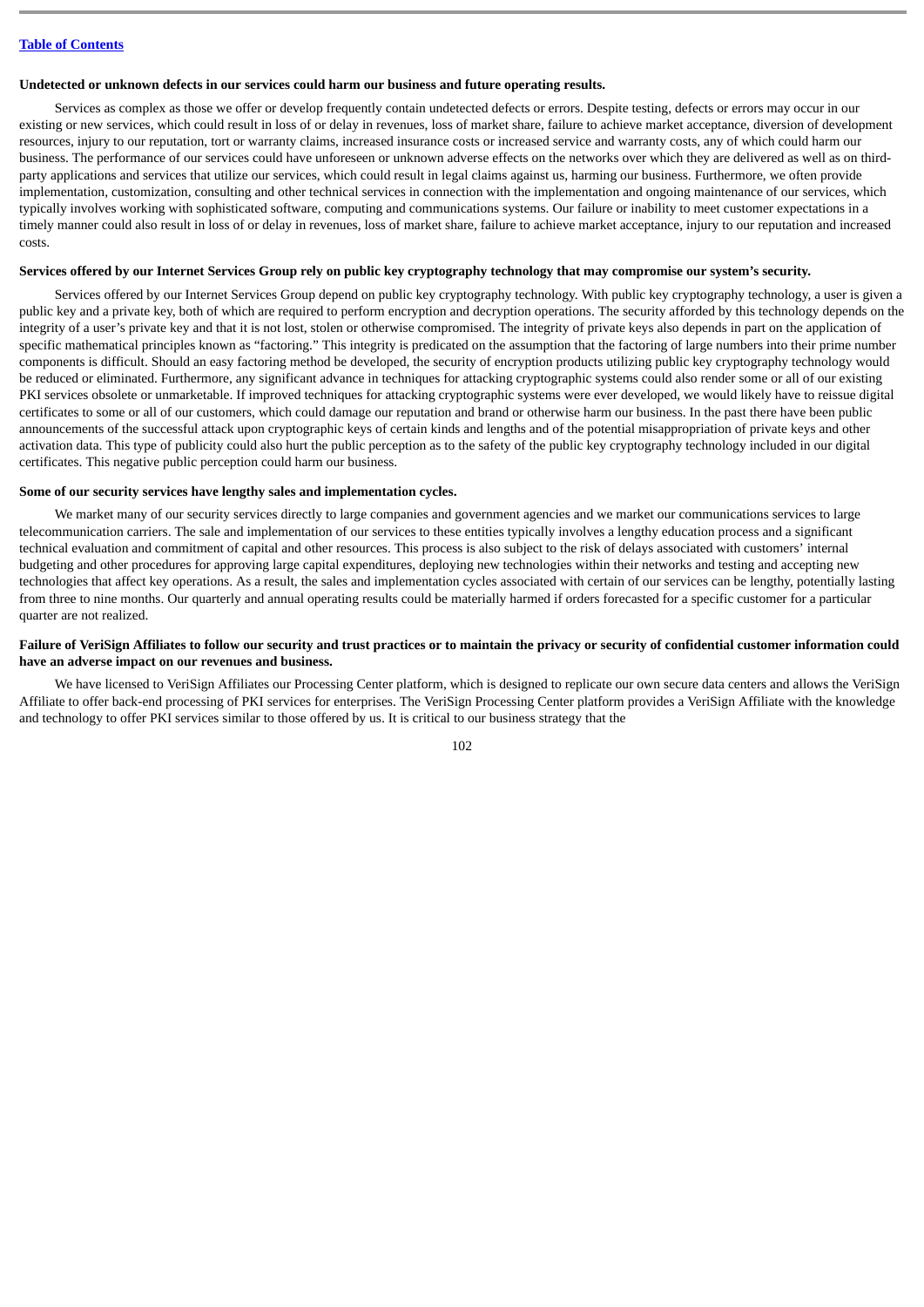**Undetected or unknown defects in our services could harm our business and future operating results.**

Services as complex as those we offer or develop frequently contain undetected defects or errors. Despite testing, defects or errors may occur in our existing or new services, which could result in loss of or delay in revenues, loss of market share, failure to achieve market acceptance, diversion of development resources, injury to our reputation, tort or warranty claims, increased insurance costs or increased service and warranty costs, any of which could harm our business. The performance of our services could have unforeseen or unknown adverse effects on the networks over which they are delivered as well as on third-party applications and services that utilize our services, which could result in legal claims against us, harming our business. Furthermore, we often provide implementation, customization, consulting and other technical services in connection with the implementation and ongoing maintenance of our services, which typically involves working with sophisticated software, computing and communications systems. Our failure or inability to meet customer expectations in a timely manner could also result in loss of or delay in revenues, loss of market share, failure to achieve market acceptance, injury to our reputation and increased costs.

**Services offered by our Internet Services Group rely on public key cryptography technology that may compromise our system's security.**

Services offered by our Internet Services Group depend on public key cryptography technology. With public key cryptography technology, a user is given a public key and a private key, both of which are required to perform encryption and decryption operations. The security afforded by this technology depends on the integrity of a user's private key and that it is not lost, stolen or otherwise compromised. The integrity of private keys also depends in part on the application of specific mathematical principles known as "factoring." This integrity is predicated on the assumption that the factoring of large numbers into their prime number components is difficult. Should an easy factoring method be developed, the security of encryption products utilizing public key cryptography technology would be reduced or eliminated. Furthermore, any significant advance in techniques for attacking cryptographic systems could also render some or all of our existing PKI services obsolete or unmarketable. If improved techniques for attacking cryptographic systems were ever developed, we would likely have to reissue digital certificates to some or all of our customers, which could damage our reputation and brand or otherwise harm our business. In the past there have been public announcements of the successful attack upon cryptographic keys of certain kinds and lengths and of the potential misappropriation of private keys and other activation data. This type of publicity could also hurt the public perception as to the safety of the public key cryptography technology included in our digital certificates. This negative public perception could harm our business.

**Some of our security services have lengthy sales and implementation cycles.**

We market many of our security services directly to large companies and government agencies and we market our communications services to large telecommunication carriers. The sale and implementation of our services to these entities typically involves a lengthy education process and a significant technical evaluation and commitment of capital and other resources. This process is also subject to the risk of delays associated with customers' internal budgeting and other procedures for approving large capital expenditures, deploying new technologies within their networks and testing and accepting new technologies that affect key operations. As a result, the sales and implementation cycles associated with certain of our services can be lengthy, potentially lasting from three to nine months. Our quarterly and annual operating results could be materially harmed if orders forecasted for a specific customer for a particular quarter are not realized.

**Failure of VeriSign Affiliates to follow our security and trust practices or to maintain the privacy or security of confidential customer information could have an adverse impact on our revenues and business.**

We have licensed to VeriSign Affiliates our Processing Center platform, which is designed to replicate our own secure data centers and allows the VeriSign Affiliate to offer back-end processing of PKI services for enterprises. The VeriSign Processing Center platform provides a VeriSign Affiliate with the knowledge and technology to offer PKI services similar to those offered by us. It is critical to our business strategy that the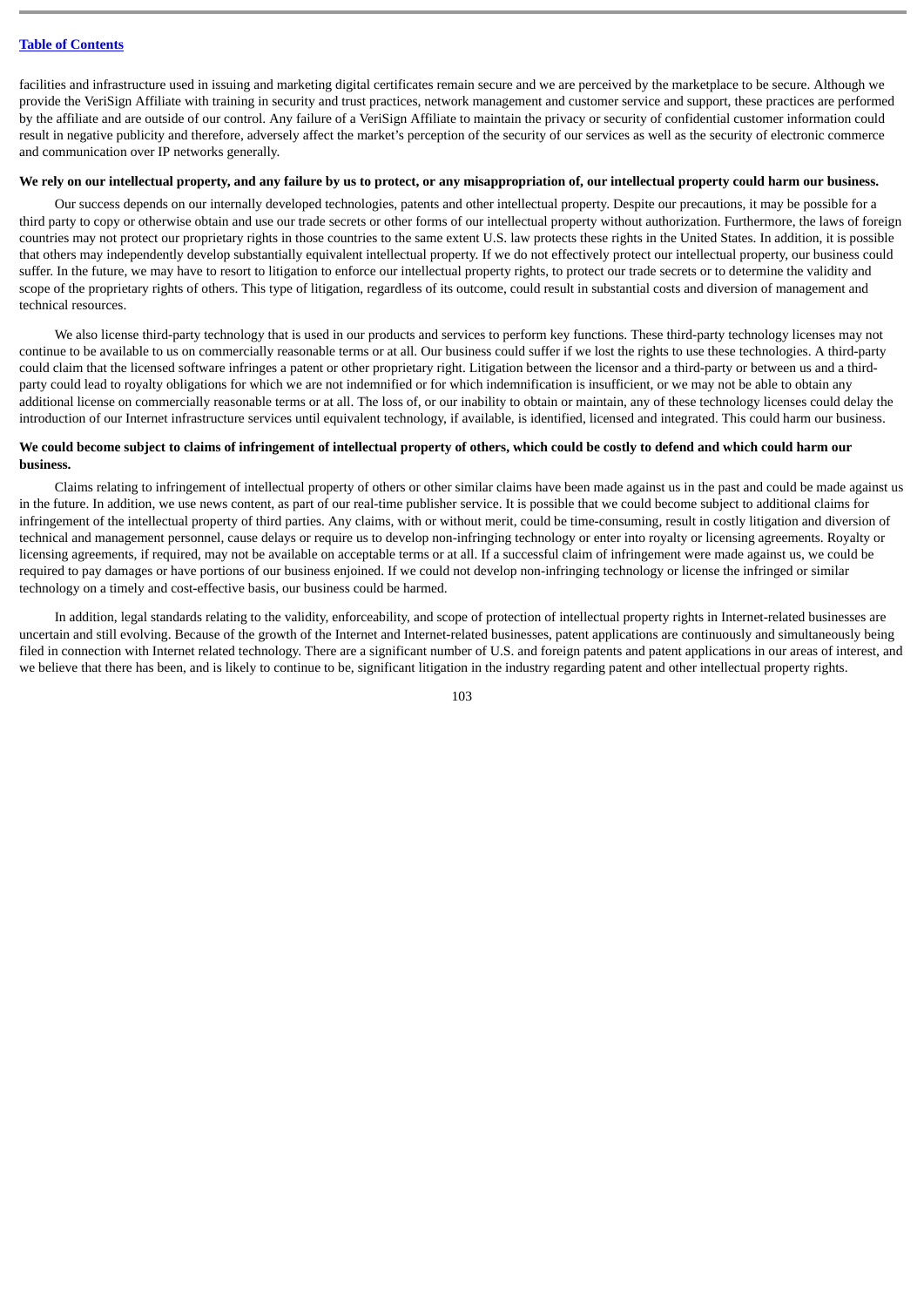facilities and infrastructure used in issuing and marketing digital certificates remain secure and we are perceived by the marketplace to be secure. Although we provide the VeriSign Affiliate with training in security and trust practices, network management and customer service and support, these practices are performed by the affiliate and are outside of our control. Any failure of a VeriSign Affiliate to maintain the privacy or security of confidential customer information could result in negative publicity and therefore, adversely affect the market's perception of the security of our services as well as the security of electronic commerce and communication over IP networks generally.

**We rely on our intellectual property, and any failure by us to protect, or any misappropriation of, our intellectual property could harm our business.**

Our success depends on our internally developed technologies, patents and other intellectual property. Despite our precautions, it may be possible for a third party to copy or otherwise obtain and use our trade secrets or other forms of our intellectual property without authorization. Furthermore, the laws of foreign countries may not protect our proprietary rights in those countries to the same extent U.S. law protects these rights in the United States. In addition, it is possible that others may independently develop substantially equivalent intellectual property. If we do not effectively protect our intellectual property, our business could suffer. In the future, we may have to resort to litigation to enforce our intellectual property rights, to protect our trade secrets or to determine the validity and scope of the proprietary rights of others. This type of litigation, regardless of its outcome, could result in substantial costs and diversion of management and technical resources.

We also license third-party technology that is used in our products and services to perform key functions. These third-party technology licenses may not continue to be available to us on commercially reasonable terms or at all. Our business could suffer if we lost the rights to use these technologies. A third-party could claim that the licensed software infringes a patent or other proprietary right. Litigation between the licensor and a third-party or between us and a third-party could lead to royalty obligations for which we are not indemnified or for which indemnification is insufficient, or we may not be able to obtain any additional license on commercially reasonable terms or at all. The loss of, or our inability to obtain or maintain, any of these technology licenses could delay the introduction of our Internet infrastructure services until equivalent technology, if available, is identified, licensed and integrated. This could harm our business.

**We could become subject to claims of infringement of intellectual property of others, which could be costly to defend and which could harm our business.**

Claims relating to infringement of intellectual property of others or other similar claims have been made against us in the past and could be made against us in the future. In addition, we use news content, as part of our real-time publisher service. It is possible that we could become subject to additional claims for infringement of the intellectual property of third parties. Any claims, with or without merit, could be time-consuming, result in costly litigation and diversion of technical and management personnel, cause delays or require us to develop non-infringing technology or enter into royalty or licensing agreements. Royalty or licensing agreements, if required, may not be available on acceptable terms or at all. If a successful claim of infringement were made against us, we could be required to pay damages or have portions of our business enjoined. If we could not develop non-infringing technology or license the infringed or similar technology on a timely and cost-effective basis, our business could be harmed.

In addition, legal standards relating to the validity, enforceability, and scope of protection of intellectual property rights in Internet-related businesses are uncertain and still evolving. Because of the growth of the Internet and Internet-related businesses, patent applications are continuously and simultaneously being filed in connection with Internet related technology. There are a significant number of U.S. and foreign patents and patent applications in our areas of interest, and we believe that there has been, and is likely to continue to be, significant litigation in the industry regarding patent and other intellectual property rights.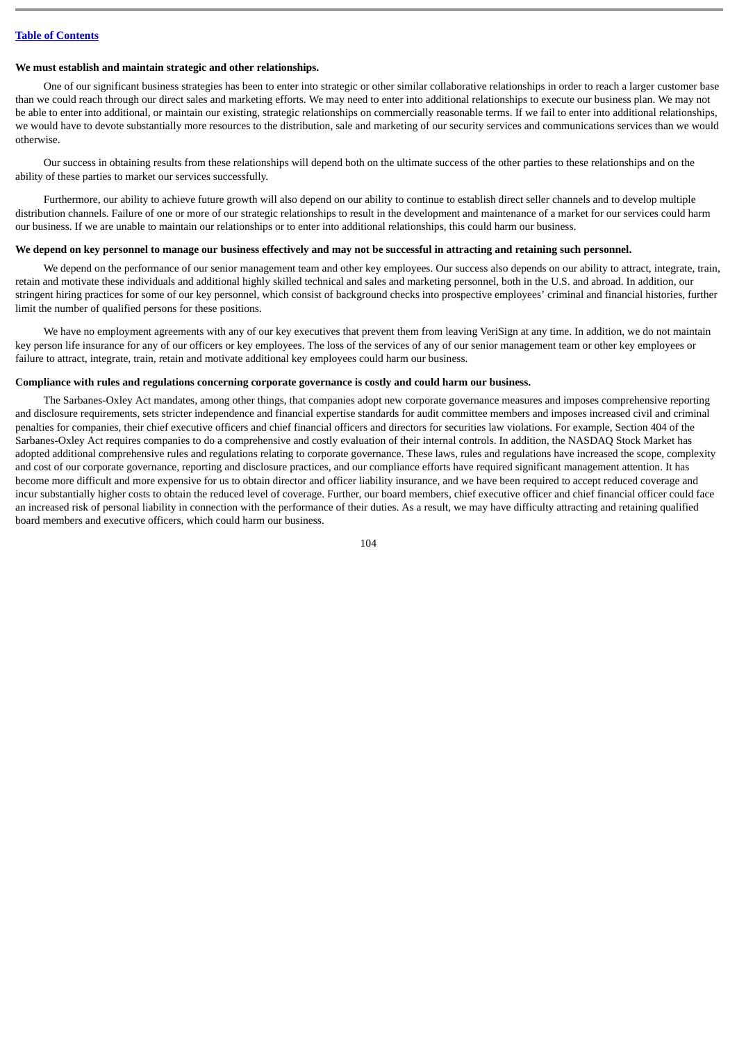**We must establish and maintain strategic and other relationships.**

One of our significant business strategies has been to enter into strategic or other similar collaborative relationships in order to reach a larger customer base than we could reach through our direct sales and marketing efforts. We may need to enter into additional relationships to execute our business plan. We may not be able to enter into additional, or maintain our existing, strategic relationships on commercially reasonable terms. If we fail to enter into additional relationships, we would have to devote substantially more resources to the distribution, sale and marketing of our security services and communications services than we would otherwise.

Our success in obtaining results from these relationships will depend both on the ultimate success of the other parties to these relationships and on the ability of these parties to market our services successfully.

Furthermore, our ability to achieve future growth will also depend on our ability to continue to establish direct seller channels and to develop multiple distribution channels. Failure of one or more of our strategic relationships to result in the development and maintenance of a market for our services could harm our business. If we are unable to maintain our relationships or to enter into additional relationships, this could harm our business.

**We depend on key personnel to manage our business effectively and may not be successful in attracting and retaining such personnel.**

We depend on the performance of our senior management team and other key employees. Our success also depends on our ability to attract, integrate, train, retain and motivate these individuals and additional highly skilled technical and sales and marketing personnel, both in the U.S. and abroad. In addition, our stringent hiring practices for some of our key personnel, which consist of background checks into prospective employees' criminal and financial histories, further limit the number of qualified persons for these positions.

We have no employment agreements with any of our key executives that prevent them from leaving VeriSign at any time. In addition, we do not maintain key person life insurance for any of our officers or key employees. The loss of the services of any of our senior management team or other key employees or failure to attract, integrate, train, retain and motivate additional key employees could harm our business.

**Compliance with rules and regulations concerning corporate governance is costly and could harm our business.**

The Sarbanes-Oxley Act mandates, among other things, that companies adopt new corporate governance measures and imposes comprehensive reporting and disclosure requirements, sets stricter independence and financial expertise standards for audit committee members and imposes increased civil and criminal penalties for companies, their chief executive officers and chief financial officers and directors for securities law violations. For example, Section 404 of the Sarbanes-Oxley Act requires companies to do a comprehensive and costly evaluation of their internal controls. In addition, the NASDAQ Stock Market has adopted additional comprehensive rules and regulations relating to corporate governance. These laws, rules and regulations have increased the scope, complexity and cost of our corporate governance, reporting and disclosure practices, and our compliance efforts have required significant management attention. It has become more difficult and more expensive for us to obtain director and officer liability insurance, and we have been required to accept reduced coverage and incur substantially higher costs to obtain the reduced level of coverage. Further, our board members, chief executive officer and chief financial officer could face an increased risk of personal liability in connection with the performance of their duties. As a result, we may have difficulty attracting and retaining qualified board members and executive officers, which could harm our business.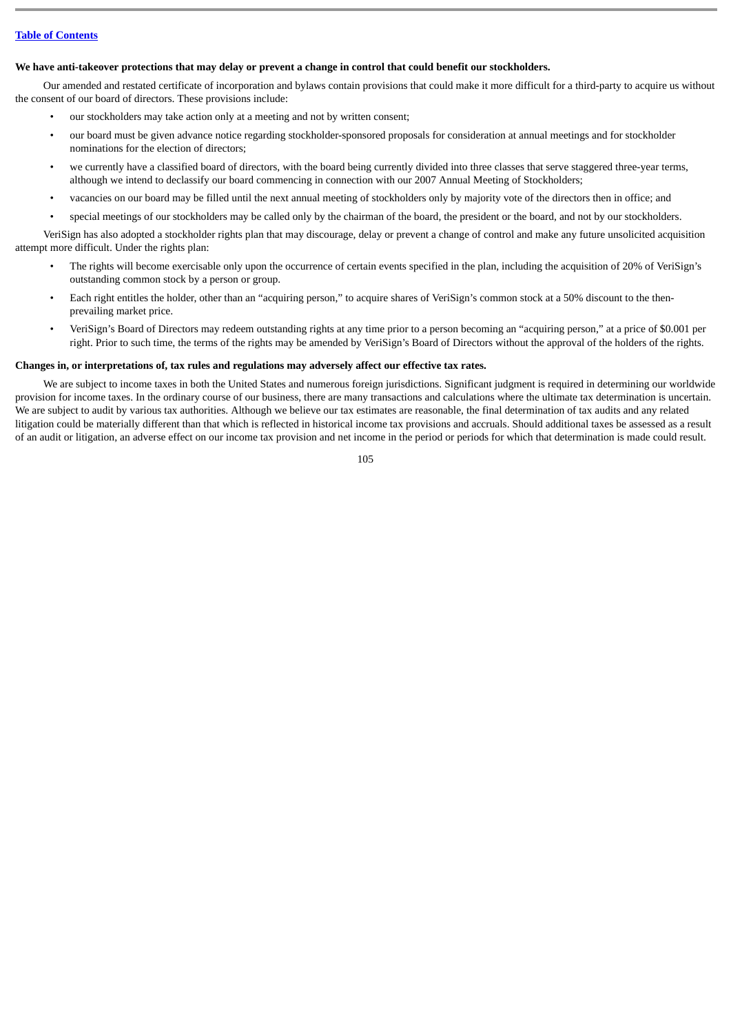**We have anti-takeover protections that may delay or prevent a change in control that could benefit our stockholders.**

Our amended and restated certificate of incorporation and bylaws contain provisions that could make it more difficult for a third-party to acquire us without the consent of our board of directors. These provisions include:

- our stockholders may take action only at a meeting and not by written consent;
- our board must be given advance notice regarding stockholder-sponsored proposals for consideration at annual meetings and for stockholder nominations for the election of directors;
- we currently have a classified board of directors, with the board being currently divided into three classes that serve staggered three-year terms, although we intend to declassify our board commencing in connection with our 2007 Annual Meeting of Stockholders;
- vacancies on our board may be filled until the next annual meeting of stockholders only by majority vote of the directors then in office; and
- special meetings of our stockholders may be called only by the chairman of the board, the president or the board, and not by our stockholders.

VeriSign has also adopted a stockholder rights plan that may discourage, delay or prevent a change of control and make any future unsolicited acquisition attempt more difficult. Under the rights plan:

- The rights will become exercisable only upon the occurrence of certain events specified in the plan, including the acquisition of 20% of VeriSign's outstanding common stock by a person or group.
- Each right entitles the holder, other than an "acquiring person," to acquire shares of VeriSign's common stock at a 50% discount to the then-prevailing market price.
- VeriSign's Board of Directors may redeem outstanding rights at any time prior to a person becoming an "acquiring person," at a price of $0.001 per right. Prior to such time, the terms of the rights may be amended by VeriSign's Board of Directors without the approval of the holders of the rights.

**Changes in, or interpretations of, tax rules and regulations may adversely affect our effective tax rates.**

We are subject to income taxes in both the United States and numerous foreign jurisdictions. Significant judgment is required in determining our worldwide provision for income taxes. In the ordinary course of our business, there are many transactions and calculations where the ultimate tax determination is uncertain. We are subject to audit by various tax authorities. Although we believe our tax estimates are reasonable, the final determination of tax audits and any related litigation could be materially different than that which is reflected in historical income tax provisions and accruals. Should additional taxes be assessed as a result of an audit or litigation, an adverse effect on our income tax provision and net income in the period or periods for which that determination is made could result.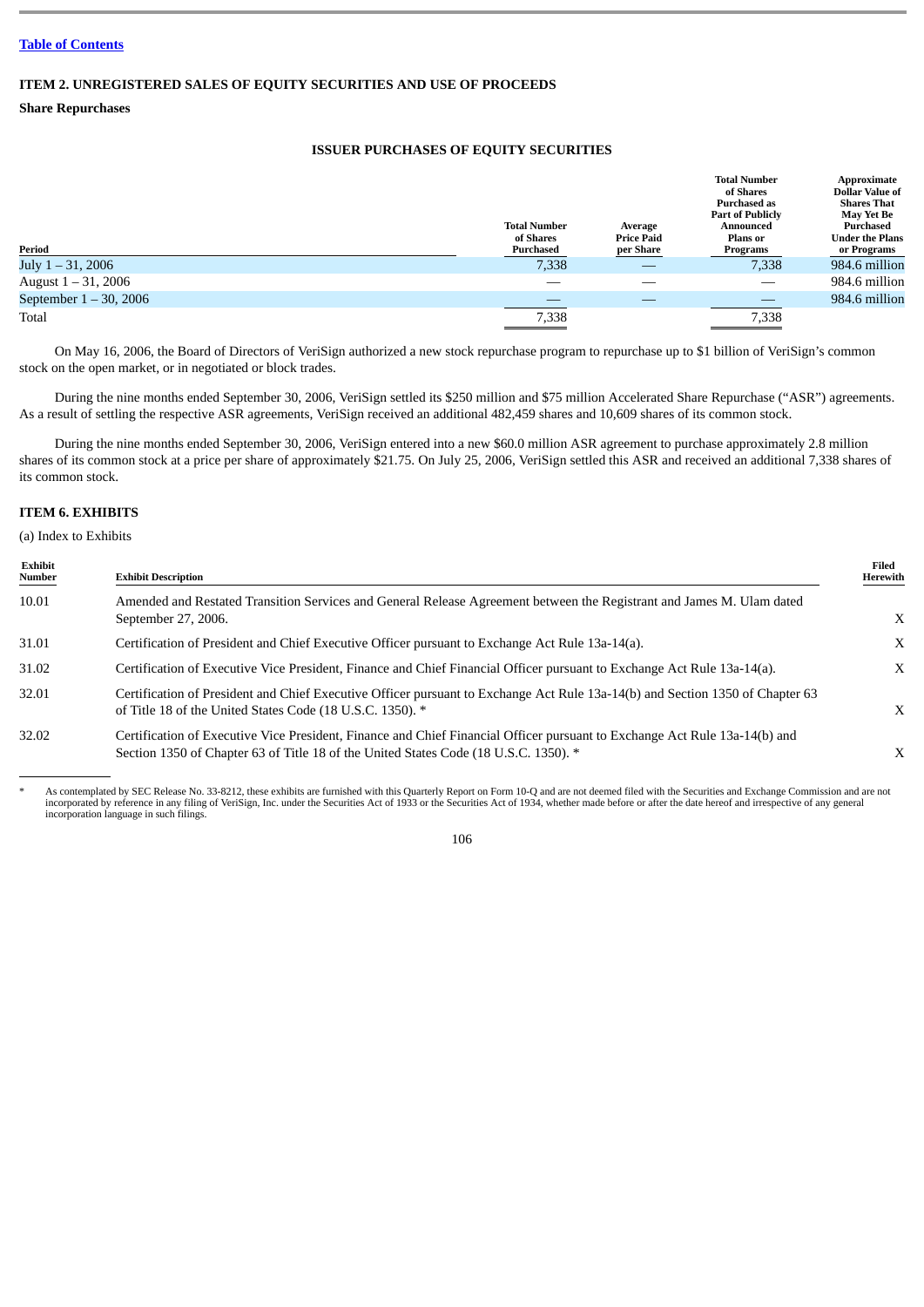[Table of Contents](#)

## ITEM 2. UNREGISTERED SALES OF EQUITY SECURITIES AND USE OF PROCEEDS

**Share Repurchases**

**ISSUER PURCHASES OF EQUITY SECURITIES**

| Period | Total Number of Shares Purchased | Average Price Paid per Share | Total Number of Shares Purchased as Part of Publicly Announced Plans or Programs | Approximate Dollar Value of Shares That May Yet Be Purchased Under the Plans or Programs |
|---|---|---|---|---|
| July 1 – 31, 2006 | 7,338 | — | 7,338 | 984.6 million |
| August 1 – 31, 2006 | — | — | — | 984.6 million |
| September 1 – 30, 2006 | — | — | — | 984.6 million |
| Total | 7,338 | | 7,338 | |

On May 16, 2006, the Board of Directors of VeriSign authorized a new stock repurchase program to repurchase up to $1 billion of VeriSign's common stock on the open market, or in negotiated or block trades.

During the nine months ended September 30, 2006, VeriSign settled its $250 million and $75 million Accelerated Share Repurchase ("ASR") agreements. As a result of settling the respective ASR agreements, VeriSign received an additional 482,459 shares and 10,609 shares of its common stock.

During the nine months ended September 30, 2006, VeriSign entered into a new $60.0 million ASR agreement to purchase approximately 2.8 million shares of its common stock at a price per share of approximately $21.75. On July 25, 2006, VeriSign settled this ASR and received an additional 7,338 shares of its common stock.

## ITEM 6. EXHIBITS

(a) Index to Exhibits

| Exhibit Number | Exhibit Description | Filed Herewith |
|---|---|---|
| 10.01 | Amended and Restated Transition Services and General Release Agreement between the Registrant and James M. Ulam dated September 27, 2006. | X |
| 31.01 | Certification of President and Chief Executive Officer pursuant to Exchange Act Rule 13a-14(a). | X |
| 31.02 | Certification of Executive Vice President, Finance and Chief Financial Officer pursuant to Exchange Act Rule 13a-14(a). | X |
| 32.01 | Certification of President and Chief Executive Officer pursuant to Exchange Act Rule 13a-14(b) and Section 1350 of Chapter 63 of Title 18 of the United States Code (18 U.S.C. 1350). * | X |
| 32.02 | Certification of Executive Vice President, Finance and Chief Financial Officer pursuant to Exchange Act Rule 13a-14(b) and Section 1350 of Chapter 63 of Title 18 of the United States Code (18 U.S.C. 1350). * | X |

\* As contemplated by SEC Release No. 33-8212, these exhibits are furnished with this Quarterly Report on Form 10-Q and are not deemed filed with the Securities and Exchange Commission and are not incorporated by reference in any filing of VeriSign, Inc. under the Securities Act of 1933 or the Securities Act of 1934, whether made before or after the date hereof and irrespective of any general incorporation language in such filings.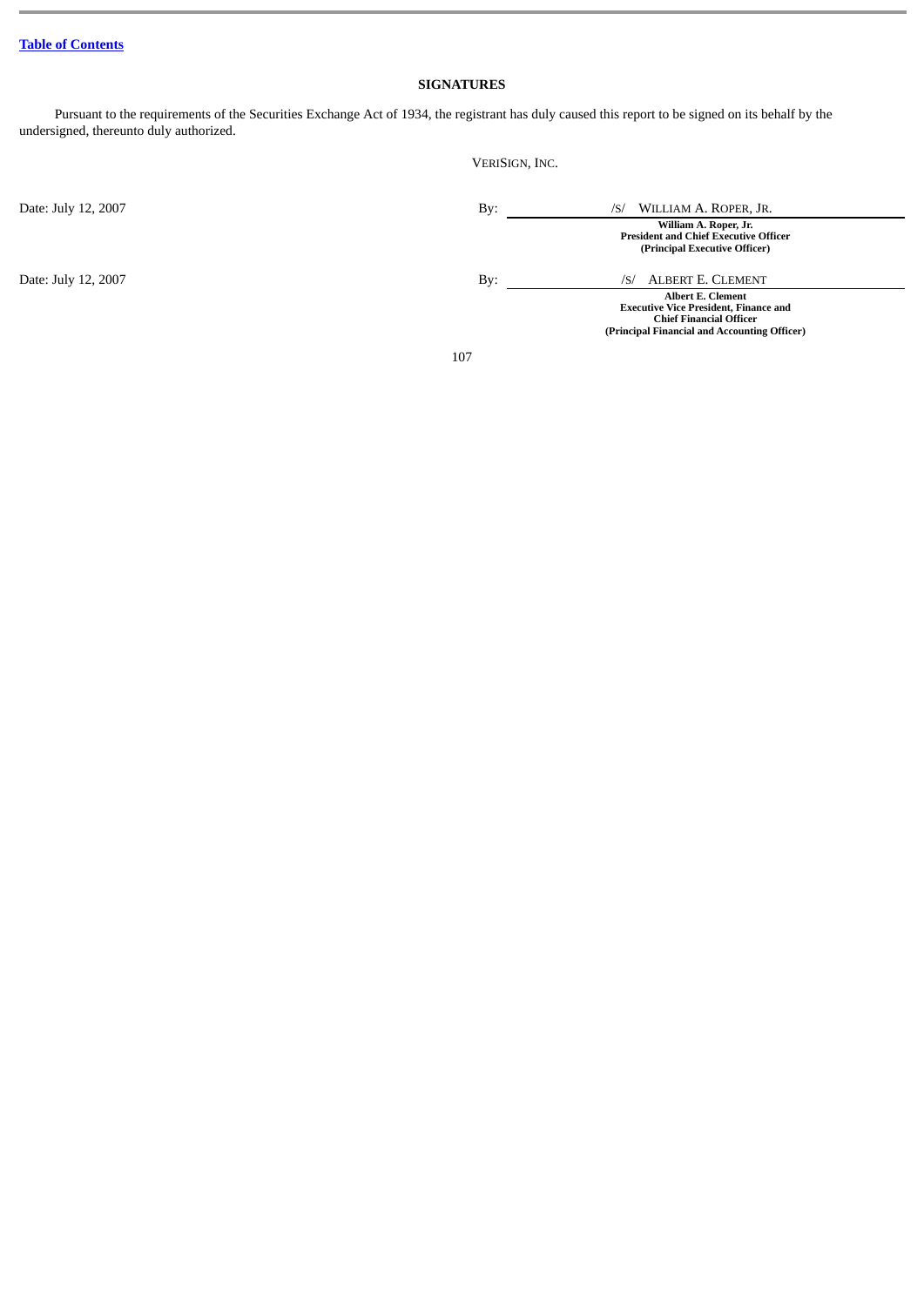[Table of Contents](#)

## SIGNATURES

Pursuant to the requirements of the Securities Exchange Act of 1934, the registrant has duly caused this report to be signed on its behalf by the undersigned, thereunto duly authorized.

VERISIGN, INC.

| | | |
|---|---|---|
| Date: July 12, 2007 | By: | /S/ WILLIAM A. ROPER, JR.<br>**William A. Roper, Jr.**<br>**President and Chief Executive Officer**<br>**(Principal Executive Officer)** |
| Date: July 12, 2007 | By: | /S/ ALBERT E. CLEMENT<br>**Albert E. Clement**<br>**Executive Vice President, Finance and**<br>**Chief Financial Officer**<br>**(Principal Financial and Accounting Officer)** |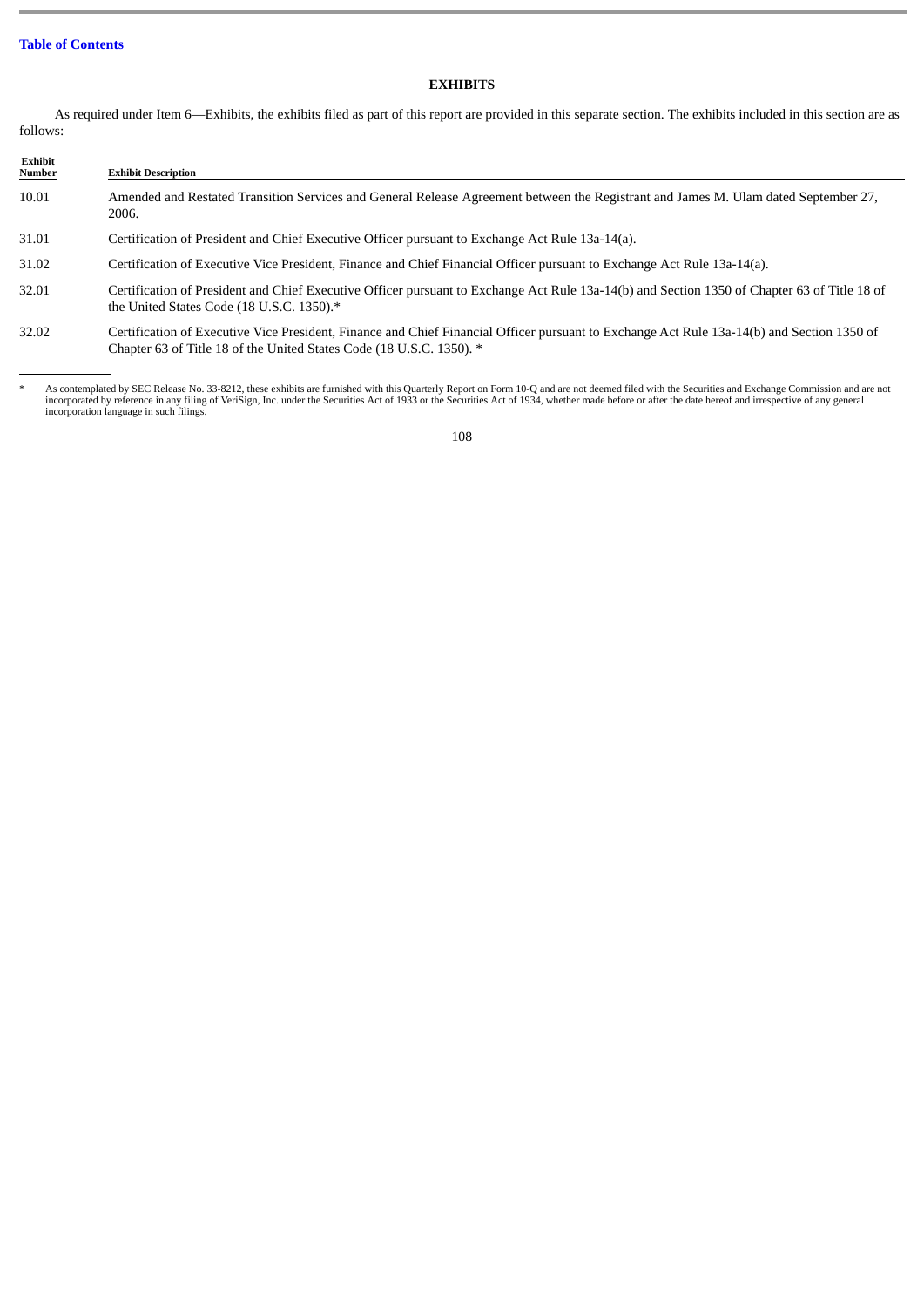[Table of Contents](#)

## EXHIBITS

As required under Item 6—Exhibits, the exhibits filed as part of this report are provided in this separate section. The exhibits included in this section are as follows:

| Exhibit Number | Exhibit Description |
|---|---|
| 10.01 | Amended and Restated Transition Services and General Release Agreement between the Registrant and James M. Ulam dated September 27, 2006. |
| 31.01 | Certification of President and Chief Executive Officer pursuant to Exchange Act Rule 13a-14(a). |
| 31.02 | Certification of Executive Vice President, Finance and Chief Financial Officer pursuant to Exchange Act Rule 13a-14(a). |
| 32.01 | Certification of President and Chief Executive Officer pursuant to Exchange Act Rule 13a-14(b) and Section 1350 of Chapter 63 of Title 18 of the United States Code (18 U.S.C. 1350).* |
| 32.02 | Certification of Executive Vice President, Finance and Chief Financial Officer pursuant to Exchange Act Rule 13a-14(b) and Section 1350 of Chapter 63 of Title 18 of the United States Code (18 U.S.C. 1350). * |

\* As contemplated by SEC Release No. 33-8212, these exhibits are furnished with this Quarterly Report on Form 10-Q and are not deemed filed with the Securities and Exchange Commission and are not incorporated by reference in any filing of VeriSign, Inc. under the Securities Act of 1933 or the Securities Act of 1934, whether made before or after the date hereof and irrespective of any general incorporation language in such filings.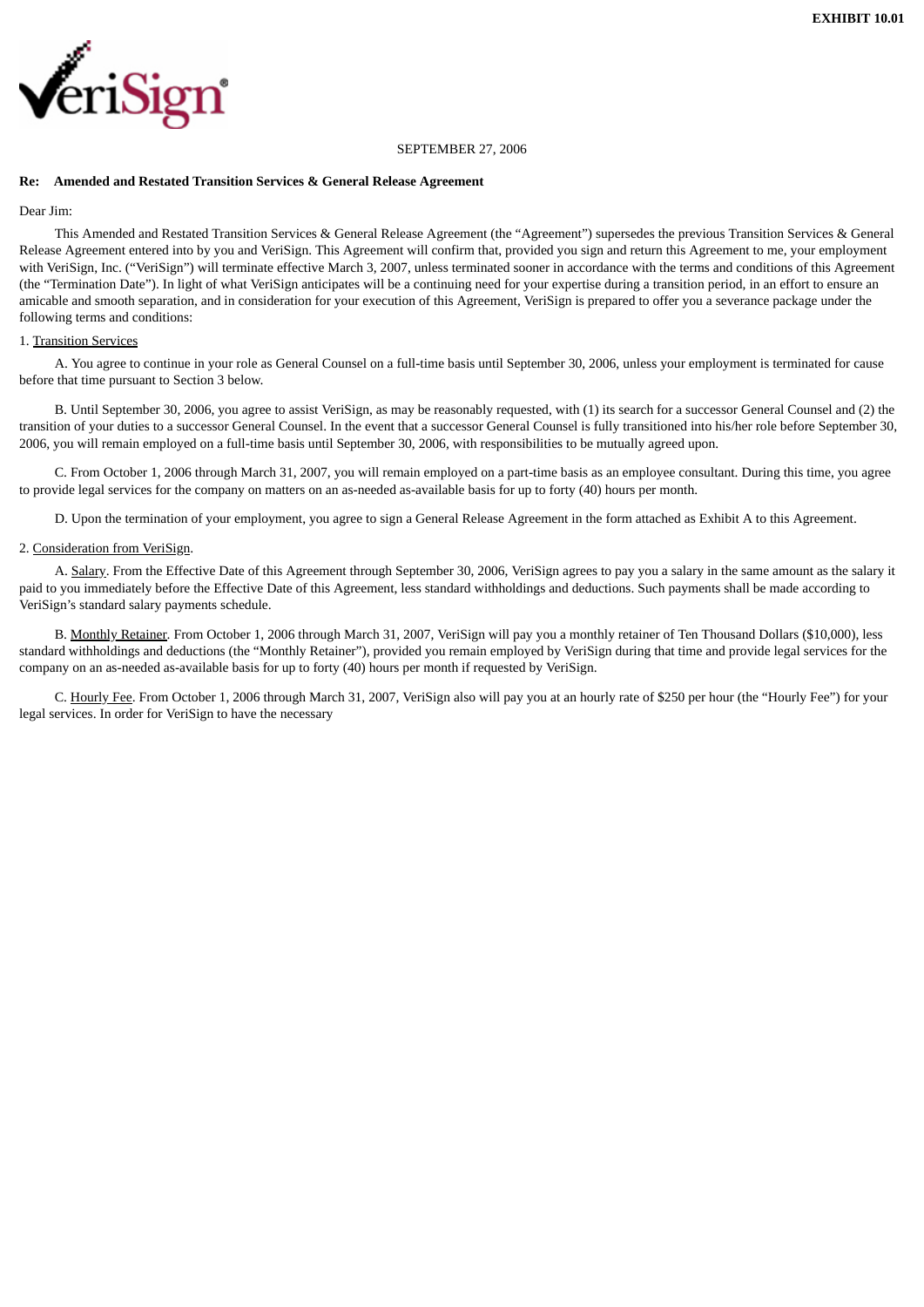**EXHIBIT 10.01**

VeriSign

SEPTEMBER 27, 2006

**Re: Amended and Restated Transition Services & General Release Agreement**

Dear Jim:

This Amended and Restated Transition Services & General Release Agreement (the "Agreement") supersedes the previous Transition Services & General Release Agreement entered into by you and VeriSign. This Agreement will confirm that, provided you sign and return this Agreement to me, your employment with VeriSign, Inc. ("VeriSign") will terminate effective March 3, 2007, unless terminated sooner in accordance with the terms and conditions of this Agreement (the "Termination Date"). In light of what VeriSign anticipates will be a continuing need for your expertise during a transition period, in an effort to ensure an amicable and smooth separation, and in consideration for your execution of this Agreement, VeriSign is prepared to offer you a severance package under the following terms and conditions:

1. <u>Transition Services</u>

A. You agree to continue in your role as General Counsel on a full-time basis until September 30, 2006, unless your employment is terminated for cause before that time pursuant to Section 3 below.

B. Until September 30, 2006, you agree to assist VeriSign, as may be reasonably requested, with (1) its search for a successor General Counsel and (2) the transition of your duties to a successor General Counsel. In the event that a successor General Counsel is fully transitioned into his/her role before September 30, 2006, you will remain employed on a full-time basis until September 30, 2006, with responsibilities to be mutually agreed upon.

C. From October 1, 2006 through March 31, 2007, you will remain employed on a part-time basis as an employee consultant. During this time, you agree to provide legal services for the company on matters on an as-needed as-available basis for up to forty (40) hours per month.

D. Upon the termination of your employment, you agree to sign a General Release Agreement in the form attached as Exhibit A to this Agreement.

2. <u>Consideration from VeriSign</u>.

A. <u>Salary</u>. From the Effective Date of this Agreement through September 30, 2006, VeriSign agrees to pay you a salary in the same amount as the salary it paid to you immediately before the Effective Date of this Agreement, less standard withholdings and deductions. Such payments shall be made according to VeriSign's standard salary payments schedule.

B. <u>Monthly Retainer</u>. From October 1, 2006 through March 31, 2007, VeriSign will pay you a monthly retainer of Ten Thousand Dollars ($10,000), less standard withholdings and deductions (the "Monthly Retainer"), provided you remain employed by VeriSign during that time and provide legal services for the company on an as-needed as-available basis for up to forty (40) hours per month if requested by VeriSign.

C. <u>Hourly Fee</u>. From October 1, 2006 through March 31, 2007, VeriSign also will pay you at an hourly rate of $250 per hour (the "Hourly Fee") for your legal services. In order for VeriSign to have the necessary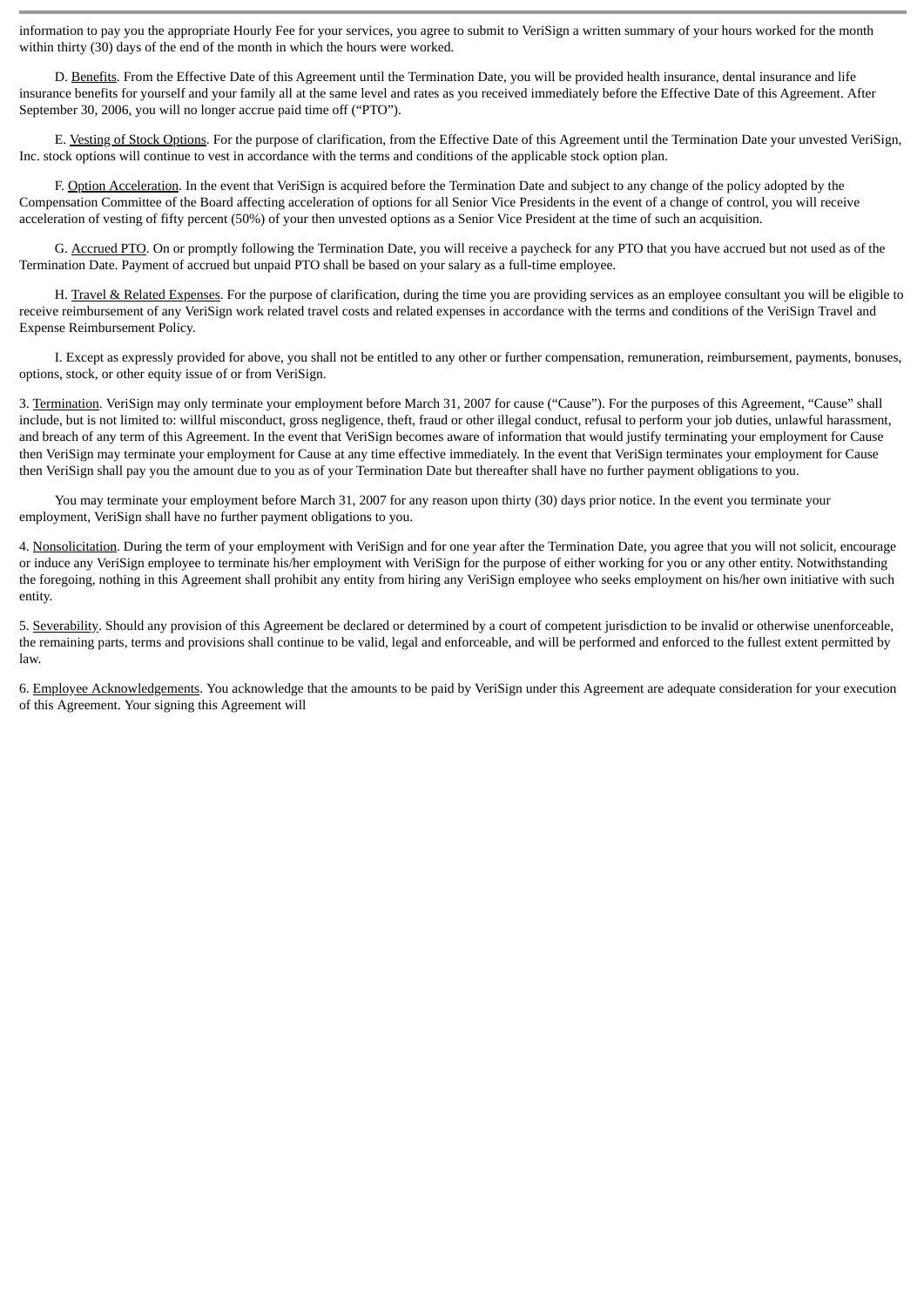information to pay you the appropriate Hourly Fee for your services, you agree to submit to VeriSign a written summary of your hours worked for the month within thirty (30) days of the end of the month in which the hours were worked.

D. Benefits. From the Effective Date of this Agreement until the Termination Date, you will be provided health insurance, dental insurance and life insurance benefits for yourself and your family all at the same level and rates as you received immediately before the Effective Date of this Agreement. After September 30, 2006, you will no longer accrue paid time off ("PTO").

E. Vesting of Stock Options. For the purpose of clarification, from the Effective Date of this Agreement until the Termination Date your unvested VeriSign, Inc. stock options will continue to vest in accordance with the terms and conditions of the applicable stock option plan.

F. Option Acceleration. In the event that VeriSign is acquired before the Termination Date and subject to any change of the policy adopted by the Compensation Committee of the Board affecting acceleration of options for all Senior Vice Presidents in the event of a change of control, you will receive acceleration of vesting of fifty percent (50%) of your then unvested options as a Senior Vice President at the time of such an acquisition.

G. Accrued PTO. On or promptly following the Termination Date, you will receive a paycheck for any PTO that you have accrued but not used as of the Termination Date. Payment of accrued but unpaid PTO shall be based on your salary as a full-time employee.

H. Travel & Related Expenses. For the purpose of clarification, during the time you are providing services as an employee consultant you will be eligible to receive reimbursement of any VeriSign work related travel costs and related expenses in accordance with the terms and conditions of the VeriSign Travel and Expense Reimbursement Policy.

I. Except as expressly provided for above, you shall not be entitled to any other or further compensation, remuneration, reimbursement, payments, bonuses, options, stock, or other equity issue of or from VeriSign.

3. Termination. VeriSign may only terminate your employment before March 31, 2007 for cause ("Cause"). For the purposes of this Agreement, "Cause" shall include, but is not limited to: willful misconduct, gross negligence, theft, fraud or other illegal conduct, refusal to perform your job duties, unlawful harassment, and breach of any term of this Agreement. In the event that VeriSign becomes aware of information that would justify terminating your employment for Cause then VeriSign may terminate your employment for Cause at any time effective immediately. In the event that VeriSign terminates your employment for Cause then VeriSign shall pay you the amount due to you as of your Termination Date but thereafter shall have no further payment obligations to you.

You may terminate your employment before March 31, 2007 for any reason upon thirty (30) days prior notice. In the event you terminate your employment, VeriSign shall have no further payment obligations to you.

4. Nonsolicitation. During the term of your employment with VeriSign and for one year after the Termination Date, you agree that you will not solicit, encourage or induce any VeriSign employee to terminate his/her employment with VeriSign for the purpose of either working for you or any other entity. Notwithstanding the foregoing, nothing in this Agreement shall prohibit any entity from hiring any VeriSign employee who seeks employment on his/her own initiative with such entity.

5. Severability. Should any provision of this Agreement be declared or determined by a court of competent jurisdiction to be invalid or otherwise unenforceable, the remaining parts, terms and provisions shall continue to be valid, legal and enforceable, and will be performed and enforced to the fullest extent permitted by law.

6. Employee Acknowledgements. You acknowledge that the amounts to be paid by VeriSign under this Agreement are adequate consideration for your execution of this Agreement. Your signing this Agreement will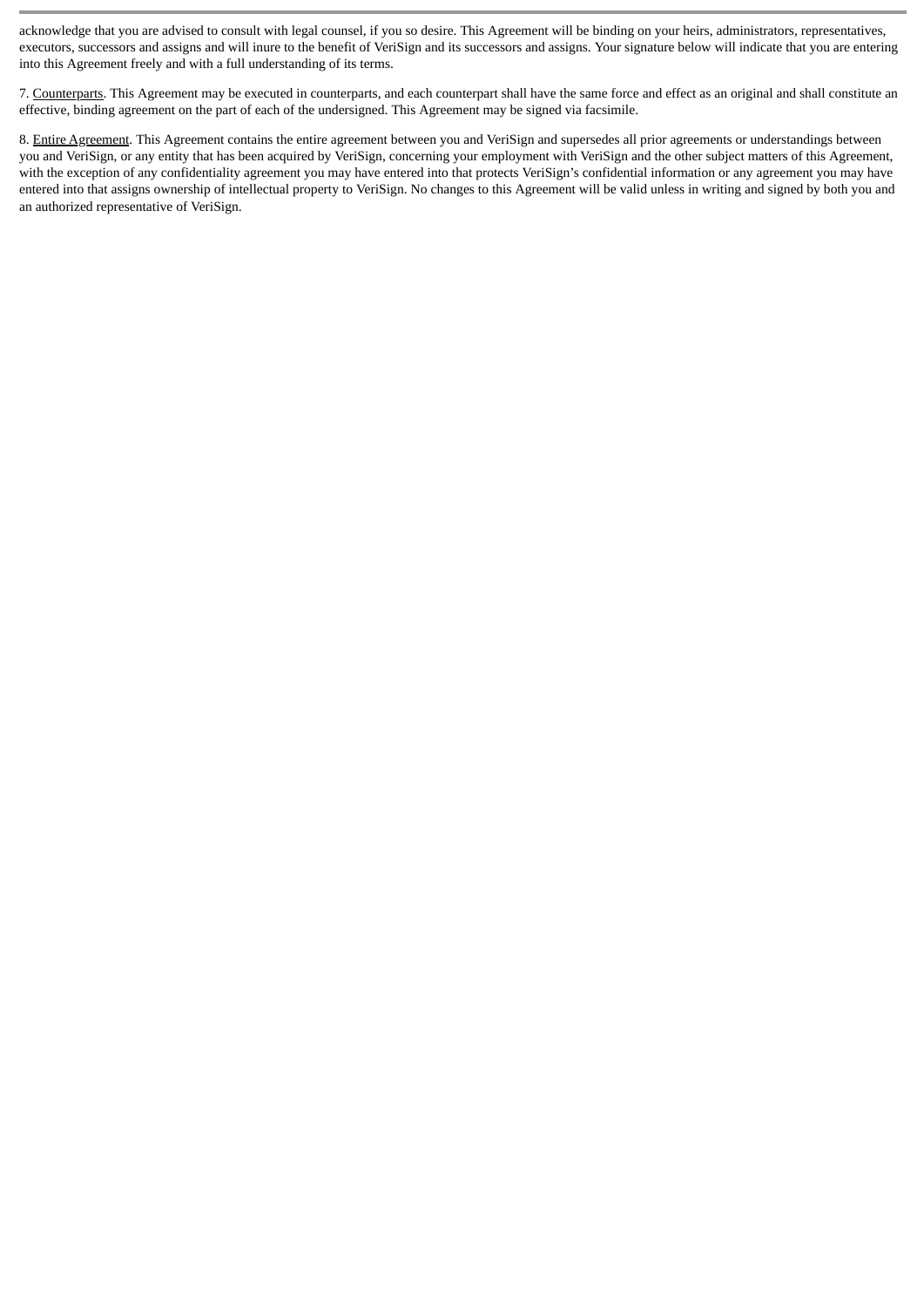acknowledge that you are advised to consult with legal counsel, if you so desire. This Agreement will be binding on your heirs, administrators, representatives, executors, successors and assigns and will inure to the benefit of VeriSign and its successors and assigns. Your signature below will indicate that you are entering into this Agreement freely and with a full understanding of its terms.

7. Counterparts. This Agreement may be executed in counterparts, and each counterpart shall have the same force and effect as an original and shall constitute an effective, binding agreement on the part of each of the undersigned. This Agreement may be signed via facsimile.

8. Entire Agreement. This Agreement contains the entire agreement between you and VeriSign and supersedes all prior agreements or understandings between you and VeriSign, or any entity that has been acquired by VeriSign, concerning your employment with VeriSign and the other subject matters of this Agreement, with the exception of any confidentiality agreement you may have entered into that protects VeriSign's confidential information or any agreement you may have entered into that assigns ownership of intellectual property to VeriSign. No changes to this Agreement will be valid unless in writing and signed by both you and an authorized representative of VeriSign.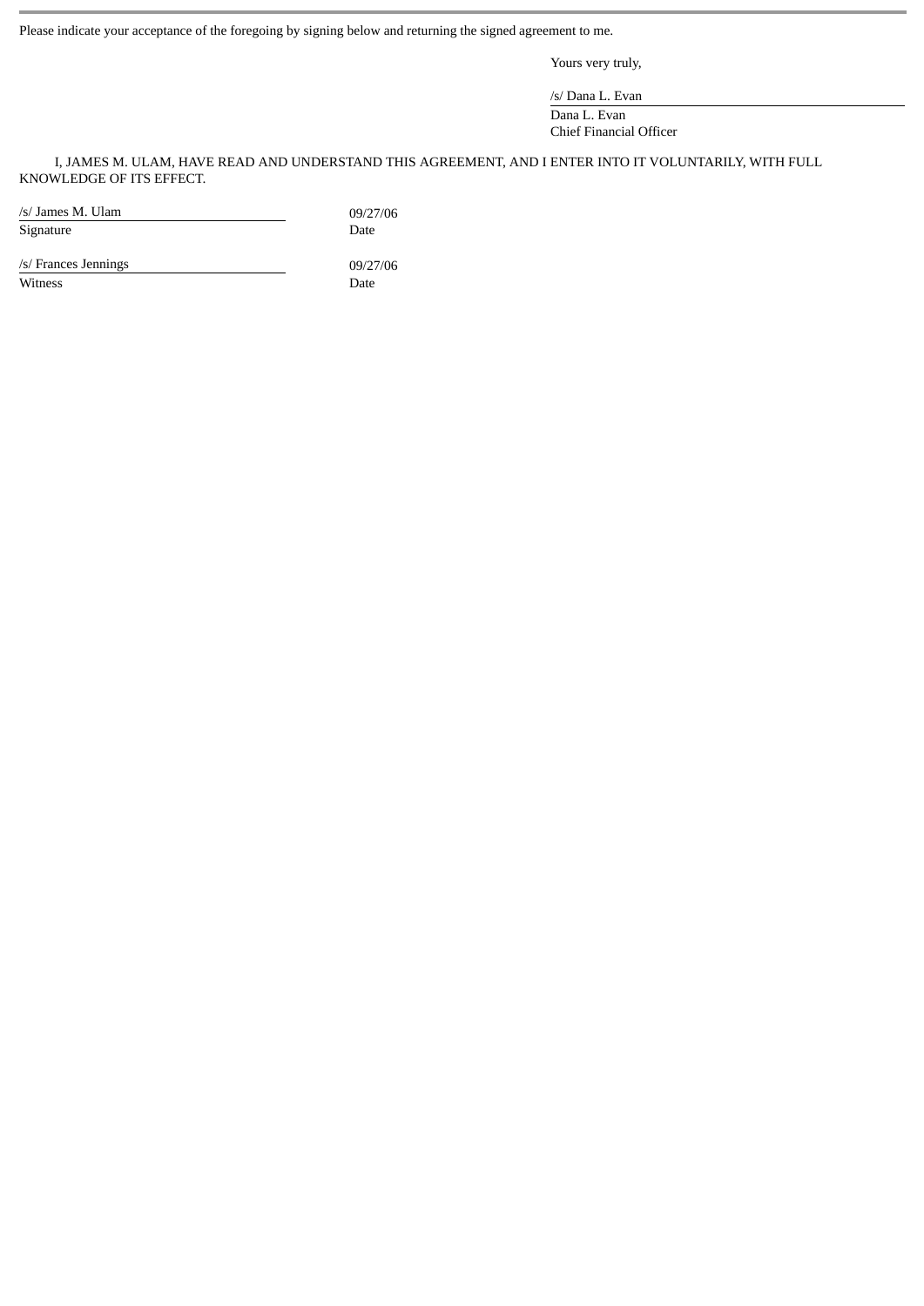Please indicate your acceptance of the foregoing by signing below and returning the signed agreement to me.

Yours very truly,

/s/ Dana L. Evan

Dana L. Evan
Chief Financial Officer

I, JAMES M. ULAM, HAVE READ AND UNDERSTAND THIS AGREEMENT, AND I ENTER INTO IT VOLUNTARILY, WITH FULL KNOWLEDGE OF ITS EFFECT.

| | |
|---|---|
| /s/ James M. Ulam | 09/27/06 |
| Signature | Date |
| /s/ Frances Jennings | 09/27/06 |
| Witness | Date |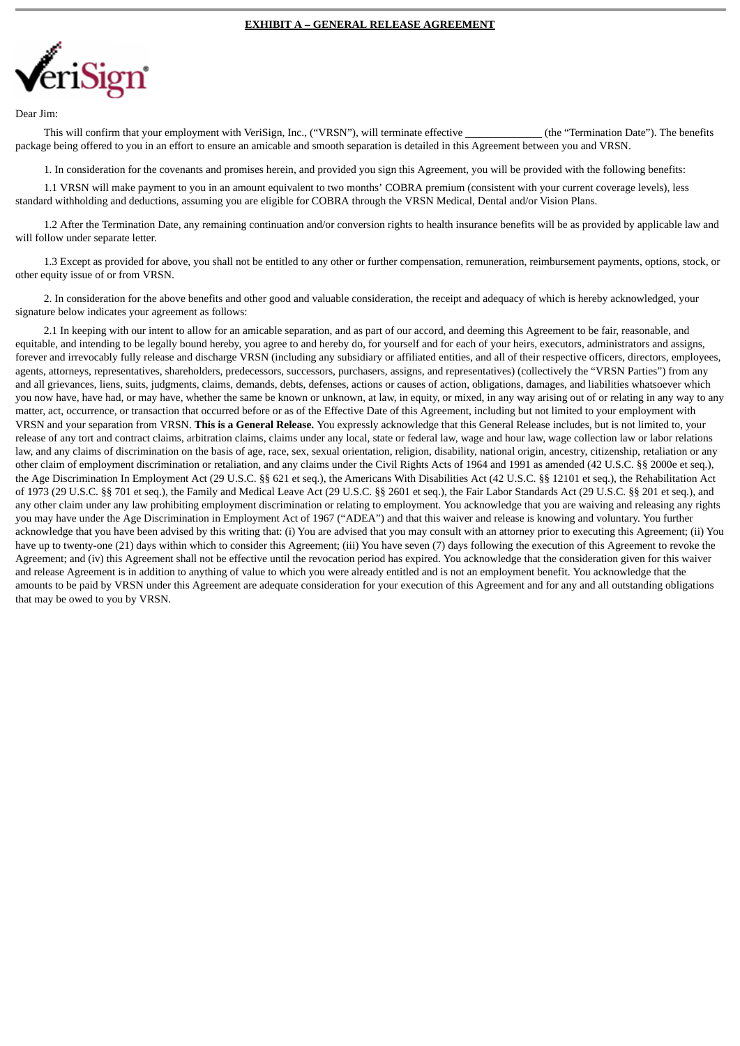**EXHIBIT A – GENERAL RELEASE AGREEMENT**

VeriSign

Dear Jim:

This will confirm that your employment with VeriSign, Inc., ("VRSN"), will terminate effective \_\_\_\_\_\_\_\_\_\_\_\_\_\_ (the "Termination Date"). The benefits package being offered to you in an effort to ensure an amicable and smooth separation is detailed in this Agreement between you and VRSN.

1. In consideration for the covenants and promises herein, and provided you sign this Agreement, you will be provided with the following benefits:

1.1 VRSN will make payment to you in an amount equivalent to two months' COBRA premium (consistent with your current coverage levels), less standard withholding and deductions, assuming you are eligible for COBRA through the VRSN Medical, Dental and/or Vision Plans.

1.2 After the Termination Date, any remaining continuation and/or conversion rights to health insurance benefits will be as provided by applicable law and will follow under separate letter.

1.3 Except as provided for above, you shall not be entitled to any other or further compensation, remuneration, reimbursement payments, options, stock, or other equity issue of or from VRSN.

2. In consideration for the above benefits and other good and valuable consideration, the receipt and adequacy of which is hereby acknowledged, your signature below indicates your agreement as follows:

2.1 In keeping with our intent to allow for an amicable separation, and as part of our accord, and deeming this Agreement to be fair, reasonable, and equitable, and intending to be legally bound hereby, you agree to and hereby do, for yourself and for each of your heirs, executors, administrators and assigns, forever and irrevocably fully release and discharge VRSN (including any subsidiary or affiliated entities, and all of their respective officers, directors, employees, agents, attorneys, representatives, shareholders, predecessors, successors, purchasers, assigns, and representatives) (collectively the "VRSN Parties") from any and all grievances, liens, suits, judgments, claims, demands, debts, defenses, actions or causes of action, obligations, damages, and liabilities whatsoever which you now have, have had, or may have, whether the same be known or unknown, at law, in equity, or mixed, in any way arising out of or relating in any way to any matter, act, occurrence, or transaction that occurred before or as of the Effective Date of this Agreement, including but not limited to your employment with VRSN and your separation from VRSN. **This is a General Release.** You expressly acknowledge that this General Release includes, but is not limited to, your release of any tort and contract claims, arbitration claims, claims under any local, state or federal law, wage and hour law, wage collection law or labor relations law, and any claims of discrimination on the basis of age, race, sex, sexual orientation, religion, disability, national origin, ancestry, citizenship, retaliation or any other claim of employment discrimination or retaliation, and any claims under the Civil Rights Acts of 1964 and 1991 as amended (42 U.S.C. §§ 2000e et seq.), the Age Discrimination In Employment Act (29 U.S.C. §§ 621 et seq.), the Americans With Disabilities Act (42 U.S.C. §§ 12101 et seq.), the Rehabilitation Act of 1973 (29 U.S.C. §§ 701 et seq.), the Family and Medical Leave Act (29 U.S.C. §§ 2601 et seq.), the Fair Labor Standards Act (29 U.S.C. §§ 201 et seq.), and any other claim under any law prohibiting employment discrimination or relating to employment. You acknowledge that you are waiving and releasing any rights you may have under the Age Discrimination in Employment Act of 1967 ("ADEA") and that this waiver and release is knowing and voluntary. You further acknowledge that you have been advised by this writing that: (i) You are advised that you may consult with an attorney prior to executing this Agreement; (ii) You have up to twenty-one (21) days within which to consider this Agreement; (iii) You have seven (7) days following the execution of this Agreement to revoke the Agreement; and (iv) this Agreement shall not be effective until the revocation period has expired. You acknowledge that the consideration given for this waiver and release Agreement is in addition to anything of value to which you were already entitled and is not an employment benefit. You acknowledge that the amounts to be paid by VRSN under this Agreement are adequate consideration for your execution of this Agreement and for any and all outstanding obligations that may be owed to you by VRSN.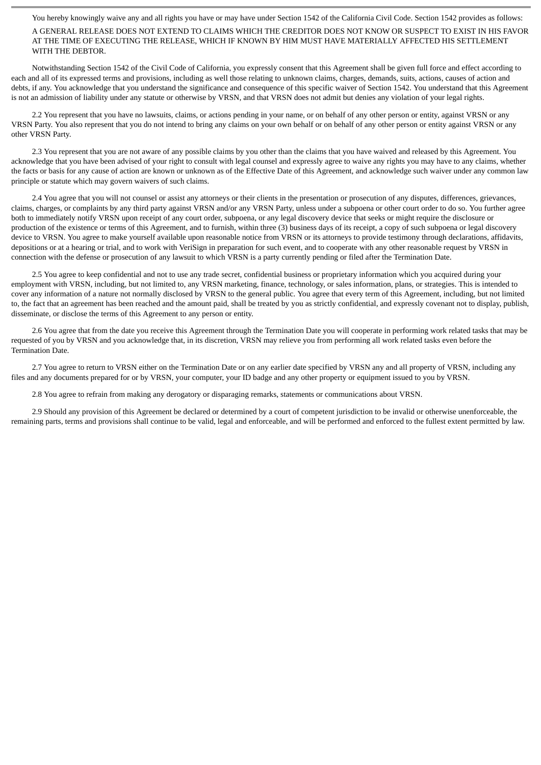You hereby knowingly waive any and all rights you have or may have under Section 1542 of the California Civil Code. Section 1542 provides as follows:

A GENERAL RELEASE DOES NOT EXTEND TO CLAIMS WHICH THE CREDITOR DOES NOT KNOW OR SUSPECT TO EXIST IN HIS FAVOR AT THE TIME OF EXECUTING THE RELEASE, WHICH IF KNOWN BY HIM MUST HAVE MATERIALLY AFFECTED HIS SETTLEMENT WITH THE DEBTOR.

Notwithstanding Section 1542 of the Civil Code of California, you expressly consent that this Agreement shall be given full force and effect according to each and all of its expressed terms and provisions, including as well those relating to unknown claims, charges, demands, suits, actions, causes of action and debts, if any. You acknowledge that you understand the significance and consequence of this specific waiver of Section 1542. You understand that this Agreement is not an admission of liability under any statute or otherwise by VRSN, and that VRSN does not admit but denies any violation of your legal rights.

2.2 You represent that you have no lawsuits, claims, or actions pending in your name, or on behalf of any other person or entity, against VRSN or any VRSN Party. You also represent that you do not intend to bring any claims on your own behalf or on behalf of any other person or entity against VRSN or any other VRSN Party.

2.3 You represent that you are not aware of any possible claims by you other than the claims that you have waived and released by this Agreement. You acknowledge that you have been advised of your right to consult with legal counsel and expressly agree to waive any rights you may have to any claims, whether the facts or basis for any cause of action are known or unknown as of the Effective Date of this Agreement, and acknowledge such waiver under any common law principle or statute which may govern waivers of such claims.

2.4 You agree that you will not counsel or assist any attorneys or their clients in the presentation or prosecution of any disputes, differences, grievances, claims, charges, or complaints by any third party against VRSN and/or any VRSN Party, unless under a subpoena or other court order to do so. You further agree both to immediately notify VRSN upon receipt of any court order, subpoena, or any legal discovery device that seeks or might require the disclosure or production of the existence or terms of this Agreement, and to furnish, within three (3) business days of its receipt, a copy of such subpoena or legal discovery device to VRSN. You agree to make yourself available upon reasonable notice from VRSN or its attorneys to provide testimony through declarations, affidavits, depositions or at a hearing or trial, and to work with VeriSign in preparation for such event, and to cooperate with any other reasonable request by VRSN in connection with the defense or prosecution of any lawsuit to which VRSN is a party currently pending or filed after the Termination Date.

2.5 You agree to keep confidential and not to use any trade secret, confidential business or proprietary information which you acquired during your employment with VRSN, including, but not limited to, any VRSN marketing, finance, technology, or sales information, plans, or strategies. This is intended to cover any information of a nature not normally disclosed by VRSN to the general public. You agree that every term of this Agreement, including, but not limited to, the fact that an agreement has been reached and the amount paid, shall be treated by you as strictly confidential, and expressly covenant not to display, publish, disseminate, or disclose the terms of this Agreement to any person or entity.

2.6 You agree that from the date you receive this Agreement through the Termination Date you will cooperate in performing work related tasks that may be requested of you by VRSN and you acknowledge that, in its discretion, VRSN may relieve you from performing all work related tasks even before the Termination Date.

2.7 You agree to return to VRSN either on the Termination Date or on any earlier date specified by VRSN any and all property of VRSN, including any files and any documents prepared for or by VRSN, your computer, your ID badge and any other property or equipment issued to you by VRSN.

2.8 You agree to refrain from making any derogatory or disparaging remarks, statements or communications about VRSN.

2.9 Should any provision of this Agreement be declared or determined by a court of competent jurisdiction to be invalid or otherwise unenforceable, the remaining parts, terms and provisions shall continue to be valid, legal and enforceable, and will be performed and enforced to the fullest extent permitted by law.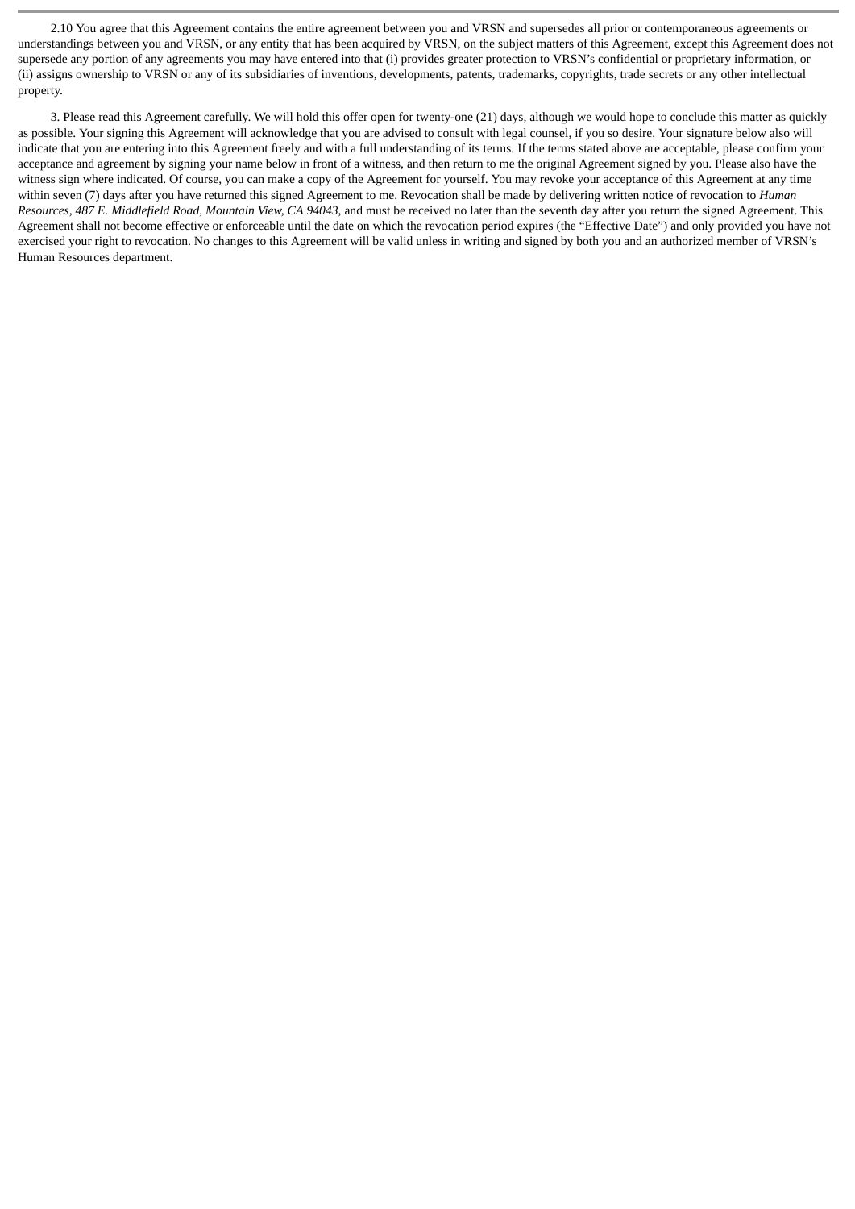2.10 You agree that this Agreement contains the entire agreement between you and VRSN and supersedes all prior or contemporaneous agreements or understandings between you and VRSN, or any entity that has been acquired by VRSN, on the subject matters of this Agreement, except this Agreement does not supersede any portion of any agreements you may have entered into that (i) provides greater protection to VRSN's confidential or proprietary information, or (ii) assigns ownership to VRSN or any of its subsidiaries of inventions, developments, patents, trademarks, copyrights, trade secrets or any other intellectual property.

3. Please read this Agreement carefully. We will hold this offer open for twenty-one (21) days, although we would hope to conclude this matter as quickly as possible. Your signing this Agreement will acknowledge that you are advised to consult with legal counsel, if you so desire. Your signature below also will indicate that you are entering into this Agreement freely and with a full understanding of its terms. If the terms stated above are acceptable, please confirm your acceptance and agreement by signing your name below in front of a witness, and then return to me the original Agreement signed by you. Please also have the witness sign where indicated. Of course, you can make a copy of the Agreement for yourself. You may revoke your acceptance of this Agreement at any time within seven (7) days after you have returned this signed Agreement to me. Revocation shall be made by delivering written notice of revocation to *Human Resources, 487 E. Middlefield Road, Mountain View, CA 94043*, and must be received no later than the seventh day after you return the signed Agreement. This Agreement shall not become effective or enforceable until the date on which the revocation period expires (the "Effective Date") and only provided you have not exercised your right to revocation. No changes to this Agreement will be valid unless in writing and signed by both you and an authorized member of VRSN's Human Resources department.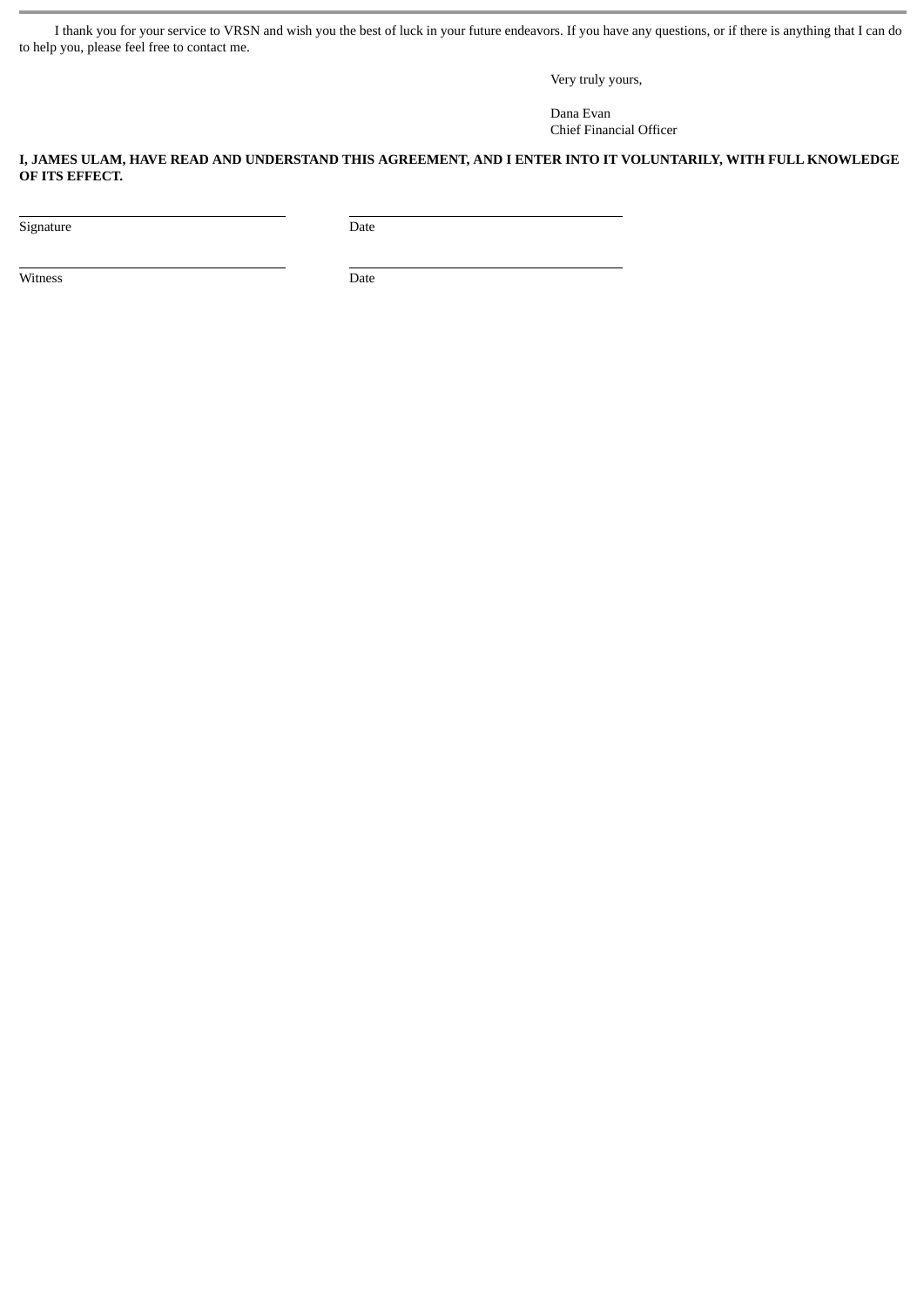I thank you for your service to VRSN and wish you the best of luck in your future endeavors. If you have any questions, or if there is anything that I can do to help you, please feel free to contact me.

Very truly yours,

Dana Evan
Chief Financial Officer

**I, JAMES ULAM, HAVE READ AND UNDERSTAND THIS AGREEMENT, AND I ENTER INTO IT VOLUNTARILY, WITH FULL KNOWLEDGE OF ITS EFFECT.**

| | |
|---|---|
| Signature | Date |
| Witness | Date |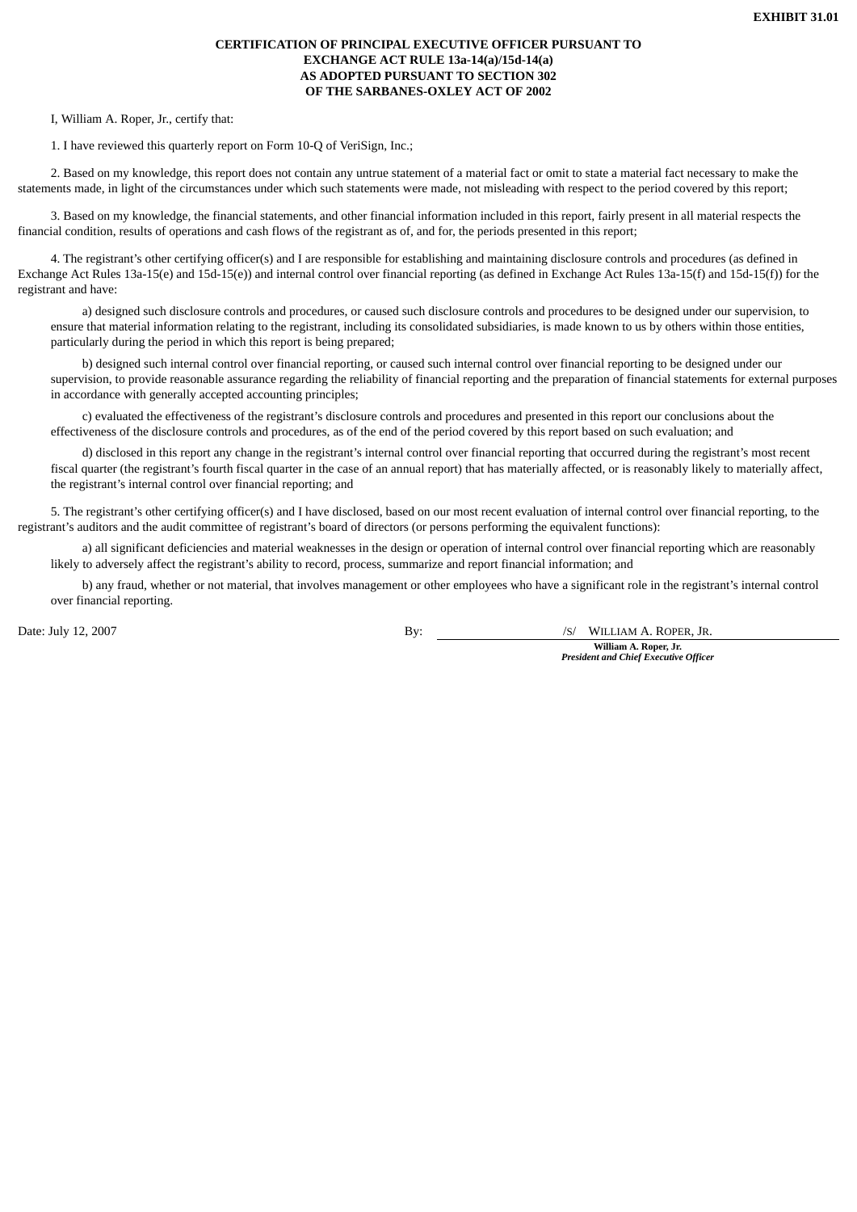**EXHIBIT 31.01**

**CERTIFICATION OF PRINCIPAL EXECUTIVE OFFICER PURSUANT TO EXCHANGE ACT RULE 13a-14(a)/15d-14(a) AS ADOPTED PURSUANT TO SECTION 302 OF THE SARBANES-OXLEY ACT OF 2002**

I, William A. Roper, Jr., certify that:

1. I have reviewed this quarterly report on Form 10-Q of VeriSign, Inc.;

2. Based on my knowledge, this report does not contain any untrue statement of a material fact or omit to state a material fact necessary to make the statements made, in light of the circumstances under which such statements were made, not misleading with respect to the period covered by this report;

3. Based on my knowledge, the financial statements, and other financial information included in this report, fairly present in all material respects the financial condition, results of operations and cash flows of the registrant as of, and for, the periods presented in this report;

4. The registrant's other certifying officer(s) and I are responsible for establishing and maintaining disclosure controls and procedures (as defined in Exchange Act Rules 13a-15(e) and 15d-15(e)) and internal control over financial reporting (as defined in Exchange Act Rules 13a-15(f) and 15d-15(f)) for the registrant and have:

a) designed such disclosure controls and procedures, or caused such disclosure controls and procedures to be designed under our supervision, to ensure that material information relating to the registrant, including its consolidated subsidiaries, is made known to us by others within those entities, particularly during the period in which this report is being prepared;

b) designed such internal control over financial reporting, or caused such internal control over financial reporting to be designed under our supervision, to provide reasonable assurance regarding the reliability of financial reporting and the preparation of financial statements for external purposes in accordance with generally accepted accounting principles;

c) evaluated the effectiveness of the registrant's disclosure controls and procedures and presented in this report our conclusions about the effectiveness of the disclosure controls and procedures, as of the end of the period covered by this report based on such evaluation; and

d) disclosed in this report any change in the registrant's internal control over financial reporting that occurred during the registrant's most recent fiscal quarter (the registrant's fourth fiscal quarter in the case of an annual report) that has materially affected, or is reasonably likely to materially affect, the registrant's internal control over financial reporting; and

5. The registrant's other certifying officer(s) and I have disclosed, based on our most recent evaluation of internal control over financial reporting, to the registrant's auditors and the audit committee of registrant's board of directors (or persons performing the equivalent functions):

a) all significant deficiencies and material weaknesses in the design or operation of internal control over financial reporting which are reasonably likely to adversely affect the registrant's ability to record, process, summarize and report financial information; and

b) any fraud, whether or not material, that involves management or other employees who have a significant role in the registrant's internal control over financial reporting.

Date: July 12, 2007

By: /S/ WILLIAM A. ROPER, JR.

**William A. Roper, Jr.**
***President and Chief Executive Officer***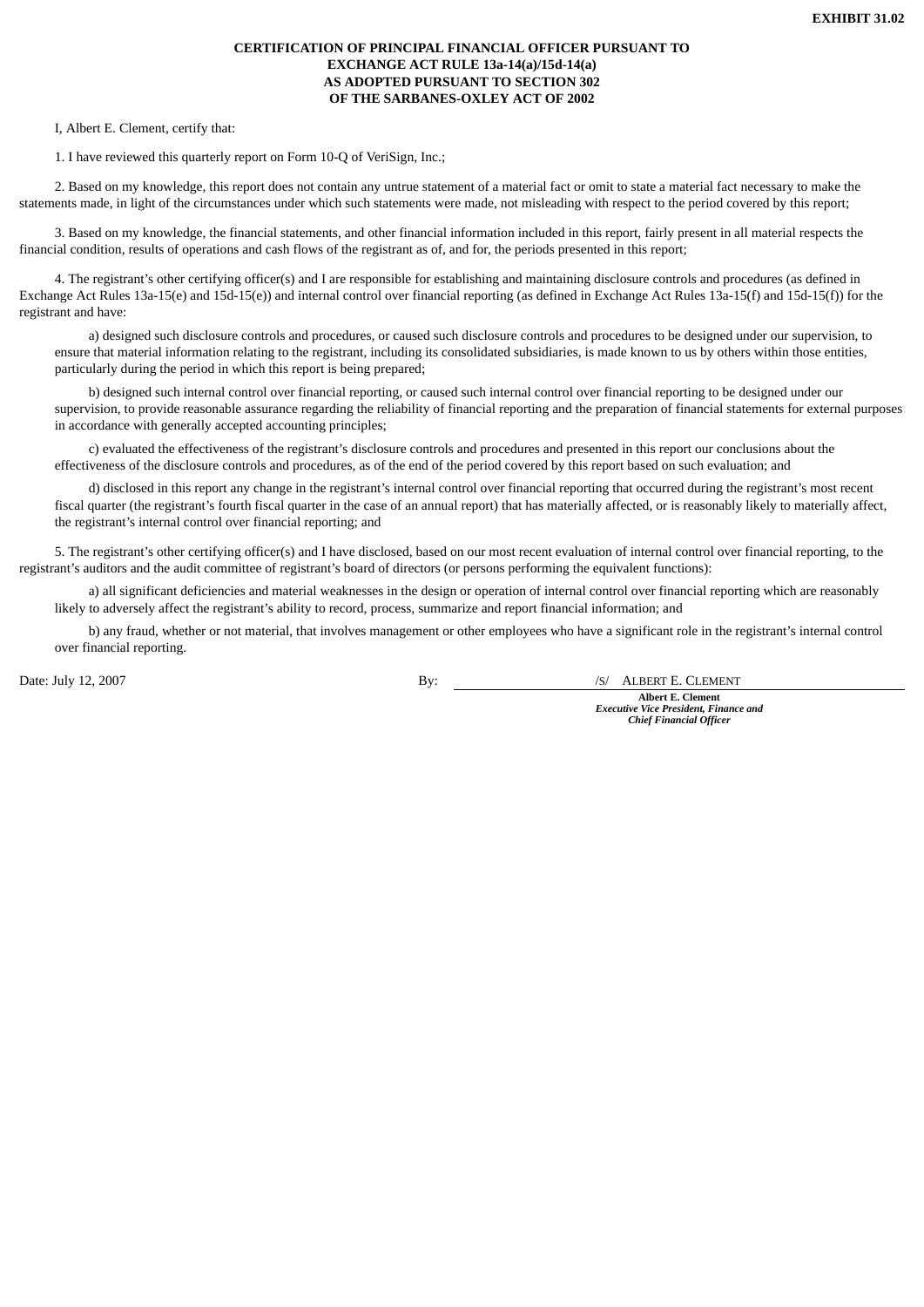**EXHIBIT 31.02**

**CERTIFICATION OF PRINCIPAL FINANCIAL OFFICER PURSUANT TO EXCHANGE ACT RULE 13a-14(a)/15d-14(a) AS ADOPTED PURSUANT TO SECTION 302 OF THE SARBANES-OXLEY ACT OF 2002**

I, Albert E. Clement, certify that:

1. I have reviewed this quarterly report on Form 10-Q of VeriSign, Inc.;

2. Based on my knowledge, this report does not contain any untrue statement of a material fact or omit to state a material fact necessary to make the statements made, in light of the circumstances under which such statements were made, not misleading with respect to the period covered by this report;

3. Based on my knowledge, the financial statements, and other financial information included in this report, fairly present in all material respects the financial condition, results of operations and cash flows of the registrant as of, and for, the periods presented in this report;

4. The registrant's other certifying officer(s) and I are responsible for establishing and maintaining disclosure controls and procedures (as defined in Exchange Act Rules 13a-15(e) and 15d-15(e)) and internal control over financial reporting (as defined in Exchange Act Rules 13a-15(f) and 15d-15(f)) for the registrant and have:

a) designed such disclosure controls and procedures, or caused such disclosure controls and procedures to be designed under our supervision, to ensure that material information relating to the registrant, including its consolidated subsidiaries, is made known to us by others within those entities, particularly during the period in which this report is being prepared;

b) designed such internal control over financial reporting, or caused such internal control over financial reporting to be designed under our supervision, to provide reasonable assurance regarding the reliability of financial reporting and the preparation of financial statements for external purposes in accordance with generally accepted accounting principles;

c) evaluated the effectiveness of the registrant's disclosure controls and procedures and presented in this report our conclusions about the effectiveness of the disclosure controls and procedures, as of the end of the period covered by this report based on such evaluation; and

d) disclosed in this report any change in the registrant's internal control over financial reporting that occurred during the registrant's most recent fiscal quarter (the registrant's fourth fiscal quarter in the case of an annual report) that has materially affected, or is reasonably likely to materially affect, the registrant's internal control over financial reporting; and

5. The registrant's other certifying officer(s) and I have disclosed, based on our most recent evaluation of internal control over financial reporting, to the registrant's auditors and the audit committee of registrant's board of directors (or persons performing the equivalent functions):

a) all significant deficiencies and material weaknesses in the design or operation of internal control over financial reporting which are reasonably likely to adversely affect the registrant's ability to record, process, summarize and report financial information; and

b) any fraud, whether or not material, that involves management or other employees who have a significant role in the registrant's internal control over financial reporting.

Date: July 12, 2007

By: /S/ ALBERT E. CLEMENT

**Albert E. Clement**
***Executive Vice President, Finance and Chief Financial Officer***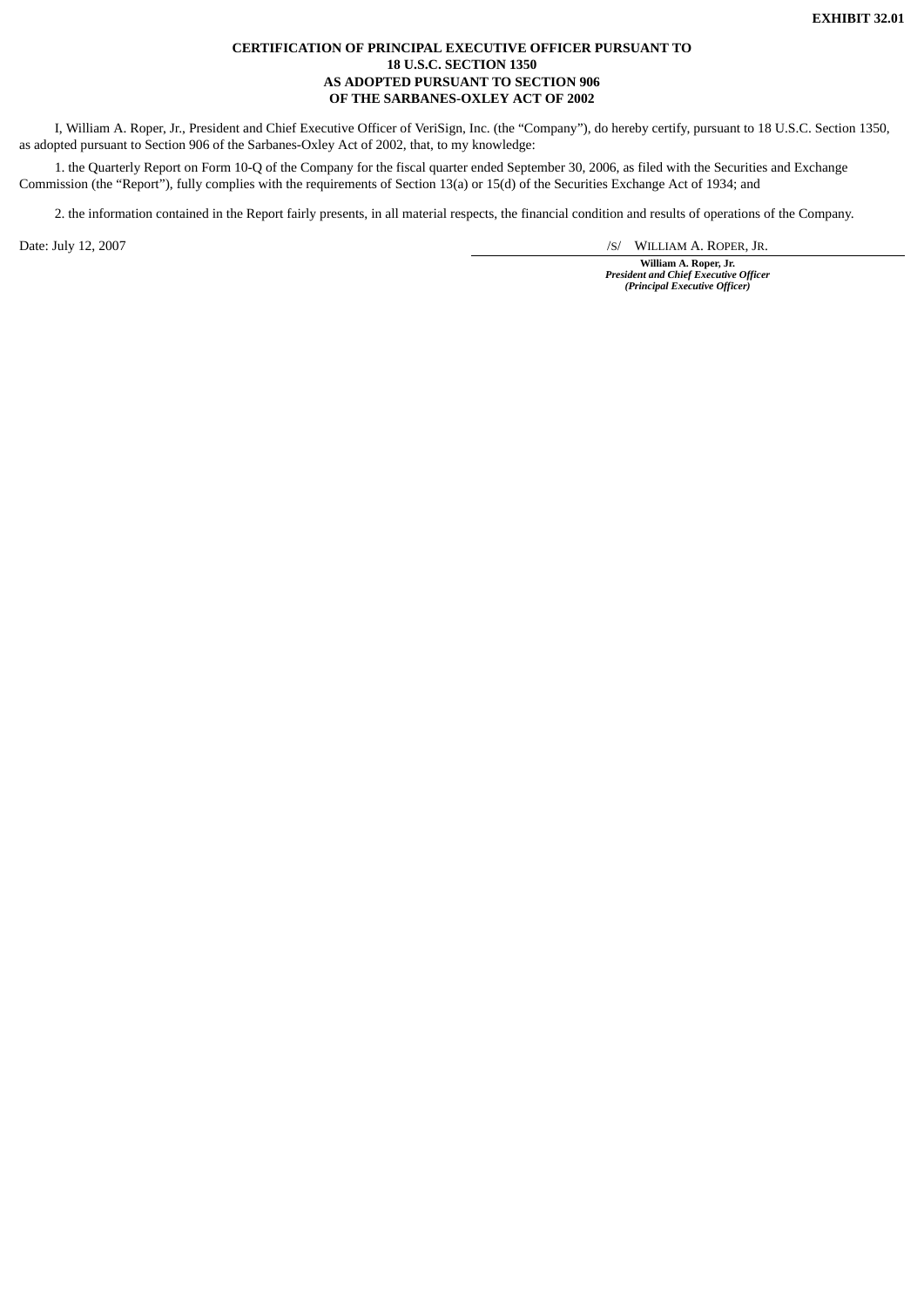**EXHIBIT 32.01**

**CERTIFICATION OF PRINCIPAL EXECUTIVE OFFICER PURSUANT TO
18 U.S.C. SECTION 1350
AS ADOPTED PURSUANT TO SECTION 906
OF THE SARBANES-OXLEY ACT OF 2002**

I, William A. Roper, Jr., President and Chief Executive Officer of VeriSign, Inc. (the "Company"), do hereby certify, pursuant to 18 U.S.C. Section 1350, as adopted pursuant to Section 906 of the Sarbanes-Oxley Act of 2002, that, to my knowledge:

1. the Quarterly Report on Form 10-Q of the Company for the fiscal quarter ended September 30, 2006, as filed with the Securities and Exchange Commission (the "Report"), fully complies with the requirements of Section 13(a) or 15(d) of the Securities Exchange Act of 1934; and

2. the information contained in the Report fairly presents, in all material respects, the financial condition and results of operations of the Company.

Date: July 12, 2007

/S/ WILLIAM A. ROPER, JR.

**William A. Roper, Jr.**
***President and Chief Executive Officer***
***(Principal Executive Officer)***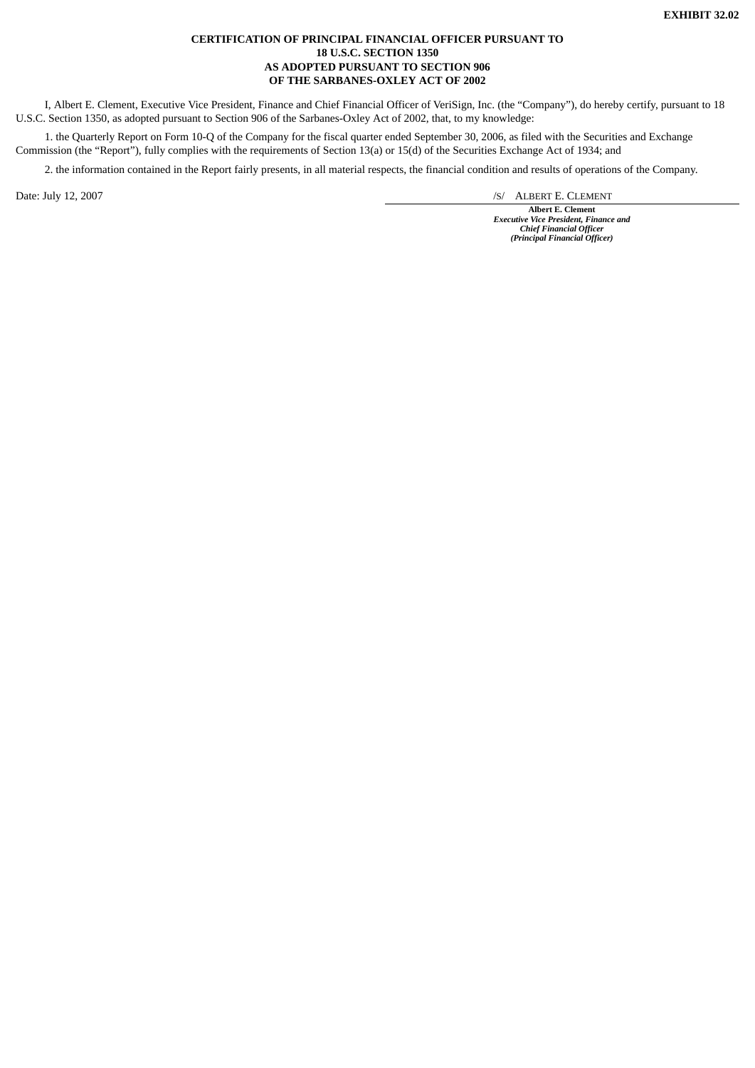**EXHIBIT 32.02**

**CERTIFICATION OF PRINCIPAL FINANCIAL OFFICER PURSUANT TO 18 U.S.C. SECTION 1350 AS ADOPTED PURSUANT TO SECTION 906 OF THE SARBANES-OXLEY ACT OF 2002**

I, Albert E. Clement, Executive Vice President, Finance and Chief Financial Officer of VeriSign, Inc. (the "Company"), do hereby certify, pursuant to 18 U.S.C. Section 1350, as adopted pursuant to Section 906 of the Sarbanes-Oxley Act of 2002, that, to my knowledge:

1. the Quarterly Report on Form 10-Q of the Company for the fiscal quarter ended September 30, 2006, as filed with the Securities and Exchange Commission (the "Report"), fully complies with the requirements of Section 13(a) or 15(d) of the Securities Exchange Act of 1934; and

2. the information contained in the Report fairly presents, in all material respects, the financial condition and results of operations of the Company.

Date: July 12, 2007

/S/ ALBERT E. CLEMENT

**Albert E. Clement**
***Executive Vice President, Finance and Chief Financial Officer (Principal Financial Officer)***